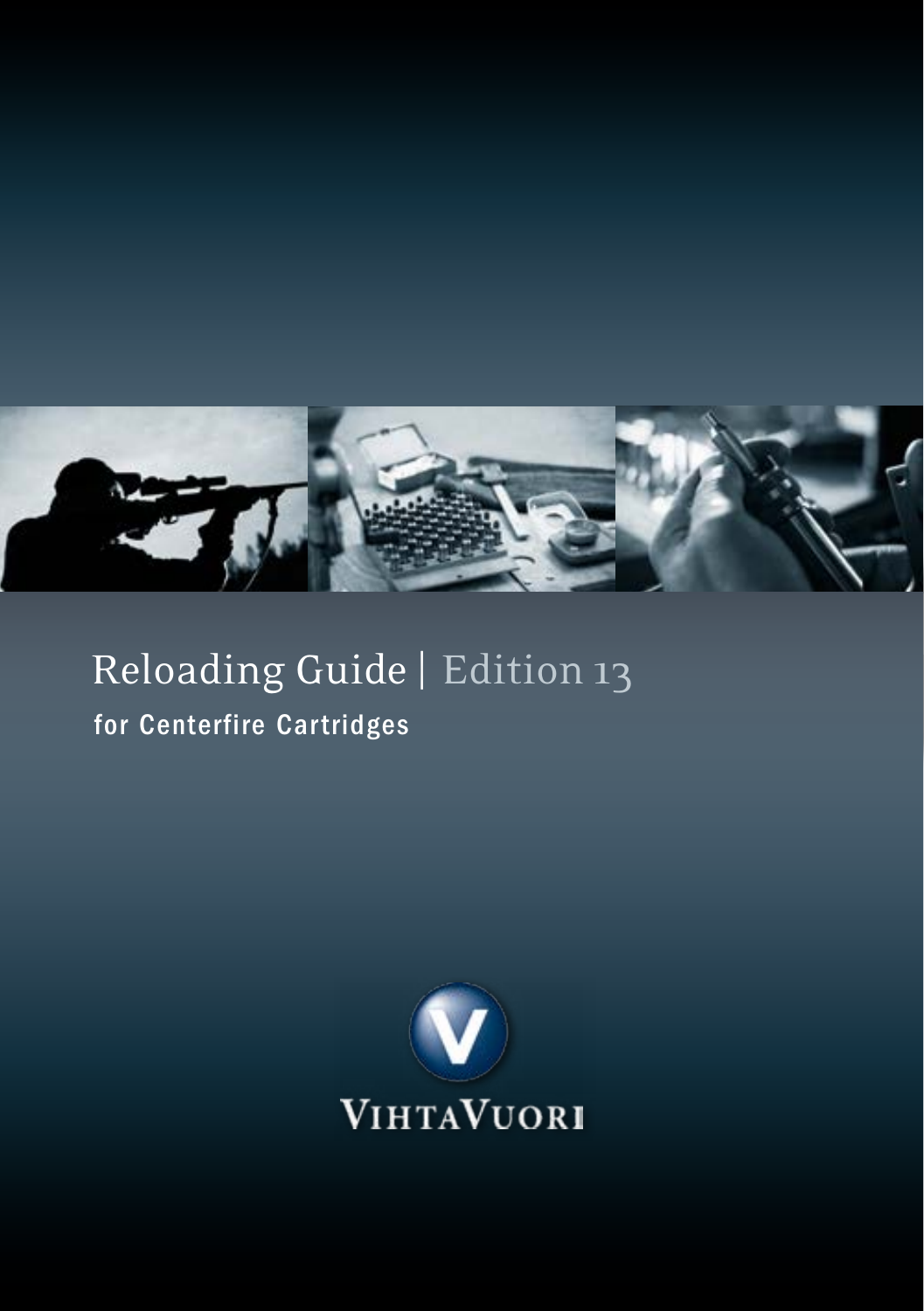# Reloading Guide | Edition 13

## for Centerfire Cartridges

VIHTAVUORI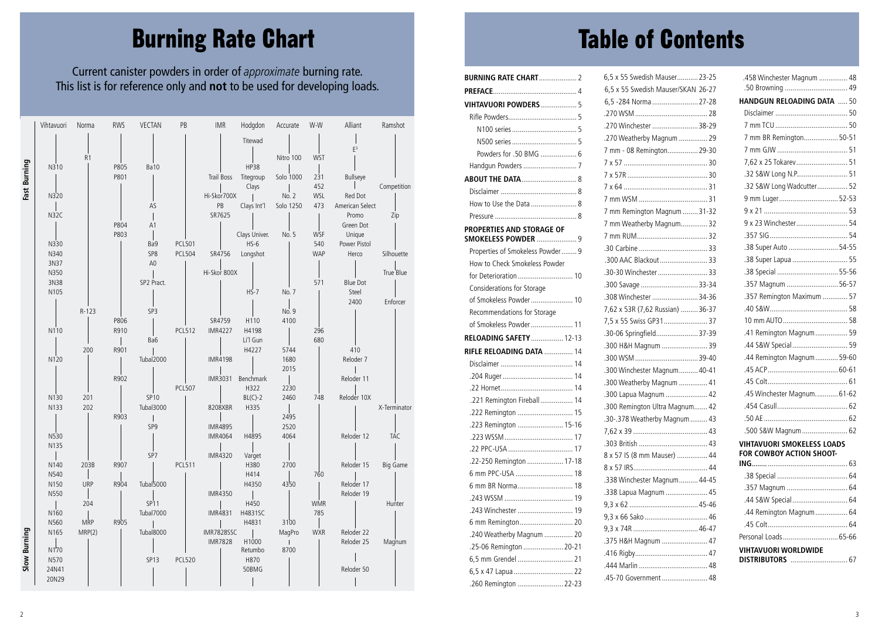# Burning Rate Chart

Current canister powders in order of *approximate* burning rate.
This list is for reference only and **not** to be used for developing loads.

Fast Burning

| Vihtavuori | Norma | RWS | VECTAN | PB | IMR | Hodgdon | Accurate | W-W | Alliant | Ramshot |
|---|---|---|---|---|---|---|---|---|---|---|
| | | | | | | Titewad | | | | |
| | | | | | | | | | E3 | |
| | R1 | | | | | | Nitro 100 | WST | | |
| N310 | | P805 | Ba10 | | | HP38 | | | | |
| | | P801 | | | Trail Boss | Titegroup | Solo 1000 | 231 | Bullseye | |
| | | | | | | Clays | | 452 | | Competition |
| N320 | | | | | Hi-Skor700X | | No. 2 | WSL | Red Dot | |
| | | | AS | | PB | Clays Int'l | Solo 1250 | 473 | American Select | |
| N32C | | | | | SR7625 | | | | Promo | Zip |
| | | P804 | A1 | | | | | | Green Dot | |
| | | P803 | | | | Clays Univer. | No. 5 | WSF | Unique | |
| N330 | | | Ba9 | PCL501 | | HS-6 | | 540 | Power Pistol | |
| N340 | | | SP8 | PCL504 | SR4756 | Longshot | | WAP | Herco | Silhouette |
| 3N37 | | | A0 | | | | | | | |
| N350 | | | | | Hi-Skor 800X | | | | | True Blue |
| 3N38 | | | SP2 Pract. | | | | | 571 | Blue Dot | |
| N105 | | | | | | HS-7 | No. 7 | | Steel | |
| | | | | | | | | | 2400 | Enforcer |
| | R-123 | | SP3 | | | | No. 9 | | | |
| | | P806 | | | SR4759 | H110 | 4100 | | | |
| N110 | | R910 | | PCL512 | IMR4227 | H4198 | | 296 | | |
| | | | Ba6 | | | Li'l Gun | | 680 | | |
| | 200 | R901 | | | | H4227 | 5744 | | 410 | |
| N120 | | | Tubal2000 | | IMR4198 | | 1680 | | Reloder 7 | |
| | | | | | | | 2015 | | | |
| | | R902 | | | IMR3031 | Benchmark | | | Reloder 11 | |
| | | | | PCL507 | | H322 | 2230 | | | |
| N130 | 201 | | SP10 | | | BL(C)-2 | 2460 | 748 | Reloder 10X | |
| N133 | 202 | | Tubal3000 | | 8208XBR | H335 | | | | X-Terminator |
| | | R903 | | | | | 2495 | | | |
| | | | SP9 | | IMR4895 | | 2520 | | | |
| N530 | | | | | IMR4064 | H4895 | 4064 | | Reloder 12 | TAC |
| N135 | | | | | | | | | | |
| | | | SP7 | | IMR4320 | Varget | | | | |
| N140 | 203B | R907 | | PCL511 | | H380 | 2700 | | Reloder 15 | Big Game |
| N540 | | | | | | H414 | | 760 | | |
| N150 | URP | R904 | Tubal5000 | | | H4350 | 4350 | | Reloder 17 | |
| N550 | | | | | IMR4350 | | | | Reloder 19 | |
| | 204 | | SP11 | | | H450 | | WMR | | Hunter |
| N160 | | | Tubal7000 | | IMR4831 | H4831SC | | 785 | | |
| N560 | MRP | R905 | | | | H4831 | 3100 | | | |
| N165 | MRP(2) | | Tubal8000 | | IMR7828SSC | | MagPro | WXR | Reloder 22 | |
| | | | | | IMR7828 | H1000 | | | Reloder 25 | Magnum |
| N170 | | | | | | Retumbo | 8700 | | | |
| N570 | | | SP13 | PCL520 | | H870 | | | | |
| 24N41 | | | | | | 50BMG | | | Reloder 50 | |
| 20N29 | | | | | | | | | | |

Slow Burning

# Table of Contents

- **BURNING RATE CHART** .... 2
- **PREFACE** .... 4
- **VIHTAVUORI POWDERS** .... 5
  - Rifle Powders .... 5
    - N100 series .... 5
    - N500 series .... 5
    - Powders for .50 BMG .... 6
  - Handgun Powders .... 7
- **ABOUT THE DATA** .... 8
  - Disclaimer .... 8
  - How to Use the Data .... 8
  - Pressure .... 8
- **PROPERTIES AND STORAGE OF SMOKELESS POWDER** .... 9
  - Properties of Smokeless Powder .... 9
  - How to Check Smokeless Powder for Deterioration .... 10
  - Considerations for Storage of Smokeless Powder .... 10
  - Recommendations for Storage of Smokeless Powder .... 11
- **RELOADING SAFETY** .... 12-13
- **RIFLE RELOADING DATA** .... 14
  - Disclaimer .... 14
  - .204 Ruger .... 14
  - .22 Hornet .... 14
  - .221 Remington Fireball .... 14
  - .222 Remington .... 15
  - .223 Remington .... 15-16
  - .223 WSSM .... 17
  - .22 PPC-USA .... 17
  - .22-250 Remington .... 17-18
  - 6 mm PPC-USA .... 18
  - 6 mm BR Norma .... 18
  - .243 WSSM .... 19
  - .243 Winchester .... 19
  - 6 mm Remington .... 20
  - .240 Weatherby Magnum .... 20
  - .25-06 Remington .... 20-21
  - 6,5 mm Grendel .... 21
  - 6,5 x 47 Lapua .... 22
  - .260 Remington .... 22-23
  - 6,5 x 55 Swedish Mauser .... 23-25
  - 6,5 x 55 Swedish Mauser/SKAN .... 26-27
  - 6,5 -284 Norma .... 27-28
  - .270 WSM .... 28
  - .270 Winchester .... 38-29
  - .270 Weatherby Magnum .... 29
  - 7 mm - 08 Remington .... 29-30
  - 7 x 57 .... 30
  - 7 x 57R .... 30
  - 7 x 64 .... 31
  - 7 mm WSM .... 31
  - 7 mm Remington Magnum .... 31-32
  - 7 mm Weatherby Magnum .... 32
  - 7 mm RUM .... 32
  - .30 Carbine .... 33
  - .300 AAC Blackout .... 33
  - .30-30 Winchester .... 33
  - .300 Savage .... 33-34
  - .308 Winchester .... 34-36
  - 7,62 x 53R (7,62 Russian) .... 36-37
  - 7,5 x 55 Swiss GP31 .... 37
  - .30-06 Springfield .... 37-39
  - .300 H&H Magnum .... 39
  - .300 WSM .... 39-40
  - .300 Winchester Magnum .... 40-41
  - .300 Weatherby Magnum .... 41
  - .300 Lapua Magnum .... 42
  - .300 Remington Ultra Magnum .... 42
  - .30-.378 Weatherby Magnum .... 43
  - 7,62 x 39 .... 43
  - .303 British .... 43
  - 8 x 57 IS (8 mm Mauser) .... 44
  - 8 x 57 IRS .... 44
  - .338 Winchester Magnum .... 44-45
  - .338 Lapua Magnum .... 45
  - 9,3 x 62 .... 45-46
  - 9,3 x 66 Sako .... 46
  - 9,3 x 74R .... 46-47
  - .375 H&H Magnum .... 47
  - .416 Rigby .... 47
  - .444 Marlin .... 48
  - .45-70 Government .... 48
  - .458 Winchester Magnum .... 48
  - .50 Browning .... 49
- **HANDGUN RELOADING DATA** .... 50
  - Disclaimer .... 50
  - 7 mm TCU .... 50
  - 7 mm BR Remington .... 50-51
  - 7 mm GJW .... 51
  - 7,62 x 25 Tokarev .... 51
  - .32 S&W Long N.P. .... 51
  - .32 S&W Long Wadcutter .... 52
  - 9 mm Luger .... 52-53
  - 9 x 21 .... 53
  - 9 x 23 Winchester .... 54
  - .357 SIG .... 54
  - .38 Super Auto .... 54-55
  - .38 Super Lapua .... 55
  - .38 Special .... 55-56
  - .357 Magnum .... 56-57
  - .357 Remington Maximum .... 57
  - .40 S&W .... 58
  - 10 mm AUTO .... 58
  - .41 Remington Magnum .... 59
  - .44 S&W Special .... 59
  - .44 Remington Magnum .... 59-60
  - .45 ACP .... 60-61
  - .45 Colt .... 61
  - .45 Winchester Magnum .... 61-62
  - .454 Casull .... 62
  - .50 AE .... 62
  - .500 S&W Magnum .... 62
- **VIHTAVUORI SMOKELESS LOADS FOR COWBOY ACTION SHOOTING** .... 63
  - .38 Special .... 64
  - .357 Magnum .... 64
  - .44 S&W Special .... 64
  - .44 Remington Magnum .... 64
  - .45 Colt .... 64
- Personal Loads .... 65-66
- **VIHTAVUORI WORLDWIDE DISTRIBUTORS** .... 67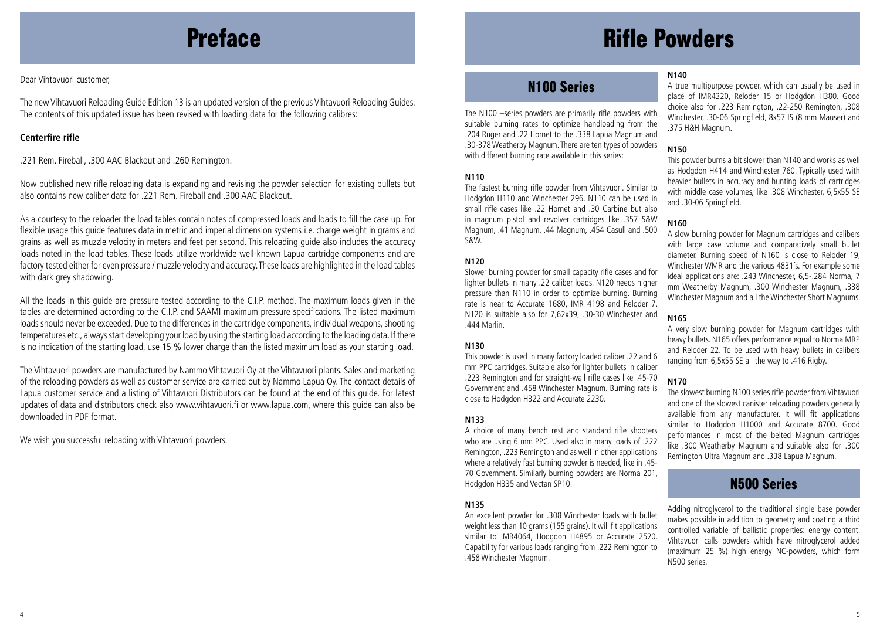# Preface

Dear Vihtavuori customer,

The new Vihtavuori Reloading Guide Edition 13 is an updated version of the previous Vihtavuori Reloading Guides. The contents of this updated issue has been revised with loading data for the following calibres:

**Centerfire rifle**

.221 Rem. Fireball, .300 AAC Blackout and .260 Remington.

Now published new rifle reloading data is expanding and revising the powder selection for existing bullets but also contains new caliber data for .221 Rem. Fireball and .300 AAC Blackout.

As a courtesy to the reloader the load tables contain notes of compressed loads and loads to fill the case up. For flexible usage this guide features data in metric and imperial dimension systems i.e. charge weight in grams and grains as well as muzzle velocity in meters and feet per second. This reloading guide also includes the accuracy loads noted in the load tables. These loads utilize worldwide well-known Lapua cartridge components and are factory tested either for even pressure / muzzle velocity and accuracy. These loads are highlighted in the load tables with dark grey shadowing.

All the loads in this guide are pressure tested according to the C.I.P. method. The maximum loads given in the tables are determined according to the C.I.P. and SAAMI maximum pressure specifications. The listed maximum loads should never be exceeded. Due to the differences in the cartridge components, individual weapons, shooting temperatures etc., always start developing your load by using the starting load according to the loading data. If there is no indication of the starting load, use 15 % lower charge than the listed maximum load as your starting load.

The Vihtavuori powders are manufactured by Nammo Vihtavuori Oy at the Vihtavuori plants. Sales and marketing of the reloading powders as well as customer service are carried out by Nammo Lapua Oy. The contact details of Lapua customer service and a listing of Vihtavuori Distributors can be found at the end of this guide. For latest updates of data and distributors check also www.vihtavuori.fi or www.lapua.com, where this guide can also be downloaded in PDF format.

We wish you successful reloading with Vihtavuori powders.

# Rifle Powders

## N100 Series

The N100 –series powders are primarily rifle powders with suitable burning rates to optimize handloading from the .204 Ruger and .22 Hornet to the .338 Lapua Magnum and .30-378 Weatherby Magnum. There are ten types of powders with different burning rate available in this series:

**N110**
The fastest burning rifle powder from Vihtavuori. Similar to Hodgdon H110 and Winchester 296. N110 can be used in small rifle cases like .22 Hornet and .30 Carbine but also in magnum pistol and revolver cartridges like .357 S&W Magnum, .41 Magnum, .44 Magnum, .454 Casull and .500 S&W.

**N120**
Slower burning powder for small capacity rifle cases and for lighter bullets in many .22 caliber loads. N120 needs higher pressure than N110 in order to optimize burning. Burning rate is near to Accurate 1680, IMR 4198 and Reloder 7. N120 is suitable also for 7,62x39, .30-30 Winchester and .444 Marlin.

**N130**
This powder is used in many factory loaded caliber .22 and 6 mm PPC cartridges. Suitable also for lighter bullets in caliber .223 Remington and for straight-wall rifle cases like .45-70 Government and .458 Winchester Magnum. Burning rate is close to Hodgdon H322 and Accurate 2230.

**N133**
A choice of many bench rest and standard rifle shooters who are using 6 mm PPC. Used also in many loads of .222 Remington, .223 Remington and as well in other applications where a relatively fast burning powder is needed, like in .45-70 Government. Similarly burning powders are Norma 201, Hodgdon H335 and Vectan SP10.

**N135**
An excellent powder for .308 Winchester loads with bullet weight less than 10 grams (155 grains). It will fit applications similar to IMR4064, Hodgdon H4895 or Accurate 2520. Capability for various loads ranging from .222 Remington to .458 Winchester Magnum.

**N140**
A true multipurpose powder, which can usually be used in place of IMR4320, Reloder 15 or Hodgdon H380. Good choice also for .223 Remington, .22-250 Remington, .308 Winchester, .30-06 Springfield, 8x57 IS (8 mm Mauser) and .375 H&H Magnum.

**N150**
This powder burns a bit slower than N140 and works as well as Hodgdon H414 and Winchester 760. Typically used with heavier bullets in accuracy and hunting loads of cartridges with middle case volumes, like .308 Winchester, 6,5x55 SE and .30-06 Springfield.

**N160**
A slow burning powder for Magnum cartridges and calibers with large case volume and comparatively small bullet diameter. Burning speed of N160 is close to Reloder 19, Winchester WMR and the various 4831´s. For example some ideal applications are: .243 Winchester, 6,5-.284 Norma, 7 mm Weatherby Magnum, .300 Winchester Magnum, .338 Winchester Magnum and all the Winchester Short Magnums.

**N165**
A very slow burning powder for Magnum cartridges with heavy bullets. N165 offers performance equal to Norma MRP and Reloder 22. To be used with heavy bullets in calibers ranging from 6,5x55 SE all the way to .416 Rigby.

**N170**
The slowest burning N100 series rifle powder from Vihtavuori and one of the slowest canister reloading powders generally available from any manufacturer. It will fit applications similar to Hodgdon H1000 and Accurate 8700. Good performances in most of the belted Magnum cartridges like .300 Weatherby Magnum and suitable also for .300 Remington Ultra Magnum and .338 Lapua Magnum.

## N500 Series

Adding nitroglycerol to the traditional single base powder makes possible in addition to geometry and coating a third controlled variable of ballistic properties: energy content. Vihtavuori calls powders which have nitroglycerol added (maximum 25 %) high energy NC-powders, which form N500 series.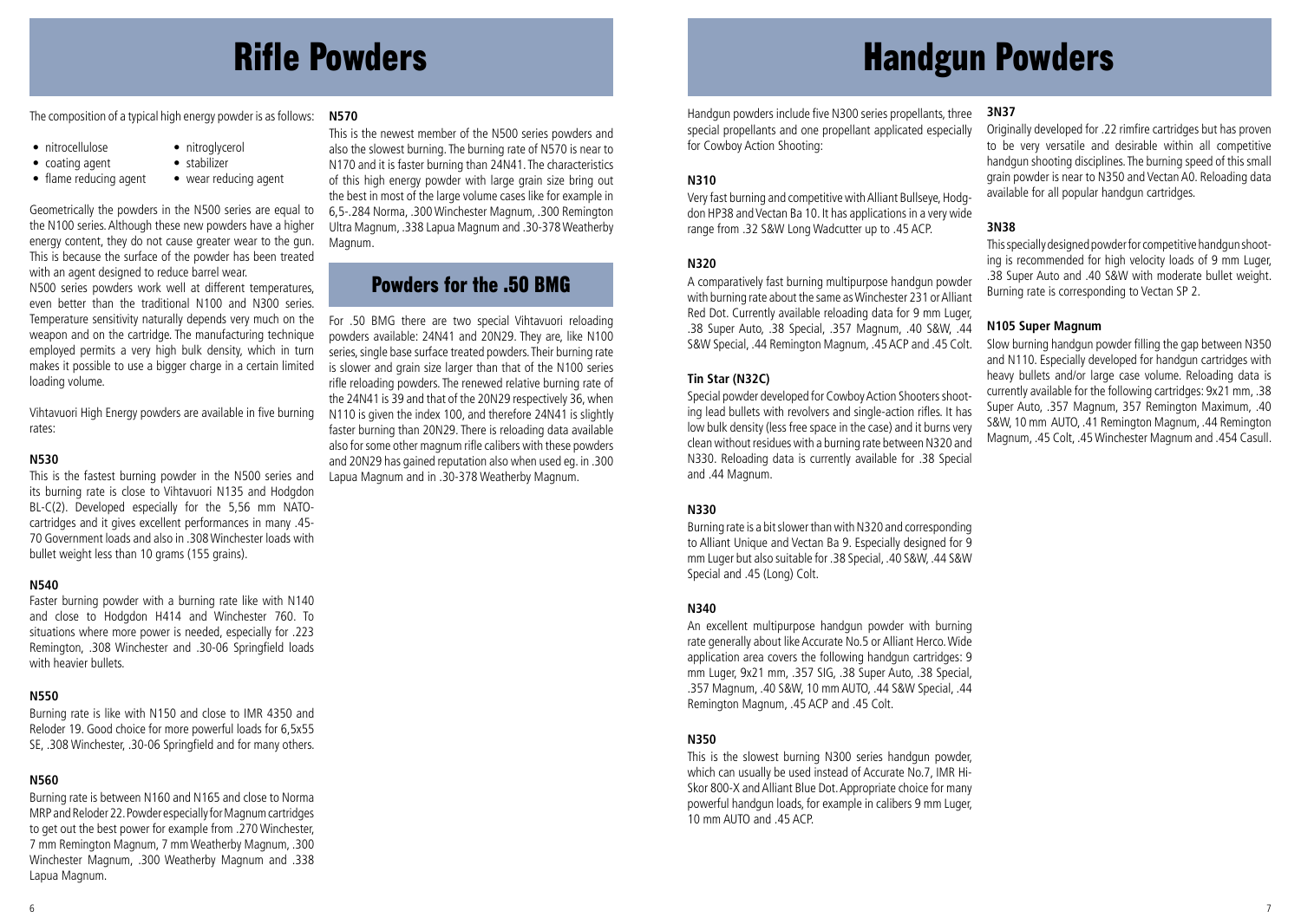# Rifle Powders

The composition of a typical high energy powder is as follows:

- nitrocellulose
- nitroglycerol
- coating agent
- stabilizer
- flame reducing agent
- wear reducing agent

Geometrically the powders in the N500 series are equal to the N100 series. Although these new powders have a higher energy content, they do not cause greater wear to the gun. This is because the surface of the powder has been treated with an agent designed to reduce barrel wear.

N500 series powders work well at different temperatures, even better than the traditional N100 and N300 series. Temperature sensitivity naturally depends very much on the weapon and on the cartridge. The manufacturing technique employed permits a very high bulk density, which in turn makes it possible to use a bigger charge in a certain limited loading volume.

Vihtavuori High Energy powders are available in five burning rates:

### N530

This is the fastest burning powder in the N500 series and its burning rate is close to Vihtavuori N135 and Hodgdon BL-C(2). Developed especially for the 5,56 mm NATO-cartridges and it gives excellent performances in many .45-70 Government loads and also in .308 Winchester loads with bullet weight less than 10 grams (155 grains).

### N540

Faster burning powder with a burning rate like with N140 and close to Hodgdon H414 and Winchester 760. To situations where more power is needed, especially for .223 Remington, .308 Winchester and .30-06 Springfield loads with heavier bullets.

### N550

Burning rate is like with N150 and close to IMR 4350 and Reloder 19. Good choice for more powerful loads for 6,5x55 SE, .308 Winchester, .30-06 Springfield and for many others.

### N560

Burning rate is between N160 and N165 and close to Norma MRP and Reloder 22. Powder especially for Magnum cartridges to get out the best power for example from .270 Winchester, 7 mm Remington Magnum, 7 mm Weatherby Magnum, .300 Winchester Magnum, .300 Weatherby Magnum and .338 Lapua Magnum.

### N570

This is the newest member of the N500 series powders and also the slowest burning. The burning rate of N570 is near to N170 and it is faster burning than 24N41. The characteristics of this high energy powder with large grain size bring out the best in most of the large volume cases like for example in 6,5-.284 Norma, .300 Winchester Magnum, .300 Remington Ultra Magnum, .338 Lapua Magnum and .30-378 Weatherby Magnum.

## Powders for the .50 BMG

For .50 BMG there are two special Vihtavuori reloading powders available: 24N41 and 20N29. They are, like N100 series, single base surface treated powders. Their burning rate is slower and grain size larger than that of the N100 series rifle reloading powders. The renewed relative burning rate of the 24N41 is 39 and that of the 20N29 respectively 36, when N110 is given the index 100, and therefore 24N41 is slightly faster burning than 20N29. There is reloading data available also for some other magnum rifle calibers with these powders and 20N29 has gained reputation also when used eg. in .300 Lapua Magnum and in .30-378 Weatherby Magnum.

# Handgun Powders

Handgun powders include five N300 series propellants, three special propellants and one propellant applicated especially for Cowboy Action Shooting:

### N310

Very fast burning and competitive with Alliant Bullseye, Hodgdon HP38 and Vectan Ba 10. It has applications in a very wide range from .32 S&W Long Wadcutter up to .45 ACP.

### N320

A comparatively fast burning multipurpose handgun powder with burning rate about the same as Winchester 231 or Alliant Red Dot. Currently available reloading data for 9 mm Luger, .38 Super Auto, .38 Special, .357 Magnum, .40 S&W, .44 S&W Special, .44 Remington Magnum, .45 ACP and .45 Colt.

### Tin Star (N32C)

Special powder developed for Cowboy Action Shooters shooting lead bullets with revolvers and single-action rifles. It has low bulk density (less free space in the case) and it burns very clean without residues with a burning rate between N320 and N330. Reloading data is currently available for .38 Special and .44 Magnum.

### N330

Burning rate is a bit slower than with N320 and corresponding to Alliant Unique and Vectan Ba 9. Especially designed for 9 mm Luger but also suitable for .38 Special, .40 S&W, .44 S&W Special and .45 (Long) Colt.

### N340

An excellent multipurpose handgun powder with burning rate generally about like Accurate No.5 or Alliant Herco. Wide application area covers the following handgun cartridges: 9 mm Luger, 9x21 mm, .357 SIG, .38 Super Auto, .38 Special, .357 Magnum, .40 S&W, 10 mm AUTO, .44 S&W Special, .44 Remington Magnum, .45 ACP and .45 Colt.

### N350

This is the slowest burning N300 series handgun powder, which can usually be used instead of Accurate No.7, IMR Hi-Skor 800-X and Alliant Blue Dot. Appropriate choice for many powerful handgun loads, for example in calibers 9 mm Luger, 10 mm AUTO and .45 ACP.

### 3N37

Originally developed for .22 rimfire cartridges but has proven to be very versatile and desirable within all competitive handgun shooting disciplines. The burning speed of this small grain powder is near to N350 and Vectan A0. Reloading data available for all popular handgun cartridges.

### 3N38

This specially designed powder for competitive handgun shooting is recommended for high velocity loads of 9 mm Luger, .38 Super Auto and .40 S&W with moderate bullet weight. Burning rate is corresponding to Vectan SP 2.

### N105 Super Magnum

Slow burning handgun powder filling the gap between N350 and N110. Especially developed for handgun cartridges with heavy bullets and/or large case volume. Reloading data is currently available for the following cartridges: 9x21 mm, .38 Super Auto, .357 Magnum, 357 Remington Maximum, .40 S&W, 10 mm AUTO, .41 Remington Magnum, .44 Remington Magnum, .45 Colt, .45 Winchester Magnum and .454 Casull.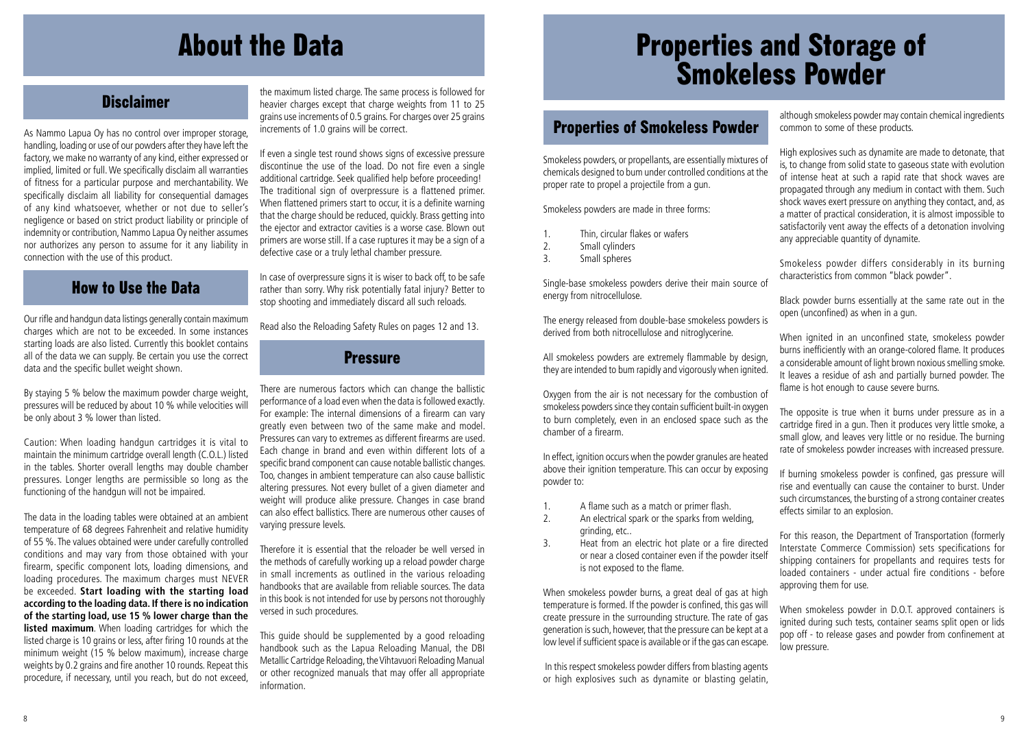# About the Data

## Disclaimer

As Nammo Lapua Oy has no control over improper storage, handling, loading or use of our powders after they have left the factory, we make no warranty of any kind, either expressed or implied, limited or full. We specifically disclaim all warranties of fitness for a particular purpose and merchantability. We specifically disclaim all liability for consequential damages of any kind whatsoever, whether or not due to seller's negligence or based on strict product liability or principle of indemnity or contribution, Nammo Lapua Oy neither assumes nor authorizes any person to assume for it any liability in connection with the use of this product.

## How to Use the Data

Our rifle and handgun data listings generally contain maximum charges which are not to be exceeded. In some instances starting loads are also listed. Currently this booklet contains all of the data we can supply. Be certain you use the correct data and the specific bullet weight shown.

By staying 5 % below the maximum powder charge weight, pressures will be reduced by about 10 % while velocities will be only about 3 % lower than listed.

Caution: When loading handgun cartridges it is vital to maintain the minimum cartridge overall length (C.O.L.) listed in the tables. Shorter overall lengths may double chamber pressures. Longer lengths are permissible so long as the functioning of the handgun will not be impaired.

The data in the loading tables were obtained at an ambient temperature of 68 degrees Fahrenheit and relative humidity of 55 %. The values obtained were under carefully controlled conditions and may vary from those obtained with your firearm, specific component lots, loading dimensions, and loading procedures. The maximum charges must NEVER be exceeded. **Start loading with the starting load according to the loading data. If there is no indication of the starting load, use 15 % lower charge than the listed maximum**. When loading cartridges for which the listed charge is 10 grains or less, after firing 10 rounds at the minimum weight (15 % below maximum), increase charge weights by 0.2 grains and fire another 10 rounds. Repeat this procedure, if necessary, until you reach, but do not exceed, the maximum listed charge. The same process is followed for heavier charges except that charge weights from 11 to 25 grains use increments of 0.5 grains. For charges over 25 grains increments of 1.0 grains will be correct.

If even a single test round shows signs of excessive pressure discontinue the use of the load. Do not fire even a single additional cartridge. Seek qualified help before proceeding! The traditional sign of overpressure is a flattened primer. When flattened primers start to occur, it is a definite warning that the charge should be reduced, quickly. Brass getting into the ejector and extractor cavities is a worse case. Blown out primers are worse still. If a case ruptures it may be a sign of a defective case or a truly lethal chamber pressure.

In case of overpressure signs it is wiser to back off, to be safe rather than sorry. Why risk potentially fatal injury? Better to stop shooting and immediately discard all such reloads.

Read also the Reloading Safety Rules on pages 12 and 13.

## Pressure

There are numerous factors which can change the ballistic performance of a load even when the data is followed exactly. For example: The internal dimensions of a firearm can vary greatly even between two of the same make and model. Pressures can vary to extremes as different firearms are used. Each change in brand and even within different lots of a specific brand component can cause notable ballistic changes. Too, changes in ambient temperature can also cause ballistic altering pressures. Not every bullet of a given diameter and weight will produce alike pressure. Changes in case brand can also effect ballistics. There are numerous other causes of varying pressure levels.

Therefore it is essential that the reloader be well versed in the methods of carefully working up a reload powder charge in small increments as outlined in the various reloading handbooks that are available from reliable sources. The data in this book is not intended for use by persons not thoroughly versed in such procedures.

This guide should be supplemented by a good reloading handbook such as the Lapua Reloading Manual, the DBI Metallic Cartridge Reloading, the Vihtavuori Reloading Manual or other recognized manuals that may offer all appropriate information.

# Properties and Storage of Smokeless Powder

## Properties of Smokeless Powder

Smokeless powders, or propellants, are essentially mixtures of chemicals designed to bum under controlled conditions at the proper rate to propel a projectile from a gun.

Smokeless powders are made in three forms:

1. Thin, circular flakes or wafers
2. Small cylinders
3. Small spheres

Single-base smokeless powders derive their main source of energy from nitrocellulose.

The energy released from double-base smokeless powders is derived from both nitrocellulose and nitroglycerine.

All smokeless powders are extremely flammable by design, they are intended to bum rapidly and vigorously when ignited.

Oxygen from the air is not necessary for the combustion of smokeless powders since they contain sufficient built-in oxygen to burn completely, even in an enclosed space such as the chamber of a firearm.

In effect, ignition occurs when the powder granules are heated above their ignition temperature. This can occur by exposing powder to:

1. A flame such as a match or primer flash.
2. An electrical spark or the sparks from welding, grinding, etc..
3. Heat from an electric hot plate or a fire directed or near a closed container even if the powder itself is not exposed to the flame.

When smokeless powder burns, a great deal of gas at high temperature is formed. If the powder is confined, this gas will create pressure in the surrounding structure. The rate of gas generation is such, however, that the pressure can be kept at a low level if sufficient space is available or if the gas can escape.

In this respect smokeless powder differs from blasting agents or high explosives such as dynamite or blasting gelatin, although smokeless powder may contain chemical ingredients common to some of these products.

High explosives such as dynamite are made to detonate, that is, to change from solid state to gaseous state with evolution of intense heat at such a rapid rate that shock waves are propagated through any medium in contact with them. Such shock waves exert pressure on anything they contact, and, as a matter of practical consideration, it is almost impossible to satisfactorily vent away the effects of a detonation involving any appreciable quantity of dynamite.

Smokeless powder differs considerably in its burning characteristics from common "black powder".

Black powder burns essentially at the same rate out in the open (unconfined) as when in a gun.

When ignited in an unconfined state, smokeless powder burns inefficiently with an orange-colored flame. It produces a considerable amount of light brown noxious smelling smoke. It leaves a residue of ash and partially burned powder. The flame is hot enough to cause severe burns.

The opposite is true when it burns under pressure as in a cartridge fired in a gun. Then it produces very little smoke, a small glow, and leaves very little or no residue. The burning rate of smokeless powder increases with increased pressure.

If burning smokeless powder is confined, gas pressure will rise and eventually can cause the container to burst. Under such circumstances, the bursting of a strong container creates effects similar to an explosion.

For this reason, the Department of Transportation (formerly Interstate Commerce Commission) sets specifications for shipping containers for propellants and requires tests for loaded containers - under actual fire conditions - before approving them for use.

When smokeless powder in D.O.T. approved containers is ignited during such tests, container seams split open or lids pop off - to release gases and powder from confinement at low pressure.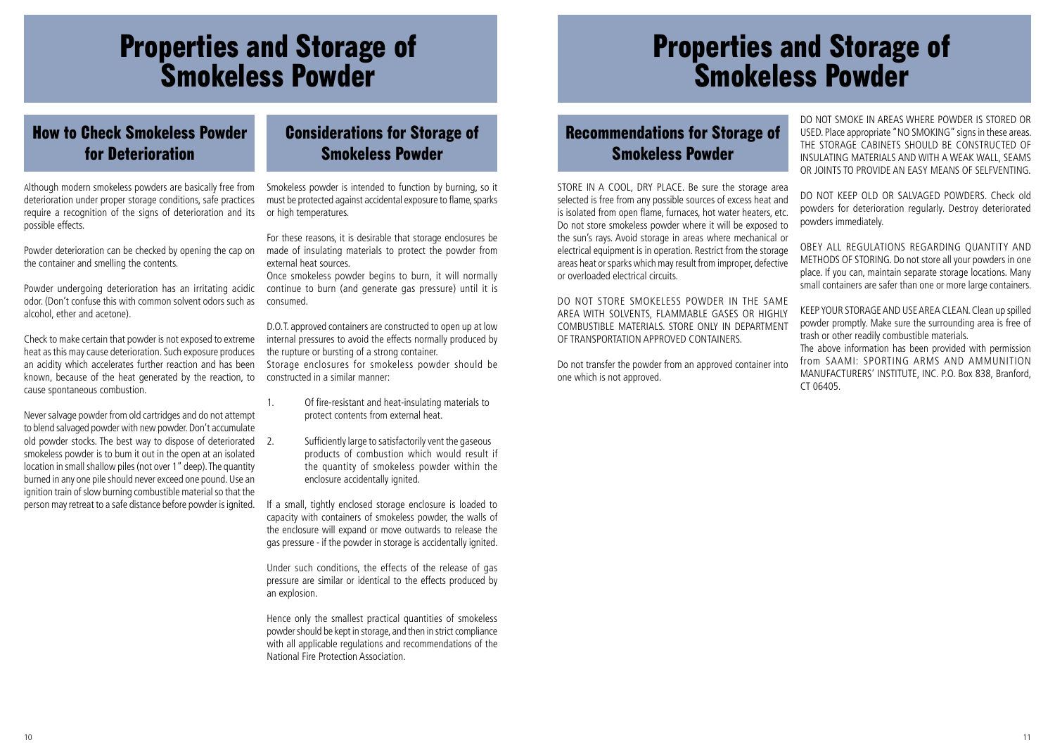# Properties and Storage of Smokeless Powder

## How to Check Smokeless Powder for Deterioration

Although modern smokeless powders are basically free from deterioration under proper storage conditions, safe practices require a recognition of the signs of deterioration and its possible effects.

Powder deterioration can be checked by opening the cap on the container and smelling the contents.

Powder undergoing deterioration has an irritating acidic odor. (Don't confuse this with common solvent odors such as alcohol, ether and acetone).

Check to make certain that powder is not exposed to extreme heat as this may cause deterioration. Such exposure produces an acidity which accelerates further reaction and has been known, because of the heat generated by the reaction, to cause spontaneous combustion.

Never salvage powder from old cartridges and do not attempt to blend salvaged powder with new powder. Don't accumulate old powder stocks. The best way to dispose of deteriorated smokeless powder is to burn it out in the open at an isolated location in small shallow piles (not over 1" deep). The quantity burned in any one pile should never exceed one pound. Use an ignition train of slow burning combustible material so that the person may retreat to a safe distance before powder is ignited.

## Considerations for Storage of Smokeless Powder

Smokeless powder is intended to function by burning, so it must be protected against accidental exposure to flame, sparks or high temperatures.

For these reasons, it is desirable that storage enclosures be made of insulating materials to protect the powder from external heat sources.

Once smokeless powder begins to burn, it will normally continue to burn (and generate gas pressure) until it is consumed.

D.O.T. approved containers are constructed to open up at low internal pressures to avoid the effects normally produced by the rupture or bursting of a strong container.

Storage enclosures for smokeless powder should be constructed in a similar manner:

1. Of fire-resistant and heat-insulating materials to protect contents from external heat.
2. Sufficiently large to satisfactorily vent the gaseous products of combustion which would result if the quantity of smokeless powder within the enclosure accidentally ignited.

If a small, tightly enclosed storage enclosure is loaded to capacity with containers of smokeless powder, the walls of the enclosure will expand or move outwards to release the gas pressure - if the powder in storage is accidentally ignited.

Under such conditions, the effects of the release of gas pressure are similar or identical to the effects produced by an explosion.

Hence only the smallest practical quantities of smokeless powder should be kept in storage, and then in strict compliance with all applicable regulations and recommendations of the National Fire Protection Association.

# Properties and Storage of Smokeless Powder

## Recommendations for Storage of Smokeless Powder

STORE IN A COOL, DRY PLACE. Be sure the storage area selected is free from any possible sources of excess heat and is isolated from open flame, furnaces, hot water heaters, etc. Do not store smokeless powder where it will be exposed to the sun's rays. Avoid storage in areas where mechanical or electrical equipment is in operation. Restrict from the storage areas heat or sparks which may result from improper, defective or overloaded electrical circuits.

DO NOT STORE SMOKELESS POWDER IN THE SAME AREA WITH SOLVENTS, FLAMMABLE GASES OR HIGHLY COMBUSTIBLE MATERIALS. STORE ONLY IN DEPARTMENT OF TRANSPORTATION APPROVED CONTAINERS.

Do not transfer the powder from an approved container into one which is not approved.

DO NOT SMOKE IN AREAS WHERE POWDER IS STORED OR USED. Place appropriate "NO SMOKING" signs in these areas. THE STORAGE CABINETS SHOULD BE CONSTRUCTED OF INSULATING MATERIALS AND WITH A WEAK WALL, SEAMS OR JOINTS TO PROVIDE AN EASY MEANS OF SELFVENTING.

DO NOT KEEP OLD OR SALVAGED POWDERS. Check old powders for deterioration regularly. Destroy deteriorated powders immediately.

OBEY ALL REGULATIONS REGARDING QUANTITY AND METHODS OF STORING. Do not store all your powders in one place. If you can, maintain separate storage locations. Many small containers are safer than one or more large containers.

KEEP YOUR STORAGE AND USE AREA CLEAN. Clean up spilled powder promptly. Make sure the surrounding area is free of trash or other readily combustible materials.

The above information has been provided with permission from SAAMI: SPORTING ARMS AND AMMUNITION MANUFACTURERS' INSTITUTE, INC. P.O. Box 838, Branford, CT 06405.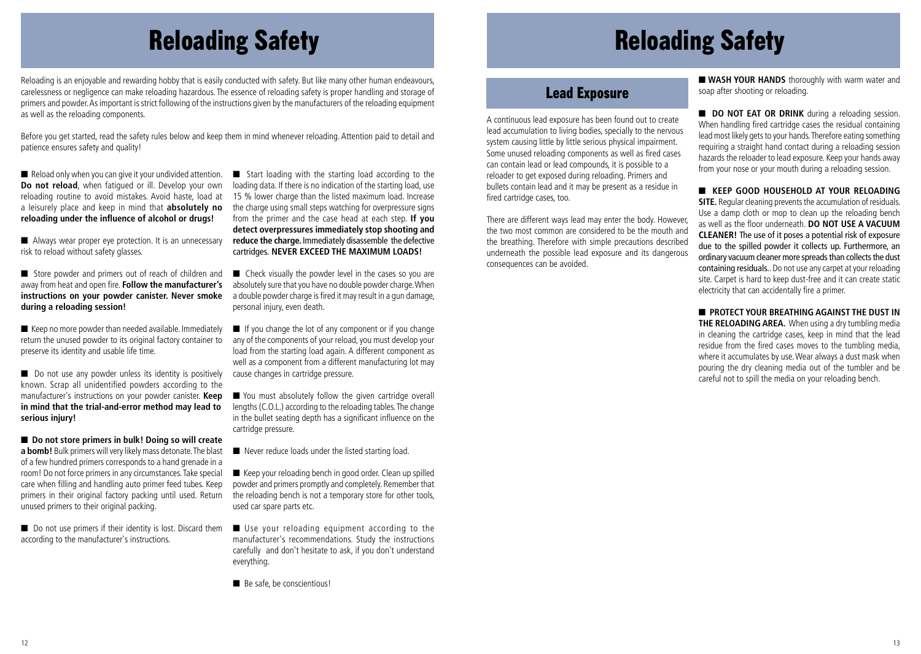# Reloading Safety

Reloading is an enjoyable and rewarding hobby that is easily conducted with safety. But like many other human endeavours, carelessness or negligence can make reloading hazardous. The essence of reloading safety is proper handling and storage of primers and powder. As important is strict following of the instructions given by the manufacturers of the reloading equipment as well as the reloading components.

Before you get started, read the safety rules below and keep them in mind whenever reloading. Attention paid to detail and patience ensures safety and quality!

■ Reload only when you can give it your undivided attention. **Do not reload**, when fatigued or ill. Develop your own reloading routine to avoid mistakes. Avoid haste, load at a leisurely place and keep in mind that **absolutely no reloading under the influence of alcohol or drugs!**

■ Always wear proper eye protection. It is an unnecessary risk to reload without safety glasses.

■ Store powder and primers out of reach of children and away from heat and open fire. **Follow the manufacturer's instructions on your powder canister. Never smoke during a reloading session!**

■ Keep no more powder than needed available. Immediately return the unused powder to its original factory container to preserve its identity and usable life time.

■ Do not use any powder unless its identity is positively known. Scrap all unidentified powders according to the manufacturer's instructions on your powder canister. **Keep in mind that the trial-and-error method may lead to serious injury!**

■ **Do not store primers in bulk! Doing so will create a bomb!** Bulk primers will very likely mass detonate. The blast of a few hundred primers corresponds to a hand grenade in a room! Do not force primers in any circumstances. Take special care when filling and handling auto primer feed tubes. Keep primers in their original factory packing until used. Return unused primers to their original packing.

■ Do not use primers if their identity is lost. Discard them according to the manufacturer's instructions.

■ Start loading with the starting load according to the loading data. If there is no indication of the starting load, use 15 % lower charge than the listed maximum load. Increase the charge using small steps watching for overpressure signs from the primer and the case head at each step. **If you detect overpressures immediately stop shooting and reduce the charge.** Immediately disassemble the defective cartridges. **NEVER EXCEED THE MAXIMUM LOADS!**

■ Check visually the powder level in the cases so you are absolutely sure that you have no double powder charge. When a double powder charge is fired it may result in a gun damage, personal injury, even death.

■ If you change the lot of any component or if you change any of the components of your reload, you must develop your load from the starting load again. A different component as well as a component from a different manufacturing lot may cause changes in cartridge pressure.

■ You must absolutely follow the given cartridge overall lengths (C.O.L.) according to the reloading tables. The change in the bullet seating depth has a significant influence on the cartridge pressure.

■ Never reduce loads under the listed starting load.

■ Keep your reloading bench in good order. Clean up spilled powder and primers promptly and completely. Remember that the reloading bench is not a temporary store for other tools, used car spare parts etc.

■ Use your reloading equipment according to the manufacturer's recommendations. Study the instructions carefully and don't hesitate to ask, if you don't understand everything.

■ Be safe, be conscientious!

# Reloading Safety

## Lead Exposure

A continuous lead exposure has been found out to create lead accumulation to living bodies, specially to the nervous system causing little by little serious physical impairment. Some unused reloading components as well as fired cases can contain lead or lead compounds, it is possible to a reloader to get exposed during reloading. Primers and bullets contain lead and it may be present as a residue in fired cartridge cases, too.

There are different ways lead may enter the body. However, the two most common are considered to be the mouth and the breathing. Therefore with simple precautions described underneath the possible lead exposure and its dangerous consequences can be avoided.

■ **WASH YOUR HANDS** thoroughly with warm water and soap after shooting or reloading.

■ **DO NOT EAT OR DRINK** during a reloading session. When handling fired cartridge cases the residual containing lead most likely gets to your hands. Therefore eating something requiring a straight hand contact during a reloading session hazards the reloader to lead exposure. Keep your hands away from your nose or your mouth during a reloading session.

■ **KEEP GOOD HOUSEHOLD AT YOUR RELOADING SITE.** Regular cleaning prevents the accumulation of residuals. Use a damp cloth or mop to clean up the reloading bench as well as the floor underneath. **DO NOT USE A VACUUM CLEANER!** The use of it poses a potential risk of exposure due to the spilled powder it collects up. Furthermore, an ordinary vacuum cleaner more spreads than collects the dust containing residuals.. Do not use any carpet at your reloading site. Carpet is hard to keep dust-free and it can create static electricity that can accidentally fire a primer.

■ **PROTECT YOUR BREATHING AGAINST THE DUST IN THE RELOADING AREA.** When using a dry tumbling media in cleaning the cartridge cases, keep in mind that the lead residue from the fired cases moves to the tumbling media, where it accumulates by use. Wear always a dust mask when pouring the dry cleaning media out of the tumbler and be careful not to spill the media on your reloading bench.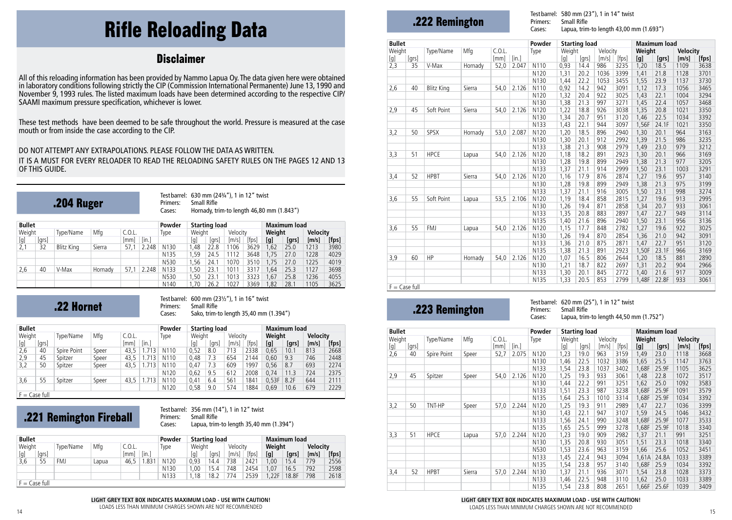# Rifle Reloading Data

## Disclaimer

All of this reloading information has been provided by Nammo Lapua Oy. The data given here were obtained in laboratory conditions following strictly the CIP (Commission International Permanente) June 13, 1990 and November 9, 1993 rules. The listed maximum loads have been determined according to the respective CIP/ SAAMI maximum pressure specification, whichever is lower.

These test methods have been deemed to be safe throughout the world. Pressure is measured at the case mouth or from inside the case according to the CIP.

DO NOT ATTEMPT ANY EXTRAPOLATIONS. PLEASE FOLLOW THE DATA AS WRITTEN.

IT IS A MUST FOR EVERY RELOADER TO READ THE RELOADING SAFETY RULES ON THE PAGES 12 AND 13 OF THIS GUIDE.

## .204 Ruger

Test barrel: 630 mm (24¾"), 1 in 12" twist
Primers: Small Rifle
Cases: Hornady, trim-to length 46,80 mm (1.843")

| Bullet | | | | | | Powder | Starting load | | | | Maximum load | | | |
|---|---|---|---|---|---|---|---|---|---|---|---|---|---|---|
| Weight | | Type/Name | Mfg | C.O.L. | | Type | Weight | | Velocity | | Weight | | Velocity | |
| [g] | [grs] | | | [mm] | [in.] | | [g] | [grs] | [m/s] | [fps] | [g] | [grs] | [m/s] | [fps] |
| 2,1 | 32 | Blitz King | Sierra | 57,1 | 2.248 | N130 | 1,48 | 22.8 | 1106 | 3629 | 1,62 | 25.0 | 1213 | 3980 |
| | | | | | | N135 | 1,59 | 24.5 | 1112 | 3648 | 1,75 | 27.0 | 1228 | 4029 |
| | | | | | | N530 | 1,56 | 24.1 | 1070 | 3510 | 1,75 | 27.0 | 1225 | 4019 |
| 2,6 | 40 | V-Max | Hornady | 57,1 | 2.248 | N133 | 1,50 | 23.1 | 1011 | 3317 | 1,64 | 25.3 | 1127 | 3698 |
| | | | | | | N530 | 1,50 | 23.1 | 1013 | 3323 | 1,67 | 25.8 | 1236 | 4055 |
| | | | | | | N140 | 1,70 | 26.2 | 1027 | 3369 | 1,82 | 28.1 | 1105 | 3625 |

## .22 Hornet

Test barrel: 600 mm (23½"), 1 in 16" twist
Primers: Small Rifle
Cases: Sako, trim-to length 35,40 mm (1.394")

| Bullet | | | | | | Powder | Starting load | | | | Maximum load | | | |
|---|---|---|---|---|---|---|---|---|---|---|---|---|---|---|
| Weight | | Type/Name | Mfg | C.O.L. | | Type | Weight | | Velocity | | Weight | | Velocity | |
| [g] | [grs] | | | [mm] | [in.] | | [g] | [grs] | [m/s] | [fps] | [g] | [grs] | [m/s] | [fps] |
| 2,6 | 40 | Spire Point | Speer | 43,5 | 1.713 | N110 | 0,52 | 8.0 | 713 | 2338 | 0,65 | 10.1 | 813 | 2668 |
| 2,9 | 45 | Spitzer | Speer | 43,5 | 1.713 | N110 | 0,48 | 7.3 | 654 | 2144 | 0,60 | 9.3 | 746 | 2448 |
| 3,2 | 50 | Spitzer | Speer | 43,5 | 1.713 | N110 | 0,47 | 7.3 | 609 | 1997 | 0,56 | 8.7 | 693 | 2274 |
| | | | | | | N120 | 0,62 | 9.5 | 612 | 2008 | 0,74 | 11.3 | 724 | 2375 |
| 3,6 | 55 | Spitzer | Speer | 43,5 | 1.713 | N110 | 0,41 | 6.4 | 561 | 1841 | 0,53F | 8.2F | 644 | 2111 |
| | | | | | | N120 | 0,58 | 9.0 | 574 | 1884 | 0,69 | 10.6 | 679 | 2229 |

F = Case full

## .221 Remington Fireball

Test barrel: 356 mm (14"), 1 in 12" twist
Primers: Small Rifle
Cases: Lapua, trim-to length 35,40 mm (1.394")

| Bullet | | | | | | Powder | Starting load | | | | Maximum load | | | |
|---|---|---|---|---|---|---|---|---|---|---|---|---|---|---|
| Weight | | Type/Name | Mfg | C.O.L. | | Type | Weight | | Velocity | | Weight | | Velocity | |
| [g] | [grs] | | | [mm] | [in.] | | [g] | [grs] | [m/s] | [fps] | [g] | [grs] | [m/s] | [fps] |
| 3,6 | 55 | FMJ | Lapua | 46,5 | 1.831 | N120 | 0,93 | 14.4 | 738 | 2421 | 1,00 | 15.4 | 779 | 2556 |
| | | | | | | N130 | 1,00 | 15.4 | 748 | 2454 | 1,07 | 16.5 | 792 | 2598 |
| | | | | | | N133 | 1,18 | 18.2 | 774 | 2539 | 1,22F | 18.8F | 798 | 2618 |

F = Case full

**LIGHT GREY TEXT BOX INDICATES MAXIMUM LOAD - USE WITH CAUTION!**
LOADS LESS THAN MINIMUM CHARGES SHOWN ARE NOT RECOMMENDED

## .222 Remington

Test barrel: 580 mm (23"), 1 in 14" twist
Primers: Small Rifle
Cases: Lapua, trim-to length 43,00 mm (1.693")

| Bullet | | | | | | Powder | Starting load | | | | Maximum load | | | |
|---|---|---|---|---|---|---|---|---|---|---|---|---|---|---|
| Weight | | Type/Name | Mfg | C.O.L. | | Type | Weight | | Velocity | | Weight | | Velocity | |
| [g] | [grs] | | | [mm] | [in.] | | [g] | [grs] | [m/s] | [fps] | [g] | [grs] | [m/s] | [fps] |
| 2,3 | 35 | V-Max | Hornady | 52,0 | 2.047 | N110 | 0,93 | 14.4 | 986 | 3235 | 1,20 | 18.5 | 1109 | 3638 |
| | | | | | | N120 | 1,31 | 20.2 | 1036 | 3399 | 1,41 | 21.8 | 1128 | 3701 |
| | | | | | | N130 | 1,44 | 22.2 | 1053 | 3455 | 1,55 | 23.9 | 1137 | 3730 |
| 2,6 | 40 | Blitz King | Sierra | 54,0 | 2.126 | N110 | 0,92 | 14.2 | 942 | 3091 | 1,12 | 17.3 | 1056 | 3465 |
| | | | | | | N120 | 1,32 | 20.4 | 922 | 3025 | 1,43 | 22.1 | 1004 | 3294 |
| | | | | | | N130 | 1,38 | 21.3 | 997 | 3271 | 1,45 | 22.4 | 1057 | 3468 |
| 2,9 | 45 | Soft Point | Sierra | 54,0 | 2.126 | N120 | 1,22 | 18.8 | 926 | 3038 | 1,35 | 20.8 | 1021 | 3350 |
| | | | | | | N130 | 1,34 | 20.7 | 951 | 3120 | 1,46 | 22.5 | 1034 | 3392 |
| | | | | | | N133 | 1,43 | 22.1 | 944 | 3097 | 1,56F | 24.1F | 1021 | 3350 |
| 3,2 | 50 | SPSX | Hornady | 53,0 | 2.087 | N120 | 1,20 | 18.5 | 896 | 2940 | 1,30 | 20.1 | 964 | 3163 |
| | | | | | | N130 | 1,30 | 20.1 | 912 | 2992 | 1,39 | 21.5 | 986 | 3235 |
| | | | | | | N133 | 1,38 | 21.3 | 908 | 2979 | 1,49 | 23.0 | 979 | 3212 |
| 3,3 | 51 | HPCE | Lapua | 54,0 | 2.126 | N120 | 1,18 | 18.2 | 891 | 2923 | 1,30 | 20.1 | 966 | 3169 |
| | | | | | | N130 | 1,28 | 19.8 | 899 | 2949 | 1,38 | 21.3 | 977 | 3205 |
| | | | | | | N133 | 1,37 | 21.1 | 914 | 2999 | 1,50 | 23.1 | 1003 | 3291 |
| 3,4 | 52 | HPBT | Sierra | 54,0 | 2.126 | N120 | 1,16 | 17.9 | 876 | 2874 | 1,27 | 19.6 | 957 | 3140 |
| | | | | | | N130 | 1,28 | 19.8 | 899 | 2949 | 1,38 | 21.3 | 975 | 3199 |
| | | | | | | N133 | 1,37 | 21.1 | 916 | 3005 | 1,50 | 23.1 | 998 | 3274 |
| 3,6 | 55 | Soft Point | Lapua | 53,5 | 2.106 | N120 | 1,19 | 18.4 | 858 | 2815 | 1,27 | 19.6 | 913 | 2995 |
| | | | | | | N130 | 1,26 | 19.4 | 871 | 2858 | 1,34 | 20.7 | 933 | 3061 |
| | | | | | | N133 | 1,35 | 20.8 | 883 | 2897 | 1,47 | 22.7 | 949 | 3114 |
| | | | | | | N135 | 1,40 | 21.6 | 896 | 2940 | 1,50 | 23.1 | 956 | 3136 |
| 3,6 | 55 | FMJ | Lapua | 54,0 | 2.126 | N120 | 1,15 | 17.7 | 848 | 2782 | 1,27 | 19.6 | 922 | 3025 |
| | | | | | | N130 | 1,26 | 19.4 | 870 | 2854 | 1,36 | 21.0 | 942 | 3091 |
| | | | | | | N133 | 1,36 | 21.0 | 875 | 2871 | 1,47 | 22.7 | 951 | 3120 |
| | | | | | | N135 | 1,38 | 21.3 | 891 | 2923 | 1,50F | 23.1F | 966 | 3169 |
| 3,9 | 60 | HP | Hornady | 54,0 | 2.126 | N120 | 1,07 | 16.5 | 806 | 2644 | 1,20 | 18.5 | 881 | 2890 |
| | | | | | | N130 | 1,21 | 18.7 | 822 | 2697 | 1,31 | 20.2 | 904 | 2966 |
| | | | | | | N133 | 1,30 | 20.1 | 845 | 2772 | 1,40 | 21.6 | 917 | 3009 |
| | | | | | | N135 | 1,33 | 20.5 | 853 | 2799 | 1,48F | 22.8F | 933 | 3061 |

F = Case full

## .223 Remington

Test barrel: 620 mm (25"), 1 in 12" twist
Primers: Small Rifle
Cases: Lapua, trim-to length 44,50 mm (1.752")

| Bullet | | | | | | Powder | Starting load | | | | Maximum load | | | |
|---|---|---|---|---|---|---|---|---|---|---|---|---|---|---|
| Weight | | Type/Name | Mfg | C.O.L. | | Type | Weight | | Velocity | | Weight | | Velocity | |
| [g] | [grs] | | | [mm] | [in.] | | [g] | [grs] | [m/s] | [fps] | [g] | [grs] | [m/s] | [fps] |
| 2,6 | 40 | Spire Point | Speer | 52,7 | 2.075 | N120 | 1,23 | 19.0 | 963 | 3159 | 1,49 | 23.0 | 1118 | 3668 |
| | | | | | | N130 | 1,46 | 22.5 | 1032 | 3386 | 1,65 | 25.5 | 1147 | 3763 |
| | | | | | | N133 | 1,54 | 23.8 | 1037 | 3402 | 1,68F | 25.9F | 1105 | 3625 |
| 2,9 | 45 | Spitzer | Speer | 54,0 | 2.126 | N120 | 1,25 | 19.3 | 933 | 3061 | 1,48 | 22.8 | 1072 | 3517 |
| | | | | | | N130 | 1,44 | 22.2 | 991 | 3251 | 1,62 | 25.0 | 1092 | 3583 |
| | | | | | | N133 | 1,51 | 23.3 | 987 | 3238 | 1,68F | 25.9F | 1091 | 3579 |
| | | | | | | N135 | 1,64 | 25.3 | 1010 | 3314 | 1,68F | 25.9F | 1034 | 3392 |
| 3,2 | 50 | TNT-HP | Speer | 57,0 | 2.244 | N120 | 1,25 | 19.3 | 911 | 2989 | 1,47 | 22.7 | 1036 | 3399 |
| | | | | | | N130 | 1,43 | 22.1 | 947 | 3107 | 1,59 | 24.5 | 1046 | 3432 |
| | | | | | | N133 | 1,56 | 24.1 | 990 | 3248 | 1,68F | 25.9F | 1077 | 3533 |
| | | | | | | N135 | 1,65 | 25.5 | 999 | 3278 | 1,68F | 25.9F | 1018 | 3340 |
| 3,3 | 51 | HPCE | Lapua | 57,0 | 2.244 | N120 | 1,23 | 19.0 | 909 | 2982 | 1,37 | 21.1 | 991 | 3251 |
| | | | | | | N130 | 1,35 | 20.8 | 930 | 3051 | 1,51 | 23.3 | 1018 | 3340 |
| | | | | | | N530 | 1,53 | 23.6 | 963 | 3159 | 1,66 | 25.6 | 1052 | 3451 |
| | | | | | | N133 | 1,45 | 22.4 | 943 | 3094 | 1,61A | 24.8A | 1033 | 3389 |
| | | | | | | N135 | 1,54 | 23.8 | 957 | 3140 | 1,68F | 25.9 | 1034 | 3392 |
| 3,4 | 52 | HPBT | Sierra | 57,0 | 2.244 | N130 | 1,37 | 21.1 | 936 | 3071 | 1,54 | 23.8 | 1028 | 3373 |
| | | | | | | N133 | 1,46 | 22.5 | 948 | 3110 | 1,62 | 25.0 | 1033 | 3389 |
| | | | | | | N135 | 1,54 | 23.8 | 808 | 2651 | 1,66F | 25.6F | 1039 | 3409 |

**LIGHT GREY TEXT BOX INDICATES MAXIMUM LOAD - USE WITH CAUTION!**
LOADS LESS THAN MINIMUM CHARGES SHOWN ARE NOT RECOMMENDED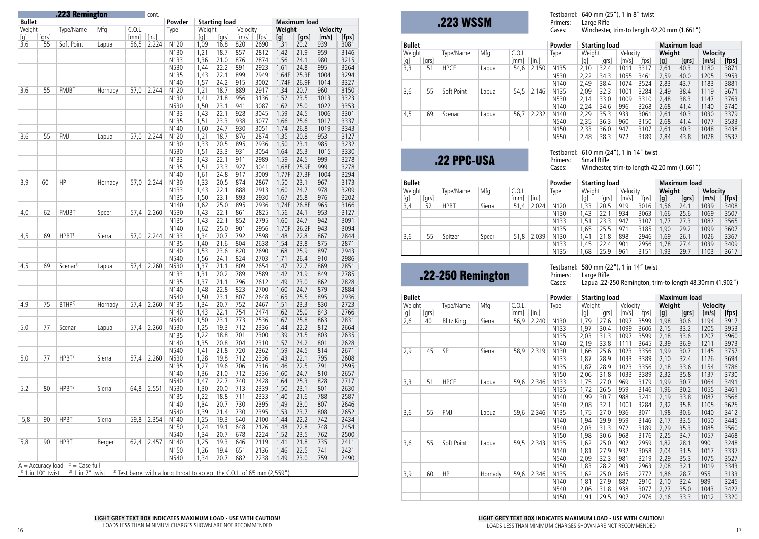## .223 Remington cont.

| Bullet | | | | C.O.L. | | Powder | Starting load | | | | Maximum load | | | |
|---|---|---|---|---|---|---|---|---|---|---|---|---|---|---|
| Weight | | Type/Name | Mfg | C.O.L. | | Type | Weight | | Velocity | | Weight | | Velocity | |
| [g] | [grs] | | | [mm] | [in.] | | [g] | [grs] | [m/s] | [fps] | [g] | [grs] | [m/s] | [fps] |
| 3,6 | 55 | Soft Point | Lapua | 56,5 | 2.224 | N120 | 1,09 | 16.8 | 820 | 2690 | 1,31 | 20.2 | 939 | 3081 |
| | | | | | | N130 | 1,21 | 18.7 | 857 | 2812 | 1,42 | 21.9 | 959 | 3146 |
| | | | | | | N133 | 1,36 | 21.0 | 876 | 2874 | 1,56 | 24.1 | 980 | 3215 |
| | | | | | | N530 | 1,44 | 22.2 | 891 | 2923 | 1,61 | 24.8 | 995 | 3264 |
| | | | | | | N135 | 1,43 | 22.1 | 899 | 2949 | 1,64F | 25.3F | 1004 | 3294 |
| | | | | | | N140 | 1,57 | 24.2 | 915 | 3002 | 1,74F | 26.9F | 1014 | 3327 |
| 3,6 | 55 | FMJBT | Hornady | 57,0 | 2.244 | N120 | 1,21 | 18.7 | 889 | 2917 | 1,34 | 20.7 | 960 | 3150 |
| | | | | | | N130 | 1,41 | 21.8 | 956 | 3136 | 1,52 | 23.5 | 1013 | 3323 |
| | | | | | | N530 | 1,50 | 23.1 | 941 | 3087 | 1,62 | 25.0 | 1022 | 3353 |
| | | | | | | N133 | 1,43 | 22.1 | 928 | 3045 | 1,59 | 24.5 | 1006 | 3301 |
| | | | | | | N135 | 1,51 | 23.3 | 938 | 3077 | 1,66 | 25.6 | 1017 | 3337 |
| | | | | | | N140 | 1,60 | 24.7 | 930 | 3051 | 1,74 | 26.8 | 1019 | 3343 |
| 3,6 | 55 | FMJ | Lapua | 57,0 | 2.244 | N120 | 1,21 | 18.7 | 876 | 2874 | 1,35 | 20.8 | 953 | 3127 |
| | | | | | | N130 | 1,33 | 20.5 | 895 | 2936 | 1,50 | 23.1 | 985 | 3232 |
| | | | | | | N530 | 1,51 | 23.3 | 931 | 3054 | 1,64 | 25.3 | 1015 | 3330 |
| | | | | | | N133 | 1,43 | 22.1 | 911 | 2989 | 1,59 | 24.5 | 999 | 3278 |
| | | | | | | N135 | 1,51 | 23.3 | 927 | 3041 | 1,68F | 25.9F | 999 | 3278 |
| | | | | | | N140 | 1,61 | 24.8 | 917 | 3009 | 1,77F | 27.3F | 1004 | 3294 |
| 3,9 | 60 | HP | Hornady | 57,0 | 2.244 | N130 | 1,33 | 20.5 | 874 | 2867 | 1,50 | 23.1 | 967 | 3173 |
| | | | | | | N133 | 1,43 | 22.1 | 888 | 2913 | 1,60 | 24.7 | 978 | 3209 |
| | | | | | | N135 | 1,50 | 23.1 | 893 | 2930 | 1,67 | 25.8 | 976 | 3202 |
| | | | | | | N140 | 1,62 | 25.0 | 895 | 2936 | 1,74F | 26.8F | 965 | 3166 |
| 4,0 | 62 | FMJBT | Speer | 57,4 | 2.260 | N530 | 1,43 | 22.1 | 861 | 2825 | 1,56 | 24.1 | 953 | 3127 |
| | | | | | | N135 | 1,43 | 22.1 | 852 | 2795 | 1,60 | 24.7 | 942 | 3091 |
| | | | | | | N140 | 1,62 | 25.0 | 901 | 2956 | 1,70F | 26.2F | 943 | 3094 |
| 4,5 | 69 | HPBT[1] | Sierra | 57,0 | 2.244 | N133 | 1,34 | 20.7 | 792 | 2598 | 1,48 | 22.8 | 867 | 2844 |
| | | | | | | N135 | 1,40 | 21.6 | 804 | 2638 | 1,54 | 23.8 | 875 | 2871 |
| | | | | | | N140 | 1,53 | 23.6 | 820 | 2690 | 1,68 | 25.9 | 897 | 2943 |
| | | | | | | N540 | 1,56 | 24.1 | 824 | 2703 | 1,71 | 26.4 | 910 | 2986 |
| 4,5 | 69 | Scenar[1] | Lapua | 57,4 | 2.260 | N530 | 1,37 | 21.1 | 809 | 2654 | 1,47 | 22.7 | 869 | 2851 |
| | | | | | | N133 | 1,31 | 20.2 | 789 | 2589 | 1,42 | 21.9 | 849 | 2785 |
| | | | | | | N135 | 1,37 | 21.1 | 796 | 2612 | 1,49 | 23.0 | 862 | 2828 |
| | | | | | | N140 | 1,48 | 22.8 | 823 | 2700 | 1,60 | 24.7 | 879 | 2884 |
| | | | | | | N540 | 1,50 | 23.1 | 807 | 2648 | 1,65 | 25.5 | 895 | 2936 |
| 4,9 | 75 | BTHP[2] | Hornady | 57,4 | 2.260 | N135 | 1,34 | 20.7 | 752 | 2467 | 1,51 | 23.3 | 830 | 2723 |
| | | | | | | N140 | 1,43 | 22.1 | 754 | 2474 | 1,62 | 25.0 | 843 | 2766 |
| | | | | | | N540 | 1,50 | 23.1 | 773 | 2536 | 1,67 | 25.8 | 863 | 2831 |
| 5,0 | 77 | Scenar | Lapua | 57,4 | 2.260 | N530 | 1,25 | 19.3 | 712 | 2336 | 1,44 | 22.2 | 812 | 2664 |
| | | | | | | N135 | 1,22 | 18.8 | 701 | 2300 | 1,39 | 21.5 | 803 | 2635 |
| | | | | | | N140 | 1,35 | 20.8 | 704 | 2310 | 1,57 | 24.2 | 801 | 2628 |
| | | | | | | N540 | 1,41 | 21.8 | 720 | 2362 | 1,59 | 24.5 | 814 | 2671 |
| 5,0 | 77 | HPBT[2] | Sierra | 57,4 | 2.260 | N530 | 1,28 | 19.8 | 712 | 2336 | 1,43 | 22.1 | 795 | 2608 |
| | | | | | | N135 | 1,27 | 19.6 | 706 | 2316 | 1,46 | 22.5 | 791 | 2595 |
| | | | | | | N140 | 1,36 | 21.0 | 712 | 2336 | 1,60 | 24.7 | 810 | 2657 |
| | | | | | | N540 | 1,47 | 22.7 | 740 | 2428 | 1,64 | 25.3 | 828 | 2717 |
| 5,2 | 80 | HPBT[3] | Sierra | 64,8 | 2.551 | N530 | 1,30 | 20.0 | 713 | 2339 | 1,50 | 23.1 | 801 | 2630 |
| | | | | | | N135 | 1,22 | 18.8 | 711 | 2333 | 1,40 | 21.6 | 788 | 2587 |
| | | | | | | N140 | 1,34 | 20.7 | 730 | 2395 | 1,49 | 23.0 | 807 | 2646 |
| | | | | | | N540 | 1,39 | 21.4 | 730 | 2395 | 1,53 | 23.7 | 808 | 2652 |
| 5,8 | 90 | HPBT | Sierra | 59,8 | 2.354 | N140 | 1,25 | 19.3 | 640 | 2100 | 1,44 | 22.2 | 742 | 2434 |
| | | | | | | N150 | 1,24 | 19.1 | 648 | 2126 | 1,48 | 22.8 | 748 | 2454 |
| | | | | | | N540 | 1,34 | 20.7 | 678 | 2224 | 1,52 | 23.5 | 762 | 2500 |
| 5,8 | 90 | HPBT | Berger | 62,4 | 2.457 | N140 | 1,25 | 19.3 | 646 | 2119 | 1,41 | 21.8 | 735 | 2411 |
| | | | | | | N150 | 1,26 | 19.4 | 651 | 2136 | 1,46 | 22.5 | 741 | 2431 |
| | | | | | | N540 | 1,34 | 20.7 | 682 | 2238 | 1,49 | 23.0 | 759 | 2490 |

A = Accuracy load F = Case full

[1] 1 in 10" twist [2] 1 in 7" twist [3] Test barrel with a long throat to accept the C.O.L. of 65 mm (2,559")

**LIGHT GREY TEXT BOX INDICATES MAXIMUM LOAD - USE WITH CAUTION!**
LOADS LESS THAN MINIMUM CHARGES SHOWN ARE NOT RECOMMENDED

## .223 WSSM

Test barrel: 640 mm (25"), 1 in 8" twist
Primers: Large Rifle
Cases: Winchester, trim-to length 42,20 mm (1.661")

| Bullet | | | | | | Powder | Starting load | | | | Maximum load | | | |
|---|---|---|---|---|---|---|---|---|---|---|---|---|---|---|
| Weight | | Type/Name | Mfg | C.O.L. | | Type | Weight | | Velocity | | Weight | | Velocity | |
| [g] | [grs] | | | [mm] | [in.] | | [g] | [grs] | [m/s] | [fps] | [g] | [grs] | [m/s] | [fps] |
| 3,3 | 51 | HPCE | Lapua | 54,6 | 2.150 | N135 | 2,10 | 32.4 | 1011 | 3317 | 2,61 | 40.3 | 1180 | 3871 |
| | | | | | | N530 | 2,22 | 34.3 | 1055 | 3461 | 2,59 | 40.0 | 1205 | 3953 |
| | | | | | | N140 | 2,49 | 38.4 | 1074 | 3524 | 2,83 | 43.7 | 1183 | 3881 |
| 3,6 | 55 | Soft Point | Lapua | 54,5 | 2.146 | N135 | 2,09 | 32.3 | 1001 | 3284 | 2,49 | 38.4 | 1119 | 3671 |
| | | | | | | N530 | 2,14 | 33.0 | 1009 | 3310 | 2,48 | 38.3 | 1147 | 3763 |
| | | | | | | N140 | 2,24 | 34.6 | 996 | 3268 | 2,68 | 41.4 | 1140 | 3740 |
| 4,5 | 69 | Scenar | Lapua | 56,7 | 2.232 | N140 | 2,29 | 35.3 | 933 | 3061 | 2,61 | 40.3 | 1030 | 3379 |
| | | | | | | N540 | 2,35 | 36.3 | 960 | 3150 | 2,68 | 41.4 | 1077 | 3533 |
| | | | | | | N150 | 2,33 | 36.0 | 947 | 3107 | 2,61 | 40.3 | 1048 | 3438 |
| | | | | | | N550 | 2,48 | 38.3 | 972 | 3189 | 2,84 | 43.8 | 1078 | 3537 |

## .22 PPC-USA

Test barrel: 610 mm (24"), 1 in 14" twist
Primers: Small Rifle
Cases: Winchester, trim-to length 42,20 mm (1.661")

| Bullet | | | | | | Powder | Starting load | | | | Maximum load | | | |
|---|---|---|---|---|---|---|---|---|---|---|---|---|---|---|
| Weight | | Type/Name | Mfg | C.O.L. | | Type | Weight | | Velocity | | Weight | | Velocity | |
| [g] | [grs] | | | [mm] | [in.] | | [g] | [grs] | [m/s] | [fps] | [g] | [grs] | [m/s] | [fps] |
| 3,4 | 52 | HPBT | Sierra | 51,4 | 2.024 | N120 | 1,33 | 20.5 | 919 | 3016 | 1,56 | 24.1 | 1039 | 3408 |
| | | | | | | N130 | 1,43 | 22.1 | 934 | 3063 | 1,66 | 25.6 | 1069 | 3507 |
| | | | | | | N133 | 1,51 | 23.3 | 947 | 3107 | 1,77 | 27.3 | 1087 | 3565 |
| | | | | | | N135 | 1,65 | 25.5 | 971 | 3185 | 1,90 | 29.2 | 1099 | 3607 |
| 3,6 | 55 | Spitzer | Speer | 51,8 | 2.039 | N130 | 1,41 | 21.8 | 898 | 2946 | 1,69 | 26.1 | 1026 | 3367 |
| | | | | | | N133 | 1,45 | 22.4 | 901 | 2956 | 1,78 | 27.4 | 1039 | 3409 |
| | | | | | | N135 | 1,68 | 25.9 | 961 | 3151 | 1,93 | 29.7 | 1103 | 3617 |

## .22-250 Remington

Test barrel: 580 mm (22"), 1 in 14" twist
Primers: Large Rifle
Cases: Lapua .22-250 Remington, trim-to length 48,30mm (1.902")

| Bullet | | | | | | Powder | Starting load | | | | Maximum load | | | |
|---|---|---|---|---|---|---|---|---|---|---|---|---|---|---|
| Weight | | Type/Name | Mfg | C.O.L. | | Type | Weight | | Velocity | | Weight | | Velocity | |
| [g] | [grs] | | | [mm] | [in.] | | [g] | [grs] | [m/s] | [fps] | [g] | [grs] | [m/s] | [fps] |
| 2,6 | 40 | Blitz King | Sierra | 56,9 | 2.240 | N130 | 1,79 | 27.6 | 1097 | 3599 | 1,98 | 30.6 | 1194 | 3917 |
| | | | | | | N133 | 1,97 | 30.4 | 1099 | 3606 | 2,15 | 33.2 | 1205 | 3953 |
| | | | | | | N135 | 2,03 | 31.3 | 1097 | 3599 | 2,18 | 33.6 | 1207 | 3960 |
| | | | | | | N140 | 2,19 | 33.8 | 1111 | 3645 | 2,39 | 36.9 | 1211 | 3973 |
| 2,9 | 45 | SP | Sierra | 58,9 | 2.319 | N130 | 1,66 | 25.6 | 1023 | 3356 | 1,99 | 30.7 | 1145 | 3757 |
| | | | | | | N133 | 1,87 | 28.9 | 1033 | 3389 | 2,10 | 32.4 | 1126 | 3694 |
| | | | | | | N135 | 1,87 | 28.9 | 1023 | 3356 | 2,18 | 33.6 | 1154 | 3786 |
| | | | | | | N150 | 2,06 | 31.8 | 1033 | 3389 | 2,32 | 35.8 | 1137 | 3730 |
| 3,3 | 51 | HPCE | Lapua | 59,6 | 2.346 | N133 | 1,75 | 27.0 | 969 | 3179 | 1,99 | 30.7 | 1064 | 3491 |
| | | | | | | N135 | 1,72 | 26.5 | 959 | 3146 | 1,96 | 30.2 | 1055 | 3461 |
| | | | | | | N140 | 1,99 | 30.7 | 988 | 3241 | 2,19 | 33.8 | 1087 | 3566 |
| | | | | | | N540 | 2,08 | 32.1 | 1001 | 3284 | 2,32 | 35.8 | 1105 | 3625 |
| 3,6 | 55 | FMJ | Lapua | 59,6 | 2.346 | N135 | 1,75 | 27.0 | 936 | 3071 | 1,98 | 30.6 | 1040 | 3412 |
| | | | | | | N140 | 1,94 | 29.9 | 959 | 3146 | 2,17 | 33.5 | 1050 | 3445 |
| | | | | | | N540 | 2,03 | 31.3 | 972 | 3189 | 2,29 | 35.3 | 1085 | 3560 |
| | | | | | | N150 | 1,98 | 30.6 | 968 | 3176 | 2,25 | 34.7 | 1057 | 3468 |
| 3,6 | 55 | Soft Point | Lapua | 59,5 | 2.343 | N135 | 1,62 | 25.0 | 902 | 2959 | 1,82 | 28.1 | 990 | 3248 |
| | | | | | | N140 | 1,81 | 27.9 | 932 | 3058 | 2,04 | 31.5 | 1017 | 3337 |
| | | | | | | N540 | 2,09 | 32.3 | 981 | 3219 | 2,29 | 35.3 | 1075 | 3527 |
| | | | | | | N150 | 1,83 | 28.2 | 903 | 2963 | 2,08 | 32.1 | 1019 | 3343 |
| 3,9 | 60 | HP | Hornady | 59,6 | 2.346 | N135 | 1,62 | 25.0 | 845 | 2772 | 1,86 | 28.7 | 955 | 3133 |
| | | | | | | N140 | 1,81 | 27.9 | 887 | 2910 | 2,10 | 32.4 | 989 | 3245 |
| | | | | | | N540 | 2,06 | 31.8 | 938 | 3077 | 2,27 | 35.0 | 1043 | 3422 |
| | | | | | | N150 | 1,91 | 29.5 | 907 | 2976 | 2,16 | 33.3 | 1012 | 3320 |

**LIGHT GREY TEXT BOX INDICATES MAXIMUM LOAD - USE WITH CAUTION!**
LOADS LESS THAN MINIMUM CHARGES SHOWN ARE NOT RECOMMENDED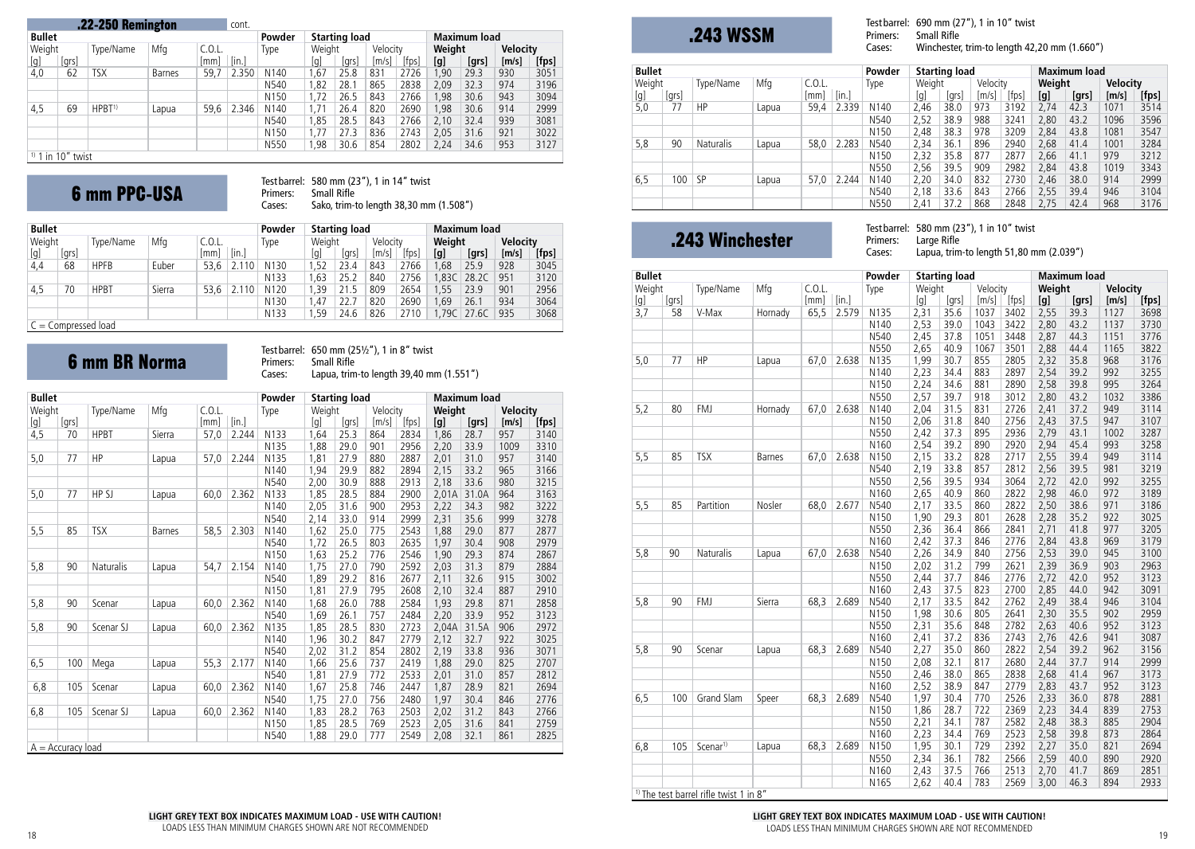## .22-250 Remington (cont.)

| Bullet | | | | | | Powder | Starting load | | | | Maximum load | | | |
|---|---|---|---|---|---|---|---|---|---|---|---|---|---|---|
| Weight | | Type/Name | Mfg | C.O.L. | | Type | Weight | | Velocity | | Weight | | Velocity | |
| [g] | [grs] | | | [mm] | [in.] | | [g] | [grs] | [m/s] | [fps] | [g] | [grs] | [m/s] | [fps] |
| 4,0 | 62 | TSX | Barnes | 59,7 | 2.350 | N140 | 1,67 | 25.8 | 831 | 2726 | 1,90 | 29.3 | 930 | 3051 |
| | | | | | | N540 | 1,82 | 28.1 | 865 | 2838 | 2,09 | 32.3 | 974 | 3196 |
| | | | | | | N150 | 1,72 | 26.5 | 843 | 2766 | 1,98 | 30.6 | 943 | 3094 |
| 4,5 | 69 | HPBT[1] | Lapua | 59,6 | 2.346 | N140 | 1,71 | 26.4 | 820 | 2690 | 1,98 | 30.6 | 914 | 2999 |
| | | | | | | N540 | 1,85 | 28.5 | 843 | 2766 | 2,10 | 32.4 | 939 | 3081 |
| | | | | | | N150 | 1,77 | 27.3 | 836 | 2743 | 2,05 | 31.6 | 921 | 3022 |
| | | | | | | N550 | 1,98 | 30.6 | 854 | 2802 | 2,24 | 34.6 | 953 | 3127 |

[1] 1 in 10" twist

## 6 mm PPC-USA

Test barrel: 580 mm (23"), 1 in 14" twist
Primers: Small Rifle
Cases: Sako, trim-to length 38,30 mm (1.508")

| Bullet | | | | | | Powder | Starting load | | | | Maximum load | | | |
|---|---|---|---|---|---|---|---|---|---|---|---|---|---|---|
| Weight | | Type/Name | Mfg | C.O.L. | | Type | Weight | | Velocity | | Weight | | Velocity | |
| [g] | [grs] | | | [mm] | [in.] | | [g] | [grs] | [m/s] | [fps] | [g] | [grs] | [m/s] | [fps] |
| 4,4 | 68 | HPFB | Euber | 53,6 | 2.110 | N130 | 1,52 | 23.4 | 843 | 2766 | 1,68 | 25.9 | 928 | 3045 |
| | | | | | | N133 | 1,63 | 25.2 | 840 | 2756 | 1,83C | 28.2C | 951 | 3120 |
| 4,5 | 70 | HPBT | Sierra | 53,6 | 2.110 | N120 | 1,39 | 21.5 | 809 | 2654 | 1,55 | 23.9 | 901 | 2956 |
| | | | | | | N130 | 1,47 | 22.7 | 820 | 2690 | 1,69 | 26.1 | 934 | 3064 |
| | | | | | | N133 | 1,59 | 24.6 | 826 | 2710 | 1,79C | 27.6C | 935 | 3068 |

C = Compressed load

## 6 mm BR Norma

Test barrel: 650 mm (25½"), 1 in 8" twist
Primers: Small Rifle
Cases: Lapua, trim-to length 39,40 mm (1.551")

| Bullet | | | | | | Powder | Starting load | | | | Maximum load | | | |
|---|---|---|---|---|---|---|---|---|---|---|---|---|---|---|
| Weight | | Type/Name | Mfg | C.O.L. | | Type | Weight | | Velocity | | Weight | | Velocity | |
| [g] | [grs] | | | [mm] | [in.] | | [g] | [grs] | [m/s] | [fps] | [g] | [grs] | [m/s] | [fps] |
| 4,5 | 70 | HPBT | Sierra | 57,0 | 2.244 | N133 | 1,64 | 25.3 | 864 | 2834 | 1,86 | 28.7 | 957 | 3140 |
| | | | | | | N135 | 1,88 | 29.0 | 901 | 2956 | 2,20 | 33.9 | 1009 | 3310 |
| 5,0 | 77 | HP | Lapua | 57,0 | 2.244 | N135 | 1,81 | 27.9 | 880 | 2887 | 2,01 | 31.0 | 957 | 3140 |
| | | | | | | N140 | 1,94 | 29.9 | 882 | 2894 | 2,15 | 33.2 | 965 | 3166 |
| | | | | | | N540 | 2,00 | 30.9 | 888 | 2913 | 2,18 | 33.6 | 980 | 3215 |
| 5,0 | 77 | HP SJ | Lapua | 60,0 | 2.362 | N133 | 1,85 | 28.5 | 884 | 2900 | 2,01A | 31.0A | 964 | 3163 |
| | | | | | | N140 | 2,05 | 31.6 | 900 | 2953 | 2,22 | 34.3 | 982 | 3222 |
| | | | | | | N540 | 2,14 | 33.0 | 914 | 2999 | 2,31 | 35.6 | 999 | 3278 |
| 5,5 | 85 | TSX | Barnes | 58,5 | 2.303 | N140 | 1,62 | 25.0 | 775 | 2543 | 1,88 | 29.0 | 877 | 2877 |
| | | | | | | N540 | 1,72 | 26.5 | 803 | 2635 | 1,97 | 30.4 | 908 | 2979 |
| | | | | | | N150 | 1,63 | 25.2 | 776 | 2546 | 1,90 | 29.3 | 874 | 2867 |
| 5,8 | 90 | Naturalis | Lapua | 54,7 | 2.154 | N140 | 1,75 | 27.0 | 790 | 2592 | 2,03 | 31.3 | 879 | 2884 |
| | | | | | | N540 | 1,89 | 29.2 | 816 | 2677 | 2,11 | 32.6 | 915 | 3002 |
| | | | | | | N150 | 1,81 | 27.9 | 795 | 2608 | 2,10 | 32.4 | 887 | 2910 |
| 5,8 | 90 | Scenar | Lapua | 60,0 | 2.362 | N140 | 1,68 | 26.0 | 788 | 2584 | 1,93 | 29.8 | 871 | 2858 |
| | | | | | | N540 | 1,69 | 26.1 | 757 | 2484 | 2,20 | 33.9 | 952 | 3123 |
| 5,8 | 90 | Scenar SJ | Lapua | 60,0 | 2.362 | N135 | 1,85 | 28.5 | 830 | 2723 | 2,04A | 31.5A | 906 | 2972 |
| | | | | | | N140 | 1,96 | 30.2 | 847 | 2779 | 2,12 | 32.7 | 922 | 3025 |
| | | | | | | N540 | 2,02 | 31.2 | 854 | 2802 | 2,19 | 33.8 | 936 | 3071 |
| 6,5 | 100 | Mega | Lapua | 55,3 | 2.177 | N140 | 1,66 | 25.6 | 737 | 2419 | 1,88 | 29.0 | 825 | 2707 |
| | | | | | | N540 | 1,81 | 27.9 | 772 | 2533 | 2,01 | 31.0 | 857 | 2812 |
| 6,8 | 105 | Scenar | Lapua | 60,0 | 2.362 | N140 | 1,67 | 25.8 | 746 | 2447 | 1,87 | 28.9 | 821 | 2694 |
| | | | | | | N540 | 1,75 | 27.0 | 756 | 2480 | 1,97 | 30.4 | 846 | 2776 |
| 6,8 | 105 | Scenar SJ | Lapua | 60,0 | 2.362 | N140 | 1,83 | 28.2 | 763 | 2503 | 2,02 | 31.2 | 843 | 2766 |
| | | | | | | N150 | 1,85 | 28.5 | 769 | 2523 | 2,05 | 31.6 | 841 | 2759 |
| | | | | | | N540 | 1,88 | 29.0 | 777 | 2549 | 2,08 | 32.1 | 861 | 2825 |

A = Accuracy load

**LIGHT GREY TEXT BOX INDICATES MAXIMUM LOAD - USE WITH CAUTION!**
LOADS LESS THAN MINIMUM CHARGES SHOWN ARE NOT RECOMMENDED

## .243 WSSM

Test barrel: 690 mm (27"), 1 in 10" twist
Primers: Small Rifle
Cases: Winchester, trim-to length 42,20 mm (1.660")

| Bullet | | | | | | Powder | Starting load | | | | Maximum load | | | |
|---|---|---|---|---|---|---|---|---|---|---|---|---|---|---|
| Weight | | Type/Name | Mfg | C.O.L. | | Type | Weight | | Velocity | | Weight | | Velocity | |
| [g] | [grs] | | | [mm] | [in.] | | [g] | [grs] | [m/s] | [fps] | [g] | [grs] | [m/s] | [fps] |
| 5,0 | 77 | HP | Lapua | 59,4 | 2.339 | N140 | 2,46 | 38.0 | 973 | 3192 | 2,74 | 42.3 | 1071 | 3514 |
| | | | | | | N540 | 2,52 | 38.9 | 988 | 3241 | 2,80 | 43.2 | 1096 | 3596 |
| | | | | | | N150 | 2,48 | 38.3 | 978 | 3209 | 2,84 | 43.8 | 1081 | 3547 |
| 5,8 | 90 | Naturalis | Lapua | 58,0 | 2.283 | N540 | 2,34 | 36.1 | 896 | 2940 | 2,68 | 41.4 | 1001 | 3284 |
| | | | | | | N150 | 2,32 | 35.8 | 877 | 2877 | 2,66 | 41.1 | 979 | 3212 |
| | | | | | | N550 | 2,56 | 39.5 | 909 | 2982 | 2,84 | 43.8 | 1019 | 3343 |
| 6,5 | 100 | SP | Lapua | 57,0 | 2.244 | N140 | 2,20 | 34.0 | 832 | 2730 | 2,46 | 38.0 | 914 | 2999 |
| | | | | | | N540 | 2,18 | 33.6 | 843 | 2766 | 2,55 | 39.4 | 946 | 3104 |
| | | | | | | N550 | 2,41 | 37.2 | 868 | 2848 | 2,75 | 42.4 | 968 | 3176 |

## .243 Winchester

Test barrel: 580 mm (23"), 1 in 10" twist
Primers: Large Rifle
Cases: Lapua, trim-to length 51,80 mm (2.039")

| Bullet | | | | | | Powder | Starting load | | | | Maximum load | | | |
|---|---|---|---|---|---|---|---|---|---|---|---|---|---|---|
| Weight | | Type/Name | Mfg | C.O.L. | | Type | Weight | | Velocity | | Weight | | Velocity | |
| [g] | [grs] | | | [mm] | [in.] | | [g] | [grs] | [m/s] | [fps] | [g] | [grs] | [m/s] | [fps] |
| 3,7 | 58 | V-Max | Hornady | 65,5 | 2.579 | N135 | 2,31 | 35.6 | 1037 | 3402 | 2,55 | 39.3 | 1127 | 3698 |
| | | | | | | N140 | 2,53 | 39.0 | 1043 | 3422 | 2,80 | 43.2 | 1137 | 3730 |
| | | | | | | N540 | 2,45 | 37.8 | 1051 | 3448 | 2,87 | 44.3 | 1151 | 3776 |
| | | | | | | N550 | 2,65 | 40.9 | 1067 | 3501 | 2,88 | 44.4 | 1165 | 3822 |
| 5,0 | 77 | HP | Lapua | 67,0 | 2.638 | N135 | 1,99 | 30.7 | 855 | 2805 | 2,32 | 35.8 | 968 | 3176 |
| | | | | | | N140 | 2,23 | 34.4 | 883 | 2897 | 2,54 | 39.2 | 992 | 3255 |
| | | | | | | N150 | 2,24 | 34.6 | 881 | 2890 | 2,58 | 39.8 | 995 | 3264 |
| | | | | | | N550 | 2,57 | 39.7 | 918 | 3012 | 2,80 | 43.2 | 1032 | 3386 |
| 5,2 | 80 | FMJ | Hornady | 67,0 | 2.638 | N140 | 2,04 | 31.5 | 831 | 2726 | 2,41 | 37.2 | 949 | 3114 |
| | | | | | | N150 | 2,06 | 31.8 | 840 | 2756 | 2,43 | 37.5 | 947 | 3107 |
| | | | | | | N550 | 2,42 | 37.3 | 895 | 2936 | 2,79 | 43.1 | 1002 | 3287 |
| | | | | | | N160 | 2,54 | 39.2 | 890 | 2920 | 2,94 | 45.4 | 993 | 3258 |
| 5,5 | 85 | TSX | Barnes | 67,0 | 2.638 | N150 | 2,15 | 33.2 | 828 | 2717 | 2,55 | 39.4 | 949 | 3114 |
| | | | | | | N540 | 2,19 | 33.8 | 857 | 2812 | 2,56 | 39.5 | 981 | 3219 |
| | | | | | | N550 | 2,56 | 39.5 | 934 | 3064 | 2,72 | 42.0 | 992 | 3255 |
| | | | | | | N160 | 2,65 | 40.9 | 860 | 2822 | 2,98 | 46.0 | 972 | 3189 |
| 5,5 | 85 | Partition | Nosler | 68,0 | 2.677 | N540 | 2,17 | 33.5 | 860 | 2822 | 2,50 | 38.6 | 971 | 3186 |
| | | | | | | N150 | 1,90 | 29.3 | 801 | 2628 | 2,28 | 35.2 | 922 | 3025 |
| | | | | | | N550 | 2,36 | 36.4 | 866 | 2841 | 2,71 | 41.8 | 977 | 3205 |
| | | | | | | N160 | 2,42 | 37.3 | 846 | 2776 | 2,84 | 43.8 | 969 | 3179 |
| 5,8 | 90 | Naturalis | Lapua | 67,0 | 2.638 | N540 | 2,26 | 34.9 | 840 | 2756 | 2,53 | 39.0 | 945 | 3100 |
| | | | | | | N150 | 2,02 | 31.2 | 799 | 2621 | 2,39 | 36.9 | 903 | 2963 |
| | | | | | | N550 | 2,44 | 37.7 | 846 | 2776 | 2,72 | 42.0 | 952 | 3123 |
| | | | | | | N160 | 2,43 | 37.5 | 823 | 2700 | 2,85 | 44.0 | 942 | 3091 |
| 5,8 | 90 | FMJ | Sierra | 68,3 | 2.689 | N540 | 2,17 | 33.5 | 842 | 2762 | 2,49 | 38.4 | 946 | 3104 |
| | | | | | | N150 | 1,98 | 30.6 | 805 | 2641 | 2,30 | 35.5 | 902 | 2959 |
| | | | | | | N550 | 2,31 | 35.6 | 848 | 2782 | 2,63 | 40.6 | 952 | 3123 |
| | | | | | | N160 | 2,41 | 37.2 | 836 | 2743 | 2,76 | 42.6 | 941 | 3087 |
| 5,8 | 90 | Scenar | Lapua | 68,3 | 2.689 | N540 | 2,27 | 35.0 | 860 | 2822 | 2,54 | 39.2 | 962 | 3156 |
| | | | | | | N150 | 2,08 | 32.1 | 817 | 2680 | 2,44 | 37.7 | 914 | 2999 |
| | | | | | | N550 | 2,46 | 38.0 | 865 | 2838 | 2,68 | 41.4 | 967 | 3173 |
| | | | | | | N160 | 2,52 | 38.9 | 847 | 2779 | 2,83 | 43.7 | 952 | 3123 |
| 6,5 | 100 | Grand Slam | Speer | 68,3 | 2.689 | N540 | 1,97 | 30.4 | 770 | 2526 | 2,33 | 36.0 | 878 | 2881 |
| | | | | | | N150 | 1,86 | 28.7 | 722 | 2369 | 2,23 | 34.4 | 839 | 2753 |
| | | | | | | N550 | 2,21 | 34.1 | 787 | 2582 | 2,48 | 38.3 | 885 | 2904 |
| | | | | | | N160 | 2,23 | 34.4 | 769 | 2523 | 2,58 | 39.8 | 873 | 2864 |
| 6,8 | 105 | Scenar[1] | Lapua | 68,3 | 2.689 | N150 | 1,95 | 30.1 | 729 | 2392 | 2,27 | 35.0 | 821 | 2694 |
| | | | | | | N550 | 2,34 | 36.1 | 782 | 2566 | 2,59 | 40.0 | 890 | 2920 |
| | | | | | | N160 | 2,43 | 37.5 | 766 | 2513 | 2,70 | 41.7 | 869 | 2851 |
| | | | | | | N165 | 2,62 | 40.4 | 783 | 2569 | 3,00 | 46.3 | 894 | 2933 |

[1] The test barrel rifle twist 1 in 8"

**LIGHT GREY TEXT BOX INDICATES MAXIMUM LOAD - USE WITH CAUTION!**
LOADS LESS THAN MINIMUM CHARGES SHOWN ARE NOT RECOMMENDED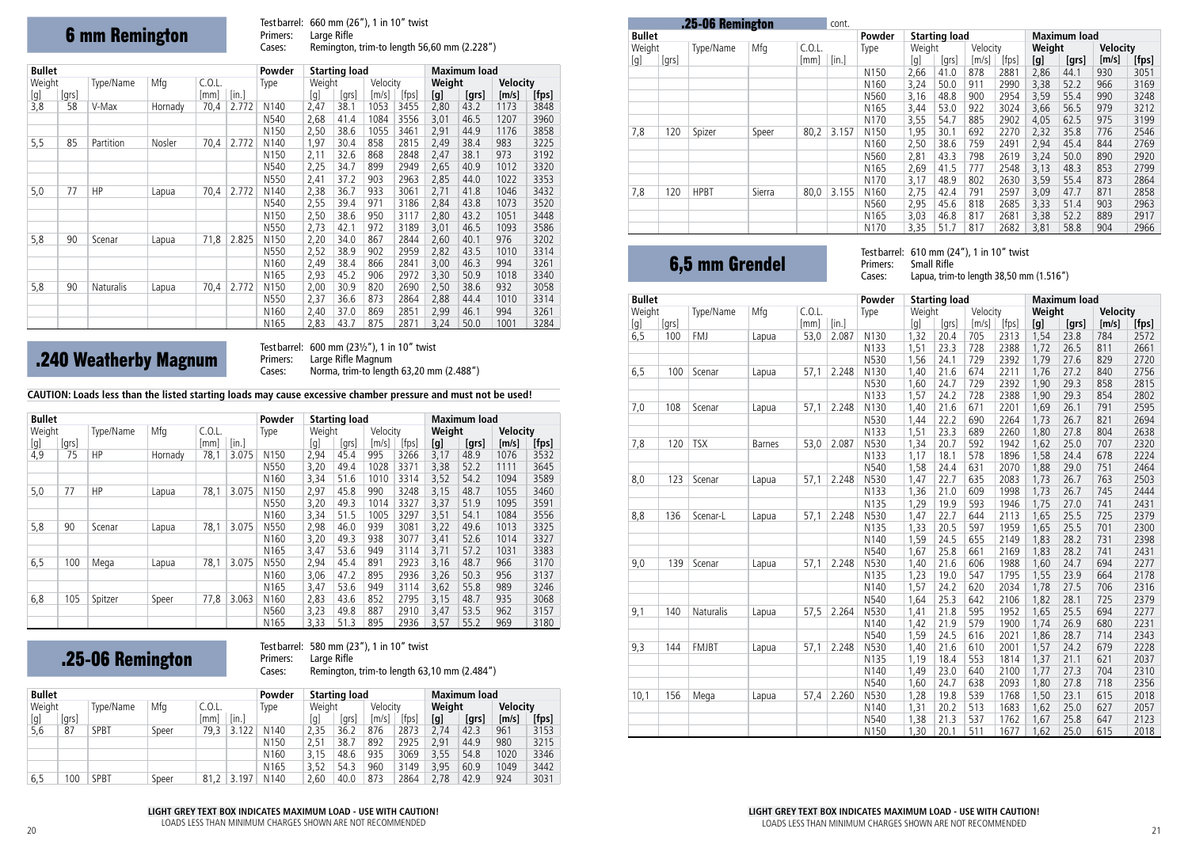# 6 mm Remington

Test barrel: 660 mm (26"), 1 in 10" twist
Primers: Large Rifle
Cases: Remington, trim-to length 56,60 mm (2.228")

| Bullet | | | | C.O.L. | | Powder | Starting load | | | | Maximum load | | | |
|---|---|---|---|---|---|---|---|---|---|---|---|---|---|---|
| Weight | | Type/Name | Mfg | | | Type | Weight | | Velocity | | Weight | | Velocity | |
| [g] | [grs] | | | [mm] | [in.] | | [g] | [grs] | [m/s] | [fps] | [g] | [grs] | [m/s] | [fps] |
| 3,8 | 58 | V-Max | Hornady | 70,4 | 2.772 | N140 | 2,47 | 38.1 | 1053 | 3455 | 2,80 | 43.2 | 1173 | 3848 |
| | | | | | | N540 | 2,68 | 41.4 | 1084 | 3556 | 3,01 | 46.5 | 1207 | 3960 |
| | | | | | | N150 | 2,50 | 38.6 | 1055 | 3461 | 2,91 | 44.9 | 1176 | 3858 |
| 5,5 | 85 | Partition | Nosler | 70,4 | 2.772 | N140 | 1,97 | 30.4 | 858 | 2815 | 2,49 | 38.4 | 983 | 3225 |
| | | | | | | N150 | 2,11 | 32.6 | 868 | 2848 | 2,47 | 38.1 | 973 | 3192 |
| | | | | | | N540 | 2,25 | 34.7 | 899 | 2949 | 2,65 | 40.9 | 1012 | 3320 |
| | | | | | | N550 | 2,41 | 37.2 | 903 | 2963 | 2,85 | 44.0 | 1022 | 3353 |
| 5,0 | 77 | HP | Lapua | 70,4 | 2.772 | N140 | 2,38 | 36.7 | 933 | 3061 | 2,71 | 41.8 | 1046 | 3432 |
| | | | | | | N540 | 2,55 | 39.4 | 971 | 3186 | 2,84 | 43.8 | 1073 | 3520 |
| | | | | | | N150 | 2,50 | 38.6 | 950 | 3117 | 2,80 | 43.2 | 1051 | 3448 |
| | | | | | | N550 | 2,73 | 42.1 | 972 | 3189 | 3,01 | 46.5 | 1093 | 3586 |
| 5,8 | 90 | Scenar | Lapua | 71,8 | 2.825 | N150 | 2,20 | 34.0 | 867 | 2844 | 2,60 | 40.1 | 976 | 3202 |
| | | | | | | N550 | 2,52 | 38.9 | 902 | 2959 | 2,82 | 43.5 | 1010 | 3314 |
| | | | | | | N160 | 2,49 | 38.4 | 866 | 2841 | 3,00 | 46.3 | 994 | 3261 |
| | | | | | | N165 | 2,93 | 45.2 | 906 | 2972 | 3,30 | 50.9 | 1018 | 3340 |
| 5,8 | 90 | Naturalis | Lapua | 70,4 | 2.772 | N150 | 2,00 | 30.9 | 820 | 2690 | 2,50 | 38.6 | 932 | 3058 |
| | | | | | | N550 | 2,37 | 36.6 | 873 | 2864 | 2,88 | 44.4 | 1010 | 3314 |
| | | | | | | N160 | 2,40 | 37.0 | 869 | 2851 | 2,99 | 46.1 | 994 | 3261 |
| | | | | | | N165 | 2,83 | 43.7 | 875 | 2871 | 3,24 | 50.0 | 1001 | 3284 |

# .240 Weatherby Magnum

Test barrel: 600 mm (23½"), 1 in 10" twist
Primers: Large Rifle Magnum
Cases: Norma, trim-to length 63,20 mm (2.488")

**CAUTION: Loads less than the listed starting loads may cause excessive chamber pressure and must not be used!**

| Bullet | | | | C.O.L. | | Powder | Starting load | | | | Maximum load | | | |
|---|---|---|---|---|---|---|---|---|---|---|---|---|---|---|
| Weight | | Type/Name | Mfg | | | Type | Weight | | Velocity | | Weight | | Velocity | |
| [g] | [grs] | | | [mm] | [in.] | | [g] | [grs] | [m/s] | [fps] | [g] | [grs] | [m/s] | [fps] |
| 4,9 | 75 | HP | Hornady | 78,1 | 3.075 | N150 | 2,94 | 45.4 | 995 | 3266 | 3,17 | 48.9 | 1076 | 3532 |
| | | | | | | N550 | 3,20 | 49.4 | 1028 | 3371 | 3,38 | 52.2 | 1111 | 3645 |
| | | | | | | N160 | 3,34 | 51.6 | 1010 | 3314 | 3,52 | 54.2 | 1094 | 3589 |
| 5,0 | 77 | HP | Lapua | 78,1 | 3.075 | N150 | 2,97 | 45.8 | 990 | 3248 | 3,15 | 48.7 | 1055 | 3460 |
| | | | | | | N550 | 3,20 | 49.3 | 1014 | 3327 | 3,37 | 51.9 | 1095 | 3591 |
| | | | | | | N160 | 3,34 | 51.5 | 1005 | 3297 | 3,51 | 54.1 | 1084 | 3556 |
| 5,8 | 90 | Scenar | Lapua | 78,1 | 3.075 | N550 | 2,98 | 46.0 | 939 | 3081 | 3,22 | 49.6 | 1013 | 3325 |
| | | | | | | N160 | 3,20 | 49.3 | 938 | 3077 | 3,41 | 52.6 | 1014 | 3327 |
| | | | | | | N165 | 3,47 | 53.6 | 949 | 3114 | 3,71 | 57.2 | 1031 | 3383 |
| 6,5 | 100 | Mega | Lapua | 78,1 | 3.075 | N550 | 2,94 | 45.4 | 891 | 2923 | 3,16 | 48.7 | 966 | 3170 |
| | | | | | | N160 | 3,06 | 47.2 | 895 | 2936 | 3,26 | 50.3 | 956 | 3137 |
| | | | | | | N165 | 3,47 | 53.6 | 949 | 3114 | 3,62 | 55.8 | 989 | 3246 |
| 6,8 | 105 | Spitzer | Speer | 77,8 | 3.063 | N160 | 2,83 | 43.6 | 852 | 2795 | 3,15 | 48.7 | 935 | 3068 |
| | | | | | | N560 | 3,23 | 49.8 | 887 | 2910 | 3,47 | 53.5 | 962 | 3157 |
| | | | | | | N165 | 3,33 | 51.3 | 895 | 2936 | 3,57 | 55.2 | 969 | 3180 |

# .25-06 Remington

Test barrel: 580 mm (23"), 1 in 10" twist
Primers: Large Rifle
Cases: Remington, trim-to length 63,10 mm (2.484")

| Bullet | | | | C.O.L. | | Powder | Starting load | | | | Maximum load | | | |
|---|---|---|---|---|---|---|---|---|---|---|---|---|---|---|
| Weight | | Type/Name | Mfg | | | Type | Weight | | Velocity | | Weight | | Velocity | |
| [g] | [grs] | | | [mm] | [in.] | | [g] | [grs] | [m/s] | [fps] | [g] | [grs] | [m/s] | [fps] |
| 5,6 | 87 | SPBT | Speer | 79,3 | 3.122 | N140 | 2,35 | 36.2 | 876 | 2873 | 2,74 | 42.3 | 961 | 3153 |
| | | | | | | N150 | 2,51 | 38.7 | 892 | 2925 | 2,91 | 44.9 | 980 | 3215 |
| | | | | | | N160 | 3,15 | 48.6 | 935 | 3069 | 3,55 | 54.8 | 1020 | 3346 |
| | | | | | | N165 | 3,52 | 54.3 | 960 | 3149 | 3,95 | 60.9 | 1049 | 3442 |
| 6,5 | 100 | SPBT | Speer | 81,2 | 3.197 | N140 | 2,60 | 40.0 | 873 | 2864 | 2,78 | 42.9 | 924 | 3031 |
| | | | | | | N150 | 2,66 | 41.0 | 878 | 2881 | 2,86 | 44.1 | 930 | 3051 |
| | | | | | | N160 | 3,24 | 50.0 | 911 | 2990 | 3,38 | 52.2 | 966 | 3169 |
| | | | | | | N560 | 3,16 | 48.8 | 900 | 2954 | 3,59 | 55.4 | 990 | 3248 |
| | | | | | | N165 | 3,44 | 53.0 | 922 | 3024 | 3,66 | 56.5 | 979 | 3212 |
| | | | | | | N170 | 3,55 | 54.7 | 885 | 2902 | 4,05 | 62.5 | 975 | 3199 |
| 7,8 | 120 | Spizer | Speer | 80,2 | 3.157 | N150 | 1,95 | 30.1 | 692 | 2270 | 2,32 | 35.8 | 776 | 2546 |
| | | | | | | N160 | 2,50 | 38.6 | 759 | 2491 | 2,94 | 45.4 | 844 | 2769 |
| | | | | | | N560 | 2,81 | 43.3 | 798 | 2619 | 3,24 | 50.0 | 890 | 2920 |
| | | | | | | N165 | 2,69 | 41.5 | 777 | 2548 | 3,13 | 48.3 | 853 | 2799 |
| | | | | | | N170 | 3,17 | 48.9 | 802 | 2630 | 3,59 | 55.4 | 873 | 2864 |
| 7,8 | 120 | HPBT | Sierra | 80,0 | 3.155 | N160 | 2,75 | 42.4 | 791 | 2597 | 3,09 | 47.7 | 871 | 2858 |
| | | | | | | N560 | 2,95 | 45.6 | 818 | 2685 | 3,33 | 51.4 | 903 | 2963 |
| | | | | | | N165 | 3,03 | 46.8 | 817 | 2681 | 3,38 | 52.2 | 889 | 2917 |
| | | | | | | N170 | 3,35 | 51.7 | 817 | 2682 | 3,81 | 58.8 | 904 | 2966 |

# 6,5 mm Grendel

Test barrel: 610 mm (24"), 1 in 10" twist
Primers: Small Rifle
Cases: Lapua, trim-to length 38,50 mm (1.516")

| Bullet | | | | C.O.L. | | Powder | Starting load | | | | Maximum load | | | |
|---|---|---|---|---|---|---|---|---|---|---|---|---|---|---|
| Weight | | Type/Name | Mfg | | | Type | Weight | | Velocity | | Weight | | Velocity | |
| [g] | [grs] | | | [mm] | [in.] | | [g] | [grs] | [m/s] | [fps] | [g] | [grs] | [m/s] | [fps] |
| 6,5 | 100 | FMJ | Lapua | 53,0 | 2.087 | N130 | 1,32 | 20.4 | 705 | 2313 | 1,54 | 23.8 | 784 | 2572 |
| | | | | | | N133 | 1,51 | 23.3 | 728 | 2388 | 1,72 | 26.5 | 811 | 2661 |
| | | | | | | N530 | 1,56 | 24.1 | 729 | 2392 | 1,79 | 27.6 | 829 | 2720 |
| 6,5 | 100 | Scenar | Lapua | 57,1 | 2.248 | N130 | 1,40 | 21.6 | 674 | 2211 | 1,76 | 27.2 | 840 | 2756 |
| | | | | | | N530 | 1,60 | 24.7 | 729 | 2392 | 1,90 | 29.3 | 858 | 2815 |
| | | | | | | N133 | 1,57 | 24.2 | 728 | 2388 | 1,90 | 29.3 | 854 | 2802 |
| 7,0 | 108 | Scenar | Lapua | 57,1 | 2.248 | N130 | 1,40 | 21.6 | 671 | 2201 | 1,69 | 26.1 | 791 | 2595 |
| | | | | | | N530 | 1,44 | 22.2 | 690 | 2264 | 1,73 | 26.7 | 821 | 2694 |
| | | | | | | N133 | 1,51 | 23.3 | 689 | 2260 | 1,80 | 27.8 | 804 | 2638 |
| 7,8 | 120 | TSX | Barnes | 53,0 | 2.087 | N530 | 1,34 | 20.7 | 592 | 1942 | 1,62 | 25.0 | 707 | 2320 |
| | | | | | | N133 | 1,17 | 18.1 | 578 | 1896 | 1,58 | 24.4 | 678 | 2224 |
| | | | | | | N540 | 1,58 | 24.4 | 631 | 2070 | 1,88 | 29.0 | 751 | 2464 |
| 8,0 | 123 | Scenar | Lapua | 57,1 | 2.248 | N530 | 1,47 | 22.7 | 635 | 2083 | 1,73 | 26.7 | 763 | 2503 |
| | | | | | | N133 | 1,36 | 21.0 | 609 | 1998 | 1,73 | 26.7 | 745 | 2444 |
| | | | | | | N135 | 1,29 | 19.9 | 593 | 1946 | 1,75 | 27.0 | 741 | 2431 |
| 8,8 | 136 | Scenar-L | Lapua | 57,1 | 2.248 | N530 | 1,47 | 22.7 | 644 | 2113 | 1,65 | 25.5 | 725 | 2379 |
| | | | | | | N135 | 1,33 | 20.5 | 597 | 1959 | 1,65 | 25.5 | 701 | 2300 |
| | | | | | | N140 | 1,59 | 24.5 | 655 | 2149 | 1,83 | 28.2 | 731 | 2398 |
| | | | | | | N540 | 1,67 | 25.8 | 661 | 2169 | 1,83 | 28.2 | 741 | 2431 |
| 9,0 | 139 | Scenar | Lapua | 57,1 | 2.248 | N530 | 1,40 | 21.6 | 606 | 1988 | 1,60 | 24.7 | 694 | 2277 |
| | | | | | | N135 | 1,23 | 19.0 | 547 | 1795 | 1,55 | 23.9 | 664 | 2178 |
| | | | | | | N140 | 1,57 | 24.2 | 620 | 2034 | 1,78 | 27.5 | 706 | 2316 |
| | | | | | | N540 | 1,64 | 25.3 | 642 | 2106 | 1,82 | 28.1 | 725 | 2379 |
| 9,1 | 140 | Naturalis | Lapua | 57,5 | 2.264 | N530 | 1,41 | 21.8 | 595 | 1952 | 1,65 | 25.5 | 694 | 2277 |
| | | | | | | N140 | 1,42 | 21.9 | 579 | 1900 | 1,74 | 26.9 | 680 | 2231 |
| | | | | | | N540 | 1,59 | 24.5 | 616 | 2021 | 1,86 | 28.7 | 714 | 2343 |
| 9,3 | 144 | FMJBT | Lapua | 57,1 | 2.248 | N530 | 1,40 | 21.6 | 610 | 2001 | 1,57 | 24.2 | 679 | 2228 |
| | | | | | | N135 | 1,19 | 18.4 | 553 | 1814 | 1,37 | 21.1 | 621 | 2037 |
| | | | | | | N140 | 1,49 | 23.0 | 640 | 2100 | 1,77 | 27.3 | 704 | 2310 |
| | | | | | | N540 | 1,60 | 24.7 | 638 | 2093 | 1,80 | 27.8 | 718 | 2356 |
| 10,1 | 156 | Mega | Lapua | 57,4 | 2.260 | N530 | 1,28 | 19.8 | 539 | 1768 | 1,50 | 23.1 | 615 | 2018 |
| | | | | | | N140 | 1,31 | 20.2 | 513 | 1683 | 1,62 | 25.0 | 627 | 2057 |
| | | | | | | N540 | 1,38 | 21.3 | 537 | 1762 | 1,67 | 25.8 | 647 | 2123 |
| | | | | | | N150 | 1,30 | 20.1 | 511 | 1677 | 1,62 | 25.0 | 615 | 2018 |

**LIGHT GREY TEXT BOX INDICATES MAXIMUM LOAD - USE WITH CAUTION!**
LOADS LESS THAN MINIMUM CHARGES SHOWN ARE NOT RECOMMENDED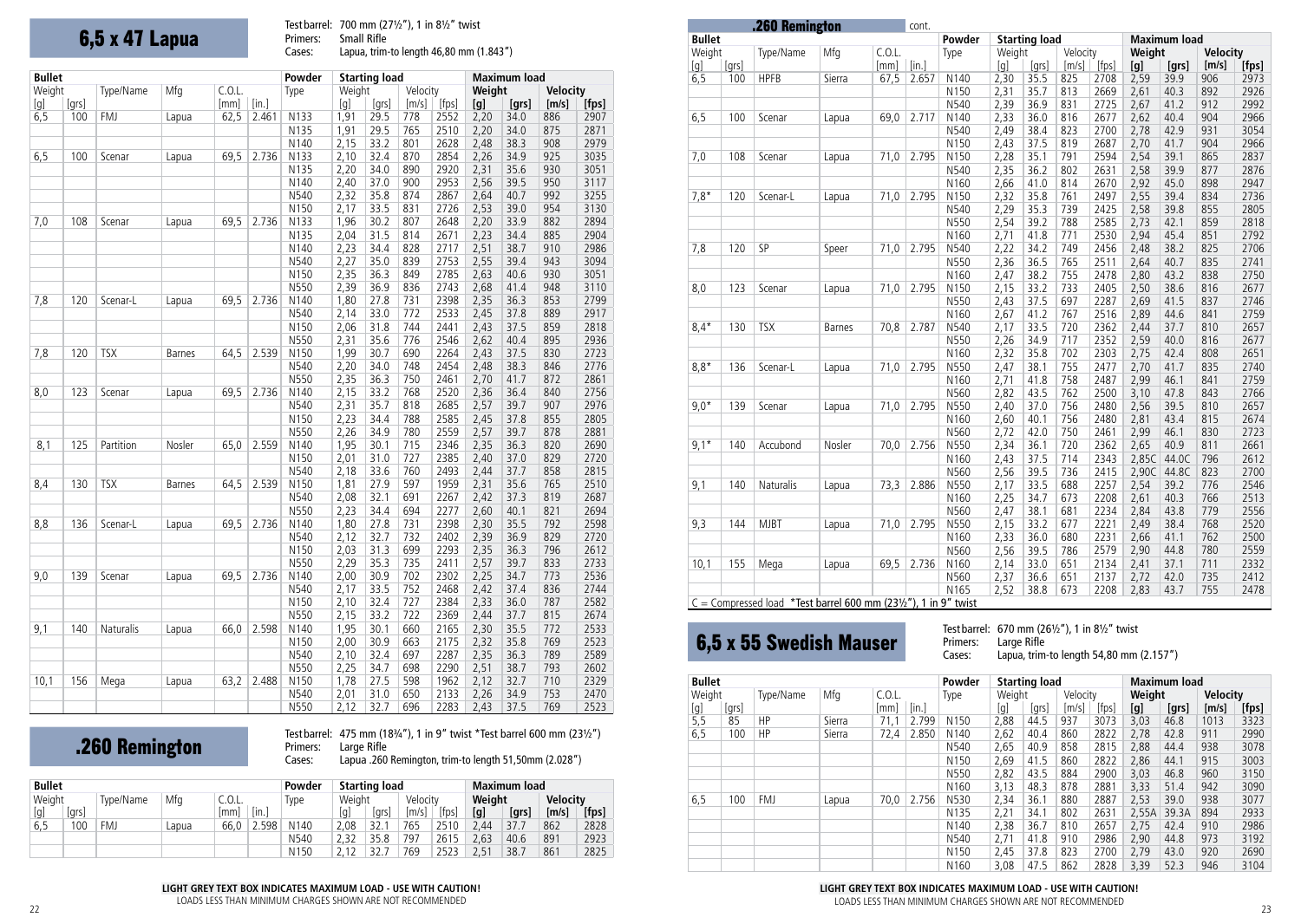# 6,5 x 47 Lapua

Test barrel: 700 mm (27½"), 1 in 8½" twist
Primers: Small Rifle
Cases: Lapua, trim-to length 46,80 mm (1.843")

| Bullet | | | | | | Powder | Starting load | | | | Maximum load | | | |
|---|---|---|---|---|---|---|---|---|---|---|---|---|---|---|
| Weight | | Type/Name | Mfg | C.O.L. | | Type | Weight | | Velocity | | Weight | | Velocity | |
| [g] | [grs] | | | [mm] | [in.] | | [g] | [grs] | [m/s] | [fps] | [g] | [grs] | [m/s] | [fps] |
| 6,5 | 100 | FMJ | Lapua | 62,5 | 2.461 | N133 | 1,91 | 29.5 | 778 | 2552 | 2,20 | 34.0 | 886 | 2907 |
| | | | | | | N135 | 1,91 | 29.5 | 765 | 2510 | 2,20 | 34.0 | 875 | 2871 |
| | | | | | | N140 | 2,15 | 33.2 | 801 | 2628 | 2,48 | 38.3 | 908 | 2979 |
| 6,5 | 100 | Scenar | Lapua | 69,5 | 2.736 | N133 | 2,10 | 32.4 | 870 | 2854 | 2,26 | 34.9 | 925 | 3035 |
| | | | | | | N135 | 2,20 | 34.0 | 890 | 2920 | 2,31 | 35.6 | 930 | 3051 |
| | | | | | | N140 | 2,40 | 37.0 | 900 | 2953 | 2,56 | 39.5 | 950 | 3117 |
| | | | | | | N540 | 2,32 | 35.8 | 874 | 2867 | 2,64 | 40.7 | 992 | 3255 |
| | | | | | | N150 | 2,17 | 33.5 | 831 | 2726 | 2,53 | 39.0 | 954 | 3130 |
| 7,0 | 108 | Scenar | Lapua | 69,5 | 2.736 | N133 | 1,96 | 30.2 | 807 | 2648 | 2,20 | 33.9 | 882 | 2894 |
| | | | | | | N135 | 2,04 | 31.5 | 814 | 2671 | 2,23 | 34.4 | 885 | 2904 |
| | | | | | | N140 | 2,23 | 34.4 | 828 | 2717 | 2,51 | 38.7 | 910 | 2986 |
| | | | | | | N540 | 2,27 | 35.0 | 839 | 2753 | 2,55 | 39.4 | 943 | 3094 |
| | | | | | | N150 | 2,35 | 36.3 | 849 | 2785 | 2,63 | 40.6 | 930 | 3051 |
| | | | | | | N550 | 2,39 | 36.9 | 836 | 2743 | 2,68 | 41.4 | 948 | 3110 |
| 7,8 | 120 | Scenar-L | Lapua | 69,5 | 2.736 | N140 | 1,80 | 27.8 | 731 | 2398 | 2,35 | 36.3 | 853 | 2799 |
| | | | | | | N540 | 2,14 | 33.0 | 772 | 2533 | 2,45 | 37.8 | 889 | 2917 |
| | | | | | | N150 | 2,06 | 31.8 | 744 | 2441 | 2,43 | 37.5 | 859 | 2818 |
| | | | | | | N550 | 2,31 | 35.6 | 776 | 2546 | 2,62 | 40.4 | 895 | 2936 |
| 7,8 | 120 | TSX | Barnes | 64,5 | 2.539 | N150 | 1,99 | 30.7 | 690 | 2264 | 2,43 | 37.5 | 830 | 2723 |
| | | | | | | N540 | 2,20 | 34.0 | 748 | 2454 | 2,48 | 38.3 | 846 | 2776 |
| | | | | | | N550 | 2,35 | 36.3 | 750 | 2461 | 2,70 | 41.7 | 872 | 2861 |
| 8,0 | 123 | Scenar | Lapua | 69,5 | 2.736 | N140 | 2,15 | 33.2 | 768 | 2520 | 2,36 | 36.4 | 840 | 2756 |
| | | | | | | N540 | 2,31 | 35.7 | 818 | 2685 | 2,57 | 39.7 | 907 | 2976 |
| | | | | | | N150 | 2,23 | 34.4 | 788 | 2585 | 2,45 | 37.8 | 855 | 2805 |
| | | | | | | N550 | 2,26 | 34.9 | 780 | 2559 | 2,57 | 39.7 | 878 | 2881 |
| 8,1 | 125 | Partition | Nosler | 65,0 | 2.559 | N140 | 1,95 | 30.1 | 715 | 2346 | 2,35 | 36.3 | 820 | 2690 |
| | | | | | | N150 | 2,01 | 31.0 | 727 | 2385 | 2,40 | 37.0 | 829 | 2720 |
| | | | | | | N540 | 2,18 | 33.6 | 760 | 2493 | 2,44 | 37.7 | 858 | 2815 |
| 8,4 | 130 | TSX | Barnes | 64,5 | 2.539 | N150 | 1,81 | 27.9 | 597 | 1959 | 2,31 | 35.6 | 765 | 2510 |
| | | | | | | N540 | 2,08 | 32.1 | 691 | 2267 | 2,42 | 37.3 | 819 | 2687 |
| | | | | | | N550 | 2,23 | 34.4 | 694 | 2277 | 2,60 | 40.1 | 821 | 2694 |
| 8,8 | 136 | Scenar-L | Lapua | 69,5 | 2.736 | N140 | 1,80 | 27.8 | 731 | 2398 | 2,30 | 35.5 | 792 | 2598 |
| | | | | | | N540 | 2,12 | 32.7 | 732 | 2402 | 2,39 | 36.9 | 829 | 2720 |
| | | | | | | N150 | 2,03 | 31.3 | 699 | 2293 | 2,35 | 36.3 | 796 | 2612 |
| | | | | | | N550 | 2,29 | 35.3 | 735 | 2411 | 2,57 | 39.7 | 833 | 2733 |
| 9,0 | 139 | Scenar | Lapua | 69,5 | 2.736 | N140 | 2,00 | 30.9 | 702 | 2302 | 2,25 | 34.7 | 773 | 2536 |
| | | | | | | N540 | 2,17 | 33.5 | 752 | 2468 | 2,42 | 37.4 | 836 | 2744 |
| | | | | | | N150 | 2,10 | 32.4 | 727 | 2384 | 2,33 | 36.0 | 787 | 2582 |
| | | | | | | N550 | 2,15 | 33.2 | 722 | 2369 | 2,44 | 37.7 | 815 | 2674 |
| 9,1 | 140 | Naturalis | Lapua | 66,0 | 2.598 | N140 | 1,95 | 30.1 | 660 | 2165 | 2,30 | 35.5 | 772 | 2533 |
| | | | | | | N150 | 2,00 | 30.9 | 663 | 2175 | 2,32 | 35.8 | 769 | 2523 |
| | | | | | | N540 | 2,10 | 32.4 | 697 | 2287 | 2,35 | 36.3 | 789 | 2589 |
| | | | | | | N550 | 2,25 | 34.7 | 698 | 2290 | 2,51 | 38.7 | 793 | 2602 |
| 10,1 | 156 | Mega | Lapua | 63,2 | 2.488 | N150 | 1,78 | 27.5 | 598 | 1962 | 2,12 | 32.7 | 710 | 2329 |
| | | | | | | N540 | 2,01 | 31.0 | 650 | 2133 | 2,26 | 34.9 | 753 | 2470 |
| | | | | | | N550 | 2,12 | 32.7 | 696 | 2283 | 2,43 | 37.5 | 769 | 2523 |

# .260 Remington

Test barrel: 475 mm (18¾"), 1 in 9" twist *Test barrel 600 mm (23½")
Primers: Large Rifle
Cases: Lapua .260 Remington, trim-to length 51,50mm (2.028")

| Bullet | | | | | | Powder | Starting load | | | | Maximum load | | | |
|---|---|---|---|---|---|---|---|---|---|---|---|---|---|---|
| Weight | | Type/Name | Mfg | C.O.L. | | Type | Weight | | Velocity | | Weight | | Velocity | |
| [g] | [grs] | | | [mm] | [in.] | | [g] | [grs] | [m/s] | [fps] | [g] | [grs] | [m/s] | [fps] |
| 6,5 | 100 | FMJ | Lapua | 66,0 | 2.598 | N140 | 2,08 | 32.1 | 765 | 2510 | 2,44 | 37.7 | 862 | 2828 |
| | | | | | | N540 | 2,32 | 35.8 | 797 | 2615 | 2,63 | 40.6 | 891 | 2923 |
| | | | | | | N150 | 2,12 | 32.7 | 769 | 2523 | 2,51 | 38.7 | 861 | 2825 |
| 6,5 | 100 | HPFB | Sierra | 67,5 | 2.657 | N140 | 2,30 | 35.5 | 825 | 2708 | 2,59 | 39.9 | 906 | 2973 |
| | | | | | | N150 | 2,31 | 35.7 | 813 | 2669 | 2,61 | 40.3 | 892 | 2926 |
| | | | | | | N540 | 2,39 | 36.9 | 831 | 2725 | 2,67 | 41.2 | 912 | 2992 |
| 6,5 | 100 | Scenar | Lapua | 69,0 | 2.717 | N140 | 2,33 | 36.0 | 816 | 2677 | 2,62 | 40.4 | 904 | 2966 |
| | | | | | | N540 | 2,49 | 38.4 | 823 | 2700 | 2,78 | 42.9 | 931 | 3054 |
| | | | | | | N150 | 2,43 | 37.5 | 819 | 2687 | 2,70 | 41.7 | 904 | 2966 |
| 7,0 | 108 | Scenar | Lapua | 71,0 | 2.795 | N150 | 2,28 | 35.1 | 791 | 2594 | 2,54 | 39.1 | 865 | 2837 |
| | | | | | | N540 | 2,35 | 36.2 | 802 | 2631 | 2,58 | 39.9 | 877 | 2876 |
| | | | | | | N160 | 2,66 | 41.0 | 814 | 2670 | 2,92 | 45.0 | 898 | 2947 |
| 7,8* | 120 | Scenar-L | Lapua | 71,0 | 2.795 | N150 | 2,32 | 35.8 | 761 | 2497 | 2,55 | 39.4 | 834 | 2736 |
| | | | | | | N540 | 2,29 | 35.3 | 739 | 2425 | 2,58 | 39.8 | 855 | 2805 |
| | | | | | | N550 | 2,54 | 39.2 | 788 | 2585 | 2,73 | 42.1 | 859 | 2818 |
| | | | | | | N160 | 2,71 | 41.8 | 771 | 2530 | 2,94 | 45.4 | 851 | 2792 |
| 7,8 | 120 | SP | Speer | 71,0 | 2.795 | N540 | 2,22 | 34.2 | 749 | 2456 | 2,48 | 38.2 | 825 | 2706 |
| | | | | | | N550 | 2,36 | 36.5 | 765 | 2511 | 2,64 | 40.7 | 835 | 2741 |
| | | | | | | N160 | 2,47 | 38.2 | 755 | 2478 | 2,80 | 43.2 | 838 | 2750 |
| 8,0 | 123 | Scenar | Lapua | 71,0 | 2.795 | N150 | 2,15 | 33.2 | 733 | 2405 | 2,50 | 38.6 | 816 | 2677 |
| | | | | | | N550 | 2,43 | 37.5 | 697 | 2287 | 2,69 | 41.5 | 837 | 2746 |
| | | | | | | N160 | 2,67 | 41.2 | 767 | 2516 | 2,89 | 44.6 | 841 | 2759 |
| 8,4* | 130 | TSX | Barnes | 70,8 | 2.787 | N540 | 2,17 | 33.5 | 720 | 2362 | 2,44 | 37.7 | 810 | 2657 |
| | | | | | | N550 | 2,26 | 34.9 | 717 | 2352 | 2,59 | 40.0 | 816 | 2677 |
| | | | | | | N160 | 2,32 | 35.8 | 702 | 2303 | 2,75 | 42.4 | 808 | 2651 |
| 8,8* | 136 | Scenar-L | Lapua | 71,0 | 2.795 | N550 | 2,47 | 38.1 | 755 | 2477 | 2,70 | 41.7 | 835 | 2740 |
| | | | | | | N160 | 2,71 | 41.8 | 758 | 2487 | 2,99 | 46.1 | 841 | 2759 |
| | | | | | | N560 | 2,82 | 43.5 | 762 | 2500 | 3,10 | 47.8 | 843 | 2766 |
| 9,0* | 139 | Scenar | Lapua | 71,0 | 2.795 | N550 | 2,40 | 37.0 | 756 | 2480 | 2,56 | 39.5 | 810 | 2657 |
| | | | | | | N160 | 2,60 | 40.1 | 756 | 2480 | 2,81 | 43.4 | 815 | 2674 |
| | | | | | | N560 | 2,72 | 42.0 | 750 | 2461 | 2,99 | 46.1 | 830 | 2723 |
| 9,1* | 140 | Accubond | Nosler | 70,0 | 2.756 | N550 | 2,34 | 36.1 | 720 | 2362 | 2,65 | 40.9 | 811 | 2661 |
| | | | | | | N160 | 2,43 | 37.5 | 714 | 2343 | 2,85C | 44.0C | 796 | 2612 |
| | | | | | | N560 | 2,56 | 39.5 | 736 | 2415 | 2,90C | 44.8C | 823 | 2700 |
| 9,1 | 140 | Naturalis | Lapua | 73,3 | 2.886 | N550 | 2,17 | 33.5 | 688 | 2257 | 2,54 | 39.2 | 776 | 2546 |
| | | | | | | N160 | 2,25 | 34.7 | 673 | 2208 | 2,61 | 40.3 | 766 | 2513 |
| | | | | | | N560 | 2,47 | 38.1 | 681 | 2234 | 2,84 | 43.8 | 779 | 2556 |
| 9,3 | 144 | MJBT | Lapua | 71,0 | 2.795 | N550 | 2,15 | 33.2 | 677 | 2221 | 2,49 | 38.4 | 768 | 2520 |
| | | | | | | N160 | 2,33 | 36.0 | 680 | 2231 | 2,66 | 41.1 | 762 | 2500 |
| | | | | | | N560 | 2,56 | 39.5 | 786 | 2579 | 2,90 | 44.8 | 780 | 2559 |
| 10,1 | 155 | Mega | Lapua | 69,5 | 2.736 | N160 | 2,14 | 33.0 | 651 | 2134 | 2,41 | 37.1 | 711 | 2332 |
| | | | | | | N560 | 2,37 | 36.6 | 651 | 2137 | 2,72 | 42.0 | 735 | 2412 |
| | | | | | | N165 | 2,52 | 38.8 | 673 | 2208 | 2,83 | 43.7 | 755 | 2478 |

C = Compressed load *Test barrel 600 mm (23½"), 1 in 9" twist

# 6,5 x 55 Swedish Mauser

Test barrel: 670 mm (26½"), 1 in 8½" twist
Primers: Large Rifle
Cases: Lapua, trim-to length 54,80 mm (2.157")

| Bullet | | | | | | Powder | Starting load | | | | Maximum load | | | |
|---|---|---|---|---|---|---|---|---|---|---|---|---|---|---|
| Weight | | Type/Name | Mfg | C.O.L. | | Type | Weight | | Velocity | | Weight | | Velocity | |
| [g] | [grs] | | | [mm] | [in.] | | [g] | [grs] | [m/s] | [fps] | [g] | [grs] | [m/s] | [fps] |
| 5,5 | 85 | HP | Sierra | 71,1 | 2.799 | N150 | 2,88 | 44.5 | 937 | 3073 | 3,03 | 46.8 | 1013 | 3323 |
| 6,5 | 100 | HP | Sierra | 72,4 | 2.850 | N140 | 2,62 | 40.4 | 860 | 2822 | 2,78 | 42.8 | 911 | 2990 |
| | | | | | | N540 | 2,65 | 40.9 | 858 | 2815 | 2,88 | 44.4 | 938 | 3078 |
| | | | | | | N150 | 2,69 | 41.5 | 860 | 2822 | 2,86 | 44.1 | 915 | 3003 |
| | | | | | | N550 | 2,82 | 43.5 | 884 | 2900 | 3,03 | 46.8 | 960 | 3150 |
| | | | | | | N160 | 3,13 | 48.3 | 878 | 2881 | 3,33 | 51.4 | 942 | 3090 |
| 6,5 | 100 | FMJ | Lapua | 70,0 | 2.756 | N530 | 2,34 | 36.1 | 880 | 2887 | 2,53 | 39.0 | 938 | 3077 |
| | | | | | | N135 | 2,21 | 34.1 | 802 | 2631 | 2,55A | 39.3A | 894 | 2933 |
| | | | | | | N140 | 2,38 | 36.7 | 810 | 2657 | 2,75 | 42.4 | 910 | 2986 |
| | | | | | | N540 | 2,71 | 41.8 | 910 | 2986 | 2,90 | 44.8 | 973 | 3192 |
| | | | | | | N150 | 2,45 | 37.8 | 823 | 2700 | 2,79 | 43.0 | 920 | 2690 |
| | | | | | | N160 | 3,08 | 47.5 | 862 | 2828 | 3,39 | 52.3 | 946 | 3104 |

**LIGHT GREY TEXT BOX INDICATES MAXIMUM LOAD - USE WITH CAUTION!**
LOADS LESS THAN MINIMUM CHARGES SHOWN ARE NOT RECOMMENDED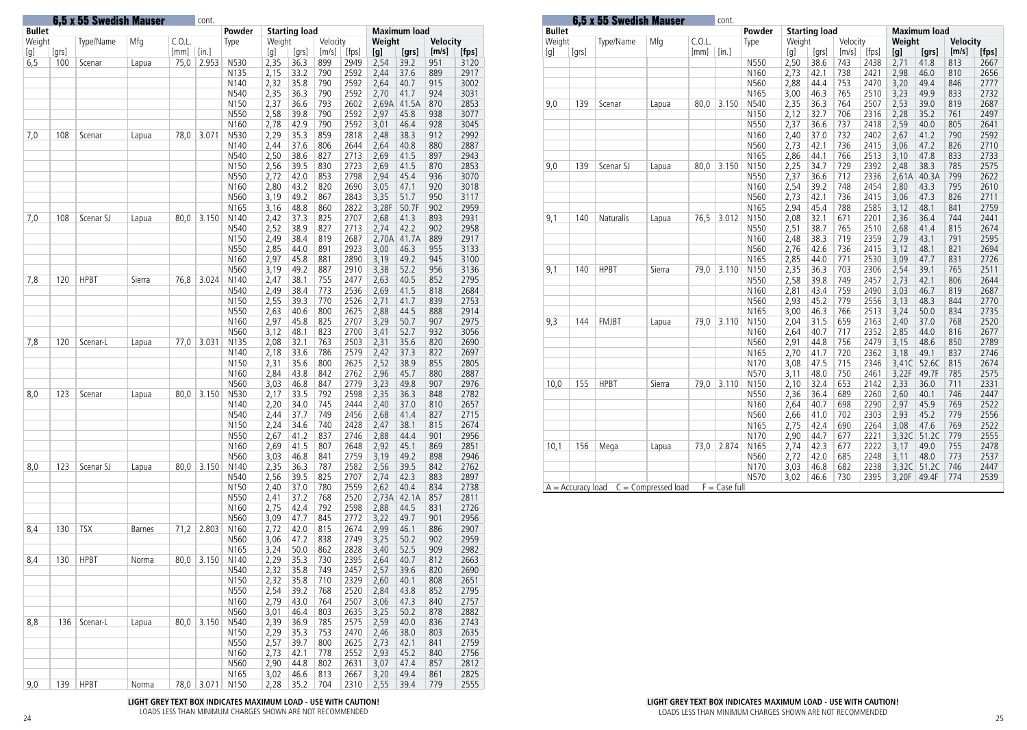## 6,5 x 55 Swedish Mauser cont.

| Bullet | | | | | | Powder | Starting load | | | | Maximum load | | | |
|---|---|---|---|---|---|---|---|---|---|---|---|---|---|---|
| Weight | | Type/Name | Mfg | C.O.L. | | Type | Weight | | Velocity | | Weight | | Velocity | |
| [g] | [grs] | | | [mm] | [in.] | | [g] | [grs] | [m/s] | [fps] | [g] | [grs] | [m/s] | [fps] |
| 6,5 | 100 | Scenar | Lapua | 75,0 | 2.953 | N530 | 2,35 | 36.3 | 899 | 2949 | 2,54 | 39.2 | 951 | 3120 |
| | | | | | | N135 | 2,15 | 33.2 | 790 | 2592 | 2,44 | 37.6 | 889 | 2917 |
| | | | | | | N140 | 2,32 | 35.8 | 790 | 2592 | 2,64 | 40.7 | 915 | 3002 |
| | | | | | | N540 | 2,35 | 36.3 | 790 | 2592 | 2,70 | 41.7 | 924 | 3031 |
| | | | | | | N150 | 2,37 | 36.6 | 793 | 2602 | 2,69A | 41.5A | 870 | 2853 |
| | | | | | | N550 | 2,58 | 39.8 | 790 | 2592 | 2,97 | 45.8 | 938 | 3077 |
| | | | | | | N160 | 2,78 | 42.9 | 790 | 2592 | 3,01 | 46.4 | 928 | 3045 |
| 7,0 | 108 | Scenar | Lapua | 78,0 | 3.071 | N530 | 2,29 | 35.3 | 859 | 2818 | 2,48 | 38.3 | 912 | 2992 |
| | | | | | | N140 | 2,44 | 37.6 | 806 | 2644 | 2,64 | 40.8 | 880 | 2887 |
| | | | | | | N540 | 2,50 | 38.6 | 827 | 2713 | 2,69 | 41.5 | 897 | 2943 |
| | | | | | | N150 | 2,56 | 39.5 | 830 | 2723 | 2,69 | 41.5 | 870 | 2853 |
| | | | | | | N550 | 2,72 | 42.0 | 853 | 2798 | 2,94 | 45.4 | 936 | 3070 |
| | | | | | | N160 | 2,80 | 43.2 | 820 | 2690 | 3,05 | 47.1 | 920 | 3018 |
| | | | | | | N560 | 3,19 | 49.2 | 867 | 2843 | 3,35 | 51.7 | 950 | 3117 |
| | | | | | | N165 | 3,16 | 48.8 | 860 | 2822 | 3,28F | 50.7F | 902 | 2959 |
| 7,0 | 108 | Scenar SJ | Lapua | 80,0 | 3.150 | N140 | 2,42 | 37.3 | 825 | 2707 | 2,68 | 41.3 | 893 | 2931 |
| | | | | | | N540 | 2,52 | 38.9 | 827 | 2713 | 2,74 | 42.2 | 902 | 2958 |
| | | | | | | N150 | 2,49 | 38.4 | 819 | 2687 | 2,70A | 41.7A | 889 | 2917 |
| | | | | | | N550 | 2,85 | 44.0 | 891 | 2923 | 3,00 | 46.3 | 955 | 3133 |
| | | | | | | N160 | 2,97 | 45.8 | 881 | 2890 | 3,19 | 49.2 | 945 | 3100 |
| | | | | | | N560 | 3,19 | 49.2 | 887 | 2910 | 3,38 | 52.2 | 956 | 3136 |
| 7,8 | 120 | HPBT | Sierra | 76,8 | 3.024 | N140 | 2,47 | 38.1 | 755 | 2477 | 2,63 | 40.5 | 852 | 2795 |
| | | | | | | N540 | 2,49 | 38.4 | 773 | 2536 | 2,69 | 41.5 | 818 | 2684 |
| | | | | | | N150 | 2,55 | 39.3 | 770 | 2526 | 2,71 | 41.7 | 839 | 2753 |
| | | | | | | N550 | 2,63 | 40.6 | 800 | 2625 | 2,88 | 44.5 | 888 | 2914 |
| | | | | | | N160 | 2,97 | 45.8 | 825 | 2707 | 3,29 | 50.7 | 907 | 2975 |
| | | | | | | N560 | 3,12 | 48.1 | 823 | 2700 | 3,41 | 52.7 | 932 | 3056 |
| 7,8 | 120 | Scenar-L | Lapua | 77,0 | 3.031 | N135 | 2,08 | 32.1 | 763 | 2503 | 2,31 | 35.6 | 820 | 2690 |
| | | | | | | N140 | 2,18 | 33.6 | 786 | 2579 | 2,42 | 37.3 | 822 | 2697 |
| | | | | | | N150 | 2,31 | 35.6 | 800 | 2625 | 2,52 | 38.9 | 855 | 2805 |
| | | | | | | N160 | 2,84 | 43.8 | 842 | 2762 | 2,96 | 45.7 | 880 | 2887 |
| | | | | | | N560 | 3,03 | 46.8 | 847 | 2779 | 3,23 | 49.8 | 907 | 2976 |
| 8,0 | 123 | Scenar | Lapua | 80,0 | 3.150 | N530 | 2,17 | 33.5 | 792 | 2598 | 2,35 | 36.3 | 848 | 2782 |
| | | | | | | N140 | 2,20 | 34.0 | 745 | 2444 | 2,40 | 37.0 | 810 | 2657 |
| | | | | | | N540 | 2,44 | 37.7 | 749 | 2456 | 2,68 | 41.4 | 827 | 2715 |
| | | | | | | N150 | 2,24 | 34.6 | 740 | 2428 | 2,47 | 38.1 | 815 | 2674 |
| | | | | | | N550 | 2,67 | 41.2 | 837 | 2746 | 2,88 | 44.4 | 901 | 2956 |
| | | | | | | N160 | 2,69 | 41.5 | 807 | 2648 | 2,92 | 45.1 | 869 | 2851 |
| | | | | | | N560 | 3,03 | 46.8 | 841 | 2759 | 3,19 | 49.2 | 898 | 2946 |
| 8,0 | 123 | Scenar SJ | Lapua | 80,0 | 3.150 | N140 | 2,35 | 36.3 | 787 | 2582 | 2,56 | 39.5 | 842 | 2762 |
| | | | | | | N540 | 2,56 | 39.5 | 825 | 2707 | 2,74 | 42.3 | 883 | 2897 |
| | | | | | | N150 | 2,40 | 37.0 | 780 | 2559 | 2,62 | 40.4 | 834 | 2738 |
| | | | | | | N550 | 2,41 | 37.2 | 768 | 2520 | 2,73A | 42.1A | 857 | 2811 |
| | | | | | | N160 | 2,75 | 42.4 | 792 | 2598 | 2,88 | 44.5 | 831 | 2726 |
| | | | | | | N560 | 3,09 | 47.7 | 845 | 2772 | 3,22 | 49.7 | 901 | 2956 |
| 8,4 | 130 | TSX | Barnes | 71,2 | 2.803 | N160 | 2,72 | 42.0 | 815 | 2674 | 2,99 | 46.1 | 886 | 2907 |
| | | | | | | N560 | 3,06 | 47.2 | 838 | 2749 | 3,25 | 50.2 | 902 | 2959 |
| | | | | | | N165 | 3,24 | 50.0 | 862 | 2828 | 3,40 | 52.5 | 909 | 2982 |
| 8,4 | 130 | HPBT | Norma | 80,0 | 3.150 | N140 | 2,29 | 35.3 | 730 | 2395 | 2,64 | 40.7 | 812 | 2663 |
| | | | | | | N540 | 2,32 | 35.8 | 749 | 2457 | 2,57 | 39.6 | 820 | 2690 |
| | | | | | | N150 | 2,32 | 35.8 | 710 | 2329 | 2,60 | 40.1 | 808 | 2651 |
| | | | | | | N550 | 2,54 | 39.2 | 768 | 2520 | 2,84 | 43.8 | 852 | 2795 |
| | | | | | | N160 | 2,79 | 43.0 | 764 | 2507 | 3,06 | 47.3 | 840 | 2757 |
| | | | | | | N560 | 3,01 | 46.4 | 803 | 2635 | 3,25 | 50.2 | 878 | 2882 |
| 8,8 | 136 | Scenar-L | Lapua | 80,0 | 3.150 | N540 | 2,39 | 36.9 | 785 | 2575 | 2,59 | 40.0 | 836 | 2743 |
| | | | | | | N150 | 2,29 | 35.3 | 753 | 2470 | 2,46 | 38.0 | 803 | 2635 |
| | | | | | | N550 | 2,57 | 39.7 | 800 | 2625 | 2,73 | 42.1 | 841 | 2759 |
| | | | | | | N160 | 2,73 | 42.1 | 778 | 2552 | 2,93 | 45.2 | 840 | 2756 |
| | | | | | | N560 | 2,90 | 44.8 | 802 | 2631 | 3,07 | 47.4 | 857 | 2812 |
| | | | | | | N165 | 3,02 | 46.6 | 813 | 2667 | 3,20 | 49.4 | 861 | 2825 |
| 9,0 | 139 | HPBT | Norma | 78,0 | 3.071 | N150 | 2,28 | 35.2 | 704 | 2310 | 2,55 | 39.4 | 779 | 2555 |
| | | | | | | N550 | 2,50 | 38.6 | 743 | 2438 | 2,71 | 41.8 | 813 | 2667 |
| | | | | | | N160 | 2,73 | 42.1 | 738 | 2421 | 2,98 | 46.0 | 810 | 2656 |
| | | | | | | N560 | 2,88 | 44.4 | 753 | 2470 | 3,20 | 49.4 | 846 | 2777 |
| | | | | | | N165 | 3,00 | 46.3 | 765 | 2510 | 3,23 | 49.9 | 833 | 2732 |
| 9,0 | 139 | Scenar | Lapua | 80,0 | 3.150 | N540 | 2,35 | 36.3 | 764 | 2507 | 2,53 | 39.0 | 819 | 2687 |
| | | | | | | N150 | 2,12 | 32.7 | 706 | 2316 | 2,28 | 35.2 | 761 | 2497 |
| | | | | | | N550 | 2,37 | 36.6 | 737 | 2418 | 2,59 | 40.0 | 805 | 2641 |
| | | | | | | N160 | 2,40 | 37.0 | 732 | 2402 | 2,67 | 41.2 | 790 | 2592 |
| | | | | | | N560 | 2,73 | 42.1 | 736 | 2415 | 3,06 | 47.2 | 826 | 2710 |
| | | | | | | N165 | 2,86 | 44.1 | 766 | 2513 | 3,10 | 47.8 | 833 | 2733 |
| 9,0 | 139 | Scenar SJ | Lapua | 80,0 | 3.150 | N150 | 2,25 | 34.7 | 729 | 2392 | 2,48 | 38.3 | 785 | 2575 |
| | | | | | | N550 | 2,37 | 36.6 | 712 | 2336 | 2,61A | 40.3A | 799 | 2622 |
| | | | | | | N160 | 2,54 | 39.2 | 748 | 2454 | 2,80 | 43.3 | 795 | 2610 |
| | | | | | | N560 | 2,73 | 42.1 | 736 | 2415 | 3,06 | 47.3 | 826 | 2711 |
| | | | | | | N165 | 2,94 | 45.4 | 788 | 2585 | 3,12 | 48.1 | 841 | 2759 |
| 9,1 | 140 | Naturalis | Lapua | 76,5 | 3.012 | N150 | 2,08 | 32.1 | 671 | 2201 | 2,36 | 36.4 | 744 | 2441 |
| | | | | | | N550 | 2,51 | 38.7 | 765 | 2510 | 2,68 | 41.4 | 815 | 2674 |
| | | | | | | N160 | 2,48 | 38.3 | 719 | 2359 | 2,79 | 43.1 | 791 | 2595 |
| | | | | | | N560 | 2,76 | 42.6 | 736 | 2415 | 3,12 | 48.1 | 821 | 2694 |
| | | | | | | N165 | 2,85 | 44.0 | 771 | 2530 | 3,09 | 47.7 | 831 | 2726 |
| 9,1 | 140 | HPBT | Sierra | 79,0 | 3.110 | N150 | 2,35 | 36.3 | 703 | 2306 | 2,54 | 39.1 | 765 | 2511 |
| | | | | | | N550 | 2,58 | 39.8 | 749 | 2457 | 2,73 | 42.1 | 806 | 2644 |
| | | | | | | N160 | 2,81 | 43.4 | 759 | 2490 | 3,03 | 46.7 | 819 | 2687 |
| | | | | | | N560 | 2,93 | 45.2 | 779 | 2556 | 3,13 | 48.3 | 844 | 2770 |
| | | | | | | N165 | 3,00 | 46.3 | 766 | 2513 | 3,24 | 50.0 | 834 | 2735 |
| 9,3 | 144 | FMJBT | Lapua | 79,0 | 3.110 | N150 | 2,04 | 31.5 | 659 | 2163 | 2,40 | 37.0 | 768 | 2520 |
| | | | | | | N160 | 2,64 | 40.7 | 717 | 2352 | 2,85 | 44.0 | 816 | 2677 |
| | | | | | | N560 | 2,91 | 44.8 | 756 | 2479 | 3,15 | 48.6 | 850 | 2789 |
| | | | | | | N165 | 2,70 | 41.7 | 720 | 2362 | 3,18 | 49.1 | 837 | 2746 |
| | | | | | | N170 | 3,08 | 47.5 | 715 | 2346 | 3,41C | 52.6C | 815 | 2674 |
| | | | | | | N570 | 3,11 | 48.0 | 750 | 2461 | 3,22F | 49.7F | 785 | 2575 |
| 10,0 | 155 | HPBT | Sierra | 79,0 | 3.110 | N150 | 2,10 | 32.4 | 653 | 2142 | 2,33 | 36.0 | 711 | 2331 |
| | | | | | | N550 | 2,36 | 36.4 | 689 | 2260 | 2,60 | 40.1 | 746 | 2447 |
| | | | | | | N160 | 2,64 | 40.7 | 698 | 2290 | 2,97 | 45.9 | 769 | 2522 |
| | | | | | | N560 | 2,66 | 41.0 | 702 | 2303 | 2,93 | 45.2 | 779 | 2556 |
| | | | | | | N165 | 2,75 | 42.4 | 690 | 2264 | 3,08 | 47.6 | 769 | 2522 |
| | | | | | | N170 | 2,90 | 44.7 | 677 | 2221 | 3,32C | 51.2C | 779 | 2555 |
| 10,1 | 156 | Mega | Lapua | 73,0 | 2.874 | N165 | 2,74 | 42.3 | 677 | 2222 | 3,17 | 49.0 | 755 | 2478 |
| | | | | | | N560 | 2,72 | 42.0 | 685 | 2248 | 3,11 | 48.0 | 773 | 2537 |
| | | | | | | N170 | 3,03 | 46.8 | 682 | 2238 | 3,32C | 51.2C | 746 | 2447 |
| | | | | | | N570 | 3,02 | 46.6 | 730 | 2395 | 3,20F | 49.4F | 774 | 2539 |

A = Accuracy load   C = Compressed load   F = Case full

**LIGHT GREY TEXT BOX INDICATES MAXIMUM LOAD - USE WITH CAUTION!**
LOADS LESS THAN MINIMUM CHARGES SHOWN ARE NOT RECOMMENDED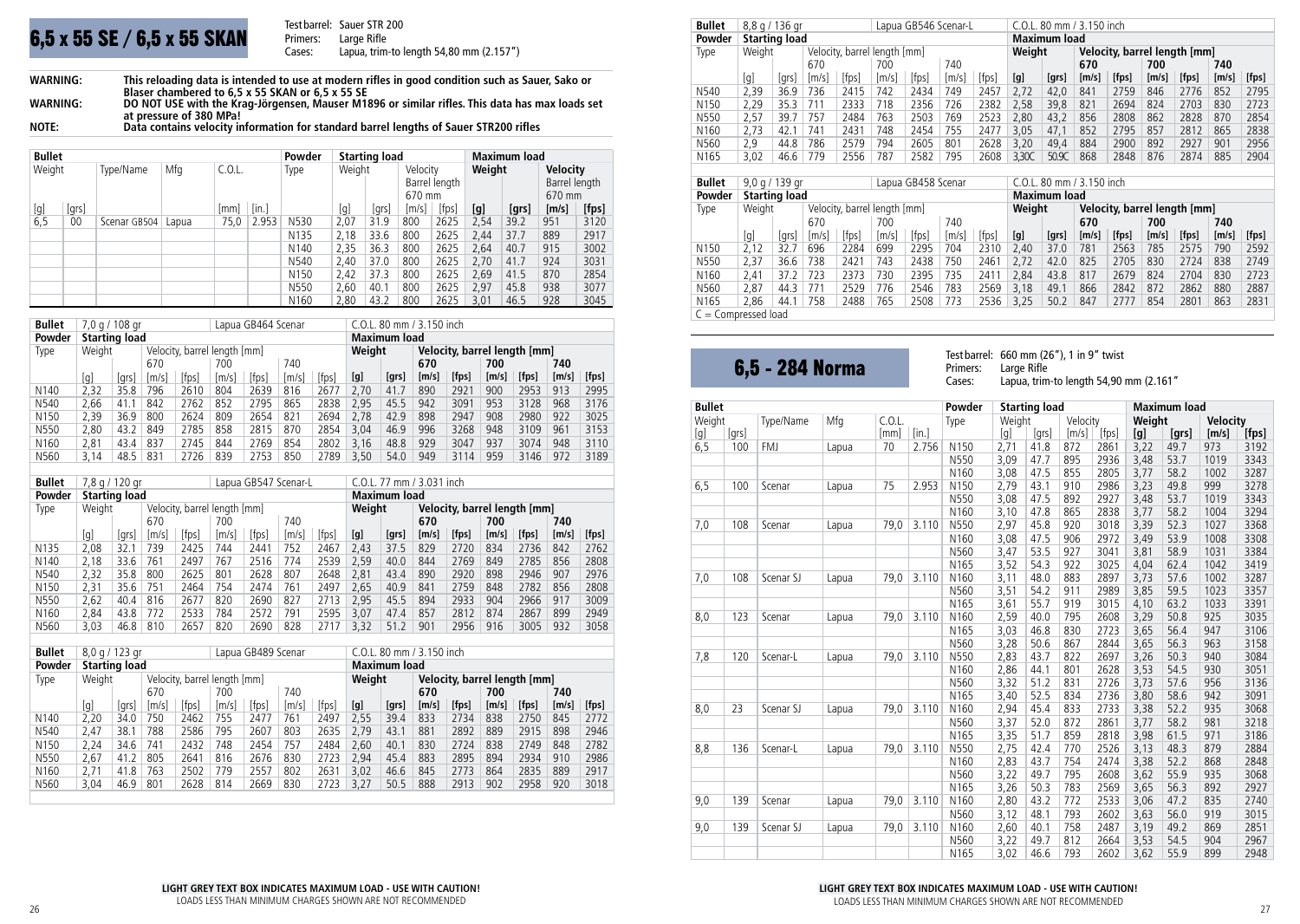# 6,5 x 55 SE / 6,5 x 55 SKAN

Test barrel: Sauer STR 200
Primers: Large Rifle
Cases: Lapua, trim-to length 54,80 mm (2.157")

**WARNING:** This reloading data is intended to use at modern rifles in good condition such as Sauer, Sako or Blaser chambered to 6,5 x 55 SKAN or 6,5 x 55 SE

**WARNING:** DO NOT USE with the Krag-Jörgensen, Mauser M1896 or similar rifles. This data has max loads set at pressure of 380 MPa!

**NOTE:** Data contains velocity information for standard barrel lengths of Sauer STR200 rifles

| Bullet Weight [g] | [grs] | Type/Name | Mfg | C.O.L. [mm] | [in.] | Powder Type | Starting load Weight [g] | [grs] | Velocity Barrel length 670 mm [m/s] | [fps] | Maximum load Weight [g] | [grs] | Velocity Barrel length 670 mm [m/s] | [fps] |
|---|---|---|---|---|---|---|---|---|---|---|---|---|---|---|
| 6,5 | 00 | Scenar GB504 | Lapua | 75,0 | 2.953 | N530 | 2,07 | 31.9 | 800 | 2625 | 2,54 | 39.2 | 951 | 3120 |
| | | | | | | N135 | 2,18 | 33.6 | 800 | 2625 | 2,44 | 37.7 | 889 | 2917 |
| | | | | | | N140 | 2,35 | 36.3 | 800 | 2625 | 2,64 | 40.7 | 915 | 3002 |
| | | | | | | N540 | 2,40 | 37.0 | 800 | 2625 | 2,70 | 41.7 | 924 | 3031 |
| | | | | | | N150 | 2,42 | 37.3 | 800 | 2625 | 2,69 | 41.5 | 870 | 2854 |
| | | | | | | N550 | 2,60 | 40.1 | 800 | 2625 | 2,97 | 45.8 | 938 | 3077 |
| | | | | | | N160 | 2,80 | 43.2 | 800 | 2625 | 3,01 | 46.5 | 928 | 3045 |

**Bullet:** 7,0 g / 108 gr — Lapua GB464 Scenar — C.O.L. 80 mm / 3.150 inch

| Powder Type | Starting load Weight [g] | [grs] | Velocity 670 [m/s] | [fps] | 700 [m/s] | [fps] | 740 [m/s] | [fps] | Maximum load Weight [g] | [grs] | Velocity 670 [m/s] | [fps] | 700 [m/s] | [fps] | 740 [m/s] | [fps] |
|---|---|---|---|---|---|---|---|---|---|---|---|---|---|---|---|---|
| N140 | 2,32 | 35.8 | 796 | 2610 | 804 | 2639 | 816 | 2677 | 2,70 | 41.7 | 890 | 2921 | 900 | 2953 | 913 | 2995 |
| N540 | 2,66 | 41.1 | 842 | 2762 | 852 | 2795 | 865 | 2838 | 2,95 | 45.5 | 942 | 3091 | 953 | 3128 | 968 | 3176 |
| N150 | 2,39 | 36.9 | 800 | 2624 | 809 | 2654 | 821 | 2694 | 2,78 | 42.9 | 898 | 2947 | 908 | 2980 | 922 | 3025 |
| N550 | 2,80 | 43.2 | 849 | 2785 | 858 | 2815 | 870 | 2854 | 3,04 | 46.9 | 996 | 3268 | 948 | 3109 | 961 | 3153 |
| N160 | 2,81 | 43.4 | 837 | 2745 | 844 | 2769 | 854 | 2802 | 3,16 | 48.8 | 929 | 3047 | 937 | 3074 | 948 | 3110 |
| N560 | 3,14 | 48.5 | 831 | 2726 | 839 | 2753 | 850 | 2789 | 3,50 | 54.0 | 949 | 3114 | 959 | 3146 | 972 | 3189 |

**Bullet:** 7,8 g / 120 gr — Lapua GB547 Scenar-L — C.O.L. 77 mm / 3.031 inch

| Powder Type | Starting load Weight [g] | [grs] | Velocity 670 [m/s] | [fps] | 700 [m/s] | [fps] | 740 [m/s] | [fps] | Maximum load Weight [g] | [grs] | Velocity 670 [m/s] | [fps] | 700 [m/s] | [fps] | 740 [m/s] | [fps] |
|---|---|---|---|---|---|---|---|---|---|---|---|---|---|---|---|---|
| N135 | 2,08 | 32.1 | 739 | 2425 | 744 | 2441 | 752 | 2467 | 2,43 | 37.5 | 829 | 2720 | 834 | 2736 | 842 | 2762 |
| N140 | 2,18 | 33.6 | 761 | 2497 | 767 | 2516 | 774 | 2539 | 2,59 | 40.0 | 844 | 2769 | 849 | 2785 | 856 | 2808 |
| N540 | 2,32 | 35.8 | 800 | 2625 | 801 | 2628 | 807 | 2648 | 2,81 | 43.4 | 890 | 2920 | 898 | 2946 | 907 | 2976 |
| N150 | 2,31 | 35.6 | 751 | 2464 | 754 | 2474 | 761 | 2497 | 2,65 | 40.9 | 841 | 2759 | 848 | 2782 | 856 | 2808 |
| N550 | 2,62 | 40.4 | 816 | 2677 | 820 | 2690 | 827 | 2713 | 2,95 | 45.5 | 894 | 2933 | 904 | 2966 | 917 | 3009 |
| N160 | 2,84 | 43.8 | 772 | 2533 | 784 | 2572 | 791 | 2595 | 3,07 | 47.4 | 857 | 2812 | 874 | 2867 | 899 | 2949 |
| N560 | 3,03 | 46.8 | 810 | 2657 | 820 | 2690 | 828 | 2717 | 3,32 | 51.2 | 901 | 2956 | 916 | 3005 | 932 | 3058 |

**Bullet:** 8,0 g / 123 gr — Lapua GB489 Scenar — C.O.L. 80 mm / 3.150 inch

| Powder Type | Starting load Weight [g] | [grs] | Velocity 670 [m/s] | [fps] | 700 [m/s] | [fps] | 740 [m/s] | [fps] | Maximum load Weight [g] | [grs] | Velocity 670 [m/s] | [fps] | 700 [m/s] | [fps] | 740 [m/s] | [fps] |
|---|---|---|---|---|---|---|---|---|---|---|---|---|---|---|---|---|
| N140 | 2,20 | 34.0 | 750 | 2462 | 755 | 2477 | 761 | 2497 | 2,55 | 39.4 | 833 | 2734 | 838 | 2750 | 845 | 2772 |
| N540 | 2,47 | 38.1 | 788 | 2586 | 795 | 2607 | 803 | 2635 | 2,79 | 43.1 | 881 | 2892 | 889 | 2915 | 898 | 2946 |
| N150 | 2,24 | 34.6 | 741 | 2432 | 748 | 2454 | 757 | 2484 | 2,60 | 40.1 | 830 | 2724 | 838 | 2749 | 848 | 2782 |
| N550 | 2,67 | 41.2 | 805 | 2641 | 816 | 2676 | 830 | 2723 | 2,94 | 45.4 | 883 | 2895 | 894 | 2934 | 910 | 2986 |
| N160 | 2,71 | 41.8 | 763 | 2502 | 779 | 2557 | 802 | 2631 | 3,02 | 46.6 | 845 | 2773 | 864 | 2835 | 889 | 2917 |
| N560 | 3,04 | 46.9 | 801 | 2628 | 814 | 2669 | 830 | 2723 | 3,27 | 50.5 | 888 | 2913 | 902 | 2958 | 920 | 3018 |

**Bullet:** 8,8 g / 136 gr — Lapua GB546 Scenar-L — C.O.L. 80 mm / 3.150 inch

| Powder Type | Starting load Weight [g] | [grs] | Velocity 670 [m/s] | [fps] | 700 [m/s] | [fps] | 740 [m/s] | [fps] | Maximum load Weight [g] | [grs] | Velocity 670 [m/s] | [fps] | 700 [m/s] | [fps] | 740 [m/s] | [fps] |
|---|---|---|---|---|---|---|---|---|---|---|---|---|---|---|---|---|
| N540 | 2,39 | 36.9 | 736 | 2415 | 742 | 2434 | 749 | 2457 | 2,72 | 42,0 | 841 | 2759 | 846 | 2776 | 852 | 2795 |
| N150 | 2,29 | 35.3 | 711 | 2333 | 718 | 2356 | 726 | 2382 | 2,58 | 39,8 | 821 | 2694 | 824 | 2703 | 830 | 2723 |
| N550 | 2,57 | 39.7 | 757 | 2484 | 763 | 2503 | 769 | 2523 | 2,80 | 43,2 | 856 | 2808 | 862 | 2828 | 870 | 2854 |
| N160 | 2,73 | 42.1 | 741 | 2431 | 748 | 2454 | 755 | 2477 | 3,05 | 47,1 | 852 | 2795 | 857 | 2812 | 865 | 2838 |
| N560 | 2,9 | 44.8 | 786 | 2579 | 794 | 2605 | 801 | 2628 | 3,20 | 49,4 | 884 | 2900 | 892 | 2927 | 901 | 2956 |
| N165 | 3,02 | 46.6 | 779 | 2556 | 787 | 2582 | 795 | 2608 | 3,30C | 50.9C | 868 | 2848 | 876 | 2874 | 885 | 2904 |

**Bullet:** 9,0 g / 139 gr — Lapua GB458 Scenar — C.O.L. 80 mm / 3.150 inch

| Powder Type | Starting load Weight [g] | [grs] | Velocity 670 [m/s] | [fps] | 700 [m/s] | [fps] | 740 [m/s] | [fps] | Maximum load Weight [g] | [grs] | Velocity 670 [m/s] | [fps] | 700 [m/s] | [fps] | 740 [m/s] | [fps] |
|---|---|---|---|---|---|---|---|---|---|---|---|---|---|---|---|---|
| N150 | 2,12 | 32.7 | 696 | 2284 | 699 | 2295 | 704 | 2310 | 2,40 | 37.0 | 781 | 2563 | 785 | 2575 | 790 | 2592 |
| N550 | 2,37 | 36.6 | 738 | 2421 | 743 | 2438 | 750 | 2461 | 2,72 | 42.0 | 825 | 2705 | 830 | 2724 | 838 | 2749 |
| N160 | 2,41 | 37.2 | 723 | 2373 | 730 | 2395 | 735 | 2411 | 2,84 | 43.8 | 817 | 2679 | 824 | 2704 | 830 | 2723 |
| N560 | 2,87 | 44.3 | 771 | 2529 | 776 | 2546 | 783 | 2569 | 3,18 | 49.1 | 866 | 2842 | 872 | 2862 | 880 | 2887 |
| N165 | 2,86 | 44.1 | 758 | 2488 | 765 | 2508 | 773 | 2536 | 3,25 | 50.2 | 847 | 2777 | 854 | 2801 | 863 | 2831 |

C = Compressed load

**LIGHT GREY TEXT BOX INDICATES MAXIMUM LOAD - USE WITH CAUTION!**
LOADS LESS THAN MINIMUM CHARGES SHOWN ARE NOT RECOMMENDED

# 6,5 - 284 Norma

Test barrel: 660 mm (26"), 1 in 9" twist
Primers: Large Rifle
Cases: Lapua, trim-to length 54,90 mm (2.161"

| Bullet Weight [g] | [grs] | Type/Name | Mfg | C.O.L. [mm] | [in.] | Powder Type | Starting load Weight [g] | [grs] | Velocity [m/s] | [fps] | Maximum load Weight [g] | [grs] | Velocity [m/s] | [fps] |
|---|---|---|---|---|---|---|---|---|---|---|---|---|---|---|
| 6,5 | 100 | FMJ | Lapua | 70 | 2.756 | N150 | 2,71 | 41.8 | 872 | 2861 | 3,22 | 49.7 | 973 | 3192 |
| | | | | | | N550 | 3,09 | 47.7 | 895 | 2936 | 3,48 | 53.7 | 1019 | 3343 |
| | | | | | | N160 | 3,08 | 47.5 | 855 | 2805 | 3,77 | 58.2 | 1002 | 3287 |
| 6,5 | 100 | Scenar | Lapua | 75 | 2.953 | N150 | 2,79 | 43.1 | 910 | 2986 | 3,23 | 49.8 | 999 | 3278 |
| | | | | | | N550 | 3,08 | 47.5 | 892 | 2927 | 3,48 | 53.7 | 1019 | 3343 |
| | | | | | | N160 | 3,10 | 47.8 | 865 | 2838 | 3,77 | 58.2 | 1004 | 3294 |
| 7,0 | 108 | Scenar | Lapua | 79,0 | 3.110 | N550 | 2,97 | 45.8 | 920 | 3018 | 3,39 | 52.3 | 1027 | 3368 |
| | | | | | | N160 | 3,08 | 47.5 | 906 | 2972 | 3,49 | 53.9 | 1008 | 3308 |
| | | | | | | N560 | 3,47 | 53.5 | 927 | 3041 | 3,81 | 58.9 | 1031 | 3384 |
| | | | | | | N165 | 3,52 | 54.3 | 922 | 3025 | 4,04 | 62.4 | 1042 | 3419 |
| 7,0 | 108 | Scenar SJ | Lapua | 79,0 | 3.110 | N160 | 3,11 | 48.0 | 883 | 2897 | 3,73 | 57.6 | 1002 | 3287 |
| | | | | | | N560 | 3,51 | 54.2 | 911 | 2989 | 3,85 | 59.5 | 1023 | 3357 |
| | | | | | | N165 | 3,61 | 55.7 | 919 | 3015 | 4,10 | 63.2 | 1033 | 3391 |
| 8,0 | 123 | Scenar | Lapua | 79,0 | 3.110 | N160 | 2,59 | 40.0 | 795 | 2608 | 3,29 | 50.8 | 925 | 3035 |
| | | | | | | N165 | 3,03 | 46.8 | 830 | 2723 | 3,65 | 56.4 | 947 | 3106 |
| | | | | | | N560 | 3,28 | 50.6 | 867 | 2844 | 3,65 | 56.3 | 963 | 3158 |
| 7,8 | 120 | Scenar-L | Lapua | 79,0 | 3.110 | N550 | 2,83 | 43.7 | 822 | 2697 | 3,26 | 50.3 | 940 | 3084 |
| | | | | | | N160 | 2,86 | 44.1 | 801 | 2628 | 3,53 | 54.5 | 930 | 3051 |
| | | | | | | N560 | 3,32 | 51.2 | 831 | 2726 | 3,73 | 57.6 | 956 | 3136 |
| | | | | | | N165 | 3,40 | 52.5 | 834 | 2736 | 3,80 | 58.6 | 942 | 3091 |
| 8,0 | 23 | Scenar SJ | Lapua | 79,0 | 3.110 | N160 | 2,94 | 45.4 | 833 | 2733 | 3,38 | 52.2 | 935 | 3068 |
| | | | | | | N560 | 3,37 | 52.0 | 872 | 2861 | 3,77 | 58.2 | 981 | 3218 |
| | | | | | | N165 | 3,35 | 51.7 | 859 | 2818 | 3,98 | 61.5 | 971 | 3186 |
| 8,8 | 136 | Scenar-L | Lapua | 79,0 | 3.110 | N550 | 2,75 | 42.4 | 770 | 2526 | 3,13 | 48.3 | 879 | 2884 |
| | | | | | | N160 | 2,83 | 43.7 | 754 | 2474 | 3,38 | 52.2 | 868 | 2848 |
| | | | | | | N560 | 3,22 | 49.7 | 795 | 2608 | 3,62 | 55.9 | 935 | 3068 |
| | | | | | | N165 | 3,26 | 50.3 | 783 | 2569 | 3,65 | 56.3 | 892 | 2927 |
| 9,0 | 139 | Scenar | Lapua | 79,0 | 3.110 | N160 | 2,80 | 43.2 | 772 | 2533 | 3,06 | 47.2 | 835 | 2740 |
| | | | | | | N560 | 3,12 | 48.1 | 793 | 2602 | 3,63 | 56.0 | 919 | 3015 |
| 9,0 | 139 | Scenar SJ | Lapua | 79,0 | 3.110 | N160 | 2,60 | 40.1 | 758 | 2487 | 3,19 | 49.2 | 869 | 2851 |
| | | | | | | N560 | 3,22 | 49.7 | 812 | 2664 | 3,53 | 54.5 | 904 | 2967 |
| | | | | | | N165 | 3,02 | 46.6 | 793 | 2602 | 3,62 | 55.9 | 899 | 2948 |

**LIGHT GREY TEXT BOX INDICATES MAXIMUM LOAD - USE WITH CAUTION!**
LOADS LESS THAN MINIMUM CHARGES SHOWN ARE NOT RECOMMENDED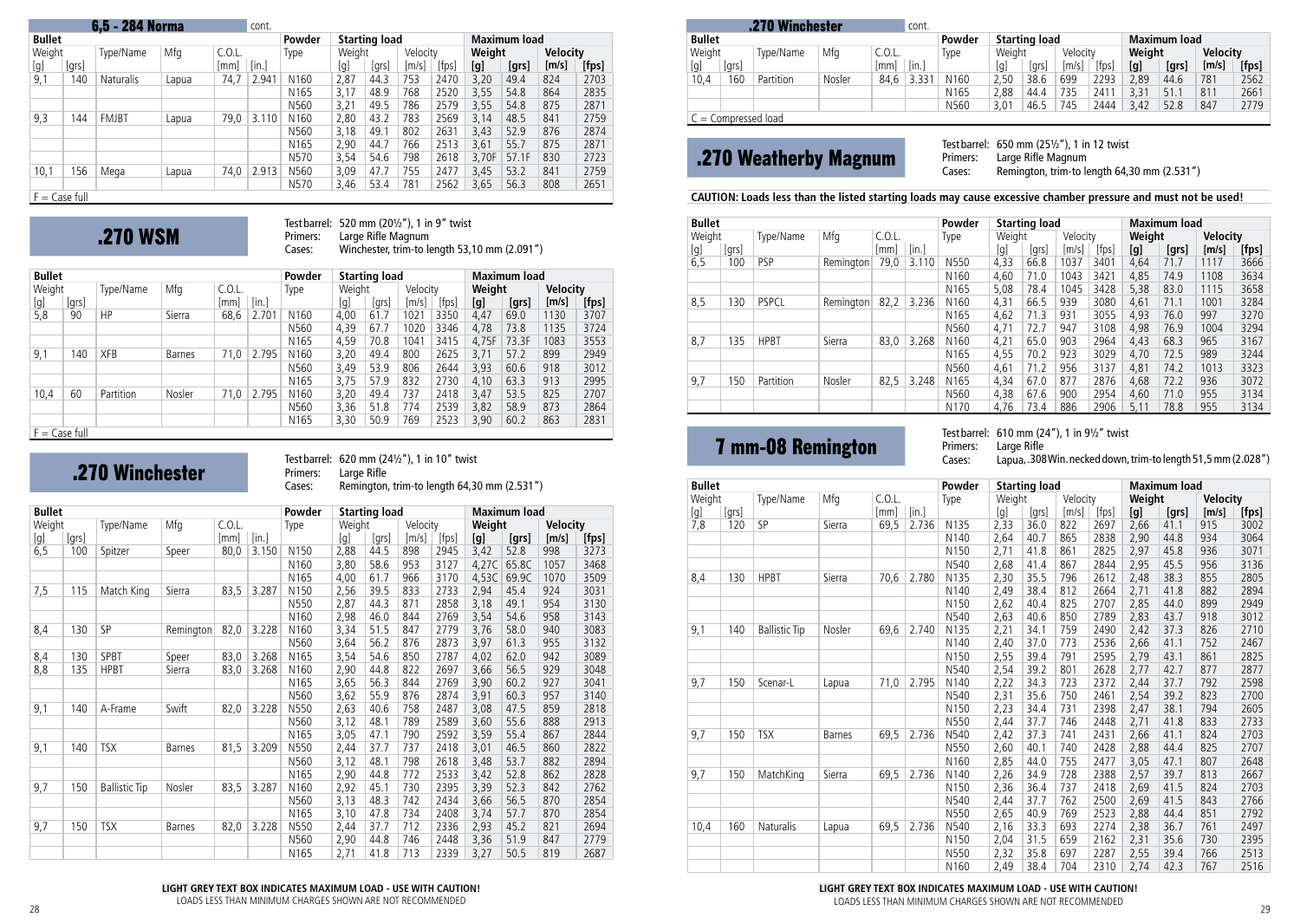## 6,5 - 284 Norma cont.

| Bullet | | | | | | Powder | Starting load | | | | Maximum load | | | |
|---|---|---|---|---|---|---|---|---|---|---|---|---|---|---|
| Weight | | Type/Name | Mfg | C.O.L. | | Type | Weight | | Velocity | | **Weight** | | **Velocity** | |
| [g] | [grs] | | | [mm] | [in.] | | [g] | [grs] | [m/s] | [fps] | **[g]** | **[grs]** | **[m/s]** | **[fps]** |
| 9,1 | 140 | Naturalis | Lapua | 74,7 | 2.941 | N160 | 2,87 | 44.3 | 753 | 2470 | 3,20 | 49.4 | 824 | 2703 |
| | | | | | | N165 | 3,17 | 48.9 | 768 | 2520 | 3,55 | 54.8 | 864 | 2835 |
| | | | | | | N560 | 3,21 | 49.5 | 786 | 2579 | 3,55 | 54.8 | 875 | 2871 |
| 9,3 | 144 | FMJBT | Lapua | 79,0 | 3.110 | N160 | 2,80 | 43.2 | 783 | 2569 | 3,14 | 48.5 | 841 | 2759 |
| | | | | | | N560 | 3,18 | 49.1 | 802 | 2631 | 3,43 | 52.9 | 876 | 2874 |
| | | | | | | N165 | 2,90 | 44.7 | 766 | 2513 | 3,61 | 55.7 | 875 | 2871 |
| | | | | | | N570 | 3,54 | 54.6 | 798 | 2618 | 3,70F | 57.1F | 830 | 2723 |
| 10,1 | 156 | Mega | Lapua | 74,0 | 2.913 | N560 | 3,09 | 47.7 | 755 | 2477 | 3,45 | 53.2 | 841 | 2759 |
| | | | | | | N570 | 3,46 | 53.4 | 781 | 2562 | 3,65 | 56.3 | 808 | 2651 |

F = Case full

## .270 WSM

Test barrel: 520 mm (20½"), 1 in 9" twist
Primers: Large Rifle Magnum
Cases: Winchester, trim-to length 53,10 mm (2.091")

| Bullet | | | | | | Powder | Starting load | | | | Maximum load | | | |
|---|---|---|---|---|---|---|---|---|---|---|---|---|---|---|
| Weight | | Type/Name | Mfg | C.O.L. | | Type | Weight | | Velocity | | **Weight** | | **Velocity** | |
| [g] | [grs] | | | [mm] | [in.] | | [g] | [grs] | [m/s] | [fps] | **[g]** | **[grs]** | **[m/s]** | **[fps]** |
| 5,8 | 90 | HP | Sierra | 68,6 | 2.701 | N160 | 4,00 | 61.7 | 1021 | 3350 | 4,47 | 69.0 | 1130 | 3707 |
| | | | | | | N560 | 4,39 | 67.7 | 1020 | 3346 | 4,78 | 73.8 | 1135 | 3724 |
| | | | | | | N165 | 4,59 | 70.8 | 1041 | 3415 | 4,75F | 73.3F | 1083 | 3553 |
| 9,1 | 140 | XFB | Barnes | 71,0 | 2.795 | N160 | 3,20 | 49.4 | 800 | 2625 | 3,71 | 57.2 | 899 | 2949 |
| | | | | | | N560 | 3,49 | 53.9 | 806 | 2644 | 3,93 | 60.6 | 918 | 3012 |
| | | | | | | N165 | 3,75 | 57.9 | 832 | 2730 | 4,10 | 63.3 | 913 | 2995 |
| 10,4 | 60 | Partition | Nosler | 71,0 | 2.795 | N160 | 3,20 | 49.4 | 737 | 2418 | 3,47 | 53.5 | 825 | 2707 |
| | | | | | | N560 | 3,36 | 51.8 | 774 | 2539 | 3,82 | 58.9 | 873 | 2864 |
| | | | | | | N165 | 3,30 | 50.9 | 769 | 2523 | 3,90 | 60.2 | 863 | 2831 |

F = Case full

## .270 Winchester

Test barrel: 620 mm (24½"), 1 in 10" twist
Primers: Large Rifle
Cases: Remington, trim-to length 64,30 mm (2.531")

| Bullet | | | | | | Powder | Starting load | | | | Maximum load | | | |
|---|---|---|---|---|---|---|---|---|---|---|---|---|---|---|
| Weight | | Type/Name | Mfg | C.O.L. | | Type | Weight | | Velocity | | **Weight** | | **Velocity** | |
| [g] | [grs] | | | [mm] | [in.] | | [g] | [grs] | [m/s] | [fps] | **[g]** | **[grs]** | **[m/s]** | **[fps]** |
| 6,5 | 100 | Spitzer | Speer | 80,0 | 3.150 | N150 | 2,88 | 44.5 | 898 | 2945 | 3,42 | 52.8 | 998 | 3273 |
| | | | | | | N160 | 3,80 | 58.6 | 953 | 3127 | 4,27C | 65.8C | 1057 | 3468 |
| | | | | | | N165 | 4,00 | 61.7 | 966 | 3170 | 4,53C | 69.9C | 1070 | 3509 |
| 7,5 | 115 | Match King | Sierra | 83,5 | 3.287 | N150 | 2,56 | 39.5 | 833 | 2733 | 2,94 | 45.4 | 924 | 3031 |
| | | | | | | N550 | 2,87 | 44.3 | 871 | 2858 | 3,18 | 49.1 | 954 | 3130 |
| | | | | | | N160 | 2,98 | 46.0 | 844 | 2769 | 3,54 | 54.6 | 958 | 3143 |
| 8,4 | 130 | SP | Remington | 82,0 | 3.228 | N160 | 3,34 | 51.5 | 847 | 2779 | 3,76 | 58.0 | 940 | 3083 |
| | | | | | | N560 | 3,64 | 56.2 | 876 | 2873 | 3,97 | 61.3 | 955 | 3132 |
| 8,4 | 130 | SPBT | Speer | 83,0 | 3.268 | N165 | 3,54 | 54.6 | 850 | 2787 | 4,02 | 62.0 | 942 | 3089 |
| 8,8 | 135 | HPBT | Sierra | 83,0 | 3.268 | N160 | 2,90 | 44.8 | 822 | 2697 | 3,66 | 56.5 | 929 | 3048 |
| | | | | | | N165 | 3,65 | 56.3 | 844 | 2769 | 3,90 | 60.2 | 927 | 3041 |
| | | | | | | N560 | 3,62 | 55.9 | 876 | 2874 | 3,91 | 60.3 | 957 | 3140 |
| 9,1 | 140 | A-Frame | Swift | 82,0 | 3.228 | N550 | 2,63 | 40.6 | 758 | 2487 | 3,08 | 47.5 | 859 | 2818 |
| | | | | | | N560 | 3,12 | 48.1 | 789 | 2589 | 3,60 | 55.6 | 888 | 2913 |
| | | | | | | N165 | 3,05 | 47.1 | 790 | 2592 | 3,59 | 55.4 | 867 | 2844 |
| 9,1 | 140 | TSX | Barnes | 81,5 | 3.209 | N550 | 2,44 | 37.7 | 737 | 2418 | 3,01 | 46.5 | 860 | 2822 |
| | | | | | | N560 | 3,12 | 48.1 | 798 | 2618 | 3,48 | 53.7 | 882 | 2894 |
| | | | | | | N165 | 2,90 | 44.8 | 772 | 2533 | 3,42 | 52.8 | 862 | 2828 |
| 9,7 | 150 | Ballistic Tip | Nosler | 83,5 | 3.287 | N160 | 2,92 | 45.1 | 730 | 2395 | 3,39 | 52.3 | 842 | 2762 |
| | | | | | | N560 | 3,13 | 48.3 | 742 | 2434 | 3,66 | 56.5 | 870 | 2854 |
| | | | | | | N165 | 3,10 | 47.8 | 734 | 2408 | 3,74 | 57.7 | 870 | 2854 |
| 9,7 | 150 | TSX | Barnes | 82,0 | 3.228 | N550 | 2,44 | 37.7 | 712 | 2336 | 2,93 | 45.2 | 821 | 2694 |
| | | | | | | N560 | 2,90 | 44.8 | 746 | 2448 | 3,36 | 51.9 | 847 | 2779 |
| | | | | | | N165 | 2,71 | 41.8 | 713 | 2339 | 3,27 | 50.5 | 819 | 2687 |

**LIGHT GREY TEXT BOX INDICATES MAXIMUM LOAD - USE WITH CAUTION!**
LOADS LESS THAN MINIMUM CHARGES SHOWN ARE NOT RECOMMENDED

## .270 Winchester cont.

| Bullet | | | | | | Powder | Starting load | | | | Maximum load | | | |
|---|---|---|---|---|---|---|---|---|---|---|---|---|---|---|
| Weight | | Type/Name | Mfg | C.O.L. | | Type | Weight | | Velocity | | **Weight** | | **Velocity** | |
| [g] | [grs] | | | [mm] | [in.] | | [g] | [grs] | [m/s] | [fps] | **[g]** | **[grs]** | **[m/s]** | **[fps]** |
| 10,4 | 160 | Partition | Nosler | 84,6 | 3.331 | N160 | 2,50 | 38.6 | 699 | 2293 | 2,89 | 44.6 | 781 | 2562 |
| | | | | | | N165 | 2,88 | 44.4 | 735 | 2411 | 3,31 | 51.1 | 811 | 2661 |
| | | | | | | N560 | 3,01 | 46.5 | 745 | 2444 | 3,42 | 52.8 | 847 | 2779 |

C = Compressed load

## .270 Weatherby Magnum

Test barrel: 650 mm (25½"), 1 in 12 twist
Primers: Large Rifle Magnum
Cases: Remington, trim-to length 64,30 mm (2.531")

**CAUTION: Loads less than the listed starting loads may cause excessive chamber pressure and must not be used!**

| Bullet | | | | | | Powder | Starting load | | | | Maximum load | | | |
|---|---|---|---|---|---|---|---|---|---|---|---|---|---|---|
| Weight | | Type/Name | Mfg | C.O.L. | | Type | Weight | | Velocity | | **Weight** | | **Velocity** | |
| [g] | [grs] | | | [mm] | [in.] | | [g] | [grs] | [m/s] | [fps] | **[g]** | **[grs]** | **[m/s]** | **[fps]** |
| 6,5 | 100 | PSP | Remington | 79,0 | 3.110 | N550 | 4,33 | 66.8 | 1037 | 3401 | 4,64 | 71.7 | 1117 | 3666 |
| | | | | | | N160 | 4,60 | 71.0 | 1043 | 3421 | 4,85 | 74.9 | 1108 | 3634 |
| | | | | | | N165 | 5,08 | 78.4 | 1045 | 3428 | 5,38 | 83.0 | 1115 | 3658 |
| 8,5 | 130 | PSPCL | Remington | 82,2 | 3.236 | N160 | 4,31 | 66.5 | 939 | 3080 | 4,61 | 71.1 | 1001 | 3284 |
| | | | | | | N165 | 4,62 | 71.3 | 931 | 3055 | 4,93 | 76.0 | 997 | 3270 |
| | | | | | | N560 | 4,71 | 72.7 | 947 | 3108 | 4,98 | 76.9 | 1004 | 3294 |
| 8,7 | 135 | HPBT | Sierra | 83,0 | 3.268 | N160 | 4,21 | 65.0 | 903 | 2964 | 4,43 | 68.3 | 965 | 3167 |
| | | | | | | N165 | 4,55 | 70.2 | 923 | 3029 | 4,70 | 72.5 | 989 | 3244 |
| | | | | | | N560 | 4,61 | 71.2 | 956 | 3137 | 4,81 | 74.2 | 1013 | 3323 |
| 9,7 | 150 | Partition | Nosler | 82,5 | 3.248 | N165 | 4,34 | 67.0 | 877 | 2876 | 4,68 | 72.2 | 936 | 3072 |
| | | | | | | N560 | 4,38 | 67.6 | 900 | 2954 | 4,60 | 71.0 | 955 | 3134 |
| | | | | | | N170 | 4,76 | 73.4 | 886 | 2906 | 5,11 | 78.8 | 955 | 3134 |

## 7 mm-08 Remington

Test barrel: 610 mm (24"), 1 in 9½" twist
Primers: Large Rifle
Cases: Lapua, .308 Win. necked down, trim-to length 51,5 mm (2.028")

| Bullet | | | | | | Powder | Starting load | | | | Maximum load | | | |
|---|---|---|---|---|---|---|---|---|---|---|---|---|---|---|
| Weight | | Type/Name | Mfg | C.O.L. | | Type | Weight | | Velocity | | **Weight** | | **Velocity** | |
| [g] | [grs] | | | [mm] | [in.] | | [g] | [grs] | [m/s] | [fps] | **[g]** | **[grs]** | **[m/s]** | **[fps]** |
| 7,8 | 120 | SP | Sierra | 69,5 | 2.736 | N135 | 2,33 | 36.0 | 822 | 2697 | 2,66 | 41.1 | 915 | 3002 |
| | | | | | | N140 | 2,64 | 40.7 | 865 | 2838 | 2,90 | 44.8 | 934 | 3064 |
| | | | | | | N150 | 2,71 | 41.8 | 861 | 2825 | 2,97 | 45.8 | 936 | 3071 |
| | | | | | | N540 | 2,68 | 41.4 | 867 | 2844 | 2,95 | 45.5 | 956 | 3136 |
| 8,4 | 130 | HPBT | Sierra | 70,6 | 2.780 | N135 | 2,30 | 35.5 | 796 | 2612 | 2,48 | 38.3 | 855 | 2805 |
| | | | | | | N140 | 2,49 | 38.4 | 812 | 2664 | 2,71 | 41.8 | 882 | 2894 |
| | | | | | | N150 | 2,62 | 40.4 | 825 | 2707 | 2,85 | 44.0 | 899 | 2949 |
| | | | | | | N540 | 2,63 | 40.6 | 850 | 2789 | 2,83 | 43.7 | 918 | 3012 |
| 9,1 | 140 | Ballistic Tip | Nosler | 69,6 | 2.740 | N135 | 2,21 | 34.1 | 759 | 2490 | 2,42 | 37.3 | 826 | 2710 |
| | | | | | | N140 | 2,40 | 37.0 | 773 | 2536 | 2,66 | 41.1 | 752 | 2467 |
| | | | | | | N150 | 2,55 | 39.4 | 791 | 2595 | 2,79 | 43.1 | 861 | 2825 |
| | | | | | | N540 | 2,54 | 39.2 | 801 | 2628 | 2,77 | 42.7 | 877 | 2877 |
| 9,7 | 150 | Scenar-L | Lapua | 71,0 | 2.795 | N140 | 2,22 | 34.3 | 723 | 2372 | 2,44 | 37.7 | 792 | 2598 |
| | | | | | | N540 | 2,31 | 35.6 | 750 | 2461 | 2,54 | 39.2 | 823 | 2700 |
| | | | | | | N150 | 2,23 | 34.4 | 731 | 2398 | 2,47 | 38.1 | 794 | 2605 |
| | | | | | | N550 | 2,44 | 37.7 | 746 | 2448 | 2,71 | 41.8 | 833 | 2733 |
| 9,7 | 150 | TSX | Barnes | 69,5 | 2.736 | N540 | 2,42 | 37.3 | 741 | 2431 | 2,66 | 41.1 | 824 | 2703 |
| | | | | | | N550 | 2,60 | 40.1 | 740 | 2428 | 2,88 | 44.4 | 825 | 2707 |
| | | | | | | N160 | 2,85 | 44.0 | 755 | 2477 | 3,05 | 47.1 | 807 | 2648 |
| 9,7 | 150 | MatchKing | Sierra | 69,5 | 2.736 | N140 | 2,26 | 34.9 | 728 | 2388 | 2,57 | 39.7 | 813 | 2667 |
| | | | | | | N150 | 2,36 | 36.4 | 737 | 2418 | 2,69 | 41.5 | 824 | 2703 |
| | | | | | | N540 | 2,44 | 37.7 | 762 | 2500 | 2,69 | 41.5 | 843 | 2766 |
| | | | | | | N550 | 2,65 | 40.9 | 769 | 2523 | 2,88 | 44.4 | 851 | 2792 |
| 10,4 | 160 | Naturalis | Lapua | 69,5 | 2.736 | N540 | 2,16 | 33.3 | 693 | 2274 | 2,38 | 36.7 | 761 | 2497 |
| | | | | | | N150 | 2,04 | 31.5 | 659 | 2162 | 2,31 | 35.6 | 730 | 2395 |
| | | | | | | N550 | 2,32 | 35.8 | 697 | 2287 | 2,55 | 39.4 | 766 | 2513 |
| | | | | | | N160 | 2,49 | 38.4 | 704 | 2310 | 2,74 | 42.3 | 767 | 2516 |

**LIGHT GREY TEXT BOX INDICATES MAXIMUM LOAD - USE WITH CAUTION!**
LOADS LESS THAN MINIMUM CHARGES SHOWN ARE NOT RECOMMENDED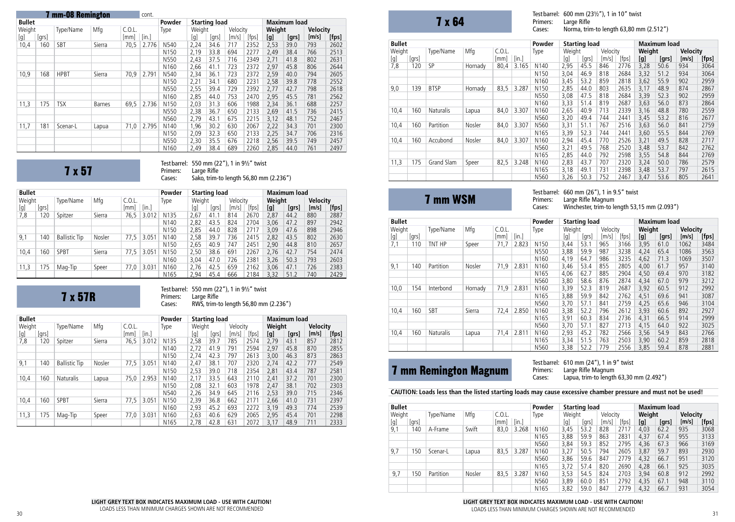## 7 mm-08 Remington cont.

| Bullet | | | | | | Powder | Starting load | | | | Maximum load | | | |
|---|---|---|---|---|---|---|---|---|---|---|---|---|---|---|
| Weight | | Type/Name | Mfg | C.O.L. | | Type | Weight | | Velocity | | Weight | | Velocity | |
| [g] | [grs] | | | [mm] | [in.] | | [g] | [grs] | [m/s] | [fps] | [g] | [grs] | [m/s] | [fps] |
| 10,4 | 160 | SBT | Sierra | 70,5 | 2.776 | N540 | 2,24 | 34.6 | 717 | 2352 | 2,53 | 39.0 | 793 | 2602 |
| | | | | | | N150 | 2,19 | 33.8 | 694 | 2277 | 2,49 | 38.4 | 766 | 2513 |
| | | | | | | N550 | 2,43 | 37.5 | 716 | 2349 | 2,71 | 41.8 | 802 | 2631 |
| | | | | | | N160 | 2,66 | 41.1 | 723 | 2372 | 2,97 | 45.8 | 806 | 2644 |
| 10,9 | 168 | HPBT | Sierra | 70,9 | 2.791 | N540 | 2,34 | 36.1 | 723 | 2372 | 2,59 | 40.0 | 794 | 2605 |
| | | | | | | N150 | 2,21 | 34.1 | 680 | 2231 | 2,58 | 39.8 | 778 | 2552 |
| | | | | | | N550 | 2,55 | 39.4 | 729 | 2392 | 2,77 | 42.7 | 798 | 2618 |
| | | | | | | N160 | 2,85 | 44.0 | 753 | 2470 | 2,95 | 45.5 | 781 | 2562 |
| 11,3 | 175 | TSX | Barnes | 69,5 | 2.736 | N150 | 2,03 | 31.3 | 606 | 1988 | 2,34 | 36.1 | 688 | 2257 |
| | | | | | | N550 | 2,38 | 36.7 | 650 | 2133 | 2,69 | 41.5 | 736 | 2415 |
| | | | | | | N560 | 2,79 | 43.1 | 675 | 2215 | 3,12 | 48.1 | 752 | 2467 |
| 11,7 | 181 | Scenar-L | Lapua | 71,0 | 2.795 | N140 | 1,96 | 30.2 | 630 | 2067 | 2,22 | 34.3 | 701 | 2300 |
| | | | | | | N150 | 2,09 | 32.3 | 650 | 2133 | 2,25 | 34.7 | 706 | 2316 |
| | | | | | | N550 | 2,30 | 35.5 | 676 | 2218 | 2,56 | 39.5 | 749 | 2457 |
| | | | | | | N160 | 2,49 | 38.4 | 689 | 2260 | 2,85 | 44.0 | 761 | 2497 |

## 7 x 57

Test barrel: 550 mm (22"), 1 in 9½" twist
Primers: Large Rifle
Cases: Sako, trim-to length 56,80 mm (2.236")

| Bullet | | | | | | Powder | Starting load | | | | Maximum load | | | |
|---|---|---|---|---|---|---|---|---|---|---|---|---|---|---|
| Weight | | Type/Name | Mfg | C.O.L. | | Type | Weight | | Velocity | | Weight | | Velocity | |
| [g] | [grs] | | | [mm] | [in.] | | [g] | [grs] | [m/s] | [fps] | [g] | [grs] | [m/s] | [fps] |
| 7,8 | 120 | Spitzer | Sierra | 76,5 | 3.012 | N135 | 2,67 | 41.1 | 814 | 2670 | 2,87 | 44.2 | 880 | 2887 |
| | | | | | | N140 | 2,82 | 43.5 | 824 | 2704 | 3,06 | 47.2 | 897 | 2942 |
| | | | | | | N150 | 2,85 | 44.0 | 828 | 2717 | 3,09 | 47.6 | 898 | 2946 |
| 9,1 | 140 | Ballistic Tip | Nosler | 77,5 | 3.051 | N140 | 2,58 | 39.7 | 736 | 2415 | 2,82 | 43.5 | 802 | 2630 |
| | | | | | | N150 | 2,65 | 40.9 | 747 | 2451 | 2,90 | 44.8 | 810 | 2657 |
| 10,4 | 160 | SPBT | Sierra | 77,5 | 3.051 | N150 | 2,50 | 38.6 | 691 | 2267 | 2,76 | 42.7 | 754 | 2474 |
| | | | | | | N160 | 3,04 | 47.0 | 726 | 2381 | 3,26 | 50.3 | 793 | 2603 |
| 11,3 | 175 | Mag-Tip | Speer | 77,0 | 3.031 | N160 | 2,76 | 42.5 | 659 | 2162 | 3,06 | 47.1 | 726 | 2383 |
| | | | | | | N165 | 2,94 | 45.4 | 666 | 2184 | 3,32 | 51.2 | 740 | 2429 |

## 7 x 57R

Test barrel: 550 mm (22"), 1 in 9½" twist
Primers: Large Rifle
Cases: RWS, trim-to length 56,80 mm (2.236")

| Bullet | | | | | | Powder | Starting load | | | | Maximum load | | | |
|---|---|---|---|---|---|---|---|---|---|---|---|---|---|---|
| Weight | | Type/Name | Mfg | C.O.L. | | Type | Weight | | Velocity | | Weight | | Velocity | |
| [g] | [grs] | | | [mm] | [in.] | | [g] | [grs] | [m/s] | [fps] | [g] | [grs] | [m/s] | [fps] |
| 7,8 | 120 | Spitzer | Sierra | 76,5 | 3.012 | N135 | 2,58 | 39.7 | 785 | 2574 | 2,79 | 43.1 | 857 | 2812 |
| | | | | | | N140 | 2,72 | 41.9 | 791 | 2594 | 2,97 | 45.8 | 870 | 2855 |
| | | | | | | N150 | 2,74 | 42.3 | 797 | 2613 | 3,00 | 46.3 | 873 | 2863 |
| 9,1 | 140 | Ballistic Tip | Nosler | 77,5 | 3.051 | N140 | 2,47 | 38.1 | 707 | 2320 | 2,74 | 42.2 | 777 | 2549 |
| | | | | | | N150 | 2,53 | 39.0 | 718 | 2354 | 2,81 | 43.4 | 787 | 2581 |
| 10,4 | 160 | Naturalis | Lapua | 75,0 | 2.953 | N140 | 2,17 | 33.5 | 643 | 2110 | 2,41 | 37.2 | 701 | 2300 |
| | | | | | | N150 | 2,08 | 32.1 | 603 | 1978 | 2,47 | 38.1 | 702 | 2303 |
| | | | | | | N540 | 2,26 | 34.9 | 645 | 2116 | 2,53 | 39.0 | 715 | 2346 |
| 10,4 | 160 | SPBT | Sierra | 77,5 | 3.051 | N150 | 2,39 | 36.8 | 662 | 2171 | 2,66 | 41.0 | 731 | 2397 |
| | | | | | | N160 | 2,93 | 45.2 | 693 | 2272 | 3,19 | 49.3 | 774 | 2539 |
| 11,3 | 175 | Mag-Tip | Speer | 77,0 | 3.031 | N160 | 2,63 | 40.6 | 629 | 2065 | 2,95 | 45.4 | 701 | 2298 |
| | | | | | | N165 | 2,78 | 42.8 | 631 | 2072 | 3,17 | 48.9 | 711 | 2333 |

**LIGHT GREY TEXT BOX INDICATES MAXIMUM LOAD - USE WITH CAUTION!**
LOADS LESS THAN MINIMUM CHARGES SHOWN ARE NOT RECOMMENDED

## 7 x 64

Test barrel: 600 mm (23½"), 1 in 10" twist
Primers: Large Rifle
Cases: Norma, trim-to length 63,80 mm (2.512")

| Bullet | | | | | | Powder | Starting load | | | | Maximum load | | | |
|---|---|---|---|---|---|---|---|---|---|---|---|---|---|---|
| Weight | | Type/Name | Mfg | C.O.L. | | Type | Weight | | Velocity | | Weight | | Velocity | |
| [g] | [grs] | | | [mm] | [in.] | | [g] | [grs] | [m/s] | [fps] | [g] | [grs] | [m/s] | [fps] |
| 7,8 | 120 | SP | Hornady | 80,4 | 3.165 | N140 | 2,95 | 45.5 | 846 | 2776 | 3,28 | 50.6 | 934 | 3064 |
| | | | | | | N150 | 3,04 | 46.9 | 818 | 2684 | 3,32 | 51.2 | 934 | 3064 |
| | | | | | | N160 | 3,45 | 53.2 | 859 | 2818 | 3,62 | 55.9 | 902 | 2959 |
| 9,0 | 139 | BTSP | Hornady | 83,5 | 3.287 | N150 | 2,85 | 44.0 | 803 | 2635 | 3,17 | 48.9 | 874 | 2867 |
| | | | | | | N550 | 3,08 | 47.5 | 818 | 2684 | 3,39 | 52.3 | 902 | 2959 |
| | | | | | | N160 | 3,33 | 51.4 | 819 | 2687 | 3,63 | 56.0 | 873 | 2864 |
| 10,4 | 160 | Naturalis | Lapua | 84,0 | 3.307 | N160 | 2,65 | 40.9 | 713 | 2339 | 3,16 | 48.8 | 780 | 2559 |
| | | | | | | N560 | 3,20 | 49.4 | 744 | 2441 | 3,45 | 53.2 | 816 | 2677 |
| 10,4 | 160 | Partition | Nosler | 84,0 | 3.307 | N560 | 3,31 | 51.1 | 767 | 2516 | 3,63 | 56.0 | 841 | 2759 |
| | | | | | | N165 | 3,39 | 52.3 | 744 | 2441 | 3,60 | 55.5 | 844 | 2769 |
| 10,4 | 160 | Accubond | Nosler | 84,0 | 3.307 | N160 | 2,94 | 45.4 | 770 | 2526 | 3,21 | 49.5 | 828 | 2717 |
| | | | | | | N560 | 3,21 | 49.5 | 768 | 2520 | 3,48 | 53.7 | 842 | 2762 |
| | | | | | | N165 | 2,85 | 44.0 | 792 | 2598 | 3,55 | 54.8 | 844 | 2769 |
| 11,3 | 175 | Grand Slam | Speer | 82,5 | 3.248 | N160 | 2,83 | 43.7 | 707 | 2320 | 3,24 | 50.0 | 786 | 2579 |
| | | | | | | N165 | 3,18 | 49.1 | 731 | 2398 | 3,48 | 53.7 | 797 | 2615 |
| | | | | | | N560 | 3,26 | 50.3 | 752 | 2467 | 3,47 | 53.6 | 805 | 2641 |

## 7 mm WSM

Test barrel: 660 mm (26"), 1 in 9.5" twist
Primers: Large Rifle Magnum
Cases: Winchester, trim-to length 53,15 mm (2.093")

| Bullet | | | | | | Powder | Starting load | | | | Maximum load | | | |
|---|---|---|---|---|---|---|---|---|---|---|---|---|---|---|
| Weight | | Type/Name | Mfg | C.O.L. | | Type | Weight | | Velocity | | Weight | | Velocity | |
| [g] | [grs] | | | [mm] | [in.] | | [g] | [grs] | [m/s] | [fps] | [g] | [grs] | [m/s] | [fps] |
| 7,1 | 110 | TNT HP | Speer | 71,7 | 2.823 | N150 | 3,44 | 53.1 | 965 | 3166 | 3,95 | 61.0 | 1062 | 3484 |
| | | | | | | N550 | 3,88 | 59.9 | 987 | 3238 | 4,24 | 65.4 | 1086 | 3563 |
| | | | | | | N160 | 4,19 | 64.7 | 986 | 3235 | 4,62 | 71.3 | 1069 | 3507 |
| 9,1 | 140 | Partition | Nosler | 71,9 | 2.831 | N160 | 3,46 | 53.4 | 855 | 2805 | 4,00 | 61.7 | 957 | 3140 |
| | | | | | | N165 | 4,06 | 62.7 | 885 | 2904 | 4,50 | 69.4 | 970 | 3182 |
| | | | | | | N560 | 3,80 | 58.6 | 876 | 2874 | 4,34 | 67.0 | 979 | 3212 |
| 10,0 | 154 | Interbond | Hornady | 71,9 | 2.831 | N160 | 3,39 | 52.3 | 819 | 2687 | 3,92 | 60.5 | 912 | 2992 |
| | | | | | | N165 | 3,88 | 59.9 | 842 | 2762 | 4,51 | 69.6 | 941 | 3087 |
| | | | | | | N560 | 3,70 | 57.1 | 841 | 2759 | 4,25 | 65.6 | 946 | 3104 |
| 10,4 | 160 | SBT | Sierra | 72,4 | 2.850 | N160 | 3,38 | 52.2 | 796 | 2612 | 3,93 | 60.6 | 892 | 2927 |
| | | | | | | N165 | 3,91 | 60.3 | 834 | 2736 | 4,31 | 66.5 | 914 | 2999 |
| | | | | | | N560 | 3,70 | 57.1 | 827 | 2713 | 4,15 | 64.0 | 922 | 3025 |
| 10,4 | 160 | Naturalis | Lapua | 71,4 | 2.811 | N160 | 2,93 | 45.2 | 782 | 2566 | 3,56 | 54.9 | 843 | 2766 |
| | | | | | | N165 | 3,34 | 51.5 | 763 | 2503 | 3,90 | 60.2 | 859 | 2818 |
| | | | | | | N560 | 3,38 | 52.2 | 779 | 2556 | 3,85 | 59.4 | 878 | 2881 |

## 7 mm Remington Magnum

Test barrel: 610 mm (24"), 1 in 9" twist
Primers: Large Rifle Magnum
Cases: Lapua, trim-to length 63,30 mm (2.492")

**CAUTION: Loads less than the listed starting loads may cause excessive chamber pressure and must not be used!**

| Bullet | | | | | | Powder | Starting load | | | | Maximum load | | | |
|---|---|---|---|---|---|---|---|---|---|---|---|---|---|---|
| Weight | | Type/Name | Mfg | C.O.L. | | Type | Weight | | Velocity | | Weight | | Velocity | |
| [g] | [grs] | | | [mm] | [in.] | | [g] | [grs] | [m/s] | [fps] | [g] | [grs] | [m/s] | [fps] |
| 9,1 | 140 | A-Frame | Swift | 83,0 | 3.268 | N160 | 3,45 | 53.2 | 828 | 2717 | 4,03 | 62.2 | 935 | 3068 |
| | | | | | | N165 | 3,88 | 59.9 | 863 | 2831 | 4,37 | 67.4 | 955 | 3133 |
| | | | | | | N560 | 3,84 | 59.3 | 852 | 2795 | 4,36 | 67.3 | 966 | 3169 |
| 9,7 | 150 | Scenar-L | Lapua | 83,5 | 3.287 | N160 | 3,27 | 50.5 | 794 | 2605 | 3,87 | 59.7 | 893 | 2930 |
| | | | | | | N560 | 3,86 | 59.6 | 847 | 2779 | 4,32 | 66.7 | 951 | 3120 |
| | | | | | | N165 | 3,72 | 57.4 | 820 | 2690 | 4,28 | 66.1 | 925 | 3035 |
| 9,7 | 150 | Partition | Nosler | 83,5 | 3.287 | N160 | 3,53 | 54.5 | 824 | 2703 | 3,94 | 60.8 | 912 | 2992 |
| | | | | | | N560 | 3,89 | 60.0 | 851 | 2792 | 4,35 | 67.1 | 948 | 3110 |
| | | | | | | N165 | 3,82 | 59.0 | 847 | 2779 | 4,32 | 66.7 | 931 | 3054 |

**LIGHT GREY TEXT BOX INDICATES MAXIMUM LOAD - USE WITH CAUTION!**
LOADS LESS THAN MINIMUM CHARGES SHOWN ARE NOT RECOMMENDED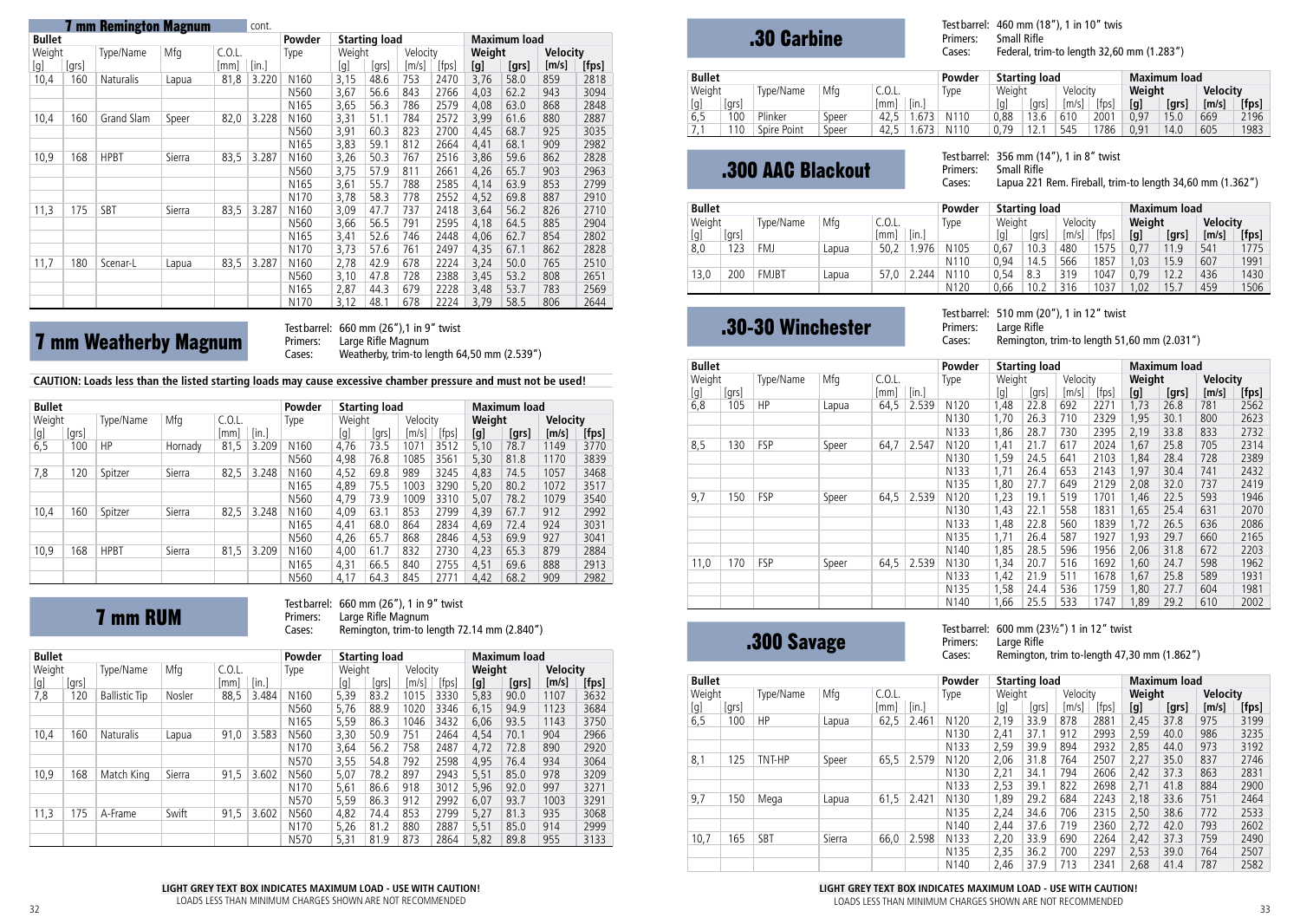## 7 mm Remington Magnum cont.

| Bullet | | | | | | Powder | Starting load | | | | Maximum load | | | |
|---|---|---|---|---|---|---|---|---|---|---|---|---|---|---|
| Weight | | Type/Name | Mfg | C.O.L. | | Type | Weight | | Velocity | | Weight | | Velocity | |
| [g] | [grs] | | | [mm] | [in.] | | [g] | [grs] | [m/s] | [fps] | [g] | [grs] | [m/s] | [fps] |
| 10,4 | 160 | Naturalis | Lapua | 81,8 | 3.220 | N160 | 3,15 | 48.6 | 753 | 2470 | 3,76 | 58.0 | 859 | 2818 |
| | | | | | | N560 | 3,67 | 56.6 | 843 | 2766 | 4,03 | 62.2 | 943 | 3094 |
| | | | | | | N165 | 3,65 | 56.3 | 786 | 2579 | 4,08 | 63.0 | 868 | 2848 |
| 10,4 | 160 | Grand Slam | Speer | 82,0 | 3.228 | N160 | 3,31 | 51.1 | 784 | 2572 | 3,99 | 61.6 | 880 | 2887 |
| | | | | | | N560 | 3,91 | 60.3 | 823 | 2700 | 4,45 | 68.7 | 925 | 3035 |
| | | | | | | N165 | 3,83 | 59.1 | 812 | 2664 | 4,41 | 68.1 | 909 | 2982 |
| 10,9 | 168 | HPBT | Sierra | 83,5 | 3.287 | N160 | 3,26 | 50.3 | 767 | 2516 | 3,86 | 59.6 | 862 | 2828 |
| | | | | | | N560 | 3,75 | 57.9 | 811 | 2661 | 4,26 | 65.7 | 903 | 2963 |
| | | | | | | N165 | 3,61 | 55.7 | 788 | 2585 | 4,14 | 63.9 | 853 | 2799 |
| | | | | | | N170 | 3,78 | 58.3 | 778 | 2552 | 4,52 | 69.8 | 887 | 2910 |
| 11,3 | 175 | SBT | Sierra | 83,5 | 3.287 | N160 | 3,09 | 47.7 | 737 | 2418 | 3,64 | 56.2 | 826 | 2710 |
| | | | | | | N560 | 3,66 | 56.5 | 791 | 2595 | 4,18 | 64.5 | 885 | 2904 |
| | | | | | | N165 | 3,41 | 52.6 | 746 | 2448 | 4,06 | 62.7 | 854 | 2802 |
| | | | | | | N170 | 3,73 | 57.6 | 761 | 2497 | 4,35 | 67.1 | 862 | 2828 |
| 11,7 | 180 | Scenar-L | Lapua | 83,5 | 3.287 | N160 | 2,78 | 42.9 | 678 | 2224 | 3,24 | 50.0 | 765 | 2510 |
| | | | | | | N560 | 3,10 | 47.8 | 728 | 2388 | 3,45 | 53.2 | 808 | 2651 |
| | | | | | | N165 | 2,87 | 44.3 | 679 | 2228 | 3,48 | 53.7 | 783 | 2569 |
| | | | | | | N170 | 3,12 | 48.1 | 678 | 2224 | 3,79 | 58.5 | 806 | 2644 |

## 7 mm Weatherby Magnum

Test barrel: 660 mm (26"),1 in 9" twist
Primers: Large Rifle Magnum
Cases: Weatherby, trim-to length 64,50 mm (2.539")

**CAUTION: Loads less than the listed starting loads may cause excessive chamber pressure and must not be used!**

| Bullet | | | | | | Powder | Starting load | | | | Maximum load | | | |
|---|---|---|---|---|---|---|---|---|---|---|---|---|---|---|
| Weight | | Type/Name | Mfg | C.O.L. | | Type | Weight | | Velocity | | Weight | | Velocity | |
| [g] | [grs] | | | [mm] | [in.] | | [g] | [grs] | [m/s] | [fps] | [g] | [grs] | [m/s] | [fps] |
| 6,5 | 100 | HP | Hornady | 81,5 | 3.209 | N160 | 4,76 | 73.5 | 1071 | 3512 | 5,10 | 78.7 | 1149 | 3770 |
| | | | | | | N560 | 4,98 | 76.8 | 1085 | 3561 | 5,30 | 81.8 | 1170 | 3839 |
| 7,8 | 120 | Spitzer | Sierra | 82,5 | 3.248 | N160 | 4,52 | 69.8 | 989 | 3245 | 4,83 | 74.5 | 1057 | 3468 |
| | | | | | | N165 | 4,89 | 75.5 | 1003 | 3290 | 5,20 | 80.2 | 1072 | 3517 |
| | | | | | | N560 | 4,79 | 73.9 | 1009 | 3310 | 5,07 | 78.2 | 1079 | 3540 |
| 10,4 | 160 | Spitzer | Sierra | 82,5 | 3.248 | N160 | 4,09 | 63.1 | 853 | 2799 | 4,39 | 67.7 | 912 | 2992 |
| | | | | | | N165 | 4,41 | 68.0 | 864 | 2834 | 4,69 | 72.4 | 924 | 3031 |
| | | | | | | N560 | 4,26 | 65.7 | 868 | 2846 | 4,53 | 69.9 | 927 | 3041 |
| 10,9 | 168 | HPBT | Sierra | 81,5 | 3.209 | N160 | 4,00 | 61.7 | 832 | 2730 | 4,23 | 65.3 | 879 | 2884 |
| | | | | | | N165 | 4,31 | 66.5 | 840 | 2755 | 4,51 | 69.6 | 888 | 2913 |
| | | | | | | N560 | 4,17 | 64.3 | 845 | 2771 | 4,42 | 68.2 | 909 | 2982 |

## 7 mm RUM

Test barrel: 660 mm (26"), 1 in 9" twist
Primers: Large Rifle Magnum
Cases: Remington, trim-to length 72.14 mm (2.840")

| Bullet | | | | | | Powder | Starting load | | | | Maximum load | | | |
|---|---|---|---|---|---|---|---|---|---|---|---|---|---|---|
| Weight | | Type/Name | Mfg | C.O.L. | | Type | Weight | | Velocity | | Weight | | Velocity | |
| [g] | [grs] | | | [mm] | [in.] | | [g] | [grs] | [m/s] | [fps] | [g] | [grs] | [m/s] | [fps] |
| 7,8 | 120 | Ballistic Tip | Nosler | 88,5 | 3.484 | N160 | 5,39 | 83.2 | 1015 | 3330 | 5,83 | 90.0 | 1107 | 3632 |
| | | | | | | N560 | 5,76 | 88.9 | 1020 | 3346 | 6,15 | 94.9 | 1123 | 3684 |
| | | | | | | N165 | 5,59 | 86.3 | 1046 | 3432 | 6,06 | 93.5 | 1143 | 3750 |
| 10,4 | 160 | Naturalis | Lapua | 91,0 | 3.583 | N560 | 3,30 | 50.9 | 751 | 2464 | 4,54 | 70.1 | 904 | 2966 |
| | | | | | | N170 | 3,64 | 56.2 | 758 | 2487 | 4,72 | 72.8 | 890 | 2920 |
| | | | | | | N570 | 3,55 | 54.8 | 792 | 2598 | 4,95 | 76.4 | 934 | 3064 |
| 10,9 | 168 | Match King | Sierra | 91,5 | 3.602 | N560 | 5,07 | 78.2 | 897 | 2943 | 5,51 | 85.0 | 978 | 3209 |
| | | | | | | N170 | 5,61 | 86.6 | 918 | 3012 | 5,96 | 92.0 | 997 | 3271 |
| | | | | | | N570 | 5,59 | 86.3 | 912 | 2992 | 6,07 | 93.7 | 1003 | 3291 |
| 11,3 | 175 | A-Frame | Swift | 91,5 | 3.602 | N560 | 4,82 | 74.4 | 853 | 2799 | 5,27 | 81.3 | 935 | 3068 |
| | | | | | | N170 | 5,26 | 81.2 | 880 | 2887 | 5,51 | 85.0 | 914 | 2999 |
| | | | | | | N570 | 5,31 | 81.9 | 873 | 2864 | 5,82 | 89.8 | 955 | 3133 |

**LIGHT GREY TEXT BOX INDICATES MAXIMUM LOAD - USE WITH CAUTION!**
LOADS LESS THAN MINIMUM CHARGES SHOWN ARE NOT RECOMMENDED

## .30 Carbine

Test barrel: 460 mm (18"), 1 in 10" twis
Primers: Small Rifle
Cases: Federal, trim-to length 32,60 mm (1.283")

| Bullet | | | | | | Powder | Starting load | | | | Maximum load | | | |
|---|---|---|---|---|---|---|---|---|---|---|---|---|---|---|
| Weight | | Type/Name | Mfg | C.O.L. | | Type | Weight | | Velocity | | Weight | | Velocity | |
| [g] | [grs] | | | [mm] | [in.] | | [g] | [grs] | [m/s] | [fps] | [g] | [grs] | [m/s] | [fps] |
| 6,5 | 100 | Plinker | Speer | 42,5 | 1.673 | N110 | 0,88 | 13.6 | 610 | 2001 | 0,97 | 15.0 | 669 | 2196 |
| 7,1 | 110 | Spire Point | Speer | 42,5 | 1.673 | N110 | 0,79 | 12.1 | 545 | 1786 | 0,91 | 14.0 | 605 | 1983 |

## .300 AAC Blackout

Test barrel: 356 mm (14"), 1 in 8" twist
Primers: Small Rifle
Cases: Lapua 221 Rem. Fireball, trim-to length 34,60 mm (1.362")

| Bullet | | | | | | Powder | Starting load | | | | Maximum load | | | |
|---|---|---|---|---|---|---|---|---|---|---|---|---|---|---|
| Weight | | Type/Name | Mfg | C.O.L. | | Type | Weight | | Velocity | | Weight | | Velocity | |
| [g] | [grs] | | | [mm] | [in.] | | [g] | [grs] | [m/s] | [fps] | [g] | [grs] | [m/s] | [fps] |
| 8,0 | 123 | FMJ | Lapua | 50,2 | 1.976 | N105 | 0,67 | 10.3 | 480 | 1575 | 0,77 | 11.9 | 541 | 1775 |
| | | | | | | N110 | 0,94 | 14.5 | 566 | 1857 | 1,03 | 15.9 | 607 | 1991 |
| 13,0 | 200 | FMJBT | Lapua | 57,0 | 2.244 | N110 | 0,54 | 8.3 | 319 | 1047 | 0,79 | 12.2 | 436 | 1430 |
| | | | | | | N120 | 0,66 | 10.2 | 316 | 1037 | 1,02 | 15.7 | 459 | 1506 |

## .30-30 Winchester

Test barrel: 510 mm (20"), 1 in 12" twist
Primers: Large Rifle
Cases: Remington, trim-to length 51,60 mm (2.031")

| Bullet | | | | | | Powder | Starting load | | | | Maximum load | | | |
|---|---|---|---|---|---|---|---|---|---|---|---|---|---|---|
| Weight | | Type/Name | Mfg | C.O.L. | | Type | Weight | | Velocity | | Weight | | Velocity | |
| [g] | [grs] | | | [mm] | [in.] | | [g] | [grs] | [m/s] | [fps] | [g] | [grs] | [m/s] | [fps] |
| 6,8 | 105 | HP | Lapua | 64,5 | 2.539 | N120 | 1,48 | 22.8 | 692 | 2271 | 1,73 | 26.8 | 781 | 2562 |
| | | | | | | N130 | 1,70 | 26.3 | 710 | 2329 | 1,95 | 30.1 | 800 | 2623 |
| | | | | | | N133 | 1,86 | 28.7 | 730 | 2395 | 2,19 | 33.8 | 833 | 2732 |
| 8,5 | 130 | FSP | Speer | 64,7 | 2.547 | N120 | 1,41 | 21.7 | 617 | 2024 | 1,67 | 25.8 | 705 | 2314 |
| | | | | | | N130 | 1,59 | 24.5 | 641 | 2103 | 1,84 | 28.4 | 728 | 2389 |
| | | | | | | N133 | 1,71 | 26.4 | 653 | 2143 | 1,97 | 30.4 | 741 | 2432 |
| | | | | | | N135 | 1,80 | 27.7 | 649 | 2129 | 2,08 | 32.0 | 737 | 2419 |
| 9,7 | 150 | FSP | Speer | 64,5 | 2.539 | N120 | 1,23 | 19.1 | 519 | 1701 | 1,46 | 22.5 | 593 | 1946 |
| | | | | | | N130 | 1,43 | 22.1 | 558 | 1831 | 1,65 | 25.4 | 631 | 2070 |
| | | | | | | N133 | 1,48 | 22.8 | 560 | 1839 | 1,72 | 26.5 | 636 | 2086 |
| | | | | | | N135 | 1,71 | 26.4 | 587 | 1927 | 1,93 | 29.7 | 660 | 2165 |
| | | | | | | N140 | 1,85 | 28.5 | 596 | 1956 | 2,06 | 31.8 | 672 | 2203 |
| 11,0 | 170 | FSP | Speer | 64,5 | 2.539 | N130 | 1,34 | 20.7 | 516 | 1692 | 1,60 | 24.7 | 598 | 1962 |
| | | | | | | N133 | 1,42 | 21.9 | 511 | 1678 | 1,67 | 25.8 | 589 | 1931 |
| | | | | | | N135 | 1,58 | 24.4 | 536 | 1759 | 1,80 | 27.7 | 604 | 1981 |
| | | | | | | N140 | 1,66 | 25.5 | 533 | 1747 | 1,89 | 29.2 | 610 | 2002 |

## .300 Savage

Test barrel: 600 mm (23½") 1 in 12" twist
Primers: Large Rifle
Cases: Remington, trim to-length 47,30 mm (1.862")

| Bullet | | | | | | Powder | Starting load | | | | Maximum load | | | |
|---|---|---|---|---|---|---|---|---|---|---|---|---|---|---|
| Weight | | Type/Name | Mfg | C.O.L. | | Type | Weight | | Velocity | | Weight | | Velocity | |
| [g] | [grs] | | | [mm] | [in.] | | [g] | [grs] | [m/s] | [fps] | [g] | [grs] | [m/s] | [fps] |
| 6,5 | 100 | HP | Lapua | 62,5 | 2.461 | N120 | 2,19 | 33.9 | 878 | 2881 | 2,45 | 37.8 | 975 | 3199 |
| | | | | | | N130 | 2,41 | 37.1 | 912 | 2993 | 2,59 | 40.0 | 986 | 3235 |
| | | | | | | N133 | 2,59 | 39.9 | 894 | 2932 | 2,85 | 44.0 | 973 | 3192 |
| 8,1 | 125 | TNT-HP | Speer | 65,5 | 2.579 | N120 | 2,06 | 31.8 | 764 | 2507 | 2,27 | 35.0 | 837 | 2746 |
| | | | | | | N130 | 2,21 | 34.1 | 794 | 2606 | 2,42 | 37.3 | 863 | 2831 |
| | | | | | | N133 | 2,53 | 39.1 | 822 | 2698 | 2,71 | 41.8 | 884 | 2900 |
| 9,7 | 150 | Mega | Lapua | 61,5 | 2.421 | N130 | 1,89 | 29.2 | 684 | 2243 | 2,18 | 33.6 | 751 | 2464 |
| | | | | | | N135 | 2,24 | 34.6 | 706 | 2315 | 2,50 | 38.6 | 772 | 2533 |
| | | | | | | N140 | 2,44 | 37.6 | 719 | 2360 | 2,72 | 42.0 | 793 | 2602 |
| 10,7 | 165 | SBT | Sierra | 66,0 | 2.598 | N133 | 2,20 | 33.9 | 690 | 2264 | 2,42 | 37.3 | 759 | 2490 |
| | | | | | | N135 | 2,35 | 36.2 | 700 | 2297 | 2,53 | 39.0 | 764 | 2507 |
| | | | | | | N140 | 2,46 | 37.9 | 713 | 2341 | 2,68 | 41.4 | 787 | 2582 |

**LIGHT GREY TEXT BOX INDICATES MAXIMUM LOAD - USE WITH CAUTION!**
LOADS LESS THAN MINIMUM CHARGES SHOWN ARE NOT RECOMMENDED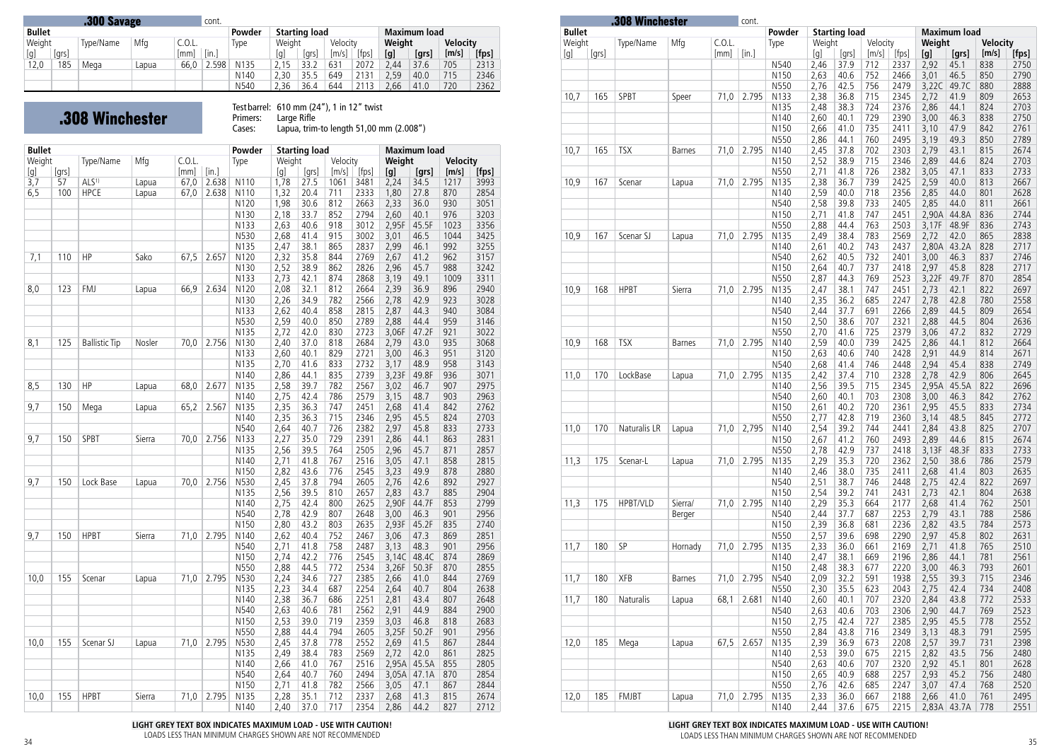## .300 Savage cont.

| Bullet | | | | | | Powder | Starting load | | | | Maximum load | | | |
|---|---|---|---|---|---|---|---|---|---|---|---|---|---|---|
| Weight | | Type/Name | Mfg | C.O.L. | | Type | Weight | | Velocity | | Weight | | Velocity | |
| [g] | [grs] | | | [mm] | [in.] | | [g] | [grs] | [m/s] | [fps] | [g] | [grs] | [m/s] | [fps] |
| 12,0 | 185 | Mega | Lapua | 66,0 | 2.598 | N135 | 2,15 | 33.2 | 631 | 2072 | 2,44 | 37.6 | 705 | 2313 |
| | | | | | | N140 | 2,30 | 35.5 | 649 | 2131 | 2,59 | 40.0 | 715 | 2346 |
| | | | | | | N540 | 2,36 | 36.4 | 644 | 2113 | 2,66 | 41.0 | 720 | 2362 |

# .308 Winchester

Test barrel: 610 mm (24"), 1 in 12" twist
Primers: Large Rifle
Cases: Lapua, trim-to length 51,00 mm (2.008")

| Bullet | | | | | | Powder | Starting load | | | | Maximum load | | | |
|---|---|---|---|---|---|---|---|---|---|---|---|---|---|---|
| Weight | | Type/Name | Mfg | C.O.L. | | Type | Weight | | Velocity | | Weight | | Velocity | |
| [g] | [grs] | | | [mm] | [in.] | | [g] | [grs] | [m/s] | [fps] | [g] | [grs] | [m/s] | [fps] |
| 3,7 | 57 | ALS[1] | Lapua | 67,0 | 2.638 | N110 | 1,78 | 27.5 | 1061 | 3481 | 2,24 | 34.5 | 1217 | 3993 |
| 6,5 | 100 | HPCE | Lapua | 67,0 | 2.638 | N110 | 1,32 | 20.4 | 711 | 2333 | 1,80 | 27.8 | 870 | 2854 |
| | | | | | | N120 | 1,98 | 30.6 | 812 | 2663 | 2,33 | 36.0 | 930 | 3051 |
| | | | | | | N130 | 2,18 | 33.7 | 852 | 2794 | 2,60 | 40.1 | 976 | 3203 |
| | | | | | | N133 | 2,63 | 40.6 | 918 | 3012 | 2,95F | 45.5F | 1023 | 3356 |
| | | | | | | N530 | 2,68 | 41.4 | 915 | 3002 | 3,01 | 46.5 | 1044 | 3425 |
| | | | | | | N135 | 2,47 | 38.1 | 865 | 2837 | 2,99 | 46.1 | 992 | 3255 |
| 7,1 | 110 | HP | Sako | 67,5 | 2.657 | N120 | 2,32 | 35.8 | 844 | 2769 | 2,67 | 41.2 | 962 | 3157 |
| | | | | | | N130 | 2,52 | 38.9 | 862 | 2826 | 2,96 | 45.7 | 988 | 3242 |
| | | | | | | N133 | 2,73 | 42.1 | 874 | 2868 | 3,19 | 49.1 | 1009 | 3311 |
| 8,0 | 123 | FMJ | Lapua | 66,9 | 2.634 | N120 | 2,08 | 32.1 | 812 | 2664 | 2,39 | 36.9 | 896 | 2940 |
| | | | | | | N130 | 2,26 | 34.9 | 782 | 2566 | 2,78 | 42.9 | 923 | 3028 |
| | | | | | | N133 | 2,62 | 40.4 | 858 | 2815 | 2,87 | 44.3 | 940 | 3084 |
| | | | | | | N530 | 2,59 | 40.0 | 850 | 2789 | 2,88 | 44.4 | 959 | 3146 |
| | | | | | | N135 | 2,72 | 42.0 | 830 | 2723 | 3,06F | 47.2F | 921 | 3022 |
| 8,1 | 125 | Ballistic Tip | Nosler | 70,0 | 2.756 | N130 | 2,40 | 37.0 | 818 | 2684 | 2,79 | 43.0 | 935 | 3068 |
| | | | | | | N133 | 2,60 | 40.1 | 829 | 2721 | 3,00 | 46.3 | 951 | 3120 |
| | | | | | | N135 | 2,70 | 41.6 | 833 | 2732 | 3,17 | 48.9 | 958 | 3143 |
| | | | | | | N140 | 2,86 | 44.1 | 835 | 2739 | 3,23F | 49.8F | 936 | 3071 |
| 8,5 | 130 | HP | Lapua | 68,0 | 2.677 | N135 | 2,58 | 39.7 | 782 | 2567 | 3,02 | 46.7 | 907 | 2975 |
| | | | | | | N140 | 2,75 | 42.4 | 786 | 2579 | 3,15 | 48.7 | 903 | 2963 |
| 9,7 | 150 | Mega | Lapua | 65,2 | 2.567 | N135 | 2,35 | 36.3 | 747 | 2451 | 2,68 | 41.4 | 842 | 2762 |
| | | | | | | N140 | 2,35 | 36.3 | 715 | 2346 | 2,95 | 45.5 | 824 | 2703 |
| | | | | | | N540 | 2,64 | 40.7 | 726 | 2382 | 2,97 | 45.8 | 833 | 2733 |
| 9,7 | 150 | SPBT | Sierra | 70,0 | 2.756 | N133 | 2,27 | 35.0 | 729 | 2391 | 2,86 | 44.1 | 863 | 2831 |
| | | | | | | N135 | 2,56 | 39.5 | 764 | 2505 | 2,96 | 45.7 | 871 | 2857 |
| | | | | | | N140 | 2,71 | 41.8 | 767 | 2516 | 3,05 | 47.1 | 858 | 2815 |
| | | | | | | N150 | 2,82 | 43.6 | 776 | 2545 | 3,23 | 49.9 | 878 | 2880 |
| 9,7 | 150 | Lock Base | Lapua | 70,0 | 2.756 | N530 | 2,45 | 37.8 | 794 | 2605 | 2,76 | 42.6 | 892 | 2927 |
| | | | | | | N135 | 2,56 | 39.5 | 810 | 2657 | 2,83 | 43.7 | 885 | 2904 |
| | | | | | | N140 | 2,75 | 42.4 | 800 | 2625 | 2,90F | 44.7F | 853 | 2799 |
| | | | | | | N540 | 2,78 | 42.9 | 807 | 2648 | 3,00 | 46.3 | 901 | 2956 |
| | | | | | | N150 | 2,80 | 43.2 | 803 | 2635 | 2,93F | 45.2F | 835 | 2740 |
| 9,7 | 150 | HPBT | Sierra | 71,0 | 2.795 | N140 | 2,62 | 40.4 | 752 | 2467 | 3,06 | 47.3 | 869 | 2851 |
| | | | | | | N540 | 2,71 | 41.8 | 758 | 2487 | 3,13 | 48.3 | 901 | 2956 |
| | | | | | | N150 | 2,74 | 42.2 | 776 | 2545 | 3,14C | 48.4C | 874 | 2869 |
| | | | | | | N550 | 2,88 | 44.5 | 772 | 2534 | 3,26F | 50.3F | 870 | 2855 |
| 10,0 | 155 | Scenar | Lapua | 71,0 | 2.795 | N530 | 2,24 | 34.6 | 727 | 2385 | 2,66 | 41.0 | 844 | 2769 |
| | | | | | | N135 | 2,23 | 34.4 | 687 | 2254 | 2,64 | 40.7 | 804 | 2638 |
| | | | | | | N140 | 2,38 | 36.7 | 686 | 2251 | 2,81 | 43.4 | 807 | 2648 |
| | | | | | | N540 | 2,63 | 40.6 | 781 | 2562 | 2,91 | 44.9 | 884 | 2900 |
| | | | | | | N150 | 2,53 | 39.0 | 719 | 2359 | 3,03 | 46.8 | 818 | 2683 |
| | | | | | | N550 | 2,88 | 44.4 | 794 | 2605 | 3,25F | 50.2F | 901 | 2956 |
| 10,0 | 155 | Scenar SJ | Lapua | 71,0 | 2.795 | N530 | 2,45 | 37.8 | 778 | 2552 | 2,69 | 41.5 | 867 | 2844 |
| | | | | | | N135 | 2,49 | 38.4 | 783 | 2569 | 2,72 | 42.0 | 861 | 2825 |
| | | | | | | N140 | 2,66 | 41.0 | 767 | 2516 | 2,95A | 45.5A | 855 | 2805 |
| | | | | | | N540 | 2,64 | 40.7 | 760 | 2494 | 3,05A | 47.1A | 870 | 2854 |
| | | | | | | N150 | 2,71 | 41.8 | 782 | 2566 | 3,05 | 47.1 | 867 | 2844 |
| 10,0 | 155 | HPBT | Sierra | 71,0 | 2.795 | N135 | 2,28 | 35.1 | 712 | 2337 | 2,68 | 41.3 | 815 | 2674 |
| | | | | | | N140 | 2,40 | 37.0 | 717 | 2354 | 2,86 | 44.2 | 827 | 2712 |

**LIGHT GREY TEXT BOX INDICATES MAXIMUM LOAD - USE WITH CAUTION!**
LOADS LESS THAN MINIMUM CHARGES SHOWN ARE NOT RECOMMENDED

## .308 Winchester cont.

| Bullet | | | | | | Powder | Starting load | | | | Maximum load | | | |
|---|---|---|---|---|---|---|---|---|---|---|---|---|---|---|
| Weight | | Type/Name | Mfg | C.O.L. | | Type | Weight | | Velocity | | Weight | | Velocity | |
| [g] | [grs] | | | [mm] | [in.] | | [g] | [grs] | [m/s] | [fps] | [g] | [grs] | [m/s] | [fps] |
| | | | | | | N540 | 2,46 | 37.9 | 712 | 2337 | 2,92 | 45.1 | 838 | 2750 |
| | | | | | | N150 | 2,63 | 40.6 | 752 | 2466 | 3,01 | 46.5 | 850 | 2790 |
| | | | | | | N550 | 2,76 | 42.5 | 756 | 2479 | 3,22C | 49.7C | 880 | 2888 |
| 10,7 | 165 | SPBT | Speer | 71,0 | 2.795 | N133 | 2,38 | 36.8 | 715 | 2345 | 2,72 | 41.9 | 809 | 2653 |
| | | | | | | N135 | 2,48 | 38.3 | 724 | 2376 | 2,86 | 44.1 | 824 | 2703 |
| | | | | | | N140 | 2,60 | 40.1 | 729 | 2390 | 3,00 | 46.3 | 838 | 2750 |
| | | | | | | N150 | 2,66 | 41.0 | 735 | 2411 | 3,10 | 47.9 | 842 | 2761 |
| | | | | | | N550 | 2,86 | 44.1 | 760 | 2495 | 3,19 | 49.3 | 850 | 2789 |
| 10,7 | 165 | TSX | Barnes | 71,0 | 2.795 | N140 | 2,45 | 37.8 | 702 | 2303 | 2,79 | 43.1 | 815 | 2674 |
| | | | | | | N150 | 2,52 | 38.9 | 715 | 2346 | 2,89 | 44.6 | 824 | 2703 |
| | | | | | | N550 | 2,71 | 41.8 | 726 | 2382 | 3,05 | 47.1 | 833 | 2733 |
| 10,9 | 167 | Scenar | Lapua | 71,0 | 2.795 | N135 | 2,38 | 36.7 | 739 | 2425 | 2,59 | 40.0 | 813 | 2667 |
| | | | | | | N140 | 2,59 | 40.0 | 718 | 2356 | 2,85 | 44.0 | 801 | 2628 |
| | | | | | | N540 | 2,58 | 39.8 | 733 | 2405 | 2,85 | 44.0 | 811 | 2661 |
| | | | | | | N150 | 2,71 | 41.8 | 747 | 2451 | 2,90A | 44.8A | 836 | 2744 |
| | | | | | | N550 | 2,88 | 44.4 | 763 | 2503 | 3,17F | 48.9F | 836 | 2743 |
| 10,9 | 167 | Scenar SJ | Lapua | 71,0 | 2.795 | N135 | 2,49 | 38.4 | 783 | 2569 | 2,72 | 42.0 | 865 | 2838 |
| | | | | | | N140 | 2,61 | 40.2 | 743 | 2437 | 2,80A | 43.2A | 828 | 2717 |
| | | | | | | N540 | 2,62 | 40.5 | 732 | 2401 | 3,00 | 46.3 | 837 | 2746 |
| | | | | | | N150 | 2,64 | 40.7 | 737 | 2418 | 2,97 | 45.8 | 828 | 2717 |
| | | | | | | N550 | 2,87 | 44.3 | 769 | 2523 | 3,22F | 49.7F | 870 | 2854 |
| 10,9 | 168 | HPBT | Sierra | 71,0 | 2.795 | N135 | 2,47 | 38.1 | 747 | 2451 | 2,73 | 42.1 | 822 | 2697 |
| | | | | | | N140 | 2,35 | 36.2 | 685 | 2247 | 2,78 | 42.8 | 780 | 2558 |
| | | | | | | N540 | 2,44 | 37.7 | 691 | 2266 | 2,89 | 44.5 | 809 | 2654 |
| | | | | | | N150 | 2,50 | 38.6 | 707 | 2321 | 2,88 | 44.5 | 804 | 2636 |
| | | | | | | N550 | 2,70 | 41.6 | 725 | 2379 | 3,06 | 47.2 | 832 | 2729 |
| 10,9 | 168 | TSX | Barnes | 71,0 | 2.795 | N140 | 2,59 | 40.0 | 739 | 2425 | 2,86 | 44.1 | 812 | 2664 |
| | | | | | | N150 | 2,63 | 40.6 | 740 | 2428 | 2,91 | 44.9 | 814 | 2671 |
| | | | | | | N540 | 2,68 | 41.4 | 746 | 2448 | 2,94 | 45.4 | 838 | 2749 |
| 11,0 | 170 | LockBase | Lapua | 71,0 | 2.795 | N135 | 2,42 | 37.4 | 710 | 2328 | 2,78 | 42.9 | 806 | 2645 |
| | | | | | | N140 | 2,56 | 39.5 | 715 | 2345 | 2,95A | 45.5A | 822 | 2696 |
| | | | | | | N540 | 2,60 | 40.1 | 703 | 2308 | 3,00 | 46.3 | 842 | 2762 |
| | | | | | | N150 | 2,61 | 40.2 | 720 | 2361 | 2,95 | 45.5 | 833 | 2734 |
| | | | | | | N550 | 2,77 | 42.8 | 719 | 2360 | 3,14 | 48.5 | 845 | 2772 |
| 11,0 | 170 | Naturalis LR | Lapua | 71,0 | 2,795 | N140 | 2,54 | 39.2 | 744 | 2441 | 2,84 | 43.8 | 825 | 2707 |
| | | | | | | N150 | 2,67 | 41.2 | 760 | 2493 | 2,89 | 44.6 | 815 | 2674 |
| | | | | | | N550 | 2,78 | 42.9 | 737 | 2418 | 3,13F | 48.3F | 833 | 2733 |
| 11,3 | 175 | Scenar-L | Lapua | 71,0 | 2.795 | N135 | 2,29 | 35.3 | 720 | 2362 | 2,50 | 38.6 | 786 | 2579 |
| | | | | | | N140 | 2,46 | 38.0 | 735 | 2411 | 2,68 | 41.4 | 803 | 2635 |
| | | | | | | N540 | 2,51 | 38.7 | 746 | 2448 | 2,75 | 42.4 | 822 | 2697 |
| | | | | | | N150 | 2,54 | 39.2 | 741 | 2431 | 2,73 | 42.1 | 804 | 2638 |
| 11,3 | 175 | HPBT/VLD | Sierra/ Berger | 71,0 | 2.795 | N140 | 2,29 | 35.3 | 664 | 2177 | 2,68 | 41.4 | 762 | 2501 |
| | | | | | | N540 | 2,44 | 37.7 | 687 | 2253 | 2,79 | 43.1 | 788 | 2586 |
| | | | | | | N150 | 2,39 | 36.8 | 681 | 2236 | 2,82 | 43.5 | 784 | 2573 |
| | | | | | | N550 | 2,57 | 39.6 | 698 | 2290 | 2,97 | 45.8 | 802 | 2631 |
| 11,7 | 180 | SP | Hornady | 71,0 | 2.795 | N135 | 2,33 | 36.0 | 661 | 2169 | 2,71 | 41.8 | 765 | 2510 |
| | | | | | | N140 | 2,47 | 38.1 | 669 | 2196 | 2,86 | 44.1 | 781 | 2561 |
| | | | | | | N150 | 2,48 | 38.3 | 677 | 2220 | 3,00 | 46.3 | 793 | 2601 |
| 11,7 | 180 | XFB | Barnes | 71,0 | 2.795 | N540 | 2,09 | 32.2 | 591 | 1938 | 2,55 | 39.3 | 715 | 2346 |
| | | | | | | N550 | 2,30 | 35.5 | 623 | 2043 | 2,75 | 42.4 | 734 | 2408 |
| 11,7 | 180 | Naturalis | Lapua | 68,1 | 2.681 | N140 | 2,60 | 40.1 | 707 | 2320 | 2,84 | 43.8 | 772 | 2533 |
| | | | | | | N540 | 2,63 | 40.6 | 703 | 2306 | 2,90 | 44.7 | 769 | 2523 |
| | | | | | | N150 | 2,75 | 42.4 | 727 | 2385 | 2,95 | 45.5 | 778 | 2552 |
| | | | | | | N550 | 2,84 | 43.8 | 716 | 2349 | 3,13 | 48.3 | 791 | 2595 |
| 12,0 | 185 | Mega | Lapua | 67,5 | 2.657 | N135 | 2,39 | 36.9 | 673 | 2208 | 2,57 | 39.7 | 731 | 2398 |
| | | | | | | N140 | 2,53 | 39.0 | 675 | 2215 | 2,82 | 43.5 | 756 | 2480 |
| | | | | | | N540 | 2,63 | 40.6 | 707 | 2320 | 2,92 | 45.1 | 801 | 2628 |
| | | | | | | N150 | 2,65 | 40.9 | 688 | 2257 | 2,93 | 45.2 | 756 | 2480 |
| | | | | | | N550 | 2,76 | 42.6 | 685 | 2247 | 3,07 | 47.4 | 768 | 2520 |
| 12,0 | 185 | FMJBT | Lapua | 71,0 | 2.795 | N135 | 2,33 | 36.0 | 667 | 2188 | 2,66 | 41.0 | 761 | 2495 |
| | | | | | | N140 | 2,44 | 37.6 | 675 | 2215 | 2,83A | 43.7A | 778 | 2551 |

**LIGHT GREY TEXT BOX INDICATES MAXIMUM LOAD - USE WITH CAUTION!**
LOADS LESS THAN MINIMUM CHARGES SHOWN ARE NOT RECOMMENDED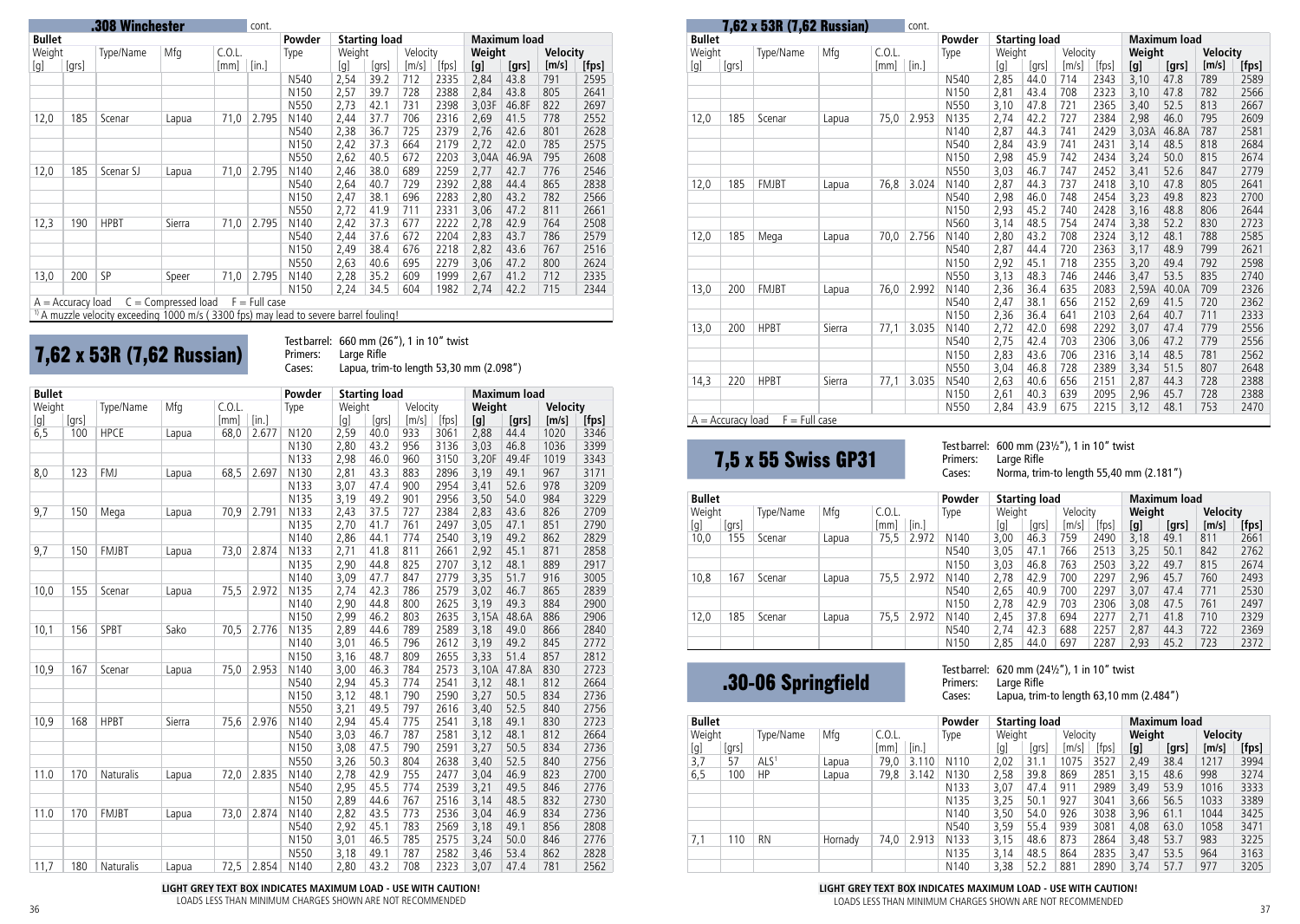## .308 Winchester cont.

| Bullet | | | | | | Powder | Starting load | | | | Maximum load | | | |
|---|---|---|---|---|---|---|---|---|---|---|---|---|---|---|
| Weight | | Type/Name | Mfg | C.O.L. | | Type | Weight | | Velocity | | Weight | | Velocity | |
| [g] | [grs] | | | [mm] | [in.] | | [g] | [grs] | [m/s] | [fps] | [g] | [grs] | [m/s] | [fps] |
| | | | | | | N540 | 2,54 | 39.2 | 712 | 2335 | 2,84 | 43.8 | 791 | 2595 |
| | | | | | | N150 | 2,57 | 39.7 | 728 | 2388 | 2,84 | 43.8 | 805 | 2641 |
| | | | | | | N550 | 2,73 | 42.1 | 731 | 2398 | 3,03F | 46.8F | 822 | 2697 |
| 12,0 | 185 | Scenar | Lapua | 71,0 | 2.795 | N140 | 2,44 | 37.7 | 706 | 2316 | 2,69 | 41.5 | 778 | 2552 |
| | | | | | | N540 | 2,38 | 36.7 | 725 | 2379 | 2,76 | 42.6 | 801 | 2628 |
| | | | | | | N150 | 2,42 | 37.3 | 664 | 2179 | 2,72 | 42.0 | 785 | 2575 |
| | | | | | | N550 | 2,62 | 40.5 | 672 | 2203 | 3,04A | 46.9A | 795 | 2608 |
| 12,0 | 185 | Scenar SJ | Lapua | 71,0 | 2.795 | N140 | 2,46 | 38.0 | 689 | 2259 | 2,77 | 42.7 | 776 | 2546 |
| | | | | | | N540 | 2,64 | 40.7 | 729 | 2392 | 2,88 | 44.4 | 865 | 2838 |
| | | | | | | N150 | 2,47 | 38.1 | 696 | 2283 | 2,80 | 43.2 | 782 | 2566 |
| | | | | | | N550 | 2,72 | 41.9 | 711 | 2331 | 3,06 | 47.2 | 811 | 2661 |
| 12,3 | 190 | HPBT | Sierra | 71,0 | 2.795 | N140 | 2,42 | 37.3 | 677 | 2222 | 2,78 | 42.9 | 764 | 2508 |
| | | | | | | N540 | 2,44 | 37.6 | 672 | 2204 | 2,83 | 43.7 | 786 | 2579 |
| | | | | | | N150 | 2,49 | 38.4 | 676 | 2218 | 2,82 | 43.6 | 767 | 2516 |
| | | | | | | N550 | 2,63 | 40.6 | 695 | 2279 | 3,06 | 47.2 | 800 | 2624 |
| 13,0 | 200 | SP | Speer | 71,0 | 2.795 | N140 | 2,28 | 35.2 | 609 | 1999 | 2,67 | 41.2 | 712 | 2335 |
| | | | | | | N150 | 2,24 | 34.5 | 604 | 1982 | 2,74 | 42.2 | 715 | 2344 |

A = Accuracy load C = Compressed load F = Full case

[1] A muzzle velocity exceeding 1000 m/s ( 3300 fps) may lead to severe barrel fouling!

## 7,62 x 53R (7,62 Russian)

Test barrel: 660 mm (26"), 1 in 10" twist
Primers: Large Rifle
Cases: Lapua, trim-to length 53,30 mm (2.098")

| Bullet | | | | | | Powder | Starting load | | | | Maximum load | | | |
|---|---|---|---|---|---|---|---|---|---|---|---|---|---|---|
| Weight | | Type/Name | Mfg | C.O.L. | | Type | Weight | | Velocity | | Weight | | Velocity | |
| [g] | [grs] | | | [mm] | [in.] | | [g] | [grs] | [m/s] | [fps] | [g] | [grs] | [m/s] | [fps] |
| 6,5 | 100 | HPCE | Lapua | 68,0 | 2.677 | N120 | 2,59 | 40.0 | 933 | 3061 | 2,88 | 44.4 | 1020 | 3346 |
| | | | | | | N130 | 2,80 | 43.2 | 956 | 3136 | 3,03 | 46.8 | 1036 | 3399 |
| | | | | | | N133 | 2,98 | 46.0 | 960 | 3150 | 3,20F | 49.4F | 1019 | 3343 |
| 8,0 | 123 | FMJ | Lapua | 68,5 | 2.697 | N130 | 2,81 | 43.3 | 883 | 2896 | 3,19 | 49.1 | 967 | 3171 |
| | | | | | | N133 | 3,07 | 47.4 | 900 | 2954 | 3,41 | 52.6 | 978 | 3209 |
| | | | | | | N135 | 3,19 | 49.2 | 901 | 2956 | 3,50 | 54.0 | 984 | 3229 |
| 9,7 | 150 | Mega | Lapua | 70,9 | 2.791 | N133 | 2,43 | 37.5 | 727 | 2384 | 2,83 | 43.6 | 826 | 2709 |
| | | | | | | N135 | 2,70 | 41.7 | 761 | 2497 | 3,05 | 47.1 | 851 | 2790 |
| | | | | | | N140 | 2,86 | 44.1 | 774 | 2540 | 3,19 | 49.2 | 862 | 2829 |
| 9,7 | 150 | FMJBT | Lapua | 73,0 | 2.874 | N133 | 2,71 | 41.8 | 811 | 2661 | 2,92 | 45.1 | 871 | 2858 |
| | | | | | | N135 | 2,90 | 44.8 | 825 | 2707 | 3,12 | 48.1 | 889 | 2917 |
| | | | | | | N140 | 3,09 | 47.7 | 847 | 2779 | 3,35 | 51.7 | 916 | 3005 |
| 10,0 | 155 | Scenar | Lapua | 75,5 | 2.972 | N135 | 2,74 | 42.3 | 786 | 2579 | 3,02 | 46.7 | 865 | 2839 |
| | | | | | | N140 | 2,90 | 44.8 | 800 | 2625 | 3,19 | 49.3 | 884 | 2900 |
| | | | | | | N150 | 2,99 | 46.2 | 803 | 2635 | 3,15A | 48.6A | 886 | 2906 |
| 10,1 | 156 | SPBT | Sako | 70,5 | 2.776 | N135 | 2,89 | 44.6 | 789 | 2589 | 3,18 | 49.0 | 866 | 2840 |
| | | | | | | N140 | 3,01 | 46.5 | 796 | 2612 | 3,19 | 49.2 | 845 | 2772 |
| | | | | | | N150 | 3,16 | 48.7 | 809 | 2655 | 3,33 | 51.4 | 857 | 2812 |
| 10,9 | 167 | Scenar | Lapua | 75,0 | 2.953 | N140 | 3,00 | 46.3 | 784 | 2573 | 3,10A | 47.8A | 830 | 2723 |
| | | | | | | N540 | 2,94 | 45.3 | 774 | 2541 | 3,12 | 48.1 | 812 | 2664 |
| | | | | | | N150 | 3,12 | 48.1 | 790 | 2590 | 3,27 | 50.5 | 834 | 2736 |
| | | | | | | N550 | 3,21 | 49.5 | 797 | 2616 | 3,40 | 52.5 | 840 | 2756 |
| 10,9 | 168 | HPBT | Sierra | 75,6 | 2.976 | N140 | 2,94 | 45.4 | 775 | 2541 | 3,18 | 49.1 | 830 | 2723 |
| | | | | | | N540 | 3,03 | 46.7 | 787 | 2581 | 3,12 | 48.1 | 812 | 2664 |
| | | | | | | N150 | 3,08 | 47.5 | 790 | 2591 | 3,27 | 50.5 | 834 | 2736 |
| | | | | | | N550 | 3,26 | 50.3 | 804 | 2638 | 3,40 | 52.5 | 840 | 2756 |
| 11.0 | 170 | Naturalis | Lapua | 72,0 | 2.835 | N140 | 2,78 | 42.9 | 755 | 2477 | 3,04 | 46.9 | 823 | 2700 |
| | | | | | | N540 | 2,95 | 45.5 | 774 | 2539 | 3,21 | 49.5 | 846 | 2776 |
| | | | | | | N150 | 2,89 | 44.6 | 767 | 2516 | 3,14 | 48.5 | 832 | 2730 |
| 11.0 | 170 | FMJBT | Lapua | 73,0 | 2.874 | N140 | 2,82 | 43.5 | 773 | 2536 | 3,04 | 46.9 | 834 | 2736 |
| | | | | | | N540 | 2,92 | 45.1 | 783 | 2569 | 3,18 | 49.1 | 856 | 2808 |
| | | | | | | N150 | 3,01 | 46.5 | 785 | 2575 | 3,24 | 50.0 | 846 | 2776 |
| | | | | | | N550 | 3,18 | 49.1 | 787 | 2582 | 3,46 | 53.4 | 862 | 2828 |
| 11,7 | 180 | Naturalis | Lapua | 72,5 | 2.854 | N140 | 2,80 | 43.2 | 708 | 2323 | 3,07 | 47.4 | 781 | 2562 |

**LIGHT GREY TEXT BOX INDICATES MAXIMUM LOAD - USE WITH CAUTION!**
LOADS LESS THAN MINIMUM CHARGES SHOWN ARE NOT RECOMMENDED

## 7,62 x 53R (7,62 Russian) cont.

| Bullet | | | | | | Powder | Starting load | | | | Maximum load | | | |
|---|---|---|---|---|---|---|---|---|---|---|---|---|---|---|
| Weight | | Type/Name | Mfg | C.O.L. | | Type | Weight | | Velocity | | Weight | | Velocity | |
| [g] | [grs] | | | [mm] | [in.] | | [g] | [grs] | [m/s] | [fps] | [g] | [grs] | [m/s] | [fps] |
| | | | | | | N540 | 2,85 | 44.0 | 714 | 2343 | 3,10 | 47.8 | 789 | 2589 |
| | | | | | | N150 | 2,81 | 43.4 | 708 | 2323 | 3,10 | 47.8 | 782 | 2566 |
| | | | | | | N550 | 3,10 | 47.8 | 721 | 2365 | 3,40 | 52.5 | 813 | 2667 |
| 12,0 | 185 | Scenar | Lapua | 75,0 | 2.953 | N135 | 2,74 | 42.2 | 727 | 2384 | 2,98 | 46.0 | 795 | 2609 |
| | | | | | | N140 | 2,87 | 44.3 | 741 | 2429 | 3,03A | 46.8A | 787 | 2581 |
| | | | | | | N540 | 2,84 | 43.9 | 741 | 2431 | 3,14 | 48.5 | 818 | 2684 |
| | | | | | | N150 | 2,98 | 45.9 | 742 | 2434 | 3,24 | 50.0 | 815 | 2674 |
| | | | | | | N550 | 3,03 | 46.7 | 747 | 2452 | 3,41 | 52.6 | 847 | 2779 |
| 12,0 | 185 | FMJBT | Lapua | 76,8 | 3.024 | N140 | 2,87 | 44.3 | 737 | 2418 | 3,10 | 47.8 | 805 | 2641 |
| | | | | | | N540 | 2,98 | 46.0 | 748 | 2454 | 3,23 | 49.8 | 823 | 2700 |
| | | | | | | N150 | 2,93 | 45.2 | 740 | 2428 | 3,16 | 48.8 | 806 | 2644 |
| | | | | | | N560 | 3,14 | 48.5 | 754 | 2474 | 3,38 | 52.2 | 830 | 2723 |
| 12,0 | 185 | Mega | Lapua | 70,0 | 2.756 | N140 | 2,80 | 43.2 | 708 | 2324 | 3,12 | 48.1 | 788 | 2585 |
| | | | | | | N540 | 2,87 | 44.4 | 720 | 2363 | 3,17 | 48.9 | 799 | 2621 |
| | | | | | | N150 | 2,92 | 45.1 | 718 | 2355 | 3,20 | 49.4 | 792 | 2598 |
| | | | | | | N550 | 3,13 | 48.3 | 746 | 2446 | 3,47 | 53.5 | 835 | 2740 |
| 13,0 | 200 | FMJBT | Lapua | 76,0 | 2.992 | N140 | 2,36 | 36.4 | 635 | 2083 | 2,59A | 40.0A | 709 | 2326 |
| | | | | | | N540 | 2,47 | 38.1 | 656 | 2152 | 2,69 | 41.5 | 720 | 2362 |
| | | | | | | N150 | 2,36 | 36.4 | 641 | 2103 | 2,64 | 40.7 | 711 | 2333 |
| 13,0 | 200 | HPBT | Sierra | 77,1 | 3.035 | N140 | 2,72 | 42.0 | 698 | 2292 | 3,07 | 47.4 | 779 | 2556 |
| | | | | | | N540 | 2,75 | 42.4 | 703 | 2306 | 3,06 | 47.2 | 779 | 2556 |
| | | | | | | N150 | 2,83 | 43.6 | 706 | 2316 | 3,14 | 48.5 | 781 | 2562 |
| | | | | | | N550 | 3,04 | 46.8 | 728 | 2389 | 3,34 | 51.5 | 807 | 2648 |
| 14,3 | 220 | HPBT | Sierra | 77,1 | 3.035 | N540 | 2,63 | 40.6 | 656 | 2151 | 2,87 | 44.3 | 728 | 2388 |
| | | | | | | N150 | 2,61 | 40.3 | 639 | 2095 | 2,96 | 45.7 | 728 | 2388 |
| | | | | | | N550 | 2,84 | 43.9 | 675 | 2215 | 3,12 | 48.1 | 753 | 2470 |

A = Accuracy load F = Full case

## 7,5 x 55 Swiss GP31

Test barrel: 600 mm (23½"), 1 in 10" twist
Primers: Large Rifle
Cases: Norma, trim-to length 55,40 mm (2.181")

| Bullet | | | | | | Powder | Starting load | | | | Maximum load | | | |
|---|---|---|---|---|---|---|---|---|---|---|---|---|---|---|
| Weight | | Type/Name | Mfg | C.O.L. | | Type | Weight | | Velocity | | Weight | | Velocity | |
| [g] | [grs] | | | [mm] | [in.] | | [g] | [grs] | [m/s] | [fps] | [g] | [grs] | [m/s] | [fps] |
| 10,0 | 155 | Scenar | Lapua | 75,5 | 2.972 | N140 | 3,00 | 46.3 | 759 | 2490 | 3,18 | 49.1 | 811 | 2661 |
| | | | | | | N540 | 3,05 | 47.1 | 766 | 2513 | 3,25 | 50.1 | 842 | 2762 |
| | | | | | | N150 | 3,03 | 46.8 | 763 | 2503 | 3,22 | 49.7 | 815 | 2674 |
| 10,8 | 167 | Scenar | Lapua | 75,5 | 2.972 | N140 | 2,78 | 42.9 | 700 | 2297 | 2,96 | 45.7 | 760 | 2493 |
| | | | | | | N540 | 2,65 | 40.9 | 700 | 2297 | 3,07 | 47.4 | 771 | 2530 |
| | | | | | | N150 | 2,78 | 42.9 | 703 | 2306 | 3,08 | 47.5 | 761 | 2497 |
| 12,0 | 185 | Scenar | Lapua | 75,5 | 2.972 | N140 | 2,45 | 37.8 | 694 | 2277 | 2,71 | 41.8 | 710 | 2329 |
| | | | | | | N540 | 2,74 | 42.3 | 688 | 2257 | 2,87 | 44.3 | 722 | 2369 |
| | | | | | | N150 | 2,85 | 44.0 | 697 | 2287 | 2,93 | 45.2 | 723 | 2372 |

## .30-06 Springfield

Test barrel: 620 mm (24½"), 1 in 10" twist
Primers: Large Rifle
Cases: Lapua, trim-to length 63,10 mm (2.484")

| Bullet | | | | | | Powder | Starting load | | | | Maximum load | | | |
|---|---|---|---|---|---|---|---|---|---|---|---|---|---|---|
| Weight | | Type/Name | Mfg | C.O.L. | | Type | Weight | | Velocity | | Weight | | Velocity | |
| [g] | [grs] | | | [mm] | [in.] | | [g] | [grs] | [m/s] | [fps] | [g] | [grs] | [m/s] | [fps] |
| 3,7 | 57 | ALS[1] | Lapua | 79,0 | 3.110 | N110 | 2,02 | 31.1 | 1075 | 3527 | 2,49 | 38.4 | 1217 | 3994 |
| 6,5 | 100 | HP | Lapua | 79,8 | 3.142 | N130 | 2,58 | 39.8 | 869 | 2851 | 3,15 | 48.6 | 998 | 3274 |
| | | | | | | N133 | 3,07 | 47.4 | 911 | 2989 | 3,49 | 53.9 | 1016 | 3333 |
| | | | | | | N135 | 3,25 | 50.1 | 927 | 3041 | 3,66 | 56.5 | 1033 | 3389 |
| | | | | | | N140 | 3,50 | 54.0 | 926 | 3038 | 3,96 | 61.1 | 1044 | 3425 |
| | | | | | | N540 | 3,59 | 55.4 | 939 | 3081 | 4,08 | 63.0 | 1058 | 3471 |
| 7,1 | 110 | RN | Hornady | 74,0 | 2.913 | N133 | 3,15 | 48.6 | 873 | 2864 | 3,48 | 53.7 | 983 | 3225 |
| | | | | | | N135 | 3,14 | 48.5 | 864 | 2835 | 3,47 | 53.5 | 964 | 3163 |
| | | | | | | N140 | 3,38 | 52.2 | 881 | 2890 | 3,74 | 57.7 | 977 | 3205 |

**LIGHT GREY TEXT BOX INDICATES MAXIMUM LOAD - USE WITH CAUTION!**
LOADS LESS THAN MINIMUM CHARGES SHOWN ARE NOT RECOMMENDED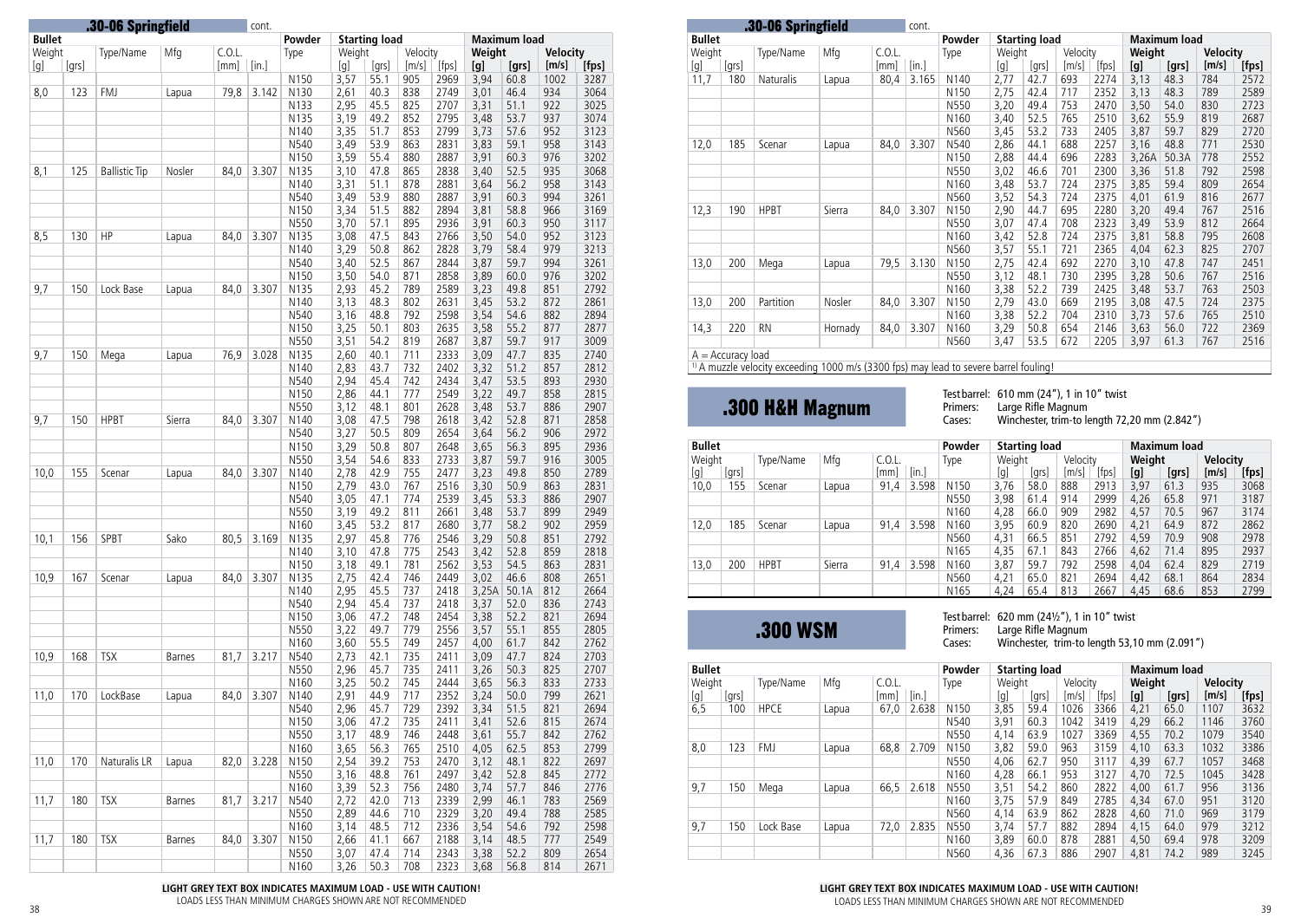## .30-06 Springfield cont.

| Bullet | | | | | | Powder | Starting load | | | | Maximum load | | | |
|---|---|---|---|---|---|---|---|---|---|---|---|---|---|---|
| Weight | | Type/Name | Mfg | C.O.L. | | Type | Weight | | Velocity | | Weight | | Velocity | |
| [g] | [grs] | | | [mm] | [in.] | | [g] | [grs] | [m/s] | [fps] | [g] | [grs] | [m/s] | [fps] |
| | | | | | | N150 | 3,57 | 55.1 | 905 | 2969 | 3,94 | 60.8 | 1002 | 3287 |
| 8,0 | 123 | FMJ | Lapua | 79,8 | 3.142 | N130 | 2,61 | 40.3 | 838 | 2749 | 3,01 | 46.4 | 934 | 3064 |
| | | | | | | N133 | 2,95 | 45.5 | 825 | 2707 | 3,31 | 51.1 | 922 | 3025 |
| | | | | | | N135 | 3,19 | 49.2 | 852 | 2795 | 3,48 | 53.7 | 937 | 3074 |
| | | | | | | N140 | 3,35 | 51.7 | 853 | 2799 | 3,73 | 57.6 | 952 | 3123 |
| | | | | | | N540 | 3,49 | 53.9 | 863 | 2831 | 3,83 | 59.1 | 958 | 3143 |
| | | | | | | N150 | 3,59 | 55.4 | 880 | 2887 | 3,91 | 60.3 | 976 | 3202 |
| 8,1 | 125 | Ballistic Tip | Nosler | 84,0 | 3.307 | N135 | 3,10 | 47.8 | 865 | 2838 | 3,40 | 52.5 | 935 | 3068 |
| | | | | | | N140 | 3,31 | 51.1 | 878 | 2881 | 3,64 | 56.2 | 958 | 3143 |
| | | | | | | N540 | 3,49 | 53.9 | 880 | 2887 | 3,91 | 60.3 | 994 | 3261 |
| | | | | | | N150 | 3,34 | 51.5 | 882 | 2894 | 3,81 | 58.8 | 966 | 3169 |
| | | | | | | N550 | 3,70 | 57.1 | 895 | 2936 | 3,91 | 60.3 | 950 | 3117 |
| 8,5 | 130 | HP | Lapua | 84,0 | 3.307 | N135 | 3,08 | 47.5 | 843 | 2766 | 3,50 | 54.0 | 952 | 3123 |
| | | | | | | N140 | 3,29 | 50.8 | 862 | 2828 | 3,79 | 58.4 | 979 | 3213 |
| | | | | | | N540 | 3,40 | 52.5 | 867 | 2844 | 3,87 | 59.7 | 994 | 3261 |
| | | | | | | N150 | 3,50 | 54.0 | 871 | 2858 | 3,89 | 60.0 | 976 | 3202 |
| 9,7 | 150 | Lock Base | Lapua | 84,0 | 3.307 | N135 | 2,93 | 45.2 | 789 | 2589 | 3,23 | 49.8 | 851 | 2792 |
| | | | | | | N140 | 3,13 | 48.3 | 802 | 2631 | 3,45 | 53.2 | 872 | 2861 |
| | | | | | | N540 | 3,16 | 48.8 | 792 | 2598 | 3,54 | 54.6 | 882 | 2894 |
| | | | | | | N150 | 3,25 | 50.1 | 803 | 2635 | 3,58 | 55.2 | 877 | 2877 |
| | | | | | | N550 | 3,51 | 54.2 | 819 | 2687 | 3,87 | 59.7 | 917 | 3009 |
| 9,7 | 150 | Mega | Lapua | 76,9 | 3.028 | N135 | 2,60 | 40.1 | 711 | 2333 | 3,09 | 47.7 | 835 | 2740 |
| | | | | | | N140 | 2,83 | 43.7 | 732 | 2402 | 3,32 | 51.2 | 857 | 2812 |
| | | | | | | N540 | 2,94 | 45.4 | 742 | 2434 | 3,47 | 53.5 | 893 | 2930 |
| | | | | | | N150 | 2,86 | 44.1 | 777 | 2549 | 3,22 | 49.7 | 858 | 2815 |
| | | | | | | N550 | 3,12 | 48.1 | 801 | 2628 | 3,48 | 53.7 | 886 | 2907 |
| 9,7 | 150 | HPBT | Sierra | 84,0 | 3.307 | N140 | 3,08 | 47.5 | 798 | 2618 | 3,42 | 52.8 | 871 | 2858 |
| | | | | | | N540 | 3,27 | 50.5 | 809 | 2654 | 3,64 | 56.2 | 906 | 2972 |
| | | | | | | N150 | 3,29 | 50.8 | 807 | 2648 | 3,65 | 56.3 | 895 | 2936 |
| | | | | | | N550 | 3,54 | 54.6 | 833 | 2733 | 3,87 | 59.7 | 916 | 3005 |
| 10,0 | 155 | Scenar | Lapua | 84,0 | 3.307 | N140 | 2,78 | 42.9 | 755 | 2477 | 3,23 | 49.8 | 850 | 2789 |
| | | | | | | N150 | 2,79 | 43.0 | 767 | 2516 | 3,30 | 50.9 | 863 | 2831 |
| | | | | | | N540 | 3,05 | 47.1 | 774 | 2539 | 3,45 | 53.3 | 886 | 2907 |
| | | | | | | N550 | 3,19 | 49.2 | 811 | 2661 | 3,48 | 53.7 | 899 | 2949 |
| | | | | | | N160 | 3,45 | 53.2 | 817 | 2680 | 3,77 | 58.2 | 902 | 2959 |
| 10,1 | 156 | SPBT | Sako | 80,5 | 3.169 | N135 | 2,97 | 45.8 | 776 | 2546 | 3,29 | 50.8 | 851 | 2792 |
| | | | | | | N140 | 3,10 | 47.8 | 775 | 2543 | 3,42 | 52.8 | 859 | 2818 |
| | | | | | | N150 | 3,18 | 49.1 | 781 | 2562 | 3,53 | 54.5 | 863 | 2831 |
| 10,9 | 167 | Scenar | Lapua | 84,0 | 3.307 | N135 | 2,75 | 42.4 | 746 | 2449 | 3,02 | 46.6 | 808 | 2651 |
| | | | | | | N140 | 2,95 | 45.5 | 737 | 2418 | 3,25A | 50.1A | 812 | 2664 |
| | | | | | | N540 | 2,94 | 45.4 | 737 | 2418 | 3,37 | 52.0 | 836 | 2743 |
| | | | | | | N150 | 3,06 | 47.2 | 748 | 2454 | 3,38 | 52.2 | 821 | 2694 |
| | | | | | | N550 | 3,22 | 49.7 | 779 | 2556 | 3,57 | 55.1 | 855 | 2805 |
| | | | | | | N160 | 3,60 | 55.5 | 749 | 2457 | 4,00 | 61.7 | 842 | 2762 |
| 10,9 | 168 | TSX | Barnes | 81,7 | 3.217 | N540 | 2,73 | 42.1 | 735 | 2411 | 3,09 | 47.7 | 824 | 2703 |
| | | | | | | N550 | 2,96 | 45.7 | 735 | 2411 | 3,26 | 50.3 | 825 | 2707 |
| | | | | | | N160 | 3,25 | 50.2 | 745 | 2444 | 3,65 | 56.3 | 833 | 2733 |
| 11,0 | 170 | LockBase | Lapua | 84,0 | 3.307 | N140 | 2,91 | 44.9 | 717 | 2352 | 3,24 | 50.0 | 799 | 2621 |
| | | | | | | N540 | 2,96 | 45.7 | 729 | 2392 | 3,34 | 51.5 | 821 | 2694 |
| | | | | | | N150 | 3,06 | 47.2 | 735 | 2411 | 3,41 | 52.6 | 815 | 2674 |
| | | | | | | N550 | 3,17 | 48.9 | 746 | 2448 | 3,61 | 55.7 | 842 | 2762 |
| | | | | | | N160 | 3,65 | 56.3 | 765 | 2510 | 4,05 | 62.5 | 853 | 2799 |
| 11,0 | 170 | Naturalis LR | Lapua | 82,0 | 3.228 | N150 | 2,54 | 39.2 | 753 | 2470 | 3,12 | 48.1 | 822 | 2697 |
| | | | | | | N550 | 3,16 | 48.8 | 761 | 2497 | 3,42 | 52.8 | 845 | 2772 |
| | | | | | | N160 | 3,39 | 52.3 | 756 | 2480 | 3,74 | 57.7 | 846 | 2776 |
| 11,7 | 180 | TSX | Barnes | 81,7 | 3.217 | N540 | 2,72 | 42.0 | 713 | 2339 | 2,99 | 46.1 | 783 | 2569 |
| | | | | | | N550 | 2,89 | 44.6 | 710 | 2329 | 3,20 | 49.4 | 788 | 2585 |
| | | | | | | N160 | 3,14 | 48.5 | 712 | 2336 | 3,54 | 54.6 | 792 | 2598 |
| 11,7 | 180 | TSX | Barnes | 84,0 | 3.307 | N150 | 2,66 | 41.1 | 667 | 2188 | 3,14 | 48.5 | 777 | 2549 |
| | | | | | | N550 | 3,07 | 47.4 | 714 | 2343 | 3,38 | 52.2 | 809 | 2654 |
| | | | | | | N160 | 3,26 | 50.3 | 708 | 2323 | 3,68 | 56.8 | 814 | 2671 |
| 11,7 | 180 | Naturalis | Lapua | 80,4 | 3.165 | N140 | 2,77 | 42.7 | 693 | 2274 | 3,13 | 48.3 | 784 | 2572 |
| | | | | | | N150 | 2,75 | 42.4 | 717 | 2352 | 3,13 | 48.3 | 789 | 2589 |
| | | | | | | N550 | 3,20 | 49.4 | 753 | 2470 | 3,50 | 54.0 | 830 | 2723 |
| | | | | | | N160 | 3,40 | 52.5 | 765 | 2510 | 3,62 | 55.9 | 819 | 2687 |
| | | | | | | N560 | 3,45 | 53.2 | 733 | 2405 | 3,87 | 59.7 | 829 | 2720 |
| 12,0 | 185 | Scenar | Lapua | 84,0 | 3.307 | N540 | 2,86 | 44.1 | 688 | 2257 | 3,16 | 48.8 | 771 | 2530 |
| | | | | | | N150 | 2,88 | 44.4 | 696 | 2283 | 3,26A | 50.3A | 778 | 2552 |
| | | | | | | N550 | 3,02 | 46.6 | 701 | 2300 | 3,36 | 51.8 | 792 | 2598 |
| | | | | | | N160 | 3,48 | 53.7 | 724 | 2375 | 3,85 | 59.4 | 809 | 2654 |
| | | | | | | N560 | 3,52 | 54.3 | 724 | 2375 | 4,01 | 61.9 | 816 | 2677 |
| 12,3 | 190 | HPBT | Sierra | 84,0 | 3.307 | N150 | 2,90 | 44.7 | 695 | 2280 | 3,20 | 49.4 | 767 | 2516 |
| | | | | | | N550 | 3,07 | 47.4 | 708 | 2323 | 3,49 | 53.9 | 812 | 2664 |
| | | | | | | N160 | 3,42 | 52.8 | 724 | 2375 | 3,81 | 58.8 | 795 | 2608 |
| | | | | | | N560 | 3,57 | 55.1 | 721 | 2365 | 4,04 | 62.3 | 825 | 2707 |
| 13,0 | 200 | Mega | Lapua | 79,5 | 3.130 | N150 | 2,75 | 42.4 | 692 | 2270 | 3,10 | 47.8 | 747 | 2451 |
| | | | | | | N550 | 3,12 | 48.1 | 730 | 2395 | 3,28 | 50.6 | 767 | 2516 |
| | | | | | | N160 | 3,38 | 52.2 | 739 | 2425 | 3,48 | 53.7 | 763 | 2503 |
| 13,0 | 200 | Partition | Nosler | 84,0 | 3.307 | N150 | 2,79 | 43.0 | 669 | 2195 | 3,08 | 47.5 | 724 | 2375 |
| | | | | | | N160 | 3,38 | 52.2 | 704 | 2310 | 3,73 | 57.6 | 765 | 2510 |
| 14,3 | 220 | RN | Hornady | 84,0 | 3.307 | N160 | 3,29 | 50.8 | 654 | 2146 | 3,63 | 56.0 | 722 | 2369 |
| | | | | | | N560 | 3,47 | 53.5 | 672 | 2205 | 3,97 | 61.3 | 767 | 2516 |

A = Accuracy load

[1] A muzzle velocity exceeding 1000 m/s (3300 fps) may lead to severe barrel fouling!

## .300 H&H Magnum

Test barrel: 610 mm (24"), 1 in 10" twist
Primers: Large Rifle Magnum
Cases: Winchester, trim-to length 72,20 mm (2.842")

| Bullet | | | | | | Powder | Starting load | | | | Maximum load | | | |
|---|---|---|---|---|---|---|---|---|---|---|---|---|---|---|
| Weight | | Type/Name | Mfg | C.O.L. | | Type | Weight | | Velocity | | Weight | | Velocity | |
| [g] | [grs] | | | [mm] | [in.] | | [g] | [grs] | [m/s] | [fps] | [g] | [grs] | [m/s] | [fps] |
| 10,0 | 155 | Scenar | Lapua | 91,4 | 3.598 | N150 | 3,76 | 58.0 | 888 | 2913 | 3,97 | 61.3 | 935 | 3068 |
| | | | | | | N550 | 3,98 | 61.4 | 914 | 2999 | 4,26 | 65.8 | 971 | 3187 |
| | | | | | | N160 | 4,28 | 66.0 | 909 | 2982 | 4,57 | 70.5 | 967 | 3174 |
| 12,0 | 185 | Scenar | Lapua | 91,4 | 3.598 | N160 | 3,95 | 60.9 | 820 | 2690 | 4,21 | 64.9 | 872 | 2862 |
| | | | | | | N560 | 4,31 | 66.5 | 851 | 2792 | 4,59 | 70.9 | 908 | 2978 |
| | | | | | | N165 | 4,35 | 67.1 | 843 | 2766 | 4,62 | 71.4 | 895 | 2937 |
| 13,0 | 200 | HPBT | Sierra | 91,4 | 3.598 | N160 | 3,87 | 59.7 | 792 | 2598 | 4,04 | 62.4 | 829 | 2719 |
| | | | | | | N560 | 4,21 | 65.0 | 821 | 2694 | 4,42 | 68.1 | 864 | 2834 |
| | | | | | | N165 | 4,24 | 65.4 | 813 | 2667 | 4,45 | 68.6 | 853 | 2799 |

## .300 WSM

Test barrel: 620 mm (24½"), 1 in 10" twist
Primers: Large Rifle Magnum
Cases: Winchester, trim-to length 53,10 mm (2.091")

| Bullet | | | | | | Powder | Starting load | | | | Maximum load | | | |
|---|---|---|---|---|---|---|---|---|---|---|---|---|---|---|
| Weight | | Type/Name | Mfg | C.O.L. | | Type | Weight | | Velocity | | Weight | | Velocity | |
| [g] | [grs] | | | [mm] | [in.] | | [g] | [grs] | [m/s] | [fps] | [g] | [grs] | [m/s] | [fps] |
| 6,5 | 100 | HPCE | Lapua | 67,0 | 2.638 | N150 | 3,85 | 59.4 | 1026 | 3366 | 4,21 | 65.0 | 1107 | 3632 |
| | | | | | | N540 | 3,91 | 60.3 | 1042 | 3419 | 4,29 | 66.2 | 1146 | 3760 |
| | | | | | | N550 | 4,14 | 63.9 | 1027 | 3369 | 4,55 | 70.2 | 1079 | 3540 |
| 8,0 | 123 | FMJ | Lapua | 68,8 | 2.709 | N150 | 3,82 | 59.0 | 963 | 3159 | 4,10 | 63.3 | 1032 | 3386 |
| | | | | | | N550 | 4,06 | 62.7 | 950 | 3117 | 4,39 | 67.7 | 1057 | 3468 |
| | | | | | | N160 | 4,28 | 66.1 | 953 | 3127 | 4,70 | 72.5 | 1045 | 3428 |
| 9,7 | 150 | Mega | Lapua | 66,5 | 2.618 | N550 | 3,51 | 54.2 | 860 | 2822 | 4,00 | 61.7 | 956 | 3136 |
| | | | | | | N160 | 3,75 | 57.9 | 849 | 2785 | 4,34 | 67.0 | 951 | 3120 |
| | | | | | | N560 | 4,14 | 63.9 | 862 | 2828 | 4,60 | 71.0 | 969 | 3179 |
| 9,7 | 150 | Lock Base | Lapua | 72,0 | 2.835 | N550 | 3,74 | 57.7 | 882 | 2894 | 4,15 | 64.0 | 979 | 3212 |
| | | | | | | N160 | 3,89 | 60.0 | 878 | 2881 | 4,50 | 69.4 | 978 | 3209 |
| | | | | | | N560 | 4,36 | 67.3 | 886 | 2907 | 4,81 | 74.2 | 989 | 3245 |

**LIGHT GREY TEXT BOX INDICATES MAXIMUM LOAD - USE WITH CAUTION!**
LOADS LESS THAN MINIMUM CHARGES SHOWN ARE NOT RECOMMENDED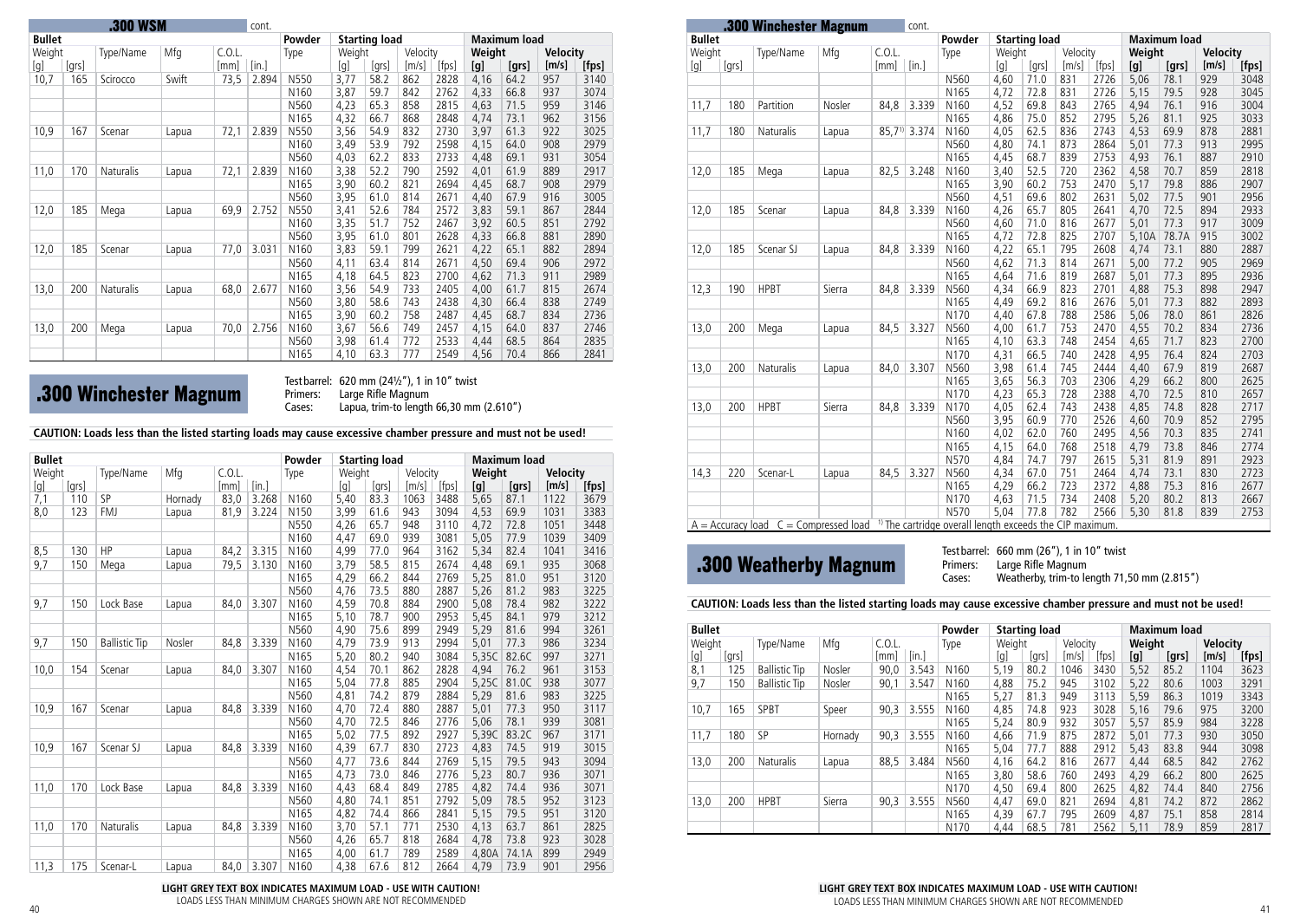## .300 WSM cont.

| Bullet | | | | | | Powder | Starting load | | | | Maximum load | | | |
|---|---|---|---|---|---|---|---|---|---|---|---|---|---|---|
| Weight | | Type/Name | Mfg | C.O.L. | | Type | Weight | | Velocity | | Weight | | Velocity | |
| [g] | [grs] | | | [mm] | [in.] | | [g] | [grs] | [m/s] | [fps] | [g] | [grs] | [m/s] | [fps] |
| 10,7 | 165 | Scirocco | Swift | 73,5 | 2.894 | N550 | 3,77 | 58.2 | 862 | 2828 | 4,16 | 64.2 | 957 | 3140 |
| | | | | | | N160 | 3,87 | 59.7 | 842 | 2762 | 4,33 | 66.8 | 937 | 3074 |
| | | | | | | N560 | 4,23 | 65.3 | 858 | 2815 | 4,63 | 71.5 | 959 | 3146 |
| | | | | | | N165 | 4,32 | 66.7 | 868 | 2848 | 4,74 | 73.1 | 962 | 3156 |
| 10,9 | 167 | Scenar | Lapua | 72,1 | 2.839 | N550 | 3,56 | 54.9 | 832 | 2730 | 3,97 | 61.3 | 922 | 3025 |
| | | | | | | N160 | 3,49 | 53.9 | 792 | 2598 | 4,15 | 64.0 | 908 | 2979 |
| | | | | | | N560 | 4,03 | 62.2 | 833 | 2733 | 4,48 | 69.1 | 931 | 3054 |
| 11,0 | 170 | Naturalis | Lapua | 72,1 | 2.839 | N160 | 3,38 | 52.2 | 790 | 2592 | 4,01 | 61.9 | 889 | 2917 |
| | | | | | | N165 | 3,90 | 60.2 | 821 | 2694 | 4,45 | 68.7 | 908 | 2979 |
| | | | | | | N560 | 3,95 | 61.0 | 814 | 2671 | 4,40 | 67.9 | 916 | 3005 |
| 12,0 | 185 | Mega | Lapua | 69,9 | 2.752 | N550 | 3,41 | 52.6 | 784 | 2572 | 3,83 | 59.1 | 867 | 2844 |
| | | | | | | N160 | 3,35 | 51.7 | 752 | 2467 | 3,92 | 60.5 | 851 | 2792 |
| | | | | | | N560 | 3,95 | 61.0 | 801 | 2628 | 4,33 | 66.8 | 881 | 2890 |
| 12,0 | 185 | Scenar | Lapua | 77,0 | 3.031 | N160 | 3,83 | 59.1 | 799 | 2621 | 4,22 | 65.1 | 882 | 2894 |
| | | | | | | N560 | 4,11 | 63.4 | 814 | 2671 | 4,50 | 69.4 | 906 | 2972 |
| | | | | | | N165 | 4,18 | 64.5 | 823 | 2700 | 4,62 | 71.3 | 911 | 2989 |
| 13,0 | 200 | Naturalis | Lapua | 68,0 | 2.677 | N160 | 3,56 | 54.9 | 733 | 2405 | 4,00 | 61.7 | 815 | 2674 |
| | | | | | | N560 | 3,80 | 58.6 | 743 | 2438 | 4,30 | 66.4 | 838 | 2749 |
| | | | | | | N165 | 3,90 | 60.2 | 758 | 2487 | 4,45 | 68.7 | 834 | 2736 |
| 13,0 | 200 | Mega | Lapua | 70,0 | 2.756 | N160 | 3,67 | 56.6 | 749 | 2457 | 4,15 | 64.0 | 837 | 2746 |
| | | | | | | N560 | 3,98 | 61.4 | 772 | 2533 | 4,44 | 68.5 | 864 | 2835 |
| | | | | | | N165 | 4,10 | 63.3 | 777 | 2549 | 4,56 | 70.4 | 866 | 2841 |

## .300 Winchester Magnum

Test barrel: 620 mm (24½"), 1 in 10" twist
Primers: Large Rifle Magnum
Cases: Lapua, trim-to length 66,30 mm (2.610")

**CAUTION: Loads less than the listed starting loads may cause excessive chamber pressure and must not be used!**

| Bullet | | | | | | Powder | Starting load | | | | Maximum load | | | |
|---|---|---|---|---|---|---|---|---|---|---|---|---|---|---|
| Weight | | Type/Name | Mfg | C.O.L. | | Type | Weight | | Velocity | | Weight | | Velocity | |
| [g] | [grs] | | | [mm] | [in.] | | [g] | [grs] | [m/s] | [fps] | [g] | [grs] | [m/s] | [fps] |
| 7,1 | 110 | SP | Hornady | 83,0 | 3.268 | N160 | 5,40 | 83.3 | 1063 | 3488 | 5,65 | 87.1 | 1122 | 3679 |
| 8,0 | 123 | FMJ | Lapua | 81,9 | 3.224 | N150 | 3,99 | 61.6 | 943 | 3094 | 4,53 | 69.9 | 1031 | 3383 |
| | | | | | | N550 | 4,26 | 65.7 | 948 | 3110 | 4,72 | 72.8 | 1051 | 3448 |
| | | | | | | N160 | 4,47 | 69.0 | 939 | 3081 | 5,05 | 77.9 | 1039 | 3409 |
| 8,5 | 130 | HP | Lapua | 84,2 | 3.315 | N160 | 4,99 | 77.0 | 964 | 3162 | 5,34 | 82.4 | 1041 | 3416 |
| 9,7 | 150 | Mega | Lapua | 79,5 | 3.130 | N160 | 3,79 | 58.5 | 815 | 2674 | 4,48 | 69.1 | 935 | 3068 |
| | | | | | | N165 | 4,29 | 66.2 | 844 | 2769 | 5,25 | 81.0 | 951 | 3120 |
| | | | | | | N560 | 4,76 | 73.5 | 880 | 2887 | 5,26 | 81.2 | 983 | 3225 |
| 9,7 | 150 | Lock Base | Lapua | 84,0 | 3.307 | N160 | 4,59 | 70.8 | 884 | 2900 | 5,08 | 78.4 | 982 | 3222 |
| | | | | | | N165 | 5,10 | 78.7 | 900 | 2953 | 5,45 | 84.1 | 979 | 3212 |
| | | | | | | N560 | 4,90 | 75.6 | 899 | 2949 | 5,29 | 81.6 | 994 | 3261 |
| 9,7 | 150 | Ballistic Tip | Nosler | 84,8 | 3.339 | N160 | 4,79 | 73.9 | 913 | 2994 | 5,01 | 77.3 | 986 | 3234 |
| | | | | | | N165 | 5,20 | 80.2 | 940 | 3084 | 5,35C | 82.6C | 997 | 3271 |
| 10,0 | 154 | Scenar | Lapua | 84,0 | 3.307 | N160 | 4,54 | 70.1 | 862 | 2828 | 4,94 | 76.2 | 961 | 3153 |
| | | | | | | N165 | 5,04 | 77.8 | 885 | 2904 | 5,25C | 81.0C | 938 | 3077 |
| | | | | | | N560 | 4,81 | 74.2 | 879 | 2884 | 5,29 | 81.6 | 983 | 3225 |
| 10,9 | 167 | Scenar | Lapua | 84,8 | 3.339 | N160 | 4,70 | 72.4 | 880 | 2887 | 5,01 | 77.3 | 950 | 3117 |
| | | | | | | N560 | 4,70 | 72.5 | 846 | 2776 | 5,06 | 78.1 | 939 | 3081 |
| | | | | | | N165 | 5,02 | 77.5 | 892 | 2927 | 5,39C | 83.2C | 967 | 3171 |
| 10,9 | 167 | Scenar SJ | Lapua | 84,8 | 3.339 | N160 | 4,39 | 67.7 | 830 | 2723 | 4,83 | 74.5 | 919 | 3015 |
| | | | | | | N560 | 4,77 | 73.6 | 844 | 2769 | 5,15 | 79.5 | 943 | 3094 |
| | | | | | | N165 | 4,73 | 73.0 | 846 | 2776 | 5,23 | 80.7 | 936 | 3071 |
| 11,0 | 170 | Lock Base | Lapua | 84,8 | 3.339 | N160 | 4,43 | 68.4 | 849 | 2785 | 4,82 | 74.4 | 936 | 3071 |
| | | | | | | N560 | 4,80 | 74.1 | 851 | 2792 | 5,09 | 78.5 | 952 | 3123 |
| | | | | | | N165 | 4,82 | 74.4 | 866 | 2841 | 5,15 | 79.5 | 951 | 3120 |
| 11,0 | 170 | Naturalis | Lapua | 84,8 | 3.339 | N160 | 3,70 | 57.1 | 771 | 2530 | 4,13 | 63.7 | 861 | 2825 |
| | | | | | | N560 | 4,26 | 65.7 | 818 | 2684 | 4,78 | 73.8 | 923 | 3028 |
| | | | | | | N165 | 4,00 | 61.7 | 789 | 2589 | 4,80A | 74.1A | 899 | 2949 |
| 11,3 | 175 | Scenar-L | Lapua | 84,0 | 3.307 | N160 | 4,38 | 67.6 | 812 | 2664 | 4,79 | 73.9 | 901 | 2956 |

**LIGHT GREY TEXT BOX INDICATES MAXIMUM LOAD - USE WITH CAUTION!**
LOADS LESS THAN MINIMUM CHARGES SHOWN ARE NOT RECOMMENDED

## .300 Winchester Magnum cont.

| Bullet | | | | | | Powder | Starting load | | | | Maximum load | | | |
|---|---|---|---|---|---|---|---|---|---|---|---|---|---|---|
| Weight | | Type/Name | Mfg | C.O.L. | | Type | Weight | | Velocity | | Weight | | Velocity | |
| [g] | [grs] | | | [mm] | [in.] | | [g] | [grs] | [m/s] | [fps] | [g] | [grs] | [m/s] | [fps] |
| | | | | | | N560 | 4,60 | 71.0 | 831 | 2726 | 5,06 | 78.1 | 929 | 3048 |
| | | | | | | N165 | 4,72 | 72.8 | 831 | 2726 | 5,15 | 79.5 | 928 | 3045 |
| 11,7 | 180 | Partition | Nosler | 84,8 | 3.339 | N160 | 4,52 | 69.8 | 843 | 2765 | 4,94 | 76.1 | 916 | 3004 |
| | | | | | | N165 | 4,86 | 75.0 | 852 | 2795 | 5,26 | 81.1 | 925 | 3033 |
| 11,7 | 180 | Naturalis | Lapua | 85,7[1] | 3.374 | N160 | 4,05 | 62.5 | 836 | 2743 | 4,53 | 69.9 | 878 | 2881 |
| | | | | | | N560 | 4,80 | 74.1 | 873 | 2864 | 5,01 | 77.3 | 913 | 2995 |
| | | | | | | N165 | 4,45 | 68.7 | 839 | 2753 | 4,93 | 76.1 | 887 | 2910 |
| 12,0 | 185 | Mega | Lapua | 82,5 | 3.248 | N160 | 3,40 | 52.5 | 720 | 2362 | 4,58 | 70.7 | 859 | 2818 |
| | | | | | | N165 | 3,90 | 60.2 | 753 | 2470 | 5,17 | 79.8 | 886 | 2907 |
| | | | | | | N560 | 4,51 | 69.6 | 802 | 2631 | 5,02 | 77.5 | 901 | 2956 |
| 12,0 | 185 | Scenar | Lapua | 84,8 | 3.339 | N160 | 4,26 | 65.7 | 805 | 2641 | 4,70 | 72.5 | 894 | 2933 |
| | | | | | | N560 | 4,60 | 71.0 | 816 | 2677 | 5,01 | 77.3 | 917 | 3009 |
| | | | | | | N165 | 4,72 | 72.8 | 825 | 2707 | 5,10A | 78.7A | 915 | 3002 |
| 12,0 | 185 | Scenar SJ | Lapua | 84,8 | 3.339 | N160 | 4,22 | 65.1 | 795 | 2608 | 4,74 | 73.1 | 880 | 2887 |
| | | | | | | N560 | 4,62 | 71.3 | 814 | 2671 | 5,00 | 77.2 | 905 | 2969 |
| | | | | | | N165 | 4,64 | 71.6 | 819 | 2687 | 5,01 | 77.3 | 895 | 2936 |
| 12,3 | 190 | HPBT | Sierra | 84,8 | 3.339 | N560 | 4,34 | 66.9 | 823 | 2701 | 4,88 | 75.3 | 898 | 2947 |
| | | | | | | N165 | 4,49 | 69.2 | 816 | 2676 | 5,01 | 77.3 | 882 | 2893 |
| | | | | | | N170 | 4,40 | 67.8 | 788 | 2586 | 5,06 | 78.0 | 861 | 2826 |
| 13,0 | 200 | Mega | Lapua | 84,5 | 3.327 | N560 | 4,00 | 61.7 | 753 | 2470 | 4,55 | 70.2 | 834 | 2736 |
| | | | | | | N165 | 4,10 | 63.3 | 748 | 2454 | 4,65 | 71.7 | 823 | 2700 |
| | | | | | | N170 | 4,31 | 66.5 | 740 | 2428 | 4,95 | 76.4 | 824 | 2703 |
| 13,0 | 200 | Naturalis | Lapua | 84,0 | 3.307 | N560 | 3,98 | 61.4 | 745 | 2444 | 4,40 | 67.9 | 819 | 2687 |
| | | | | | | N165 | 3,65 | 56.3 | 703 | 2306 | 4,29 | 66.2 | 800 | 2625 |
| | | | | | | N170 | 4,23 | 65.3 | 728 | 2388 | 4,70 | 72.5 | 810 | 2657 |
| 13,0 | 200 | HPBT | Sierra | 84,8 | 3.339 | N170 | 4,05 | 62.4 | 743 | 2438 | 4,85 | 74.8 | 828 | 2717 |
| | | | | | | N560 | 3,95 | 60.9 | 770 | 2526 | 4,60 | 71.0 | 852 | 2795 |
| | | | | | | N160 | 4,02 | 62.0 | 760 | 2495 | 4,56 | 70.3 | 835 | 2741 |
| | | | | | | N165 | 4,15 | 64.0 | 768 | 2518 | 4,79 | 73.8 | 846 | 2774 |
| | | | | | | N570 | 4,84 | 74.7 | 797 | 2615 | 5,31 | 81.9 | 891 | 2923 |
| 14,3 | 220 | Scenar-L | Lapua | 84,5 | 3.327 | N560 | 4,34 | 67.0 | 751 | 2464 | 4,74 | 73.1 | 830 | 2723 |
| | | | | | | N165 | 4,29 | 66.2 | 723 | 2372 | 4,88 | 75.3 | 816 | 2677 |
| | | | | | | N170 | 4,63 | 71.5 | 734 | 2408 | 5,20 | 80.2 | 813 | 2667 |
| | | | | | | N570 | 5,04 | 77.8 | 782 | 2566 | 5,30 | 81.8 | 839 | 2753 |

A = Accuracy load C = Compressed load [1] The cartridge overall length exceeds the CIP maximum.

## .300 Weatherby Magnum

Test barrel: 660 mm (26"), 1 in 10" twist
Primers: Large Rifle Magnum
Cases: Weatherby, trim-to length 71,50 mm (2.815")

**CAUTION: Loads less than the listed starting loads may cause excessive chamber pressure and must not be used!**

| Bullet | | | | | | Powder | Starting load | | | | Maximum load | | | |
|---|---|---|---|---|---|---|---|---|---|---|---|---|---|---|
| Weight | | Type/Name | Mfg | C.O.L. | | Type | Weight | | Velocity | | Weight | | Velocity | |
| [g] | [grs] | | | [mm] | [in.] | | [g] | [grs] | [m/s] | [fps] | [g] | [grs] | [m/s] | [fps] |
| 8,1 | 125 | Ballistic Tip | Nosler | 90,0 | 3.543 | N160 | 5,19 | 80.2 | 1046 | 3430 | 5,52 | 85.2 | 1104 | 3623 |
| 9,7 | 150 | Ballistic Tip | Nosler | 90,1 | 3.547 | N160 | 4,88 | 75.2 | 945 | 3102 | 5,22 | 80.6 | 1003 | 3291 |
| | | | | | | N165 | 5,27 | 81.3 | 949 | 3113 | 5,59 | 86.3 | 1019 | 3343 |
| 10,7 | 165 | SPBT | Speer | 90,3 | 3.555 | N160 | 4,85 | 74.8 | 923 | 3028 | 5,16 | 79.6 | 975 | 3200 |
| | | | | | | N165 | 5,24 | 80.9 | 932 | 3057 | 5,57 | 85.9 | 984 | 3228 |
| 11,7 | 180 | SP | Hornady | 90,3 | 3.555 | N160 | 4,66 | 71.9 | 875 | 2872 | 5,01 | 77.3 | 930 | 3050 |
| | | | | | | N165 | 5,04 | 77.7 | 888 | 2912 | 5,43 | 83.8 | 944 | 3098 |
| 13,0 | 200 | Naturalis | Lapua | 88,5 | 3.484 | N160 | 4,16 | 64.2 | 816 | 2677 | 4,44 | 68.5 | 842 | 2762 |
| | | | | | | N165 | 3,80 | 58.6 | 760 | 2493 | 4,29 | 66.2 | 800 | 2625 |
| | | | | | | N170 | 4,50 | 69.4 | 800 | 2625 | 4,82 | 74.4 | 840 | 2756 |
| 13,0 | 200 | HPBT | Sierra | 90,3 | 3.555 | N560 | 4,47 | 69.0 | 821 | 2694 | 4,81 | 74.2 | 872 | 2862 |
| | | | | | | N165 | 4,39 | 67.7 | 795 | 2609 | 4,87 | 75.1 | 858 | 2814 |
| | | | | | | N170 | 4,44 | 68.5 | 781 | 2562 | 5,11 | 78.9 | 859 | 2817 |

**LIGHT GREY TEXT BOX INDICATES MAXIMUM LOAD - USE WITH CAUTION!**
LOADS LESS THAN MINIMUM CHARGES SHOWN ARE NOT RECOMMENDED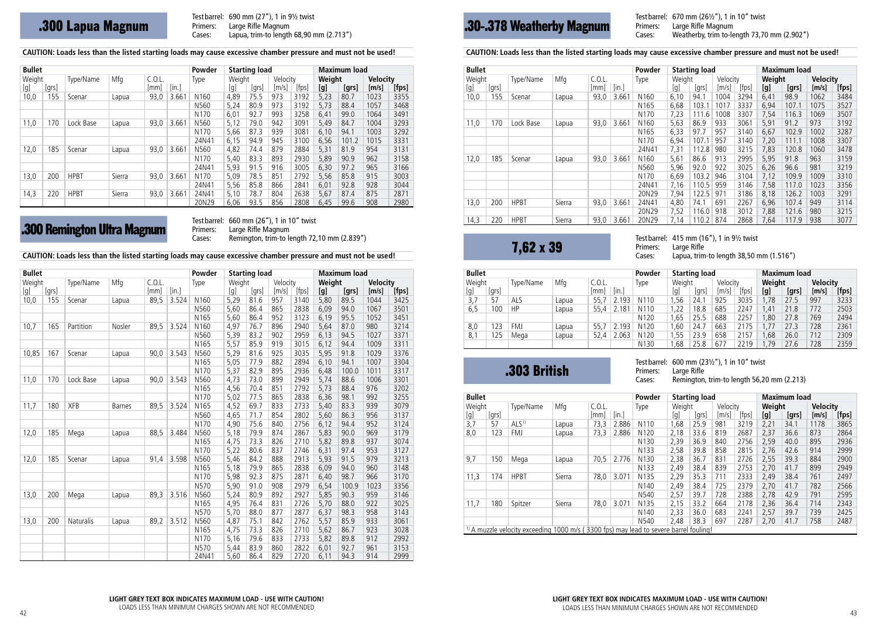## .300 Lapua Magnum

Test barrel: 690 mm (27"), 1 in 9½ twist
Primers: Large Rifle Magnum
Cases: Lapua, trim-to length 68,90 mm (2.713")

**CAUTION: Loads less than the listed starting loads may cause excessive chamber pressure and must not be used!**

| Bullet | | | | | | Powder | Starting load | | | | Maximum load | | | |
|---|---|---|---|---|---|---|---|---|---|---|---|---|---|---|
| Weight [g] | [grs] | Type/Name | Mfg | C.O.L. [mm] | [in.] | Type | Weight [g] | [grs] | Velocity [m/s] | [fps] | **Weight [g]** | **[grs]** | **Velocity [m/s]** | **[fps]** |
| 10,0 | 155 | Scenar | Lapua | 93,0 | 3.661 | N160 | 4,89 | 75.5 | 973 | 3192 | 5,23 | 80.7 | 1023 | 3355 |
| | | | | | | N560 | 5,24 | 80.9 | 973 | 3192 | 5,73 | 88.4 | 1057 | 3468 |
| | | | | | | N170 | 6,01 | 92.7 | 993 | 3258 | 6,41 | 99.0 | 1064 | 3491 |
| 11,0 | 170 | Lock Base | Lapua | 93,0 | 3.661 | N560 | 5,12 | 79.0 | 942 | 3091 | 5,49 | 84.7 | 1004 | 3293 |
| | | | | | | N170 | 5,66 | 87.3 | 939 | 3081 | 6,10 | 94.1 | 1003 | 3292 |
| | | | | | | 24N41 | 6,15 | 94.9 | 945 | 3100 | 6,56 | 101.2 | 1015 | 3331 |
| 12,0 | 185 | Scenar | Lapua | 93,0 | 3.661 | N560 | 4,82 | 74.4 | 879 | 2884 | 5,31 | 81.9 | 954 | 3131 |
| | | | | | | N170 | 5,40 | 83.3 | 893 | 2930 | 5,89 | 90.9 | 962 | 3158 |
| | | | | | | 24N41 | 5,93 | 91.5 | 916 | 3005 | 6,30 | 97.2 | 965 | 3166 |
| 13,0 | 200 | HPBT | Sierra | 93,0 | 3.661 | N170 | 5,09 | 78.5 | 851 | 2792 | 5,56 | 85.8 | 915 | 3003 |
| | | | | | | 24N41 | 5,56 | 85.8 | 866 | 2841 | 6,01 | 92.8 | 928 | 3044 |
| 14,3 | 220 | HPBT | Sierra | 93,0 | 3.661 | 24N41 | 5,10 | 78.7 | 804 | 2638 | 5,67 | 87.4 | 875 | 2871 |
| | | | | | | 20N29 | 6,06 | 93.5 | 856 | 2808 | 6,45 | 99.6 | 908 | 2980 |

## .300 Remington Ultra Magnum

Test barrel: 660 mm (26"), 1 in 10" twist
Primers: Large Rifle Magnum
Cases: Remington, trim-to length 72,10 mm (2.839")

**CAUTION: Loads less than the listed starting loads may cause excessive chamber pressure and must not be used!**

| Bullet | | | | | | Powder | Starting load | | | | Maximum load | | | |
|---|---|---|---|---|---|---|---|---|---|---|---|---|---|---|
| Weight [g] | [grs] | Type/Name | Mfg | C.O.L. [mm] | [in.] | Type | Weight [g] | [grs] | Velocity [m/s] | [fps] | **Weight [g]** | **[grs]** | **Velocity [m/s]** | **[fps]** |
| 10,0 | 155 | Scenar | Lapua | 89,5 | 3.524 | N160 | 5,29 | 81.6 | 957 | 3140 | 5,80 | 89.5 | 1044 | 3425 |
| | | | | | | N560 | 5,60 | 86.4 | 865 | 2838 | 6,09 | 94.0 | 1067 | 3501 |
| | | | | | | N165 | 5,60 | 86.4 | 952 | 3123 | 6,19 | 95.5 | 1052 | 3451 |
| 10,7 | 165 | Partition | Nosler | 89,5 | 3.524 | N160 | 4,97 | 76.7 | 896 | 2940 | 5,64 | 87.0 | 980 | 3214 |
| | | | | | | N560 | 5,39 | 83.2 | 902 | 2959 | 6,13 | 94.5 | 1027 | 3371 |
| | | | | | | N165 | 5,57 | 85.9 | 919 | 3015 | 6,12 | 94.4 | 1009 | 3311 |
| 10,85 | 167 | Scenar | Lapua | 90,0 | 3.543 | N560 | 5,29 | 81.6 | 925 | 3035 | 5,95 | 91.8 | 1029 | 3376 |
| | | | | | | N165 | 5,05 | 77.9 | 882 | 2894 | 6,10 | 94.1 | 1007 | 3304 |
| | | | | | | N170 | 5,37 | 82.9 | 895 | 2936 | 6,48 | 100.0 | 1011 | 3317 |
| 11,0 | 170 | Lock Base | Lapua | 90,0 | 3.543 | N560 | 4,73 | 73.0 | 899 | 2949 | 5,74 | 88.6 | 1006 | 3301 |
| | | | | | | N165 | 4,56 | 70.4 | 851 | 2792 | 5,73 | 88.4 | 976 | 3202 |
| | | | | | | N170 | 5,02 | 77.5 | 865 | 2838 | 6,36 | 98.1 | 992 | 3255 |
| 11,7 | 180 | XFB | Barnes | 89,5 | 3.524 | N165 | 4,52 | 69.7 | 833 | 2733 | 5,40 | 83.3 | 939 | 3079 |
| | | | | | | N560 | 4,65 | 71.7 | 854 | 2802 | 5,60 | 86.3 | 956 | 3137 |
| | | | | | | N170 | 4,90 | 75.6 | 840 | 2756 | 6,12 | 94.4 | 952 | 3124 |
| 12,0 | 185 | Mega | Lapua | 88,5 | 3.484 | N560 | 5,18 | 79.9 | 874 | 2867 | 5,83 | 90.0 | 969 | 3179 |
| | | | | | | N165 | 4,75 | 73.3 | 826 | 2710 | 5,82 | 89.8 | 937 | 3074 |
| | | | | | | N170 | 5,22 | 80.6 | 837 | 2746 | 6,31 | 97.4 | 953 | 3127 |
| 12,0 | 185 | Scenar | Lapua | 91,4 | 3.598 | N560 | 5,46 | 84.2 | 888 | 2913 | 5,93 | 91.5 | 979 | 3213 |
| | | | | | | N165 | 5,18 | 79.9 | 865 | 2838 | 6,09 | 94.0 | 960 | 3148 |
| | | | | | | N170 | 5,98 | 92.3 | 875 | 2871 | 6,40 | 98.7 | 966 | 3170 |
| | | | | | | N570 | 5,90 | 91.0 | 908 | 2979 | 6,54 | 100.9 | 1023 | 3356 |
| 13,0 | 200 | Mega | Lapua | 89,3 | 3.516 | N560 | 5,24 | 80.9 | 892 | 2927 | 5,85 | 90.3 | 959 | 3146 |
| | | | | | | N165 | 4,95 | 76.4 | 831 | 2726 | 5,70 | 88.0 | 922 | 3025 |
| | | | | | | N570 | 5,70 | 88.0 | 877 | 2877 | 6,37 | 98.3 | 958 | 3143 |
| 13,0 | 200 | Naturalis | Lapua | 89,2 | 3.512 | N560 | 4,87 | 75.1 | 842 | 2762 | 5,57 | 85.9 | 933 | 3061 |
| | | | | | | N165 | 4,75 | 73.3 | 826 | 2710 | 5,62 | 86.7 | 923 | 3028 |
| | | | | | | N170 | 5,16 | 79.6 | 833 | 2733 | 5,82 | 89.8 | 912 | 2992 |
| | | | | | | N570 | 5,44 | 83.9 | 860 | 2822 | 6,01 | 92.7 | 961 | 3153 |
| | | | | | | 24N41 | 5,60 | 86.4 | 829 | 2720 | 6,11 | 94.3 | 914 | 2999 |

**LIGHT GREY TEXT BOX INDICATES MAXIMUM LOAD - USE WITH CAUTION!**
LOADS LESS THAN MINIMUM CHARGES SHOWN ARE NOT RECOMMENDED

## .30-.378 Weatherby Magnum

Test barrel: 670 mm (26½"), 1 in 10" twist
Primers: Large Rifle Magnum
Cases: Weatherby, trim to-length 73,70 mm (2.902")

**CAUTION: Loads less than the listed starting loads may cause excessive chamber pressure and must not be used!**

| Bullet | | | | | | Powder | Starting load | | | | Maximum load | | | |
|---|---|---|---|---|---|---|---|---|---|---|---|---|---|---|
| Weight [g] | [grs] | Type/Name | Mfg | C.O.L. [mm] | [in.] | Type | Weight [g] | [grs] | Velocity [m/s] | [fps] | **Weight [g]** | **[grs]** | **Velocity [m/s]** | **[fps]** |
| 10,0 | 155 | Scenar | Lapua | 93,0 | 3.661 | N160 | 6,10 | 94.1 | 1004 | 3294 | 6,41 | 98.9 | 1062 | 3484 |
| | | | | | | N165 | 6,68 | 103.1 | 1017 | 3337 | 6,94 | 107.1 | 1075 | 3527 |
| | | | | | | N170 | 7,23 | 111.6 | 1008 | 3307 | 7,54 | 116.3 | 1069 | 3507 |
| 11,0 | 170 | Lock Base | Lapua | 93,0 | 3.661 | N160 | 5,63 | 86.9 | 933 | 3061 | 5,91 | 91.2 | 973 | 3192 |
| | | | | | | N165 | 6,33 | 97.7 | 957 | 3140 | 6,67 | 102.9 | 1002 | 3287 |
| | | | | | | N170 | 6,94 | 107.1 | 957 | 3140 | 7,20 | 111.1 | 1008 | 3307 |
| | | | | | | 24N41 | 7,31 | 112.8 | 980 | 3215 | 7,83 | 120.8 | 1060 | 3478 |
| 12,0 | 185 | Scenar | Lapua | 93,0 | 3.661 | N160 | 5,61 | 86.6 | 913 | 2995 | 5,95 | 91.8 | 963 | 3159 |
| | | | | | | N560 | 5,96 | 92.0 | 922 | 3025 | 6,26 | 96.6 | 981 | 3219 |
| | | | | | | N170 | 6,69 | 103.2 | 946 | 3104 | 7,12 | 109.9 | 1009 | 3310 |
| | | | | | | 24N41 | 7,16 | 110.5 | 959 | 3146 | 7,58 | 117.0 | 1023 | 3356 |
| | | | | | | 20N29 | 7,94 | 122.5 | 971 | 3186 | 8,18 | 126.2 | 1003 | 3291 |
| 13,0 | 200 | HPBT | Sierra | 93,0 | 3.661 | 24N41 | 4,80 | 74.1 | 691 | 2267 | 6,96 | 107.4 | 949 | 3114 |
| | | | | | | 20N29 | 7,52 | 116.0 | 918 | 3012 | 7,88 | 121.6 | 980 | 3215 |
| 14,3 | 220 | HPBT | Sierra | 93,0 | 3.661 | 20N29 | 7,14 | 110.2 | 874 | 2868 | 7,64 | 117.9 | 938 | 3077 |

## 7,62 x 39

Test barrel: 415 mm (16"), 1 in 9½ twist
Primers: Large Rifle
Cases: Lapua, trim-to length 38,50 mm (1.516")

| Bullet | | | | | | Powder | Starting load | | | | Maximum load | | | |
|---|---|---|---|---|---|---|---|---|---|---|---|---|---|---|
| Weight [g] | [grs] | Type/Name | Mfg | C.O.L. [mm] | [in.] | Type | Weight [g] | [grs] | Velocity [m/s] | [fps] | **Weight [g]** | **[grs]** | **Velocity [m/s]** | **[fps]** |
| 3,7 | 57 | ALS | Lapua | 55,7 | 2.193 | N110 | 1,56 | 24.1 | 925 | 3035 | 1,78 | 27.5 | 997 | 3233 |
| 6,5 | 100 | HP | Lapua | 55,4 | 2.181 | N110 | 1,22 | 18.8 | 685 | 2247 | 1,41 | 21.8 | 772 | 2503 |
| | | | | | | N120 | 1,65 | 25.5 | 688 | 2257 | 1,80 | 27.8 | 769 | 2494 |
| 8,0 | 123 | FMJ | Lapua | 55,7 | 2.193 | N120 | 1,60 | 24.7 | 663 | 2175 | 1,77 | 27.3 | 728 | 2361 |
| 8,1 | 125 | Mega | Lapua | 52,4 | 2.063 | N120 | 1,55 | 23.9 | 658 | 2157 | 1,68 | 26.0 | 712 | 2309 |
| | | | | | | N130 | 1,68 | 25.8 | 677 | 2219 | 1,79 | 27.6 | 728 | 2359 |

## .303 British

Test barrel: 600 mm (23½"), 1 in 10" twist
Primers: Large Rifle
Cases: Remington, trim-to length 56,20 mm (2.213)

| Bullet | | | | | | Powder | Starting load | | | | Maximum load | | | |
|---|---|---|---|---|---|---|---|---|---|---|---|---|---|---|
| Weight [g] | [grs] | Type/Name | Mfg | C.O.L. [mm] | [in.] | Type | Weight [g] | [grs] | Velocity [m/s] | [fps] | **Weight [g]** | **[grs]** | **Velocity [m/s]** | **[fps]** |
| 3,7 | 57 | ALS[1] | Lapua | 73,3 | 2.886 | N110 | 1,68 | 25.9 | 981 | 3219 | 2,21 | 34.1 | 1178 | 3865 |
| 8,0 | 123 | FMJ | Lapua | 73,3 | 2.886 | N120 | 2,18 | 33.6 | 819 | 2687 | 2,37 | 36.6 | 873 | 2864 |
| | | | | | | N130 | 2,39 | 36.9 | 840 | 2756 | 2,59 | 40.0 | 895 | 2936 |
| | | | | | | N133 | 2,58 | 39.8 | 858 | 2815 | 2,76 | 42.6 | 914 | 2999 |
| 9,7 | 150 | Mega | Lapua | 70,5 | 2.776 | N130 | 2,38 | 36.7 | 831 | 2726 | 2,55 | 39.3 | 884 | 2900 |
| | | | | | | N133 | 2,49 | 38.4 | 839 | 2753 | 2,70 | 41.7 | 899 | 2949 |
| 11,3 | 174 | HPBT | Sierra | 78,0 | 3.071 | N135 | 2,29 | 35.3 | 711 | 2333 | 2,49 | 38.4 | 761 | 2497 |
| | | | | | | N140 | 2,49 | 38.4 | 725 | 2379 | 2,70 | 41.7 | 782 | 2566 |
| | | | | | | N540 | 2,57 | 39.7 | 728 | 2388 | 2,78 | 42.9 | 791 | 2595 |
| 11,7 | 180 | Spitzer | Sierra | 78,0 | 3.071 | N135 | 2,15 | 33.2 | 664 | 2178 | 2,36 | 36.4 | 714 | 2343 |
| | | | | | | N140 | 2,33 | 36.0 | 683 | 2241 | 2,57 | 39.7 | 739 | 2425 |
| | | | | | | N540 | 2,48 | 38.3 | 697 | 2287 | 2,70 | 41.7 | 758 | 2487 |

[1] A muzzle velocity exceeding 1000 m/s ( 3300 fps) may lead to severe barrel fouling!

**LIGHT GREY TEXT BOX INDICATES MAXIMUM LOAD - USE WITH CAUTION!**
LOADS LESS THAN MINIMUM CHARGES SHOWN ARE NOT RECOMMENDED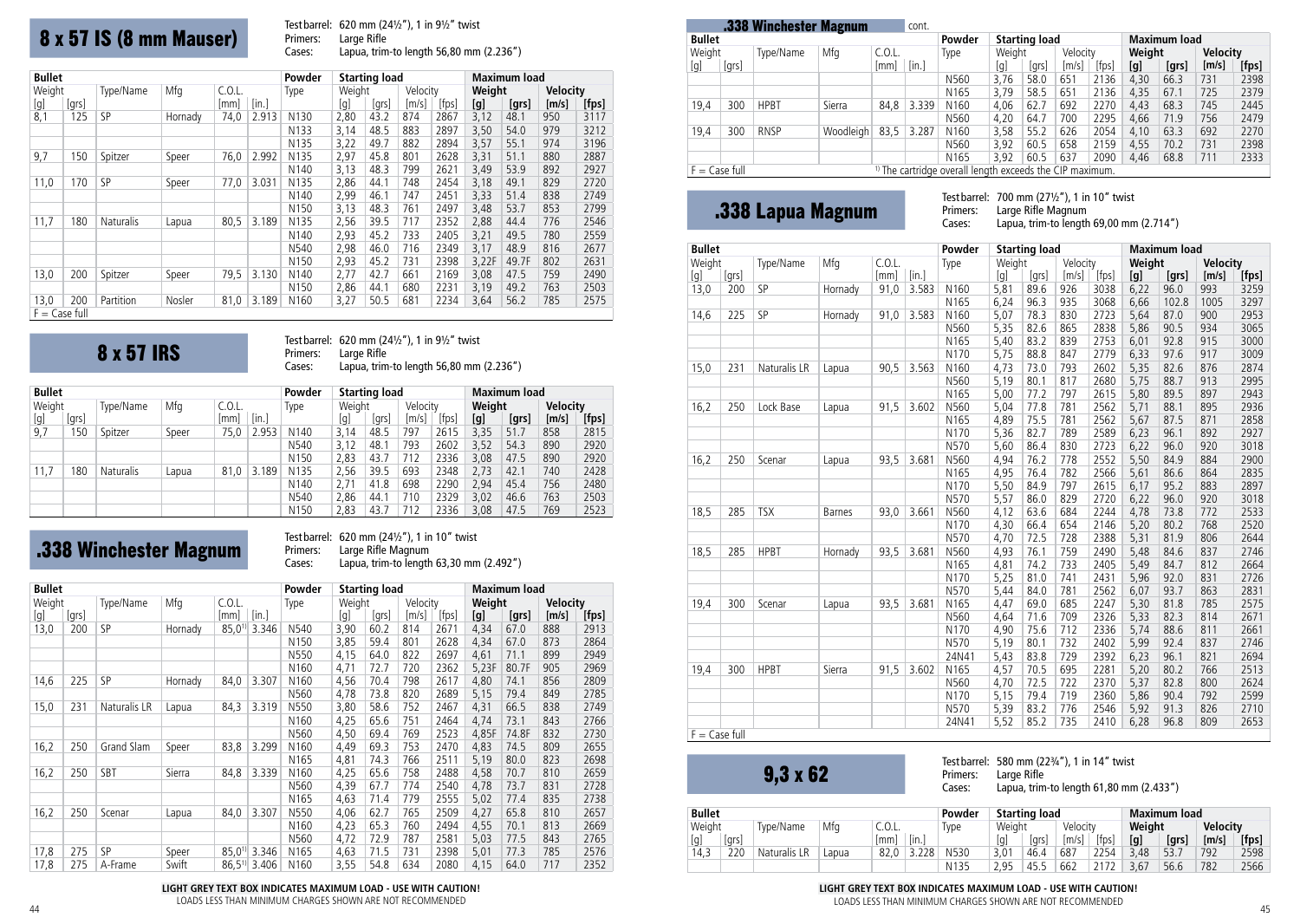# 8 x 57 IS (8 mm Mauser)

Test barrel: 620 mm (24½"), 1 in 9½" twist
Primers: Large Rifle
Cases: Lapua, trim-to length 56,80 mm (2.236")

| Bullet | | | | | | Powder | Starting load | | | | Maximum load | | | |
|---|---|---|---|---|---|---|---|---|---|---|---|---|---|---|
| Weight | | Type/Name | Mfg | C.O.L. | | Type | Weight | | Velocity | | **Weight** | | **Velocity** | |
| [g] | [grs] | | | [mm] | [in.] | | [g] | [grs] | [m/s] | [fps] | **[g]** | **[grs]** | **[m/s]** | **[fps]** |
| 8,1 | 125 | SP | Hornady | 74,0 | 2.913 | N130 | 2,80 | 43.2 | 874 | 2867 | 3,12 | 48.1 | 950 | 3117 |
| | | | | | | N133 | 3,14 | 48.5 | 883 | 2897 | 3,50 | 54.0 | 979 | 3212 |
| | | | | | | N135 | 3,22 | 49.7 | 882 | 2894 | 3,57 | 55.1 | 974 | 3196 |
| 9,7 | 150 | Spitzer | Speer | 76,0 | 2.992 | N135 | 2,97 | 45.8 | 801 | 2628 | 3,31 | 51.1 | 880 | 2887 |
| | | | | | | N140 | 3,13 | 48.3 | 799 | 2621 | 3,49 | 53.9 | 892 | 2927 |
| 11,0 | 170 | SP | Speer | 77,0 | 3.031 | N135 | 2,86 | 44.1 | 748 | 2454 | 3,18 | 49.1 | 829 | 2720 |
| | | | | | | N140 | 2,99 | 46.1 | 747 | 2451 | 3,33 | 51.4 | 838 | 2749 |
| | | | | | | N150 | 3,13 | 48.3 | 761 | 2497 | 3,48 | 53.7 | 853 | 2799 |
| 11,7 | 180 | Naturalis | Lapua | 80,5 | 3.189 | N135 | 2,56 | 39.5 | 717 | 2352 | 2,88 | 44.4 | 776 | 2546 |
| | | | | | | N140 | 2,93 | 45.2 | 733 | 2405 | 3,21 | 49.5 | 780 | 2559 |
| | | | | | | N540 | 2,98 | 46.0 | 716 | 2349 | 3,17 | 48.9 | 816 | 2677 |
| | | | | | | N150 | 2,93 | 45.2 | 731 | 2398 | 3,22F | 49.7F | 802 | 2631 |
| 13,0 | 200 | Spitzer | Speer | 79,5 | 3.130 | N140 | 2,77 | 42.7 | 661 | 2169 | 3,08 | 47.5 | 759 | 2490 |
| | | | | | | N150 | 2,86 | 44.1 | 680 | 2231 | 3,19 | 49.2 | 763 | 2503 |
| 13,0 | 200 | Partition | Nosler | 81,0 | 3.189 | N160 | 3,27 | 50.5 | 681 | 2234 | 3,64 | 56.2 | 785 | 2575 |

F = Case full

# 8 x 57 IRS

Test barrel: 620 mm (24½"), 1 in 9½" twist
Primers: Large Rifle
Cases: Lapua, trim-to length 56,80 mm (2.236")

| Bullet | | | | | | Powder | Starting load | | | | Maximum load | | | |
|---|---|---|---|---|---|---|---|---|---|---|---|---|---|---|
| Weight | | Type/Name | Mfg | C.O.L. | | Type | Weight | | Velocity | | **Weight** | | **Velocity** | |
| [g] | [grs] | | | [mm] | [in.] | | [g] | [grs] | [m/s] | [fps] | **[g]** | **[grs]** | **[m/s]** | **[fps]** |
| 9,7 | 150 | Spitzer | Speer | 75,0 | 2.953 | N140 | 3,14 | 48.5 | 797 | 2615 | 3,35 | 51.7 | 858 | 2815 |
| | | | | | | N540 | 3,12 | 48.1 | 793 | 2602 | 3,52 | 54.3 | 890 | 2920 |
| | | | | | | N150 | 2,83 | 43.7 | 712 | 2336 | 3,08 | 47.5 | 890 | 2920 |
| 11,7 | 180 | Naturalis | Lapua | 81,0 | 3.189 | N135 | 2,56 | 39.5 | 693 | 2348 | 2,73 | 42.1 | 740 | 2428 |
| | | | | | | N140 | 2,71 | 41.8 | 698 | 2290 | 2,94 | 45.4 | 756 | 2480 |
| | | | | | | N540 | 2,86 | 44.1 | 710 | 2329 | 3,02 | 46.6 | 763 | 2503 |
| | | | | | | N150 | 2,83 | 43.7 | 712 | 2336 | 3,08 | 47.5 | 769 | 2523 |

# .338 Winchester Magnum

Test barrel: 620 mm (24½"), 1 in 10" twist
Primers: Large Rifle Magnum
Cases: Lapua, trim-to length 63,30 mm (2.492")

| Bullet | | | | | | Powder | Starting load | | | | Maximum load | | | |
|---|---|---|---|---|---|---|---|---|---|---|---|---|---|---|
| Weight | | Type/Name | Mfg | C.O.L. | | Type | Weight | | Velocity | | **Weight** | | **Velocity** | |
| [g] | [grs] | | | [mm] | [in.] | | [g] | [grs] | [m/s] | [fps] | **[g]** | **[grs]** | **[m/s]** | **[fps]** |
| 13,0 | 200 | SP | Hornady | 85,0[1] | 3.346 | N540 | 3,90 | 60.2 | 814 | 2671 | 4,34 | 67.0 | 888 | 2913 |
| | | | | | | N150 | 3,85 | 59.4 | 801 | 2628 | 4,34 | 67.0 | 873 | 2864 |
| | | | | | | N550 | 4,15 | 64.0 | 822 | 2697 | 4,61 | 71.1 | 899 | 2949 |
| | | | | | | N160 | 4,71 | 72.7 | 720 | 2362 | 5,23F | 80.7F | 905 | 2969 |
| 14,6 | 225 | SP | Hornady | 84,0 | 3.307 | N160 | 4,56 | 70.4 | 798 | 2617 | 4,80 | 74.1 | 856 | 2809 |
| | | | | | | N560 | 4,78 | 73.8 | 820 | 2689 | 5,15 | 79.4 | 849 | 2785 |
| 15,0 | 231 | Naturalis LR | Lapua | 84,3 | 3.319 | N550 | 3,80 | 58.6 | 752 | 2467 | 4,31 | 66.5 | 838 | 2749 |
| | | | | | | N160 | 4,25 | 65.6 | 751 | 2464 | 4,74 | 73.1 | 843 | 2766 |
| | | | | | | N560 | 4,50 | 69.4 | 769 | 2523 | 4,85F | 74.8F | 832 | 2730 |
| 16,2 | 250 | Grand Slam | Speer | 83,8 | 3.299 | N160 | 4,49 | 69.3 | 753 | 2470 | 4,83 | 74.5 | 809 | 2655 |
| | | | | | | N165 | 4,81 | 74.3 | 766 | 2511 | 5,19 | 80.0 | 823 | 2698 |
| 16,2 | 250 | SBT | Sierra | 84,8 | 3.339 | N160 | 4,25 | 65.6 | 758 | 2488 | 4,58 | 70.7 | 810 | 2659 |
| | | | | | | N560 | 4,39 | 67.7 | 774 | 2540 | 4,78 | 73.7 | 831 | 2728 |
| | | | | | | N165 | 4,63 | 71.4 | 779 | 2555 | 5,02 | 77.4 | 835 | 2738 |
| 16,2 | 250 | Scenar | Lapua | 84,0 | 3.307 | N550 | 4,06 | 62.7 | 765 | 2509 | 4,27 | 65.8 | 810 | 2657 |
| | | | | | | N160 | 4,23 | 65.3 | 760 | 2494 | 4,55 | 70.1 | 813 | 2669 |
| | | | | | | N560 | 4,72 | 72.9 | 787 | 2581 | 5,03 | 77.5 | 843 | 2765 |
| 17,8 | 275 | SP | Speer | 85,0[1] | 3.346 | N165 | 4,63 | 71.5 | 731 | 2398 | 5,01 | 77.3 | 785 | 2576 |
| 17,8 | 275 | A-Frame | Swift | 86,5[1] | 3.406 | N160 | 3,55 | 54.8 | 634 | 2080 | 4,15 | 64.0 | 717 | 2352 |

**LIGHT GREY TEXT BOX INDICATES MAXIMUM LOAD - USE WITH CAUTION!**
LOADS LESS THAN MINIMUM CHARGES SHOWN ARE NOT RECOMMENDED

# .338 Winchester Magnum cont.

| Bullet | | | | | | Powder | Starting load | | | | Maximum load | | | |
|---|---|---|---|---|---|---|---|---|---|---|---|---|---|---|
| Weight | | Type/Name | Mfg | C.O.L. | | Type | Weight | | Velocity | | **Weight** | | **Velocity** | |
| [g] | [grs] | | | [mm] | [in.] | | [g] | [grs] | [m/s] | [fps] | **[g]** | **[grs]** | **[m/s]** | **[fps]** |
| | | | | | | N560 | 3,76 | 58.0 | 651 | 2136 | 4,30 | 66.3 | 731 | 2398 |
| | | | | | | N165 | 3,79 | 58.5 | 651 | 2136 | 4,35 | 67.1 | 725 | 2379 |
| 19,4 | 300 | HPBT | Sierra | 84,8 | 3.339 | N160 | 4,06 | 62.7 | 692 | 2270 | 4,43 | 68.3 | 745 | 2445 |
| | | | | | | N560 | 4,20 | 64.7 | 700 | 2295 | 4,66 | 71.9 | 756 | 2479 |
| 19,4 | 300 | RNSP | Woodleigh | 83,5 | 3.287 | N160 | 3,58 | 55.2 | 626 | 2054 | 4,10 | 63.3 | 692 | 2270 |
| | | | | | | N560 | 3,92 | 60.5 | 658 | 2159 | 4,55 | 70.2 | 731 | 2398 |
| | | | | | | N165 | 3,92 | 60.5 | 637 | 2090 | 4,46 | 68.8 | 711 | 2333 |

F = Case full

[1] The cartridge overall length exceeds the CIP maximum.

# .338 Lapua Magnum

Test barrel: 700 mm (27½"), 1 in 10" twist
Primers: Large Rifle Magnum
Cases: Lapua, trim-to length 69,00 mm (2.714")

| Bullet | | | | | | Powder | Starting load | | | | Maximum load | | | |
|---|---|---|---|---|---|---|---|---|---|---|---|---|---|---|
| Weight | | Type/Name | Mfg | C.O.L. | | Type | Weight | | Velocity | | **Weight** | | **Velocity** | |
| [g] | [grs] | | | [mm] | [in.] | | [g] | [grs] | [m/s] | [fps] | **[g]** | **[grs]** | **[m/s]** | **[fps]** |
| 13,0 | 200 | SP | Hornady | 91,0 | 3.583 | N160 | 5,81 | 89.6 | 926 | 3038 | 6,22 | 96.0 | 993 | 3259 |
| | | | | | | N165 | 6,24 | 96.3 | 935 | 3068 | 6,66 | 102.8 | 1005 | 3297 |
| 14,6 | 225 | SP | Hornady | 91,0 | 3.583 | N160 | 5,07 | 78.3 | 830 | 2723 | 5,64 | 87.0 | 900 | 2953 |
| | | | | | | N560 | 5,35 | 82.6 | 865 | 2838 | 5,86 | 90.5 | 934 | 3065 |
| | | | | | | N165 | 5,40 | 83.2 | 839 | 2753 | 6,01 | 92.8 | 915 | 3000 |
| | | | | | | N170 | 5,75 | 88.8 | 847 | 2779 | 6,33 | 97.6 | 917 | 3009 |
| 15,0 | 231 | Naturalis LR | Lapua | 90,5 | 3.563 | N160 | 4,73 | 73.0 | 793 | 2602 | 5,35 | 82.6 | 876 | 2874 |
| | | | | | | N560 | 5,19 | 80.1 | 817 | 2680 | 5,75 | 88.7 | 913 | 2995 |
| | | | | | | N165 | 5,00 | 77.2 | 797 | 2615 | 5,80 | 89.5 | 897 | 2943 |
| 16,2 | 250 | Lock Base | Lapua | 91,5 | 3.602 | N560 | 5,04 | 77.8 | 781 | 2562 | 5,71 | 88.1 | 895 | 2936 |
| | | | | | | N165 | 4,89 | 75.5 | 781 | 2562 | 5,67 | 87.5 | 871 | 2858 |
| | | | | | | N170 | 5,36 | 82.7 | 789 | 2589 | 6,23 | 96.1 | 892 | 2927 |
| | | | | | | N570 | 5,60 | 86.4 | 830 | 2723 | 6,22 | 96.0 | 920 | 3018 |
| 16,2 | 250 | Scenar | Lapua | 93,5 | 3.681 | N560 | 4,94 | 76.2 | 778 | 2552 | 5,50 | 84.9 | 884 | 2900 |
| | | | | | | N165 | 4,95 | 76.4 | 782 | 2566 | 5,61 | 86.6 | 864 | 2835 |
| | | | | | | N170 | 5,50 | 84.9 | 797 | 2615 | 6,17 | 95.2 | 883 | 2897 |
| | | | | | | N570 | 5,57 | 86.0 | 829 | 2720 | 6,22 | 96.0 | 920 | 3018 |
| 18,5 | 285 | TSX | Barnes | 93,0 | 3.661 | N560 | 4,12 | 63.6 | 684 | 2244 | 4,78 | 73.8 | 772 | 2533 |
| | | | | | | N170 | 4,30 | 66.4 | 654 | 2146 | 5,20 | 80.2 | 768 | 2520 |
| | | | | | | N570 | 4,70 | 72.5 | 728 | 2388 | 5,31 | 81.9 | 806 | 2644 |
| 18,5 | 285 | HPBT | Hornady | 93,5 | 3.681 | N560 | 4,93 | 76.1 | 759 | 2490 | 5,48 | 84.6 | 837 | 2746 |
| | | | | | | N165 | 4,81 | 74.2 | 733 | 2405 | 5,49 | 84.7 | 812 | 2664 |
| | | | | | | N170 | 5,25 | 81.0 | 741 | 2431 | 5,96 | 92.0 | 831 | 2726 |
| | | | | | | N570 | 5,44 | 84.0 | 781 | 2562 | 6,07 | 93.7 | 863 | 2831 |
| 19,4 | 300 | Scenar | Lapua | 93,5 | 3.681 | N165 | 4,47 | 69.0 | 685 | 2247 | 5,30 | 81.8 | 785 | 2575 |
| | | | | | | N560 | 4,64 | 71.6 | 709 | 2326 | 5,33 | 82.3 | 814 | 2671 |
| | | | | | | N170 | 4,90 | 75.6 | 712 | 2336 | 5,74 | 88.6 | 811 | 2661 |
| | | | | | | N570 | 5,19 | 80.1 | 732 | 2402 | 5,99 | 92.4 | 837 | 2746 |
| | | | | | | 24N41 | 5,43 | 83.8 | 729 | 2392 | 6,23 | 96.1 | 821 | 2694 |
| 19,4 | 300 | HPBT | Sierra | 91,5 | 3.602 | N165 | 4,57 | 70.5 | 695 | 2281 | 5,20 | 80.2 | 766 | 2513 |
| | | | | | | N560 | 4,70 | 72.5 | 722 | 2370 | 5,37 | 82.8 | 800 | 2624 |
| | | | | | | N170 | 5,15 | 79.4 | 719 | 2360 | 5,86 | 90.4 | 792 | 2599 |
| | | | | | | N570 | 5,39 | 83.2 | 776 | 2546 | 5,92 | 91.3 | 826 | 2710 |
| | | | | | | 24N41 | 5,52 | 85.2 | 735 | 2410 | 6,28 | 96.8 | 809 | 2653 |

F = Case full

# 9,3 x 62

Test barrel: 580 mm (22¾"), 1 in 14" twist
Primers: Large Rifle
Cases: Lapua, trim-to length 61,80 mm (2.433")

| Bullet | | | | | | Powder | Starting load | | | | Maximum load | | | |
|---|---|---|---|---|---|---|---|---|---|---|---|---|---|---|
| Weight | | Type/Name | Mfg | C.O.L. | | Type | Weight | | Velocity | | **Weight** | | **Velocity** | |
| [g] | [grs] | | | [mm] | [in.] | | [g] | [grs] | [m/s] | [fps] | **[g]** | **[grs]** | **[m/s]** | **[fps]** |
| 14,3 | 220 | Naturalis LR | Lapua | 82,0 | 3.228 | N530 | 3,01 | 46.4 | 687 | 2254 | 3,48 | 53.7 | 792 | 2598 |
| | | | | | | N135 | 2,95 | 45.5 | 662 | 2172 | 3,67 | 56.6 | 782 | 2566 |

**LIGHT GREY TEXT BOX INDICATES MAXIMUM LOAD - USE WITH CAUTION!**
LOADS LESS THAN MINIMUM CHARGES SHOWN ARE NOT RECOMMENDED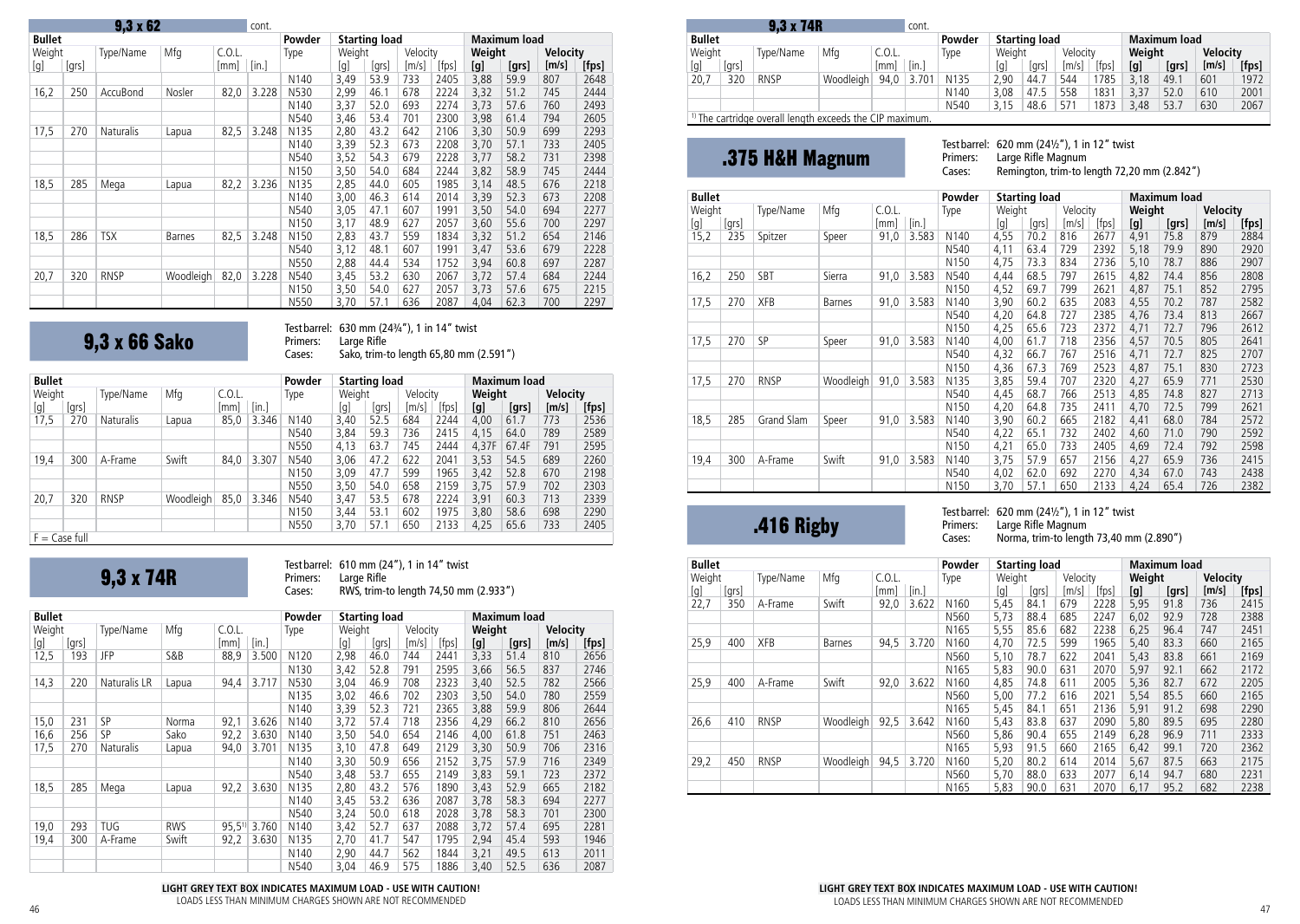## 9,3 x 62 cont.

| Bullet | | | | | | Powder | Starting load | | | | Maximum load | | | |
|---|---|---|---|---|---|---|---|---|---|---|---|---|---|---|
| Weight | | Type/Name | Mfg | C.O.L. | | Type | Weight | | Velocity | | Weight | | Velocity | |
| [g] | [grs] | | | [mm] | [in.] | | [g] | [grs] | [m/s] | [fps] | [g] | [grs] | [m/s] | [fps] |
| | | | | | | N140 | 3,49 | 53.9 | 733 | 2405 | 3,88 | 59.9 | 807 | 2648 |
| 16,2 | 250 | AccuBond | Nosler | 82,0 | 3.228 | N530 | 2,99 | 46.1 | 678 | 2224 | 3,32 | 51.2 | 745 | 2444 |
| | | | | | | N140 | 3,37 | 52.0 | 693 | 2274 | 3,73 | 57.6 | 760 | 2493 |
| | | | | | | N540 | 3,46 | 53.4 | 701 | 2300 | 3,98 | 61.4 | 794 | 2605 |
| 17,5 | 270 | Naturalis | Lapua | 82,5 | 3.248 | N135 | 2,80 | 43.2 | 642 | 2106 | 3,30 | 50.9 | 699 | 2293 |
| | | | | | | N140 | 3,39 | 52.3 | 673 | 2208 | 3,70 | 57.1 | 733 | 2405 |
| | | | | | | N540 | 3,52 | 54.3 | 679 | 2228 | 3,77 | 58.2 | 731 | 2398 |
| | | | | | | N150 | 3,50 | 54.0 | 684 | 2244 | 3,82 | 58.9 | 745 | 2444 |
| 18,5 | 285 | Mega | Lapua | 82,2 | 3.236 | N135 | 2,85 | 44.0 | 605 | 1985 | 3,14 | 48.5 | 676 | 2218 |
| | | | | | | N140 | 3,00 | 46.3 | 614 | 2014 | 3,39 | 52.3 | 673 | 2208 |
| | | | | | | N540 | 3,05 | 47.1 | 607 | 1991 | 3,50 | 54.0 | 694 | 2277 |
| | | | | | | N150 | 3,17 | 48.9 | 627 | 2057 | 3,60 | 55.6 | 700 | 2297 |
| 18,5 | 286 | TSX | Barnes | 82,5 | 3.248 | N150 | 2,83 | 43.7 | 559 | 1834 | 3,32 | 51.2 | 654 | 2146 |
| | | | | | | N540 | 3,12 | 48.1 | 607 | 1991 | 3,47 | 53.6 | 679 | 2228 |
| | | | | | | N550 | 2,88 | 44.4 | 534 | 1752 | 3,94 | 60.8 | 697 | 2287 |
| 20,7 | 320 | RNSP | Woodleigh | 82,0 | 3.228 | N540 | 3,45 | 53.2 | 630 | 2067 | 3,72 | 57.4 | 684 | 2244 |
| | | | | | | N150 | 3,50 | 54.0 | 627 | 2057 | 3,73 | 57.6 | 675 | 2215 |
| | | | | | | N550 | 3,70 | 57.1 | 636 | 2087 | 4,04 | 62.3 | 700 | 2297 |

## 9,3 x 66 Sako

Test barrel: 630 mm (24¾"), 1 in 14" twist
Primers: Large Rifle
Cases: Sako, trim-to length 65,80 mm (2.591")

| Bullet | | | | | | Powder | Starting load | | | | Maximum load | | | |
|---|---|---|---|---|---|---|---|---|---|---|---|---|---|---|
| Weight | | Type/Name | Mfg | C.O.L. | | Type | Weight | | Velocity | | Weight | | Velocity | |
| [g] | [grs] | | | [mm] | [in.] | | [g] | [grs] | [m/s] | [fps] | [g] | [grs] | [m/s] | [fps] |
| 17,5 | 270 | Naturalis | Lapua | 85,0 | 3.346 | N140 | 3,40 | 52.5 | 684 | 2244 | 4,00 | 61.7 | 773 | 2536 |
| | | | | | | N540 | 3,84 | 59.3 | 736 | 2415 | 4,15 | 64.0 | 789 | 2589 |
| | | | | | | N550 | 4,13 | 63.7 | 745 | 2444 | 4,37F | 67.4F | 791 | 2595 |
| 19,4 | 300 | A-Frame | Swift | 84,0 | 3.307 | N540 | 3,06 | 47.2 | 622 | 2041 | 3,53 | 54.5 | 689 | 2260 |
| | | | | | | N150 | 3,09 | 47.7 | 599 | 1965 | 3,42 | 52.8 | 670 | 2198 |
| | | | | | | N550 | 3,50 | 54.0 | 658 | 2159 | 3,75 | 57.9 | 702 | 2303 |
| 20,7 | 320 | RNSP | Woodleigh | 85,0 | 3.346 | N540 | 3,47 | 53.5 | 678 | 2224 | 3,91 | 60.3 | 713 | 2339 |
| | | | | | | N150 | 3,44 | 53.1 | 602 | 1975 | 3,80 | 58.6 | 698 | 2290 |
| | | | | | | N550 | 3,70 | 57.1 | 650 | 2133 | 4,25 | 65.6 | 733 | 2405 |

F = Case full

## 9,3 x 74R

Test barrel: 610 mm (24"), 1 in 14" twist
Primers: Large Rifle
Cases: RWS, trim-to length 74,50 mm (2.933")

| Bullet | | | | | | Powder | Starting load | | | | Maximum load | | | |
|---|---|---|---|---|---|---|---|---|---|---|---|---|---|---|
| Weight | | Type/Name | Mfg | C.O.L. | | Type | Weight | | Velocity | | Weight | | Velocity | |
| [g] | [grs] | | | [mm] | [in.] | | [g] | [grs] | [m/s] | [fps] | [g] | [grs] | [m/s] | [fps] |
| 12,5 | 193 | JFP | S&B | 88,9 | 3.500 | N120 | 2,98 | 46.0 | 744 | 2441 | 3,33 | 51.4 | 810 | 2656 |
| | | | | | | N130 | 3,42 | 52.8 | 791 | 2595 | 3,66 | 56.5 | 837 | 2746 |
| 14,3 | 220 | Naturalis LR | Lapua | 94,4 | 3.717 | N530 | 3,04 | 46.9 | 708 | 2323 | 3,40 | 52.5 | 782 | 2566 |
| | | | | | | N135 | 3,02 | 46.6 | 702 | 2303 | 3,50 | 54.0 | 780 | 2559 |
| | | | | | | N140 | 3,39 | 52.3 | 721 | 2365 | 3,88 | 59.9 | 806 | 2644 |
| 15,0 | 231 | SP | Norma | 92,1 | 3.626 | N140 | 3,72 | 57.4 | 718 | 2356 | 4,29 | 66.2 | 810 | 2656 |
| 16,6 | 256 | SP | Sako | 92,2 | 3.630 | N140 | 3,50 | 54.0 | 654 | 2146 | 4,00 | 61.8 | 751 | 2463 |
| 17,5 | 270 | Naturalis | Lapua | 94,0 | 3.701 | N135 | 3,10 | 47.8 | 649 | 2129 | 3,30 | 50.9 | 706 | 2316 |
| | | | | | | N140 | 3,30 | 50.9 | 656 | 2152 | 3,75 | 57.9 | 716 | 2349 |
| | | | | | | N540 | 3,48 | 53.7 | 655 | 2149 | 3,83 | 59.1 | 723 | 2372 |
| 18,5 | 285 | Mega | Lapua | 92,2 | 3.630 | N135 | 2,80 | 43.2 | 576 | 1890 | 3,43 | 52.9 | 665 | 2182 |
| | | | | | | N140 | 3,45 | 53.2 | 636 | 2087 | 3,78 | 58.3 | 694 | 2277 |
| | | | | | | N540 | 3,24 | 50.0 | 618 | 2028 | 3,78 | 58.3 | 701 | 2300 |
| 19,0 | 293 | TUG | RWS | 95,5[1] | 3.760 | N140 | 3,42 | 52.7 | 637 | 2088 | 3,72 | 57.4 | 695 | 2281 |
| 19,4 | 300 | A-Frame | Swift | 92,2 | 3.630 | N135 | 2,70 | 41.7 | 547 | 1795 | 2,94 | 45.4 | 593 | 1946 |
| | | | | | | N140 | 2,90 | 44.7 | 562 | 1844 | 3,21 | 49.5 | 613 | 2011 |
| | | | | | | N540 | 3,04 | 46.9 | 575 | 1886 | 3,40 | 52.5 | 636 | 2087 |

**LIGHT GREY TEXT BOX INDICATES MAXIMUM LOAD - USE WITH CAUTION!**
LOADS LESS THAN MINIMUM CHARGES SHOWN ARE NOT RECOMMENDED

## 9,3 x 74R cont.

| Bullet | | | | | | Powder | Starting load | | | | Maximum load | | | |
|---|---|---|---|---|---|---|---|---|---|---|---|---|---|---|
| Weight | | Type/Name | Mfg | C.O.L. | | Type | Weight | | Velocity | | Weight | | Velocity | |
| [g] | [grs] | | | [mm] | [in.] | | [g] | [grs] | [m/s] | [fps] | [g] | [grs] | [m/s] | [fps] |
| 20,7 | 320 | RNSP | Woodleigh | 94,0 | 3.701 | N135 | 2,90 | 44.7 | 544 | 1785 | 3,18 | 49.1 | 601 | 1972 |
| | | | | | | N140 | 3,08 | 47.5 | 558 | 1831 | 3,37 | 52.0 | 610 | 2001 |
| | | | | | | N540 | 3,15 | 48.6 | 571 | 1873 | 3,48 | 53.7 | 630 | 2067 |

[1] The cartridge overall length exceeds the CIP maximum.

## .375 H&H Magnum

Test barrel: 620 mm (24½"), 1 in 12" twist
Primers: Large Rifle Magnum
Cases: Remington, trim-to length 72,20 mm (2.842")

| Bullet | | | | | | Powder | Starting load | | | | Maximum load | | | |
|---|---|---|---|---|---|---|---|---|---|---|---|---|---|---|
| Weight | | Type/Name | Mfg | C.O.L. | | Type | Weight | | Velocity | | Weight | | Velocity | |
| [g] | [grs] | | | [mm] | [in.] | | [g] | [grs] | [m/s] | [fps] | [g] | [grs] | [m/s] | [fps] |
| 15,2 | 235 | Spitzer | Speer | 91,0 | 3.583 | N140 | 4,55 | 70.2 | 816 | 2677 | 4,91 | 75.8 | 879 | 2884 |
| | | | | | | N540 | 4,11 | 63.4 | 729 | 2392 | 5,18 | 79.9 | 890 | 2920 |
| | | | | | | N150 | 4,75 | 73.3 | 834 | 2736 | 5,10 | 78.7 | 886 | 2907 |
| 16,2 | 250 | SBT | Sierra | 91,0 | 3.583 | N540 | 4,44 | 68.5 | 797 | 2615 | 4,82 | 74.4 | 856 | 2808 |
| | | | | | | N150 | 4,52 | 69.7 | 799 | 2621 | 4,87 | 75.1 | 852 | 2795 |
| 17,5 | 270 | XFB | Barnes | 91,0 | 3.583 | N140 | 3,90 | 60.2 | 635 | 2083 | 4,55 | 70.2 | 787 | 2582 |
| | | | | | | N540 | 4,20 | 64.8 | 727 | 2385 | 4,76 | 73.4 | 813 | 2667 |
| | | | | | | N150 | 4,25 | 65.6 | 723 | 2372 | 4,71 | 72.7 | 796 | 2612 |
| 17,5 | 270 | SP | Speer | 91,0 | 3.583 | N140 | 4,00 | 61.7 | 718 | 2356 | 4,57 | 70.5 | 805 | 2641 |
| | | | | | | N540 | 4,32 | 66.7 | 767 | 2516 | 4,71 | 72.7 | 825 | 2707 |
| | | | | | | N150 | 4,36 | 67.3 | 769 | 2523 | 4,87 | 75.1 | 830 | 2723 |
| 17,5 | 270 | RNSP | Woodleigh | 91,0 | 3.583 | N135 | 3,85 | 59.4 | 707 | 2320 | 4,27 | 65.9 | 771 | 2530 |
| | | | | | | N540 | 4,45 | 68.7 | 766 | 2513 | 4,85 | 74.8 | 827 | 2713 |
| | | | | | | N150 | 4,20 | 64.8 | 735 | 2411 | 4,70 | 72.5 | 799 | 2621 |
| 18,5 | 285 | Grand Slam | Speer | 91,0 | 3.583 | N140 | 3,90 | 60.2 | 665 | 2182 | 4,41 | 68.0 | 784 | 2572 |
| | | | | | | N540 | 4,22 | 65.1 | 732 | 2402 | 4,60 | 71.0 | 790 | 2592 |
| | | | | | | N150 | 4,21 | 65.0 | 733 | 2405 | 4,69 | 72.4 | 792 | 2598 |
| 19,4 | 300 | A-Frame | Swift | 91,0 | 3.583 | N140 | 3,75 | 57.9 | 657 | 2156 | 4,27 | 65.9 | 736 | 2415 |
| | | | | | | N540 | 4,02 | 62.0 | 692 | 2270 | 4,34 | 67.0 | 743 | 2438 |
| | | | | | | N150 | 3,70 | 57.1 | 650 | 2133 | 4,24 | 65.4 | 726 | 2382 |

## .416 Rigby

Test barrel: 620 mm (24½"), 1 in 12" twist
Primers: Large Rifle Magnum
Cases: Norma, trim-to length 73,40 mm (2.890")

| Bullet | | | | | | Powder | Starting load | | | | Maximum load | | | |
|---|---|---|---|---|---|---|---|---|---|---|---|---|---|---|
| Weight | | Type/Name | Mfg | C.O.L. | | Type | Weight | | Velocity | | Weight | | Velocity | |
| [g] | [grs] | | | [mm] | [in.] | | [g] | [grs] | [m/s] | [fps] | [g] | [grs] | [m/s] | [fps] |
| 22,7 | 350 | A-Frame | Swift | 92,0 | 3.622 | N160 | 5,45 | 84.1 | 679 | 2228 | 5,95 | 91.8 | 736 | 2415 |
| | | | | | | N560 | 5,73 | 88.4 | 685 | 2247 | 6,02 | 92.9 | 728 | 2388 |
| | | | | | | N165 | 5,55 | 85.6 | 682 | 2238 | 6,25 | 96.4 | 747 | 2451 |
| 25,9 | 400 | XFB | Barnes | 94,5 | 3.720 | N160 | 4,70 | 72.5 | 599 | 1965 | 5,40 | 83.3 | 660 | 2165 |
| | | | | | | N560 | 5,10 | 78.7 | 622 | 2041 | 5,43 | 83.8 | 661 | 2169 |
| | | | | | | N165 | 5,83 | 90.0 | 631 | 2070 | 5,97 | 92.1 | 662 | 2172 |
| 25,9 | 400 | A-Frame | Swift | 92,0 | 3.622 | N160 | 4,85 | 74.8 | 611 | 2005 | 5,36 | 82.7 | 672 | 2205 |
| | | | | | | N560 | 5,00 | 77.2 | 616 | 2021 | 5,54 | 85.5 | 660 | 2165 |
| | | | | | | N165 | 5,45 | 84.1 | 651 | 2136 | 5,91 | 91.2 | 698 | 2290 |
| 26,6 | 410 | RNSP | Woodleigh | 92,5 | 3.642 | N160 | 5,43 | 83.8 | 637 | 2090 | 5,80 | 89.5 | 695 | 2280 |
| | | | | | | N560 | 5,86 | 90.4 | 655 | 2149 | 6,28 | 96.9 | 711 | 2333 |
| | | | | | | N165 | 5,93 | 91.5 | 660 | 2165 | 6,42 | 99.1 | 720 | 2362 |
| 29,2 | 450 | RNSP | Woodleigh | 94,5 | 3.720 | N160 | 5,20 | 80.2 | 614 | 2014 | 5,67 | 87.5 | 663 | 2175 |
| | | | | | | N560 | 5,70 | 88.0 | 633 | 2077 | 6,14 | 94.7 | 680 | 2231 |
| | | | | | | N165 | 5,83 | 90.0 | 631 | 2070 | 6,17 | 95.2 | 682 | 2238 |

**LIGHT GREY TEXT BOX INDICATES MAXIMUM LOAD - USE WITH CAUTION!**
LOADS LESS THAN MINIMUM CHARGES SHOWN ARE NOT RECOMMENDED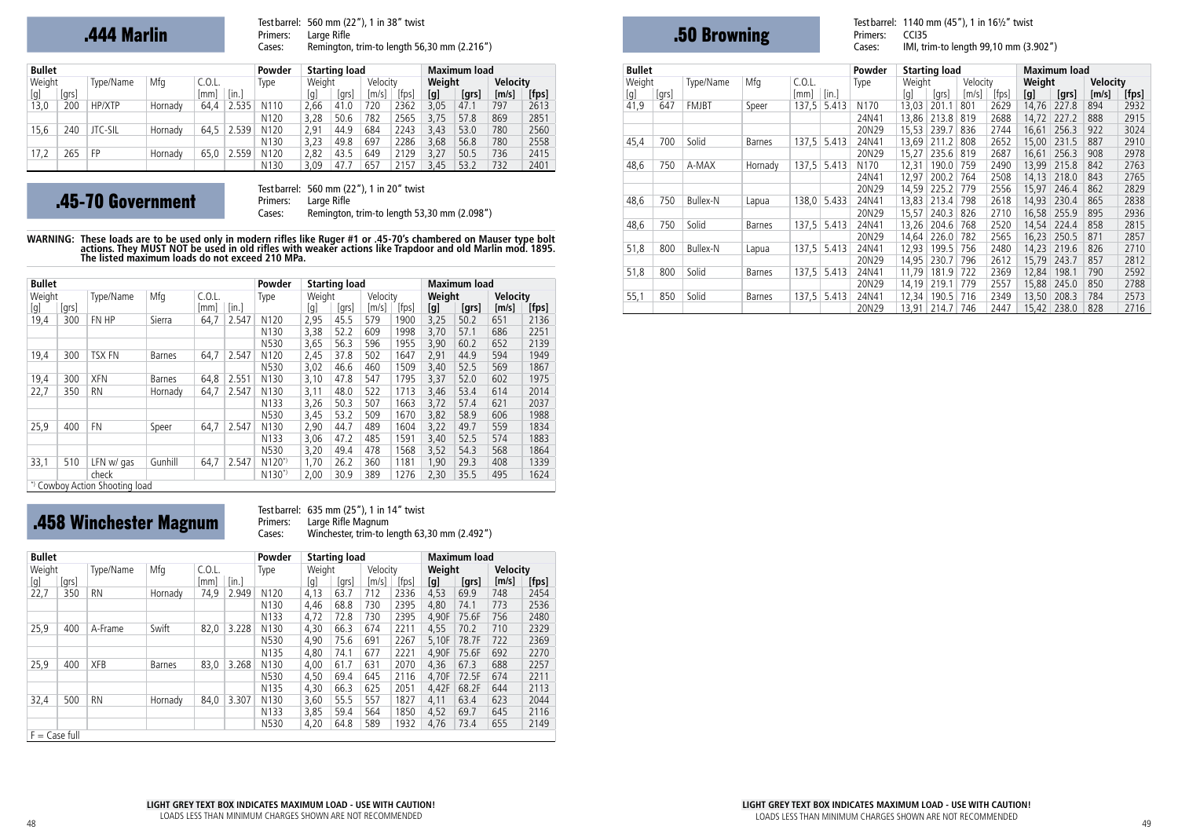## .444 Marlin

Test barrel: 560 mm (22"), 1 in 38" twist
Primers: Large Rifle
Cases: Remington, trim-to length 56,30 mm (2.216")

| Bullet | | | | | | Powder | Starting load | | | | Maximum load | | | |
|---|---|---|---|---|---|---|---|---|---|---|---|---|---|---|
| Weight | | Type/Name | Mfg | C.O.L. | | Type | Weight | | Velocity | | **Weight** | | **Velocity** | |
| [g] | [grs] | | | [mm] | [in.] | | [g] | [grs] | [m/s] | [fps] | **[g]** | **[grs]** | **[m/s]** | **[fps]** |
| 13,0 | 200 | HP/XTP | Hornady | 64,4 | 2.535 | N110 | 2,66 | 41.0 | 720 | 2362 | 3,05 | 47.1 | 797 | 2613 |
| | | | | | | N120 | 3,28 | 50.6 | 782 | 2565 | 3,75 | 57.8 | 869 | 2851 |
| 15,6 | 240 | JTC-SIL | Hornady | 64,5 | 2.539 | N120 | 2,91 | 44.9 | 684 | 2243 | 3,43 | 53.0 | 780 | 2560 |
| | | | | | | N130 | 3,23 | 49.8 | 697 | 2286 | 3,68 | 56.8 | 780 | 2558 |
| 17,2 | 265 | FP | Hornady | 65,0 | 2.559 | N120 | 2,82 | 43.5 | 649 | 2129 | 3,27 | 50.5 | 736 | 2415 |
| | | | | | | N130 | 3,09 | 47.7 | 657 | 2157 | 3,45 | 53.2 | 732 | 2401 |

## .45-70 Government

Test barrel: 560 mm (22"), 1 in 20" twist
Primers: Large Rifle
Cases: Remington, trim-to length 53,30 mm (2.098")

**WARNING: These loads are to be used only in modern rifles like Ruger #1 or .45-70's chambered on Mauser type bolt actions. They MUST NOT be used in old rifles with weaker actions like Trapdoor and old Marlin mod. 1895. The listed maximum loads do not exceed 210 MPa.**

| Bullet | | | | | | Powder | Starting load | | | | Maximum load | | | |
|---|---|---|---|---|---|---|---|---|---|---|---|---|---|---|
| Weight | | Type/Name | Mfg | C.O.L. | | Type | Weight | | Velocity | | **Weight** | | **Velocity** | |
| [g] | [grs] | | | [mm] | [in.] | | [g] | [grs] | [m/s] | [fps] | **[g]** | **[grs]** | **[m/s]** | **[fps]** |
| 19,4 | 300 | FN HP | Sierra | 64,7 | 2.547 | N120 | 2,95 | 45.5 | 579 | 1900 | 3,25 | 50.2 | 651 | 2136 |
| | | | | | | N130 | 3,38 | 52.2 | 609 | 1998 | 3,70 | 57.1 | 686 | 2251 |
| | | | | | | N530 | 3,65 | 56.3 | 596 | 1955 | 3,90 | 60.2 | 652 | 2139 |
| 19,4 | 300 | TSX FN | Barnes | 64,7 | 2.547 | N120 | 2,45 | 37.8 | 502 | 1647 | 2,91 | 44.9 | 594 | 1949 |
| | | | | | | N530 | 3,02 | 46.6 | 460 | 1509 | 3,40 | 52.5 | 569 | 1867 |
| 19,4 | 300 | XFN | Barnes | 64,8 | 2.551 | N130 | 3,10 | 47.8 | 547 | 1795 | 3,37 | 52.0 | 602 | 1975 |
| 22,7 | 350 | RN | Hornady | 64,7 | 2.547 | N130 | 3,11 | 48.0 | 522 | 1713 | 3,46 | 53.4 | 614 | 2014 |
| | | | | | | N133 | 3,26 | 50.3 | 507 | 1663 | 3,72 | 57.4 | 621 | 2037 |
| | | | | | | N530 | 3,45 | 53.2 | 509 | 1670 | 3,82 | 58.9 | 606 | 1988 |
| 25,9 | 400 | FN | Speer | 64,7 | 2.547 | N130 | 2,90 | 44.7 | 489 | 1604 | 3,22 | 49.7 | 559 | 1834 |
| | | | | | | N133 | 3,06 | 47.2 | 485 | 1591 | 3,40 | 52.5 | 574 | 1883 |
| | | | | | | N530 | 3,20 | 49.4 | 478 | 1568 | 3,52 | 54.3 | 568 | 1864 |
| 33,1 | 510 | LFN w/ gas check | Gunhill | 64,7 | 2.547 | N120*) | 1,70 | 26.2 | 360 | 1181 | 1,90 | 29.3 | 408 | 1339 |
| | | | | | | N130*) | 2,00 | 30.9 | 389 | 1276 | 2,30 | 35.5 | 495 | 1624 |

*) Cowboy Action Shooting load

## .458 Winchester Magnum

Test barrel: 635 mm (25"), 1 in 14" twist
Primers: Large Rifle Magnum
Cases: Winchester, trim-to length 63,30 mm (2.492")

| Bullet | | | | | | Powder | Starting load | | | | Maximum load | | | |
|---|---|---|---|---|---|---|---|---|---|---|---|---|---|---|
| Weight | | Type/Name | Mfg | C.O.L. | | Type | Weight | | Velocity | | **Weight** | | **Velocity** | |
| [g] | [grs] | | | [mm] | [in.] | | [g] | [grs] | [m/s] | [fps] | **[g]** | **[grs]** | **[m/s]** | **[fps]** |
| 22,7 | 350 | RN | Hornady | 74,9 | 2.949 | N120 | 4,13 | 63.7 | 712 | 2336 | 4,53 | 69.9 | 748 | 2454 |
| | | | | | | N130 | 4,46 | 68.8 | 730 | 2395 | 4,80 | 74.1 | 773 | 2536 |
| | | | | | | N133 | 4,72 | 72.8 | 730 | 2395 | 4,90F | 75.6F | 756 | 2480 |
| 25,9 | 400 | A-Frame | Swift | 82,0 | 3.228 | N130 | 4,30 | 66.3 | 674 | 2211 | 4,55 | 70.2 | 710 | 2329 |
| | | | | | | N530 | 4,90 | 75.6 | 691 | 2267 | 5,10F | 78.7F | 722 | 2369 |
| | | | | | | N135 | 4,80 | 74.1 | 677 | 2221 | 4,90F | 75.6F | 692 | 2270 |
| 25,9 | 400 | XFB | Barnes | 83,0 | 3.268 | N130 | 4,00 | 61.7 | 631 | 2070 | 4,36 | 67.3 | 688 | 2257 |
| | | | | | | N530 | 4,50 | 69.4 | 645 | 2116 | 4,70F | 72.5F | 674 | 2211 |
| | | | | | | N135 | 4,30 | 66.3 | 625 | 2051 | 4,42F | 68.2F | 644 | 2113 |
| 32,4 | 500 | RN | Hornady | 84,0 | 3.307 | N130 | 3,60 | 55.5 | 557 | 1827 | 4,11 | 63.4 | 623 | 2044 |
| | | | | | | N133 | 3,85 | 59.4 | 564 | 1850 | 4,52 | 69.7 | 645 | 2116 |
| | | | | | | N530 | 4,20 | 64.8 | 589 | 1932 | 4,76 | 73.4 | 655 | 2149 |

F = Case full

**LIGHT GREY TEXT BOX INDICATES MAXIMUM LOAD - USE WITH CAUTION!**
LOADS LESS THAN MINIMUM CHARGES SHOWN ARE NOT RECOMMENDED

## .50 Browning

Test barrel: 1140 mm (45"), 1 in 16½" twist
Primers: CCI35
Cases: IMI, trim-to length 99,10 mm (3.902")

| Bullet | | | | | | Powder | Starting load | | | | Maximum load | | | |
|---|---|---|---|---|---|---|---|---|---|---|---|---|---|---|
| Weight | | Type/Name | Mfg | C.O.L. | | Type | Weight | | Velocity | | **Weight** | | **Velocity** | |
| [g] | [grs] | | | [mm] | [in.] | | [g] | [grs] | [m/s] | [fps] | **[g]** | **[grs]** | **[m/s]** | **[fps]** |
| 41,9 | 647 | FMJBT | Speer | 137,5 | 5.413 | N170 | 13,03 | 201.1 | 801 | 2629 | 14,76 | 227.8 | 894 | 2932 |
| | | | | | | 24N41 | 13,86 | 213.8 | 819 | 2688 | 14,72 | 227.2 | 888 | 2915 |
| | | | | | | 20N29 | 15,53 | 239.7 | 836 | 2744 | 16,61 | 256.3 | 922 | 3024 |
| 45,4 | 700 | Solid | Barnes | 137,5 | 5.413 | 24N41 | 13,69 | 211.2 | 808 | 2652 | 15,00 | 231.5 | 887 | 2910 |
| | | | | | | 20N29 | 15,27 | 235.6 | 819 | 2687 | 16,61 | 256.3 | 908 | 2978 |
| 48,6 | 750 | A-MAX | Hornady | 137,5 | 5.413 | N170 | 12,31 | 190.0 | 759 | 2490 | 13,99 | 215.8 | 842 | 2763 |
| | | | | | | 24N41 | 12,97 | 200.2 | 764 | 2508 | 14,13 | 218.0 | 843 | 2765 |
| | | | | | | 20N29 | 14,59 | 225.2 | 779 | 2556 | 15,97 | 246.4 | 862 | 2829 |
| 48,6 | 750 | Bullex-N | Lapua | 138,0 | 5.433 | 24N41 | 13,83 | 213.4 | 798 | 2618 | 14,93 | 230.4 | 865 | 2838 |
| | | | | | | 20N29 | 15,57 | 240.3 | 826 | 2710 | 16,58 | 255.9 | 895 | 2936 |
| 48,6 | 750 | Solid | Barnes | 137,5 | 5.413 | 24N41 | 13,26 | 204.6 | 768 | 2520 | 14,54 | 224.4 | 858 | 2815 |
| | | | | | | 20N29 | 14,64 | 226.0 | 782 | 2565 | 16,23 | 250.5 | 871 | 2857 |
| 51,8 | 800 | Bullex-N | Lapua | 137,5 | 5.413 | 24N41 | 12,93 | 199.5 | 756 | 2480 | 14,23 | 219.6 | 826 | 2710 |
| | | | | | | 20N29 | 14,95 | 230.7 | 796 | 2612 | 15,79 | 243.7 | 857 | 2812 |
| 51,8 | 800 | Solid | Barnes | 137,5 | 5.413 | 24N41 | 11,79 | 181.9 | 722 | 2369 | 12,84 | 198.1 | 790 | 2592 |
| | | | | | | 20N29 | 14,19 | 219.1 | 779 | 2557 | 15,88 | 245.0 | 850 | 2788 |
| 55,1 | 850 | Solid | Barnes | 137,5 | 5.413 | 24N41 | 12,34 | 190.5 | 716 | 2349 | 13,50 | 208.3 | 784 | 2573 |
| | | | | | | 20N29 | 13,91 | 214.7 | 746 | 2447 | 15,42 | 238.0 | 828 | 2716 |

**LIGHT GREY TEXT BOX INDICATES MAXIMUM LOAD - USE WITH CAUTION!**
LOADS LESS THAN MINIMUM CHARGES SHOWN ARE NOT RECOMMENDED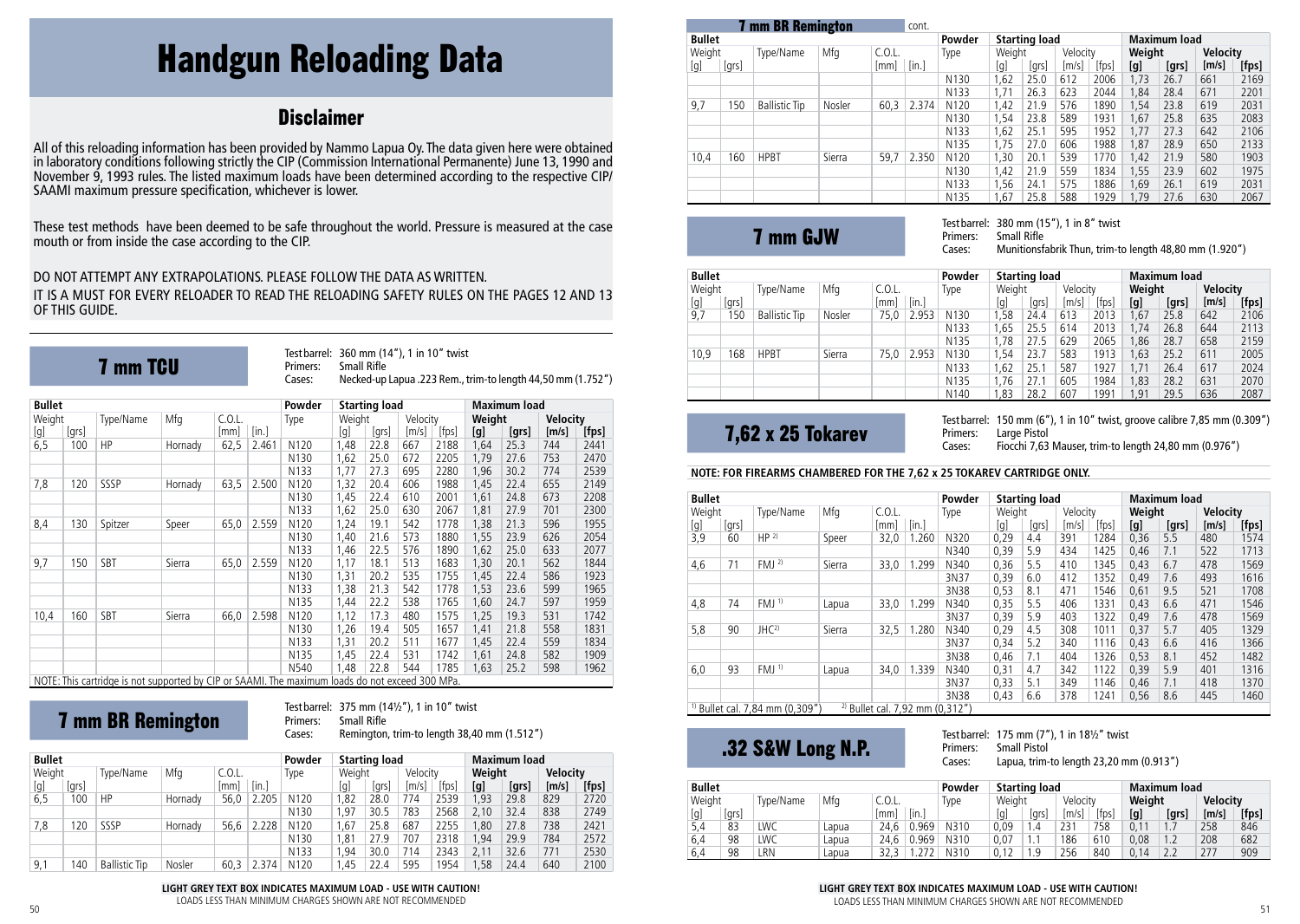# Handgun Reloading Data

## Disclaimer

All of this reloading information has been provided by Nammo Lapua Oy. The data given here were obtained in laboratory conditions following strictly the CIP (Commission International Permanente) June 13, 1990 and November 9, 1993 rules. The listed maximum loads have been determined according to the respective CIP/ SAAMI maximum pressure specification, whichever is lower.

These test methods have been deemed to be safe throughout the world. Pressure is measured at the case mouth or from inside the case according to the CIP.

DO NOT ATTEMPT ANY EXTRAPOLATIONS. PLEASE FOLLOW THE DATA AS WRITTEN.

IT IS A MUST FOR EVERY RELOADER TO READ THE RELOADING SAFETY RULES ON THE PAGES 12 AND 13 OF THIS GUIDE.

## 7 mm TCU

Test barrel: 360 mm (14"), 1 in 10" twist
Primers: Small Rifle
Cases: Necked-up Lapua .223 Rem., trim-to length 44,50 mm (1.752")

| Bullet | | | | | | Powder | Starting load | | | | Maximum load | | | |
|---|---|---|---|---|---|---|---|---|---|---|---|---|---|---|
| Weight | | Type/Name | Mfg | C.O.L. | | Type | Weight | | Velocity | | Weight | | Velocity | |
| [g] | [grs] | | | [mm] | [in.] | | [g] | [grs] | [m/s] | [fps] | [g] | [grs] | [m/s] | [fps] |
| 6,5 | 100 | HP | Hornady | 62,5 | 2.461 | N120 | 1,48 | 22.8 | 667 | 2188 | 1,64 | 25.3 | 744 | 2441 |
| | | | | | | N130 | 1,62 | 25.0 | 672 | 2205 | 1,79 | 27.6 | 753 | 2470 |
| | | | | | | N133 | 1,77 | 27.3 | 695 | 2280 | 1,96 | 30.2 | 774 | 2539 |
| 7,8 | 120 | SSSP | Hornady | 63,5 | 2.500 | N120 | 1,32 | 20.4 | 606 | 1988 | 1,45 | 22.4 | 655 | 2149 |
| | | | | | | N130 | 1,45 | 22.4 | 610 | 2001 | 1,61 | 24.8 | 673 | 2208 |
| | | | | | | N133 | 1,62 | 25.0 | 630 | 2067 | 1,81 | 27.9 | 701 | 2300 |
| 8,4 | 130 | Spitzer | Speer | 65,0 | 2.559 | N120 | 1,24 | 19.1 | 542 | 1778 | 1,38 | 21.3 | 596 | 1955 |
| | | | | | | N130 | 1,40 | 21.6 | 573 | 1880 | 1,55 | 23.9 | 626 | 2054 |
| | | | | | | N133 | 1,46 | 22.5 | 576 | 1890 | 1,62 | 25.0 | 633 | 2077 |
| 9,7 | 150 | SBT | Sierra | 65,0 | 2.559 | N120 | 1,17 | 18.1 | 513 | 1683 | 1,30 | 20.1 | 562 | 1844 |
| | | | | | | N130 | 1,31 | 20.2 | 535 | 1755 | 1,45 | 22.4 | 586 | 1923 |
| | | | | | | N133 | 1,38 | 21.3 | 542 | 1778 | 1,53 | 23.6 | 599 | 1965 |
| | | | | | | N135 | 1,44 | 22.2 | 538 | 1765 | 1,60 | 24.7 | 597 | 1959 |
| 10,4 | 160 | SBT | Sierra | 66,0 | 2.598 | N120 | 1,12 | 17.3 | 480 | 1575 | 1,25 | 19.3 | 531 | 1742 |
| | | | | | | N130 | 1,26 | 19.4 | 505 | 1657 | 1,41 | 21.8 | 558 | 1831 |
| | | | | | | N133 | 1,31 | 20.2 | 511 | 1677 | 1,45 | 22.4 | 559 | 1834 |
| | | | | | | N135 | 1,45 | 22.4 | 531 | 1742 | 1,61 | 24.8 | 582 | 1909 |
| | | | | | | N540 | 1,48 | 22.8 | 544 | 1785 | 1,63 | 25.2 | 598 | 1962 |

NOTE: This cartridge is not supported by CIP or SAAMI. The maximum loads do not exceed 300 MPa.

## 7 mm BR Remington

Test barrel: 375 mm (14½"), 1 in 10" twist
Primers: Small Rifle
Cases: Remington, trim-to length 38,40 mm (1.512")

| Bullet | | | | | | Powder | Starting load | | | | Maximum load | | | |
|---|---|---|---|---|---|---|---|---|---|---|---|---|---|---|
| Weight | | Type/Name | Mfg | C.O.L. | | Type | Weight | | Velocity | | Weight | | Velocity | |
| [g] | [grs] | | | [mm] | [in.] | | [g] | [grs] | [m/s] | [fps] | [g] | [grs] | [m/s] | [fps] |
| 6,5 | 100 | HP | Hornady | 56,0 | 2.205 | N120 | 1,82 | 28.0 | 774 | 2539 | 1,93 | 29.8 | 829 | 2720 |
| | | | | | | N130 | 1,97 | 30.5 | 783 | 2568 | 2,10 | 32.4 | 838 | 2749 |
| 7,8 | 120 | SSSP | Hornady | 56,6 | 2.228 | N120 | 1,67 | 25.8 | 687 | 2255 | 1,80 | 27.8 | 738 | 2421 |
| | | | | | | N130 | 1,81 | 27.9 | 707 | 2318 | 1,94 | 29.9 | 784 | 2572 |
| | | | | | | N133 | 1,94 | 30.0 | 714 | 2343 | 2,11 | 32.6 | 771 | 2530 |
| 9,1 | 140 | Ballistic Tip | Nosler | 60,3 | 2.374 | N120 | 1,45 | 22.4 | 595 | 1954 | 1,58 | 24.4 | 640 | 2100 |
| | | | | | | N130 | 1,62 | 25.0 | 612 | 2006 | 1,73 | 26.7 | 661 | 2169 |
| | | | | | | N133 | 1,71 | 26.3 | 623 | 2044 | 1,84 | 28.4 | 671 | 2201 |
| 9,7 | 150 | Ballistic Tip | Nosler | 60,3 | 2.374 | N120 | 1,42 | 21.9 | 576 | 1890 | 1,54 | 23.8 | 619 | 2031 |
| | | | | | | N130 | 1,54 | 23.8 | 589 | 1931 | 1,67 | 25.8 | 635 | 2083 |
| | | | | | | N133 | 1,62 | 25.1 | 595 | 1952 | 1,77 | 27.3 | 642 | 2106 |
| | | | | | | N135 | 1,75 | 27.0 | 606 | 1988 | 1,87 | 28.9 | 650 | 2133 |
| 10,4 | 160 | HPBT | Sierra | 59,7 | 2.350 | N120 | 1,30 | 20.1 | 539 | 1770 | 1,42 | 21.9 | 580 | 1903 |
| | | | | | | N130 | 1,42 | 21.9 | 559 | 1834 | 1,55 | 23.9 | 602 | 1975 |
| | | | | | | N133 | 1,56 | 24.1 | 575 | 1886 | 1,69 | 26.1 | 619 | 2031 |
| | | | | | | N135 | 1,67 | 25.8 | 588 | 1929 | 1,79 | 27.6 | 630 | 2067 |

## 7 mm GJW

Test barrel: 380 mm (15"), 1 in 8" twist
Primers: Small Rifle
Cases: Munitionsfabrik Thun, trim-to length 48,80 mm (1.920")

| Bullet | | | | | | Powder | Starting load | | | | Maximum load | | | |
|---|---|---|---|---|---|---|---|---|---|---|---|---|---|---|
| Weight | | Type/Name | Mfg | C.O.L. | | Type | Weight | | Velocity | | Weight | | Velocity | |
| [g] | [grs] | | | [mm] | [in.] | | [g] | [grs] | [m/s] | [fps] | [g] | [grs] | [m/s] | [fps] |
| 9,7 | 150 | Ballistic Tip | Nosler | 75,0 | 2.953 | N130 | 1,58 | 24.4 | 613 | 2013 | 1,67 | 25.8 | 642 | 2106 |
| | | | | | | N133 | 1,65 | 25.5 | 614 | 2013 | 1,74 | 26.8 | 644 | 2113 |
| | | | | | | N135 | 1,78 | 27.5 | 629 | 2065 | 1,86 | 28.7 | 658 | 2159 |
| 10,9 | 168 | HPBT | Sierra | 75,0 | 2.953 | N130 | 1,54 | 23.7 | 583 | 1913 | 1,63 | 25.2 | 611 | 2005 |
| | | | | | | N133 | 1,62 | 25.1 | 587 | 1927 | 1,71 | 26.4 | 617 | 2024 |
| | | | | | | N135 | 1,76 | 27.1 | 605 | 1984 | 1,83 | 28.2 | 631 | 2070 |
| | | | | | | N140 | 1,83 | 28.2 | 607 | 1991 | 1,91 | 29.5 | 636 | 2087 |

## 7,62 x 25 Tokarev

Test barrel: 150 mm (6"), 1 in 10" twist, groove calibre 7,85 mm (0.309")
Primers: Large Pistol
Cases: Fiocchi 7,63 Mauser, trim-to length 24,80 mm (0.976")

**NOTE: FOR FIREARMS CHAMBERED FOR THE 7,62 x 25 TOKAREV CARTRIDGE ONLY.**

| Bullet | | | | | | Powder | Starting load | | | | Maximum load | | | |
|---|---|---|---|---|---|---|---|---|---|---|---|---|---|---|
| Weight | | Type/Name | Mfg | C.O.L. | | Type | Weight | | Velocity | | Weight | | Velocity | |
| [g] | [grs] | | | [mm] | [in.] | | [g] | [grs] | [m/s] | [fps] | [g] | [grs] | [m/s] | [fps] |
| 3,9 | 60 | HP [2] | Speer | 32,0 | 1.260 | N320 | 0,29 | 4.4 | 391 | 1284 | 0,36 | 5.5 | 480 | 1574 |
| | | | | | | N340 | 0,39 | 5.9 | 434 | 1425 | 0,46 | 7.1 | 522 | 1713 |
| 4,6 | 71 | FMJ [2] | Sierra | 33,0 | 1.299 | N340 | 0,36 | 5.5 | 410 | 1345 | 0,43 | 6.7 | 478 | 1569 |
| | | | | | | 3N37 | 0,39 | 6.0 | 412 | 1352 | 0,49 | 7.6 | 493 | 1616 |
| | | | | | | 3N38 | 0,53 | 8.1 | 471 | 1546 | 0,61 | 9.5 | 521 | 1708 |
| 4,8 | 74 | FMJ [1] | Lapua | 33,0 | 1.299 | N340 | 0,35 | 5.5 | 406 | 1331 | 0,43 | 6.6 | 471 | 1546 |
| | | | | | | 3N37 | 0,39 | 5.9 | 403 | 1322 | 0,49 | 7.6 | 478 | 1569 |
| 5,8 | 90 | JHC [2] | Sierra | 32,5 | 1.280 | N340 | 0,29 | 4.5 | 308 | 1011 | 0,37 | 5.7 | 405 | 1329 |
| | | | | | | 3N37 | 0,34 | 5.2 | 340 | 1116 | 0,43 | 6.6 | 416 | 1366 |
| | | | | | | 3N38 | 0,46 | 7.1 | 404 | 1326 | 0,53 | 8.1 | 452 | 1482 |
| 6,0 | 93 | FMJ [1] | Lapua | 34,0 | 1.339 | N340 | 0,31 | 4.7 | 342 | 1122 | 0,39 | 5.9 | 401 | 1316 |
| | | | | | | 3N37 | 0,33 | 5.1 | 349 | 1146 | 0,46 | 7.1 | 418 | 1370 |
| | | | | | | 3N38 | 0,43 | 6.6 | 378 | 1241 | 0,56 | 8.6 | 445 | 1460 |

[1] Bullet cal. 7,84 mm (0,309") [2] Bullet cal. 7,92 mm (0,312")

## .32 S&W Long N.P.

Test barrel: 175 mm (7"), 1 in 18½" twist
Primers: Small Pistol
Cases: Lapua, trim-to length 23,20 mm (0.913")

| Bullet | | | | | | Powder | Starting load | | | | Maximum load | | | |
|---|---|---|---|---|---|---|---|---|---|---|---|---|---|---|
| Weight | | Type/Name | Mfg | C.O.L. | | Type | Weight | | Velocity | | Weight | | Velocity | |
| [g] | [grs] | | | [mm] | [in.] | | [g] | [grs] | [m/s] | [fps] | [g] | [grs] | [m/s] | [fps] |
| 5,4 | 83 | LWC | Lapua | 24,6 | 0.969 | N310 | 0,09 | 1.4 | 231 | 758 | 0,11 | 1.7 | 258 | 846 |
| 6,4 | 98 | LWC | Lapua | 24,6 | 0.969 | N310 | 0,07 | 1.1 | 186 | 610 | 0,08 | 1.2 | 208 | 682 |
| 6,4 | 98 | LRN | Lapua | 32,3 | 1.272 | N310 | 0,12 | 1.9 | 256 | 840 | 0,14 | 2.2 | 277 | 909 |

**LIGHT GREY TEXT BOX INDICATES MAXIMUM LOAD - USE WITH CAUTION!**
LOADS LESS THAN MINIMUM CHARGES SHOWN ARE NOT RECOMMENDED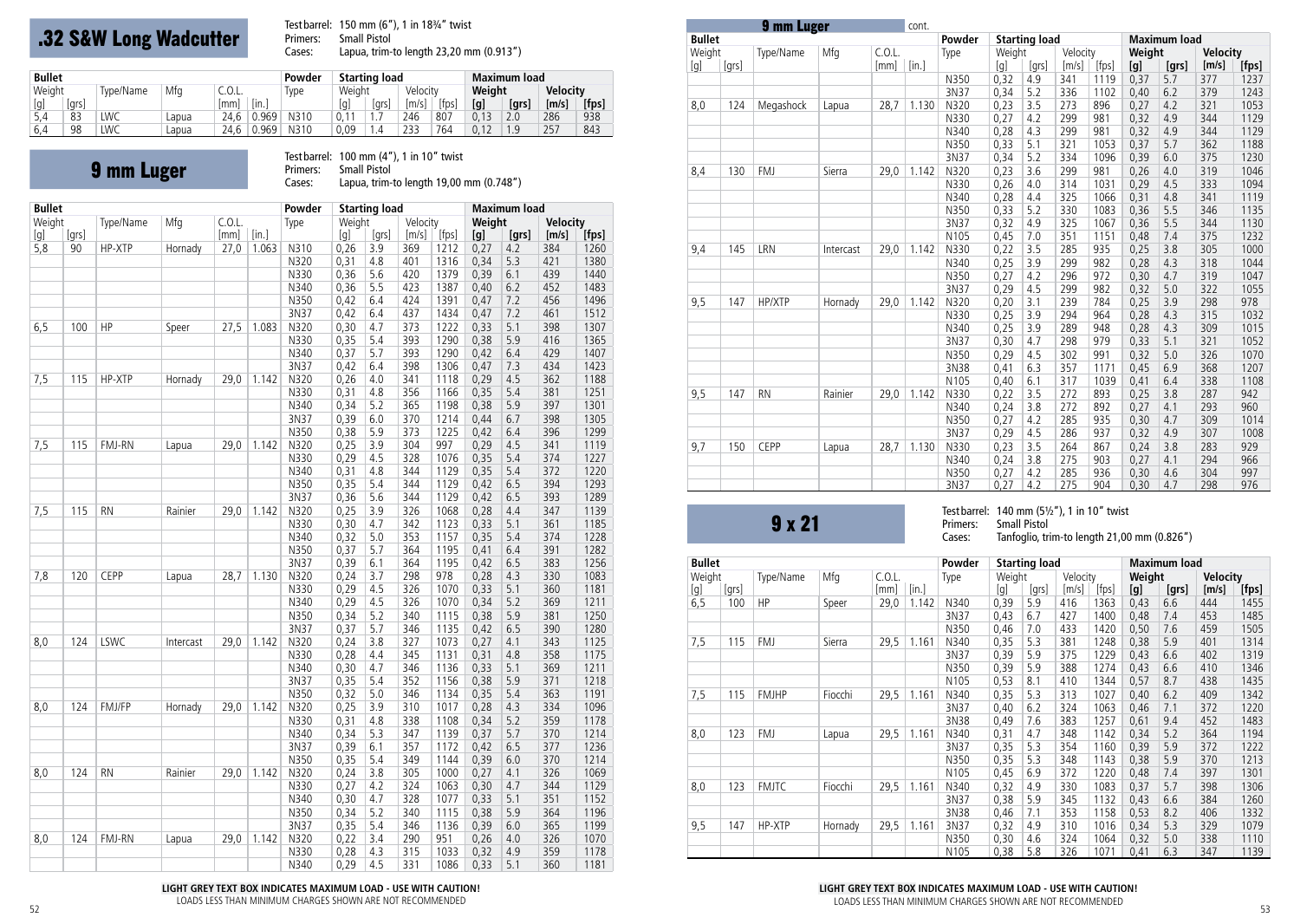## .32 S&W Long Wadcutter

Test barrel: 150 mm (6"), 1 in 18¾" twist
Primers: Small Pistol
Cases: Lapua, trim-to length 23,20 mm (0.913")

| Bullet | | | | | | Powder | Starting load | | | | Maximum load | | | |
|---|---|---|---|---|---|---|---|---|---|---|---|---|---|---|
| Weight | | Type/Name | Mfg | C.O.L. | | Type | Weight | | Velocity | | Weight | | Velocity | |
| [g] | [grs] | | | [mm] | [in.] | | [g] | [grs] | [m/s] | [fps] | [g] | [grs] | [m/s] | [fps] |
| 5,4 | 83 | LWC | Lapua | 24,6 | 0.969 | N310 | 0,11 | 1.7 | 246 | 807 | 0,13 | 2.0 | 286 | 938 |
| 6,4 | 98 | LWC | Lapua | 24,6 | 0.969 | N310 | 0,09 | 1.4 | 233 | 764 | 0,12 | 1.9 | 257 | 843 |

## 9 mm Luger

Test barrel: 100 mm (4"), 1 in 10" twist
Primers: Small Pistol
Cases: Lapua, trim-to length 19,00 mm (0.748")

| Bullet | | | | | | Powder | Starting load | | | | Maximum load | | | |
|---|---|---|---|---|---|---|---|---|---|---|---|---|---|---|
| Weight | | Type/Name | Mfg | C.O.L. | | Type | Weight | | Velocity | | Weight | | Velocity | |
| [g] | [grs] | | | [mm] | [in.] | | [g] | [grs] | [m/s] | [fps] | [g] | [grs] | [m/s] | [fps] |
| 5,8 | 90 | HP-XTP | Hornady | 27,0 | 1.063 | N310 | 0,26 | 3.9 | 369 | 1212 | 0,27 | 4.2 | 384 | 1260 |
| | | | | | | N320 | 0,31 | 4.8 | 401 | 1316 | 0,34 | 5.3 | 421 | 1380 |
| | | | | | | N330 | 0,36 | 5.6 | 420 | 1379 | 0,39 | 6.1 | 439 | 1440 |
| | | | | | | N340 | 0,36 | 5.5 | 423 | 1387 | 0,40 | 6.2 | 452 | 1483 |
| | | | | | | N350 | 0,42 | 6.4 | 424 | 1391 | 0,47 | 7.2 | 456 | 1496 |
| | | | | | | 3N37 | 0,42 | 6.4 | 437 | 1434 | 0,47 | 7.2 | 461 | 1512 |
| 6,5 | 100 | HP | Speer | 27,5 | 1.083 | N320 | 0,30 | 4.7 | 373 | 1222 | 0,33 | 5.1 | 398 | 1307 |
| | | | | | | N330 | 0,35 | 5.4 | 393 | 1290 | 0,38 | 5.9 | 416 | 1365 |
| | | | | | | N340 | 0,37 | 5.7 | 393 | 1290 | 0,42 | 6.4 | 429 | 1407 |
| | | | | | | 3N37 | 0,42 | 6.4 | 398 | 1306 | 0,47 | 7.3 | 434 | 1423 |
| 7,5 | 115 | HP-XTP | Hornady | 29,0 | 1.142 | N320 | 0,26 | 4.0 | 341 | 1118 | 0,29 | 4.5 | 362 | 1188 |
| | | | | | | N330 | 0,31 | 4.8 | 356 | 1166 | 0,35 | 5.4 | 381 | 1251 |
| | | | | | | N340 | 0,34 | 5.2 | 365 | 1198 | 0,38 | 5.9 | 397 | 1301 |
| | | | | | | 3N37 | 0,39 | 6.0 | 370 | 1214 | 0,44 | 6.7 | 398 | 1305 |
| | | | | | | N350 | 0,38 | 5.9 | 373 | 1225 | 0,42 | 6.4 | 396 | 1299 |
| 7,5 | 115 | FMJ-RN | Lapua | 29,0 | 1.142 | N320 | 0,25 | 3.9 | 304 | 997 | 0,29 | 4.5 | 341 | 1119 |
| | | | | | | N330 | 0,29 | 4.5 | 328 | 1076 | 0,35 | 5.4 | 374 | 1227 |
| | | | | | | N340 | 0,31 | 4.8 | 344 | 1129 | 0,35 | 5.4 | 372 | 1220 |
| | | | | | | N350 | 0,35 | 5.4 | 344 | 1129 | 0,42 | 6.5 | 394 | 1293 |
| | | | | | | 3N37 | 0,36 | 5.6 | 344 | 1129 | 0,42 | 6.5 | 393 | 1289 |
| 7,5 | 115 | RN | Rainier | 29,0 | 1.142 | N320 | 0,25 | 3.9 | 326 | 1068 | 0,28 | 4.4 | 347 | 1139 |
| | | | | | | N330 | 0,30 | 4.7 | 342 | 1123 | 0,33 | 5.1 | 361 | 1185 |
| | | | | | | N340 | 0,32 | 5.0 | 353 | 1157 | 0,35 | 5.4 | 374 | 1228 |
| | | | | | | N350 | 0,37 | 5.7 | 364 | 1195 | 0,41 | 6.4 | 391 | 1282 |
| | | | | | | 3N37 | 0,39 | 6.1 | 364 | 1195 | 0,42 | 6.5 | 383 | 1256 |
| 7,8 | 120 | CEPP | Lapua | 28,7 | 1.130 | N320 | 0,24 | 3.7 | 298 | 978 | 0,28 | 4.3 | 330 | 1083 |
| | | | | | | N330 | 0,29 | 4.5 | 326 | 1070 | 0,33 | 5.1 | 360 | 1181 |
| | | | | | | N340 | 0,29 | 4.5 | 326 | 1070 | 0,34 | 5.2 | 369 | 1211 |
| | | | | | | N350 | 0,34 | 5.2 | 340 | 1115 | 0,38 | 5.9 | 381 | 1250 |
| | | | | | | 3N37 | 0,37 | 5.7 | 346 | 1135 | 0,42 | 6.5 | 390 | 1280 |
| 8,0 | 124 | LSWC | Intercast | 29,0 | 1.142 | N320 | 0,24 | 3.8 | 327 | 1073 | 0,27 | 4.1 | 343 | 1125 |
| | | | | | | N330 | 0,28 | 4.4 | 345 | 1131 | 0,31 | 4.8 | 358 | 1175 |
| | | | | | | N340 | 0,30 | 4.7 | 346 | 1136 | 0,33 | 5.1 | 369 | 1211 |
| | | | | | | 3N37 | 0,35 | 5.4 | 352 | 1156 | 0,38 | 5.9 | 371 | 1218 |
| | | | | | | N350 | 0,32 | 5.0 | 346 | 1134 | 0,35 | 5.4 | 363 | 1191 |
| 8,0 | 124 | FMJ/FP | Hornady | 29,0 | 1.142 | N320 | 0,25 | 3.9 | 310 | 1017 | 0,28 | 4.3 | 334 | 1096 |
| | | | | | | N330 | 0,31 | 4.8 | 338 | 1108 | 0,34 | 5.2 | 359 | 1178 |
| | | | | | | N340 | 0,34 | 5.3 | 347 | 1139 | 0,37 | 5.7 | 370 | 1214 |
| | | | | | | 3N37 | 0,39 | 6.1 | 357 | 1172 | 0,42 | 6.5 | 377 | 1236 |
| | | | | | | N350 | 0,35 | 5.4 | 349 | 1144 | 0,39 | 6.0 | 370 | 1214 |
| 8,0 | 124 | RN | Rainier | 29,0 | 1.142 | N320 | 0,24 | 3.8 | 305 | 1000 | 0,27 | 4.1 | 326 | 1069 |
| | | | | | | N330 | 0,27 | 4.2 | 324 | 1063 | 0,30 | 4.7 | 344 | 1129 |
| | | | | | | N340 | 0,30 | 4.7 | 328 | 1077 | 0,33 | 5.1 | 351 | 1152 |
| | | | | | | N350 | 0,34 | 5.2 | 340 | 1115 | 0,38 | 5.9 | 364 | 1196 |
| | | | | | | 3N37 | 0,35 | 5.4 | 346 | 1136 | 0,39 | 6.0 | 365 | 1199 |
| 8,0 | 124 | FMJ-RN | Lapua | 29,0 | 1.142 | N320 | 0,22 | 3.4 | 290 | 951 | 0,26 | 4.0 | 326 | 1070 |
| | | | | | | N330 | 0,28 | 4.3 | 315 | 1033 | 0,32 | 4.9 | 359 | 1178 |
| | | | | | | N340 | 0,29 | 4.5 | 331 | 1086 | 0,33 | 5.1 | 360 | 1181 |
| | | | | | | N350 | 0,32 | 4.9 | 341 | 1119 | 0,37 | 5.7 | 377 | 1237 |
| | | | | | | 3N37 | 0,34 | 5.2 | 336 | 1102 | 0,40 | 6.2 | 379 | 1243 |
| 8,0 | 124 | Megashock | Lapua | 28,7 | 1.130 | N320 | 0,23 | 3.5 | 273 | 896 | 0,27 | 4.2 | 321 | 1053 |
| | | | | | | N330 | 0,27 | 4.2 | 299 | 981 | 0,32 | 4.9 | 344 | 1129 |
| | | | | | | N340 | 0,28 | 4.3 | 299 | 981 | 0,32 | 4.9 | 344 | 1129 |
| | | | | | | N350 | 0,33 | 5.1 | 321 | 1053 | 0,37 | 5.7 | 362 | 1188 |
| | | | | | | 3N37 | 0,34 | 5.2 | 334 | 1096 | 0,39 | 6.0 | 375 | 1230 |
| 8,4 | 130 | FMJ | Sierra | 29,0 | 1.142 | N320 | 0,23 | 3.6 | 299 | 981 | 0,26 | 4.0 | 319 | 1046 |
| | | | | | | N330 | 0,26 | 4.0 | 314 | 1031 | 0,29 | 4.5 | 333 | 1094 |
| | | | | | | N340 | 0,28 | 4.4 | 325 | 1066 | 0,31 | 4.8 | 341 | 1119 |
| | | | | | | N350 | 0,33 | 5.2 | 330 | 1083 | 0,36 | 5.5 | 346 | 1135 |
| | | | | | | 3N37 | 0,32 | 4.9 | 325 | 1067 | 0,36 | 5.5 | 344 | 1130 |
| | | | | | | N105 | 0,45 | 7.0 | 351 | 1151 | 0,48 | 7.4 | 375 | 1232 |
| 9,4 | 145 | LRN | Intercast | 29,0 | 1.142 | N330 | 0,22 | 3.5 | 285 | 935 | 0,25 | 3.8 | 305 | 1000 |
| | | | | | | N340 | 0,25 | 3.9 | 299 | 982 | 0,28 | 4.3 | 318 | 1044 |
| | | | | | | N350 | 0,27 | 4.2 | 296 | 972 | 0,30 | 4.7 | 319 | 1047 |
| | | | | | | 3N37 | 0,29 | 4.5 | 299 | 982 | 0,32 | 5.0 | 322 | 1055 |
| 9,5 | 147 | HP/XTP | Hornady | 29,0 | 1.142 | N320 | 0,20 | 3.1 | 239 | 784 | 0,25 | 3.9 | 298 | 978 |
| | | | | | | N330 | 0,25 | 3.9 | 294 | 964 | 0,28 | 4.3 | 315 | 1032 |
| | | | | | | N340 | 0,25 | 3.9 | 289 | 948 | 0,28 | 4.3 | 309 | 1015 |
| | | | | | | 3N37 | 0,30 | 4.7 | 298 | 979 | 0,33 | 5.1 | 321 | 1052 |
| | | | | | | N350 | 0,29 | 4.5 | 302 | 991 | 0,32 | 5.0 | 326 | 1070 |
| | | | | | | 3N38 | 0,41 | 6.3 | 357 | 1171 | 0,45 | 6.9 | 368 | 1207 |
| | | | | | | N105 | 0,40 | 6.1 | 317 | 1039 | 0,41 | 6.4 | 338 | 1108 |
| 9,5 | 147 | RN | Rainier | 29,0 | 1.142 | N330 | 0,22 | 3.5 | 272 | 893 | 0,25 | 3.8 | 287 | 942 |
| | | | | | | N340 | 0,24 | 3.8 | 272 | 892 | 0,27 | 4.1 | 293 | 960 |
| | | | | | | N350 | 0,27 | 4.2 | 285 | 935 | 0,30 | 4.7 | 309 | 1014 |
| | | | | | | 3N37 | 0,29 | 4.5 | 286 | 937 | 0,32 | 4.9 | 307 | 1008 |
| 9,7 | 150 | CEPP | Lapua | 28,7 | 1.130 | N330 | 0,23 | 3.5 | 264 | 867 | 0,24 | 3.8 | 283 | 929 |
| | | | | | | N340 | 0,24 | 3.8 | 275 | 903 | 0,27 | 4.1 | 294 | 966 |
| | | | | | | N350 | 0,27 | 4.2 | 285 | 936 | 0,30 | 4.6 | 304 | 997 |
| | | | | | | 3N37 | 0,27 | 4.2 | 275 | 904 | 0,30 | 4.7 | 298 | 976 |

## 9 x 21

Test barrel: 140 mm (5½"), 1 in 10" twist
Primers: Small Pistol
Cases: Tanfoglio, trim-to length 21,00 mm (0.826")

| Bullet | | | | | | Powder | Starting load | | | | Maximum load | | | |
|---|---|---|---|---|---|---|---|---|---|---|---|---|---|---|
| Weight | | Type/Name | Mfg | C.O.L. | | Type | Weight | | Velocity | | Weight | | Velocity | |
| [g] | [grs] | | | [mm] | [in.] | | [g] | [grs] | [m/s] | [fps] | [g] | [grs] | [m/s] | [fps] |
| 6,5 | 100 | HP | Speer | 29,0 | 1.142 | N340 | 0,39 | 5.9 | 416 | 1363 | 0,43 | 6.6 | 444 | 1455 |
| | | | | | | 3N37 | 0,43 | 6.7 | 427 | 1400 | 0,48 | 7.4 | 453 | 1485 |
| | | | | | | N350 | 0,46 | 7.0 | 433 | 1420 | 0,50 | 7.6 | 459 | 1505 |
| 7,5 | 115 | FMJ | Sierra | 29,5 | 1.161 | N340 | 0,35 | 5.3 | 381 | 1248 | 0,38 | 5.9 | 401 | 1314 |
| | | | | | | 3N37 | 0,39 | 5.9 | 375 | 1229 | 0,43 | 6.6 | 402 | 1319 |
| | | | | | | N350 | 0,39 | 5.9 | 388 | 1274 | 0,43 | 6.6 | 410 | 1346 |
| | | | | | | N105 | 0,53 | 8.1 | 410 | 1344 | 0,57 | 8.7 | 438 | 1435 |
| 7,5 | 115 | FMJHP | Fiocchi | 29,5 | 1.161 | N340 | 0,35 | 5.3 | 313 | 1027 | 0,40 | 6.2 | 409 | 1342 |
| | | | | | | 3N37 | 0,40 | 6.2 | 324 | 1063 | 0,46 | 7.1 | 372 | 1220 |
| | | | | | | 3N38 | 0,49 | 7.6 | 383 | 1257 | 0,61 | 9.4 | 452 | 1483 |
| 8,0 | 123 | FMJ | Lapua | 29,5 | 1.161 | N340 | 0,31 | 4.7 | 348 | 1142 | 0,34 | 5.2 | 364 | 1194 |
| | | | | | | 3N37 | 0,35 | 5.3 | 354 | 1160 | 0,39 | 5.9 | 372 | 1222 |
| | | | | | | N350 | 0,35 | 5.3 | 348 | 1143 | 0,38 | 5.9 | 370 | 1213 |
| | | | | | | N105 | 0,45 | 6.9 | 372 | 1220 | 0,48 | 7.4 | 397 | 1301 |
| 8,0 | 123 | FMJTC | Fiocchi | 29,5 | 1.161 | N340 | 0,32 | 4.9 | 330 | 1083 | 0,37 | 5.7 | 398 | 1306 |
| | | | | | | 3N37 | 0,38 | 5.9 | 345 | 1132 | 0,43 | 6.6 | 384 | 1260 |
| | | | | | | 3N38 | 0,46 | 7.1 | 353 | 1158 | 0,53 | 8.2 | 406 | 1332 |
| 9,5 | 147 | HP-XTP | Hornady | 29,5 | 1.161 | 3N37 | 0,32 | 4.9 | 310 | 1016 | 0,34 | 5.3 | 329 | 1079 |
| | | | | | | N350 | 0,30 | 4.6 | 324 | 1064 | 0,32 | 5.0 | 338 | 1110 |
| | | | | | | N105 | 0,38 | 5.8 | 326 | 1071 | 0,41 | 6.3 | 347 | 1139 |

**LIGHT GREY TEXT BOX INDICATES MAXIMUM LOAD - USE WITH CAUTION!**
LOADS LESS THAN MINIMUM CHARGES SHOWN ARE NOT RECOMMENDED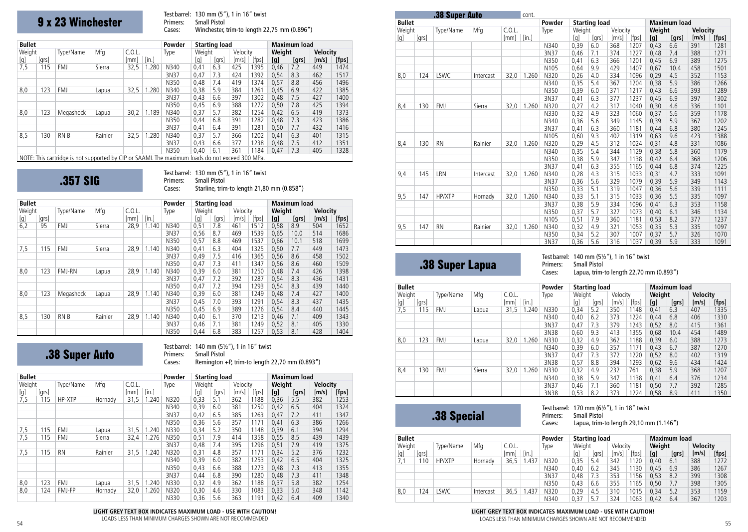# 9 x 23 Winchester

Test barrel: 130 mm (5"), 1 in 16" twist
Primers: Small Pistol
Cases: Winchester, trim-to length 22,75 mm (0.896")

| Bullet | | | | | | Powder | Starting load | | | | Maximum load | | | |
|---|---|---|---|---|---|---|---|---|---|---|---|---|---|---|
| Weight | | Type/Name | Mfg | C.O.L. | | Type | Weight | | Velocity | | **Weight** | | **Velocity** | |
| [g] | [grs] | | | [mm] | [in.] | | [g] | [grs] | [m/s] | [fps] | **[g]** | **[grs]** | **[m/s]** | **[fps]** |
| 7,5 | 115 | FMJ | Sierra | 32,5 | 1.280 | N340 | 0,41 | 6.3 | 425 | 1395 | 0,46 | 7.2 | 449 | 1474 |
| | | | | | | 3N37 | 0,47 | 7.3 | 424 | 1392 | 0,54 | 8.3 | 462 | 1517 |
| | | | | | | N350 | 0,48 | 7.4 | 419 | 1374 | 0,57 | 8.8 | 456 | 1496 |
| 8,0 | 123 | FMJ | Lapua | 32,5 | 1.280 | N340 | 0,38 | 5.9 | 384 | 1261 | 0,45 | 6.9 | 422 | 1385 |
| | | | | | | 3N37 | 0,43 | 6.6 | 397 | 1302 | 0,48 | 7.5 | 427 | 1400 |
| | | | | | | N350 | 0,45 | 6.9 | 388 | 1272 | 0,50 | 7.8 | 425 | 1394 |
| 8,0 | 123 | Megashock | Lapua | 30,2 | 1.189 | N340 | 0,37 | 5.7 | 382 | 1254 | 0,42 | 6.5 | 419 | 1373 |
| | | | | | | N350 | 0,44 | 6.8 | 391 | 1282 | 0,48 | 7.3 | 423 | 1386 |
| | | | | | | 3N37 | 0,41 | 6.4 | 391 | 1281 | 0,50 | 7.7 | 432 | 1416 |
| 8,5 | 130 | RN B | Rainier | 32,5 | 1.280 | N340 | 0,37 | 5.7 | 366 | 1202 | 0,41 | 6.3 | 401 | 1315 |
| | | | | | | 3N37 | 0,43 | 6.6 | 377 | 1238 | 0,48 | 7.5 | 412 | 1351 |
| | | | | | | N350 | 0,40 | 6.1 | 361 | 1184 | 0,47 | 7.3 | 405 | 1328 |

NOTE: This cartridge is not supported by CIP or SAAMI. The maximum loads do not exceed 300 MPa.

# .357 SIG

Test barrel: 130 mm (5"), 1 in 16" twist
Primers: Small Pistol
Cases: Starline, trim-to length 21,80 mm (0.858")

| Bullet | | | | | | Powder | Starting load | | | | Maximum load | | | |
|---|---|---|---|---|---|---|---|---|---|---|---|---|---|---|
| Weight | | Type/Name | Mfg | C.O.L. | | Type | Weight | | Velocity | | **Weight** | | **Velocity** | |
| [g] | [grs] | | | [mm] | [in.] | | [g] | [grs] | [m/s] | [fps] | **[g]** | **[grs]** | **[m/s]** | **[fps]** |
| 6,2 | 95 | FMJ | Sierra | 28,9 | 1.140 | N340 | 0,51 | 7.8 | 461 | 1512 | 0,58 | 8.9 | 504 | 1652 |
| | | | | | | 3N37 | 0,56 | 8.7 | 469 | 1539 | 0,65 | 10.0 | 514 | 1686 |
| | | | | | | N350 | 0,57 | 8.8 | 469 | 1537 | 0,66 | 10.1 | 518 | 1699 |
| 7,5 | 115 | FMJ | Sierra | 28,9 | 1.140 | N340 | 0,41 | 6.3 | 404 | 1325 | 0,50 | 7.7 | 449 | 1473 |
| | | | | | | 3N37 | 0,49 | 7.5 | 416 | 1365 | 0,56 | 8.6 | 458 | 1502 |
| | | | | | | N350 | 0,47 | 7.3 | 411 | 1347 | 0,56 | 8.6 | 460 | 1509 |
| 8,0 | 123 | FMJ-RN | Lapua | 28,9 | 1.140 | N340 | 0,39 | 6.0 | 381 | 1250 | 0,48 | 7.4 | 426 | 1398 |
| | | | | | | 3N37 | 0,47 | 7.2 | 392 | 1287 | 0,54 | 8.3 | 436 | 1431 |
| | | | | | | N350 | 0,47 | 7.2 | 394 | 1293 | 0,54 | 8.3 | 439 | 1440 |
| 8,0 | 123 | Megashock | Lapua | 28,9 | 1.140 | N340 | 0,39 | 6.0 | 381 | 1249 | 0,48 | 7.4 | 427 | 1400 |
| | | | | | | 3N37 | 0,45 | 7.0 | 393 | 1291 | 0,54 | 8.3 | 437 | 1435 |
| | | | | | | N350 | 0,45 | 6.9 | 389 | 1276 | 0,54 | 8.4 | 440 | 1445 |
| 8,5 | 130 | RN B | Rainier | 28,9 | 1.140 | N340 | 0,40 | 6.1 | 370 | 1213 | 0,46 | 7.1 | 409 | 1343 |
| | | | | | | 3N37 | 0,46 | 7.1 | 381 | 1249 | 0,52 | 8.1 | 405 | 1330 |
| | | | | | | N350 | 0,44 | 6.8 | 383 | 1257 | 0,53 | 8.1 | 428 | 1404 |

# .38 Super Auto

Test barrel: 140 mm (5½"), 1 in 16" twist
Primers: Small Pistol
Cases: Remington +P, trim-to length 22,70 mm (0.893")

| Bullet | | | | | | Powder | Starting load | | | | Maximum load | | | |
|---|---|---|---|---|---|---|---|---|---|---|---|---|---|---|
| Weight | | Type/Name | Mfg | C.O.L. | | Type | Weight | | Velocity | | **Weight** | | **Velocity** | |
| [g] | [grs] | | | [mm] | [in.] | | [g] | [grs] | [m/s] | [fps] | **[g]** | **[grs]** | **[m/s]** | **[fps]** |
| 7,5 | 115 | HP-XTP | Hornady | 31,5 | 1.240 | N320 | 0,33 | 5.1 | 362 | 1188 | 0,36 | 5.5 | 382 | 1253 |
| | | | | | | N340 | 0,39 | 6.0 | 381 | 1250 | 0,42 | 6.5 | 404 | 1324 |
| | | | | | | 3N37 | 0,42 | 6.5 | 385 | 1263 | 0,47 | 7.2 | 411 | 1347 |
| | | | | | | N350 | 0,36 | 5.6 | 357 | 1171 | 0,41 | 6.3 | 386 | 1266 |
| 7,5 | 115 | FMJ | Lapua | 31,5 | 1.240 | N330 | 0,34 | 5.2 | 350 | 1148 | 0,39 | 6.1 | 394 | 1294 |
| 7,5 | 115 | FMJ | Sierra | 32,4 | 1.276 | N350 | 0,51 | 7.9 | 414 | 1358 | 0,55 | 8.5 | 439 | 1439 |
| | | | | | | 3N37 | 0,48 | 7.4 | 395 | 1296 | 0,51 | 7.9 | 419 | 1375 |
| 7,5 | 115 | RN | Rainier | 31,5 | 1.240 | N320 | 0,31 | 4.8 | 357 | 1171 | 0,34 | 5.2 | 376 | 1232 |
| | | | | | | N340 | 0,39 | 6.0 | 382 | 1253 | 0,42 | 6.5 | 404 | 1325 |
| | | | | | | N350 | 0,43 | 6.6 | 388 | 1273 | 0,48 | 7.3 | 413 | 1355 |
| | | | | | | 3N37 | 0,44 | 6.8 | 390 | 1280 | 0,48 | 7.3 | 411 | 1348 |
| 8,0 | 123 | FMJ | Lapua | 31,5 | 1.240 | N330 | 0,32 | 4.9 | 362 | 1188 | 0,37 | 5.8 | 382 | 1254 |
| 8,0 | 124 | FMJ-FP | Hornady | 32,0 | 1.260 | N320 | 0,30 | 4.6 | 330 | 1083 | 0,33 | 5.0 | 348 | 1142 |
| | | | | | | N330 | 0,36 | 5.6 | 363 | 1191 | 0,42 | 6.4 | 409 | 1340 |

## .38 Super Auto cont.

| Bullet | | | | | | Powder | Starting load | | | | Maximum load | | | |
|---|---|---|---|---|---|---|---|---|---|---|---|---|---|---|
| Weight | | Type/Name | Mfg | C.O.L. | | Type | Weight | | Velocity | | **Weight** | | **Velocity** | |
| [g] | [grs] | | | [mm] | [in.] | | [g] | [grs] | [m/s] | [fps] | **[g]** | **[grs]** | **[m/s]** | **[fps]** |
| | | | | | | N340 | 0,39 | 6.0 | 368 | 1207 | 0,43 | 6.6 | 391 | 1281 |
| | | | | | | 3N37 | 0,46 | 7.1 | 374 | 1227 | 0,48 | 7.4 | 388 | 1271 |
| | | | | | | N350 | 0,41 | 6.3 | 366 | 1201 | 0,45 | 6.9 | 389 | 1275 |
| | | | | | | N105 | 0,64 | 9.9 | 429 | 1407 | 0,67 | 10.4 | 458 | 1501 |
| 8,0 | 124 | LSWC | Intercast | 32,0 | 1.260 | N320 | 0,26 | 4.0 | 334 | 1096 | 0,29 | 4.5 | 352 | 1153 |
| | | | | | | N340 | 0,35 | 5.4 | 367 | 1204 | 0,38 | 5.9 | 386 | 1266 |
| | | | | | | N350 | 0,39 | 6.0 | 371 | 1217 | 0,43 | 6.6 | 393 | 1289 |
| | | | | | | 3N37 | 0,41 | 6.3 | 377 | 1237 | 0,45 | 6.9 | 397 | 1302 |
| 8,4 | 130 | FMJ | Sierra | 32,0 | 1.260 | N320 | 0,27 | 4.2 | 317 | 1040 | 0,30 | 4.6 | 336 | 1101 |
| | | | | | | N330 | 0,32 | 4.9 | 323 | 1060 | 0,37 | 5.6 | 359 | 1178 |
| | | | | | | N340 | 0,36 | 5.6 | 349 | 1145 | 0,39 | 5.9 | 367 | 1202 |
| | | | | | | 3N37 | 0,41 | 6.3 | 360 | 1181 | 0,44 | 6.8 | 380 | 1245 |
| | | | | | | N105 | 0,60 | 9.3 | 402 | 1319 | 0,63 | 9.6 | 423 | 1388 |
| 8,4 | 130 | RN | Rainier | 32,0 | 1.260 | N320 | 0,29 | 4.5 | 312 | 1024 | 0,31 | 4.8 | 331 | 1086 |
| | | | | | | N340 | 0,35 | 5.4 | 344 | 1129 | 0,38 | 5.8 | 360 | 1179 |
| | | | | | | N350 | 0,38 | 5.9 | 347 | 1138 | 0,42 | 6.4 | 368 | 1206 |
| | | | | | | 3N37 | 0,41 | 6.3 | 355 | 1165 | 0,44 | 6.8 | 374 | 1225 |
| 9,4 | 145 | LRN | Intercast | 32,0 | 1.260 | N340 | 0,28 | 4.3 | 315 | 1033 | 0,31 | 4.7 | 333 | 1091 |
| | | | | | | 3N37 | 0,36 | 5.6 | 329 | 1079 | 0,39 | 5.9 | 349 | 1143 |
| | | | | | | N350 | 0,33 | 5.1 | 319 | 1047 | 0,36 | 5.6 | 339 | 1111 |
| 9,5 | 147 | HP/XTP | Hornady | 32,0 | 1.260 | N340 | 0,33 | 5.1 | 315 | 1033 | 0,36 | 5.5 | 335 | 1097 |
| | | | | | | 3N37 | 0,38 | 5.9 | 334 | 1096 | 0,41 | 6.3 | 353 | 1158 |
| | | | | | | N350 | 0,37 | 5.7 | 327 | 1073 | 0,40 | 6.1 | 346 | 1134 |
| | | | | | | N105 | 0,51 | 7.9 | 360 | 1181 | 0,53 | 8.2 | 377 | 1237 |
| 9,5 | 147 | RN | Rainier | 32,0 | 1.260 | N340 | 0,32 | 4.9 | 321 | 1053 | 0,35 | 5.3 | 335 | 1097 |
| | | | | | | N350 | 0,34 | 5.2 | 307 | 1007 | 0,37 | 5.7 | 326 | 1070 |
| | | | | | | 3N37 | 0,36 | 5.6 | 316 | 1037 | 0,39 | 5.9 | 333 | 1091 |

# .38 Super Lapua

Test barrel: 140 mm (5½"), 1 in 16" twist
Primers: Small Pistol
Cases: Lapua, trim-to length 22,70 mm (0.893")

| Bullet | | | | | | Powder | Starting load | | | | Maximum load | | | |
|---|---|---|---|---|---|---|---|---|---|---|---|---|---|---|
| Weight | | Type/Name | Mfg | C.O.L. | | Type | Weight | | Velocity | | **Weight** | | **Velocity** | |
| [g] | [grs] | | | [mm] | [in.] | | [g] | [grs] | [m/s] | [fps] | **[g]** | **[grs]** | **[m/s]** | **[fps]** |
| 7,5 | 115 | FMJ | Lapua | 31,5 | 1.240 | N330 | 0,34 | 5.2 | 350 | 1148 | 0,41 | 6.3 | 407 | 1335 |
| | | | | | | N340 | 0,40 | 6.2 | 373 | 1224 | 0,44 | 6.8 | 406 | 1330 |
| | | | | | | 3N37 | 0,47 | 7.3 | 379 | 1243 | 0,52 | 8.0 | 415 | 1361 |
| | | | | | | 3N38 | 0,60 | 9.3 | 413 | 1355 | 0,68 | 10.4 | 454 | 1489 |
| 8,0 | 123 | FMJ | Lapua | 32,0 | 1.260 | N330 | 0,32 | 4.9 | 362 | 1188 | 0,39 | 6.0 | 388 | 1273 |
| | | | | | | N340 | 0,39 | 6.0 | 357 | 1171 | 0,43 | 6.7 | 387 | 1270 |
| | | | | | | 3N37 | 0,47 | 7.3 | 372 | 1220 | 0,52 | 8.0 | 402 | 1319 |
| | | | | | | 3N38 | 0,57 | 8.8 | 394 | 1293 | 0,62 | 9.6 | 434 | 1424 |
| 8,4 | 130 | FMJ | Sierra | 32,0 | 1.260 | N330 | 0,32 | 4.9 | 232 | 761 | 0,38 | 5.9 | 368 | 1207 |
| | | | | | | N340 | 0,38 | 5.9 | 347 | 1138 | 0,41 | 6.4 | 376 | 1234 |
| | | | | | | 3N37 | 0,46 | 7.1 | 360 | 1181 | 0,50 | 7.7 | 392 | 1285 |
| | | | | | | 3N38 | 0,53 | 8.2 | 373 | 1224 | 0,58 | 8.9 | 411 | 1350 |

# .38 Special

Test barrel: 170 mm (6½"), 1 in 18" twist
Primers: Small Pistol
Cases: Lapua, trim-to length 29,10 mm (1.146")

| Bullet | | | | | | Powder | Starting load | | | | Maximum load | | | |
|---|---|---|---|---|---|---|---|---|---|---|---|---|---|---|
| Weight | | Type/Name | Mfg | C.O.L. | | Type | Weight | | Velocity | | **Weight** | | **Velocity** | |
| [g] | [grs] | | | [mm] | [in.] | | [g] | [grs] | [m/s] | [fps] | **[g]** | **[grs]** | **[m/s]** | **[fps]** |
| 7,1 | 110 | HP/XTP | Hornady | 36,5 | 1.437 | N320 | 0,35 | 5.4 | 342 | 1120 | 0,40 | 6.1 | 388 | 1272 |
| | | | | | | N340 | 0,40 | 6.2 | 345 | 1130 | 0,45 | 6.9 | 386 | 1267 |
| | | | | | | 3N37 | 0,48 | 7.3 | 353 | 1156 | 0,53 | 8.2 | 399 | 1308 |
| | | | | | | N350 | 0,43 | 6.6 | 355 | 1165 | 0,50 | 7.7 | 398 | 1305 |
| 8,0 | 124 | LSWC | Intercast | 36,5 | 1.437 | N320 | 0,29 | 4.5 | 310 | 1015 | 0,34 | 5.2 | 353 | 1159 |
| | | | | | | N340 | 0,37 | 5.7 | 324 | 1063 | 0,42 | 6.4 | 367 | 1203 |

**LIGHT GREY TEXT BOX INDICATES MAXIMUM LOAD - USE WITH CAUTION!**
LOADS LESS THAN MINIMUM CHARGES SHOWN ARE NOT RECOMMENDED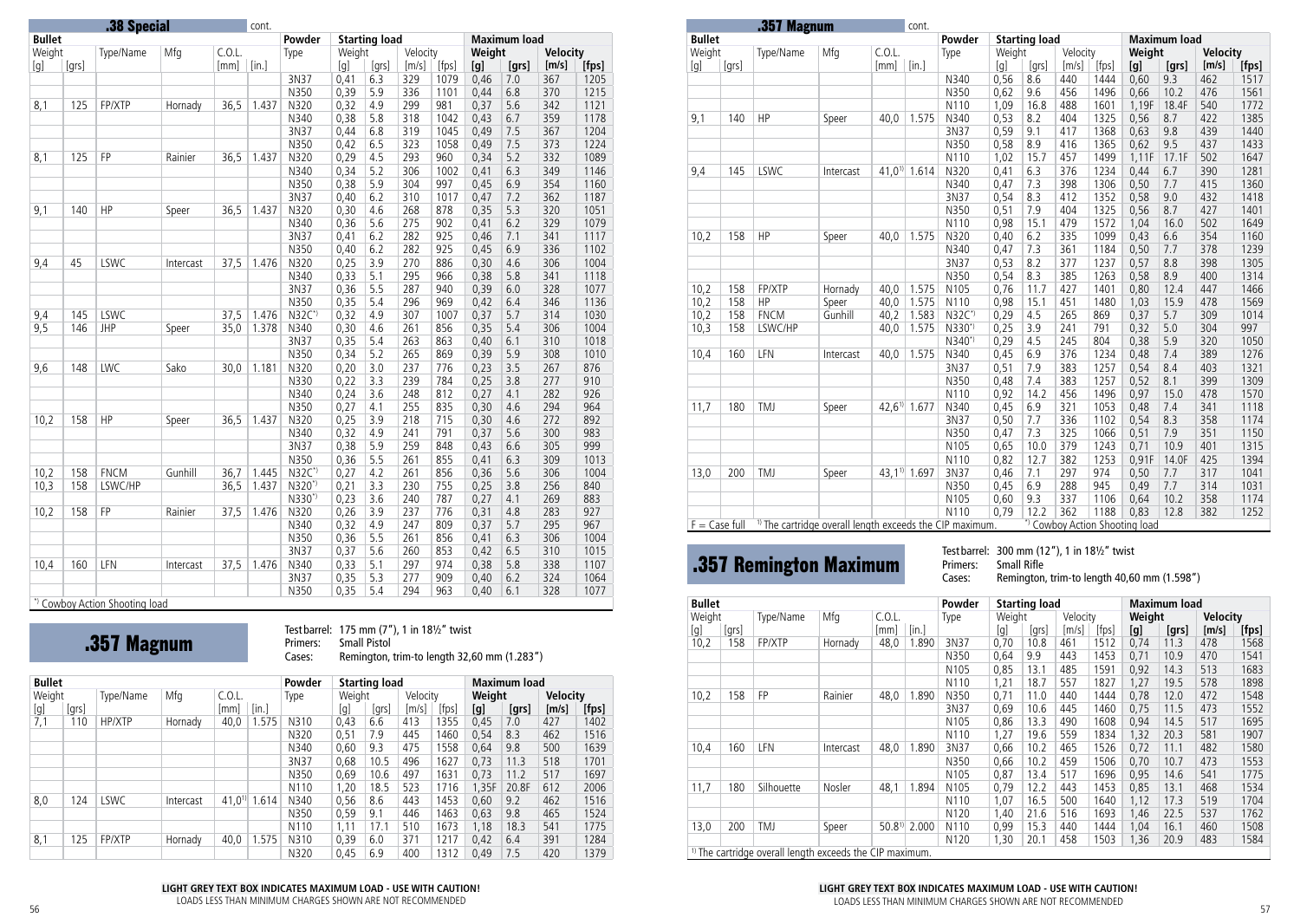## .38 Special cont.

| Bullet | | | | | | Powder | Starting load | | | | Maximum load | | | |
|---|---|---|---|---|---|---|---|---|---|---|---|---|---|---|
| Weight | | Type/Name | Mfg | C.O.L. | | Type | Weight | | Velocity | | Weight | | Velocity | |
| [g] | [grs] | | | [mm] | [in.] | | [g] | [grs] | [m/s] | [fps] | [g] | [grs] | [m/s] | [fps] |
| | | | | | | 3N37 | 0,41 | 6.3 | 329 | 1079 | 0,46 | 7.0 | 367 | 1205 |
| | | | | | | N350 | 0,39 | 5.9 | 336 | 1101 | 0,44 | 6.8 | 370 | 1215 |
| 8,1 | 125 | FP/XTP | Hornady | 36,5 | 1.437 | N320 | 0,32 | 4.9 | 299 | 981 | 0,37 | 5.6 | 342 | 1121 |
| | | | | | | N340 | 0,38 | 5.8 | 318 | 1042 | 0,43 | 6.7 | 359 | 1178 |
| | | | | | | 3N37 | 0,44 | 6.8 | 319 | 1045 | 0,49 | 7.5 | 367 | 1204 |
| | | | | | | N350 | 0,42 | 6.5 | 323 | 1058 | 0,49 | 7.5 | 373 | 1224 |
| 8,1 | 125 | FP | Rainier | 36,5 | 1.437 | N320 | 0,29 | 4.5 | 293 | 960 | 0,34 | 5.2 | 332 | 1089 |
| | | | | | | N340 | 0,34 | 5.2 | 306 | 1002 | 0,41 | 6.3 | 349 | 1146 |
| | | | | | | N350 | 0,38 | 5.9 | 304 | 997 | 0,45 | 6.9 | 354 | 1160 |
| | | | | | | 3N37 | 0,40 | 6.2 | 310 | 1017 | 0,47 | 7.2 | 362 | 1187 |
| 9,1 | 140 | HP | Speer | 36,5 | 1.437 | N320 | 0,30 | 4.6 | 268 | 878 | 0,35 | 5.3 | 320 | 1051 |
| | | | | | | N340 | 0,36 | 5.6 | 275 | 902 | 0,41 | 6.2 | 329 | 1079 |
| | | | | | | 3N37 | 0,41 | 6.2 | 282 | 925 | 0,46 | 7.1 | 341 | 1117 |
| | | | | | | N350 | 0,40 | 6.2 | 282 | 925 | 0,45 | 6.9 | 336 | 1102 |
| 9,4 | 45 | LSWC | Intercast | 37,5 | 1.476 | N320 | 0,25 | 3.9 | 270 | 886 | 0,30 | 4.6 | 306 | 1004 |
| | | | | | | N340 | 0,33 | 5.1 | 295 | 966 | 0,38 | 5.8 | 341 | 1118 |
| | | | | | | 3N37 | 0,36 | 5.5 | 287 | 940 | 0,39 | 6.0 | 328 | 1077 |
| | | | | | | N350 | 0,35 | 5.4 | 296 | 969 | 0,42 | 6.4 | 346 | 1136 |
| 9,4 | 145 | LSWC | | 37,5 | 1.476 | N32C*) | 0,32 | 4.9 | 307 | 1007 | 0,37 | 5.7 | 314 | 1030 |
| 9,5 | 146 | JHP | Speer | 35,0 | 1.378 | N340 | 0,30 | 4.6 | 261 | 856 | 0,35 | 5.4 | 306 | 1004 |
| | | | | | | 3N37 | 0,35 | 5.4 | 263 | 863 | 0,40 | 6.1 | 310 | 1018 |
| | | | | | | N350 | 0,34 | 5.2 | 265 | 869 | 0,39 | 5.9 | 308 | 1010 |
| 9,6 | 148 | LWC | Sako | 30,0 | 1.181 | N320 | 0,20 | 3.0 | 237 | 776 | 0,23 | 3.5 | 267 | 876 |
| | | | | | | N330 | 0,22 | 3.3 | 239 | 784 | 0,25 | 3.8 | 277 | 910 |
| | | | | | | N340 | 0,24 | 3.6 | 248 | 812 | 0,27 | 4.1 | 282 | 926 |
| | | | | | | N350 | 0,27 | 4.1 | 255 | 835 | 0,30 | 4.6 | 294 | 964 |
| 10,2 | 158 | HP | Speer | 36,5 | 1.437 | N320 | 0,25 | 3.9 | 218 | 715 | 0,30 | 4.6 | 272 | 892 |
| | | | | | | N340 | 0,32 | 4.9 | 241 | 791 | 0,37 | 5.6 | 300 | 983 |
| | | | | | | 3N37 | 0,38 | 5.9 | 259 | 848 | 0,43 | 6.6 | 305 | 999 |
| | | | | | | N350 | 0,36 | 5.5 | 261 | 855 | 0,41 | 6.3 | 309 | 1013 |
| 10,2 | 158 | FNCM | Gunhill | 36,7 | 1.445 | N32C*) | 0,27 | 4.2 | 261 | 856 | 0,36 | 5.6 | 306 | 1004 |
| 10,3 | 158 | LSWC/HP | | 36,5 | 1.437 | N320*) | 0,21 | 3.3 | 230 | 755 | 0,25 | 3.8 | 256 | 840 |
| | | | | | | N330*) | 0,23 | 3.6 | 240 | 787 | 0,27 | 4.1 | 269 | 883 |
| 10,2 | 158 | FP | Rainier | 37,5 | 1.476 | N320 | 0,26 | 3.9 | 237 | 776 | 0,31 | 4.8 | 283 | 927 |
| | | | | | | N340 | 0,32 | 4.9 | 247 | 809 | 0,37 | 5.7 | 295 | 967 |
| | | | | | | N350 | 0,36 | 5.5 | 261 | 856 | 0,41 | 6.3 | 306 | 1004 |
| | | | | | | 3N37 | 0,37 | 5.6 | 260 | 853 | 0,42 | 6.5 | 310 | 1015 |
| 10,4 | 160 | LFN | Intercast | 37,5 | 1.476 | N340 | 0,33 | 5.1 | 297 | 974 | 0,38 | 5.8 | 338 | 1107 |
| | | | | | | 3N37 | 0,35 | 5.3 | 277 | 909 | 0,40 | 6.2 | 324 | 1064 |
| | | | | | | N350 | 0,35 | 5.4 | 294 | 963 | 0,40 | 6.1 | 328 | 1077 |

*) Cowboy Action Shooting load

## .357 Magnum

Test barrel: 175 mm (7"), 1 in 18½" twist
Primers: Small Pistol
Cases: Remington, trim-to length 32,60 mm (1.283")

| Bullet | | | | | | Powder | Starting load | | | | Maximum load | | | |
|---|---|---|---|---|---|---|---|---|---|---|---|---|---|---|
| Weight | | Type/Name | Mfg | C.O.L. | | Type | Weight | | Velocity | | Weight | | Velocity | |
| [g] | [grs] | | | [mm] | [in.] | | [g] | [grs] | [m/s] | [fps] | [g] | [grs] | [m/s] | [fps] |
| 7,1 | 110 | HP/XTP | Hornady | 40,0 | 1.575 | N310 | 0,43 | 6.6 | 413 | 1355 | 0,45 | 7.0 | 427 | 1402 |
| | | | | | | N320 | 0,51 | 7.9 | 445 | 1460 | 0,54 | 8.3 | 462 | 1516 |
| | | | | | | N340 | 0,60 | 9.3 | 475 | 1558 | 0,64 | 9.8 | 500 | 1639 |
| | | | | | | 3N37 | 0,68 | 10.5 | 496 | 1627 | 0,73 | 11.3 | 518 | 1701 |
| | | | | | | N350 | 0,69 | 10.6 | 497 | 1631 | 0,73 | 11.2 | 517 | 1697 |
| | | | | | | N110 | 1,20 | 18.5 | 523 | 1716 | 1,35F | 20.8F | 612 | 2006 |
| 8,0 | 124 | LSWC | Intercast | 41,0[1] | 1.614 | N340 | 0,56 | 8.6 | 443 | 1453 | 0,60 | 9.2 | 462 | 1516 |
| | | | | | | N350 | 0,59 | 9.1 | 446 | 1463 | 0,63 | 9.8 | 465 | 1524 |
| | | | | | | N110 | 1,11 | 17.1 | 510 | 1673 | 1,18 | 18.3 | 541 | 1775 |
| 8,1 | 125 | FP/XTP | Hornady | 40,0 | 1.575 | N310 | 0,39 | 6.0 | 371 | 1217 | 0,42 | 6.4 | 391 | 1284 |
| | | | | | | N320 | 0,45 | 6.9 | 400 | 1312 | 0,49 | 7.5 | 420 | 1379 |

**LIGHT GREY TEXT BOX INDICATES MAXIMUM LOAD - USE WITH CAUTION!**
LOADS LESS THAN MINIMUM CHARGES SHOWN ARE NOT RECOMMENDED

## .357 Magnum cont.

| Bullet | | | | | | Powder | Starting load | | | | Maximum load | | | |
|---|---|---|---|---|---|---|---|---|---|---|---|---|---|---|
| Weight | | Type/Name | Mfg | C.O.L. | | Type | Weight | | Velocity | | Weight | | Velocity | |
| [g] | [grs] | | | [mm] | [in.] | | [g] | [grs] | [m/s] | [fps] | [g] | [grs] | [m/s] | [fps] |
| | | | | | | N340 | 0,56 | 8.6 | 440 | 1444 | 0,60 | 9.3 | 462 | 1517 |
| | | | | | | N350 | 0,62 | 9.6 | 456 | 1496 | 0,66 | 10.2 | 476 | 1561 |
| | | | | | | N110 | 1,09 | 16.8 | 488 | 1601 | 1,19F | 18.4F | 540 | 1772 |
| 9,1 | 140 | HP | Speer | 40,0 | 1.575 | N340 | 0,53 | 8.2 | 404 | 1325 | 0,56 | 8.7 | 422 | 1385 |
| | | | | | | 3N37 | 0,59 | 9.1 | 417 | 1368 | 0,63 | 9.8 | 439 | 1440 |
| | | | | | | N350 | 0,58 | 8.9 | 416 | 1365 | 0,62 | 9.5 | 437 | 1433 |
| | | | | | | N110 | 1,02 | 15.7 | 457 | 1499 | 1,11F | 17.1F | 502 | 1647 |
| 9,4 | 145 | LSWC | Intercast | 41,0[1] | 1.614 | N320 | 0,41 | 6.3 | 376 | 1234 | 0,44 | 6.7 | 390 | 1281 |
| | | | | | | N340 | 0,47 | 7.3 | 398 | 1306 | 0,50 | 7.7 | 415 | 1360 |
| | | | | | | 3N37 | 0,54 | 8.3 | 412 | 1352 | 0,58 | 9.0 | 432 | 1418 |
| | | | | | | N350 | 0,51 | 7.9 | 404 | 1325 | 0,56 | 8.7 | 427 | 1401 |
| | | | | | | N110 | 0,98 | 15.1 | 479 | 1572 | 1,04 | 16.0 | 502 | 1649 |
| 10,2 | 158 | HP | Speer | 40,0 | 1.575 | N320 | 0,40 | 6.2 | 335 | 1099 | 0,43 | 6.6 | 354 | 1160 |
| | | | | | | N340 | 0,47 | 7.3 | 361 | 1184 | 0,50 | 7.7 | 378 | 1239 |
| | | | | | | 3N37 | 0,53 | 8.2 | 377 | 1237 | 0,57 | 8.8 | 398 | 1305 |
| | | | | | | N350 | 0,54 | 8.3 | 385 | 1263 | 0,58 | 8.9 | 400 | 1314 |
| 10,2 | 158 | FP/XTP | Hornady | 40,0 | 1.575 | N105 | 0,76 | 11.7 | 427 | 1401 | 0,80 | 12.4 | 447 | 1466 |
| 10,2 | 158 | HP | Speer | 40,0 | 1.575 | N110 | 0,98 | 15.1 | 451 | 1480 | 1,03 | 15.9 | 478 | 1569 |
| 10,2 | 158 | FNCM | Gunhill | 40,2 | 1.583 | N32C*) | 0,29 | 4.5 | 265 | 869 | 0,37 | 5.7 | 309 | 1014 |
| 10,3 | 158 | LSWC/HP | | 40,0 | 1.575 | N330*) | 0,25 | 3.9 | 241 | 791 | 0,32 | 5.0 | 304 | 997 |
| | | | | | | N340*) | 0,29 | 4.5 | 245 | 804 | 0,38 | 5.9 | 320 | 1050 |
| 10,4 | 160 | LFN | Intercast | 40,0 | 1.575 | N340 | 0,45 | 6.9 | 376 | 1234 | 0,48 | 7.4 | 389 | 1276 |
| | | | | | | 3N37 | 0,51 | 7.9 | 383 | 1257 | 0,54 | 8.4 | 403 | 1321 |
| | | | | | | N350 | 0,48 | 7.4 | 383 | 1257 | 0,52 | 8.1 | 399 | 1309 |
| | | | | | | N110 | 0,92 | 14.2 | 456 | 1496 | 0,97 | 15.0 | 478 | 1570 |
| 11,7 | 180 | TMJ | Speer | 42,6[1] | 1.677 | N340 | 0,45 | 6.9 | 321 | 1053 | 0,48 | 7.4 | 341 | 1118 |
| | | | | | | 3N37 | 0,50 | 7.7 | 336 | 1102 | 0,54 | 8.3 | 358 | 1174 |
| | | | | | | N350 | 0,47 | 7.3 | 325 | 1066 | 0,51 | 7.9 | 351 | 1150 |
| | | | | | | N105 | 0,65 | 10.0 | 379 | 1243 | 0,71 | 10.9 | 401 | 1315 |
| | | | | | | N110 | 0,82 | 12.7 | 382 | 1253 | 0,91F | 14.0F | 425 | 1394 |
| 13,0 | 200 | TMJ | Speer | 43,1[1] | 1.697 | 3N37 | 0,46 | 7.1 | 297 | 974 | 0,50 | 7.7 | 317 | 1041 |
| | | | | | | N350 | 0,45 | 6.9 | 288 | 945 | 0,49 | 7.7 | 314 | 1031 |
| | | | | | | N105 | 0,60 | 9.3 | 337 | 1106 | 0,64 | 10.2 | 358 | 1174 |
| | | | | | | N110 | 0,79 | 12.2 | 362 | 1188 | 0,83 | 12.8 | 382 | 1252 |

F = Case full   [1] The cartridge overall length exceeds the CIP maximum.   *) Cowboy Action Shooting load

## .357 Remington Maximum

Test barrel: 300 mm (12"), 1 in 18½" twist
Primers: Small Rifle
Cases: Remington, trim-to length 40,60 mm (1.598")

| Bullet | | | | | | Powder | Starting load | | | | Maximum load | | | |
|---|---|---|---|---|---|---|---|---|---|---|---|---|---|---|
| Weight | | Type/Name | Mfg | C.O.L. | | Type | Weight | | Velocity | | Weight | | Velocity | |
| [g] | [grs] | | | [mm] | [in.] | | [g] | [grs] | [m/s] | [fps] | [g] | [grs] | [m/s] | [fps] |
| 10,2 | 158 | FP/XTP | Hornady | 48,0 | 1.890 | 3N37 | 0,70 | 10.8 | 461 | 1512 | 0,74 | 11.3 | 478 | 1568 |
| | | | | | | N350 | 0,64 | 9.9 | 443 | 1453 | 0,71 | 10.9 | 470 | 1541 |
| | | | | | | N105 | 0,85 | 13.1 | 485 | 1591 | 0,92 | 14.3 | 513 | 1683 |
| | | | | | | N110 | 1,21 | 18.7 | 557 | 1827 | 1,27 | 19.5 | 578 | 1898 |
| 10,2 | 158 | FP | Rainier | 48,0 | 1.890 | N350 | 0,71 | 11.0 | 440 | 1444 | 0,78 | 12.0 | 472 | 1548 |
| | | | | | | 3N37 | 0,69 | 10.6 | 445 | 1460 | 0,75 | 11.5 | 473 | 1552 |
| | | | | | | N105 | 0,86 | 13.3 | 490 | 1608 | 0,94 | 14.5 | 517 | 1695 |
| | | | | | | N110 | 1,27 | 19.6 | 559 | 1834 | 1,32 | 20.3 | 581 | 1907 |
| 10,4 | 160 | LFN | Intercast | 48,0 | 1.890 | 3N37 | 0,66 | 10.2 | 465 | 1526 | 0,72 | 11.1 | 482 | 1580 |
| | | | | | | N350 | 0,66 | 10.2 | 459 | 1506 | 0,70 | 10.7 | 473 | 1553 |
| | | | | | | N105 | 0,87 | 13.4 | 517 | 1696 | 0,95 | 14.6 | 541 | 1775 |
| 11,7 | 180 | Silhouette | Nosler | 48,1 | 1.894 | N105 | 0,79 | 12.2 | 443 | 1453 | 0,85 | 13.1 | 468 | 1534 |
| | | | | | | N110 | 1,07 | 16.5 | 500 | 1640 | 1,12 | 17.3 | 519 | 1704 |
| | | | | | | N120 | 1,40 | 21.6 | 516 | 1693 | 1,46 | 22.5 | 537 | 1762 |
| 13,0 | 200 | TMJ | Speer | 50.8[1] | 2.000 | N110 | 0,99 | 15.3 | 440 | 1444 | 1,04 | 16.1 | 460 | 1508 |
| | | | | | | N120 | 1,30 | 20.1 | 458 | 1503 | 1,36 | 20.9 | 483 | 1584 |

[1] The cartridge overall length exceeds the CIP maximum.

**LIGHT GREY TEXT BOX INDICATES MAXIMUM LOAD - USE WITH CAUTION!**
LOADS LESS THAN MINIMUM CHARGES SHOWN ARE NOT RECOMMENDED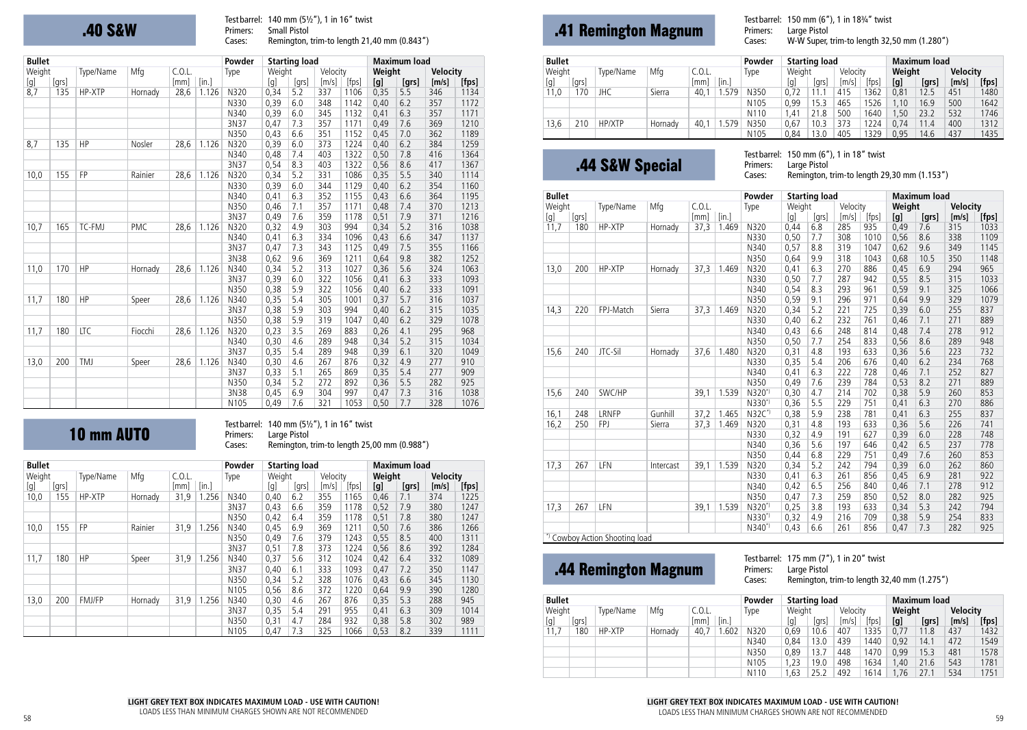## .40 S&W

Test barrel: 140 mm (5½"), 1 in 16" twist
Primers: Small Pistol
Cases: Remington, trim-to length 21,40 mm (0.843")

| Bullet | | | | | | Powder | Starting load | | | | Maximum load | | | |
|---|---|---|---|---|---|---|---|---|---|---|---|---|---|---|
| Weight | | Type/Name | Mfg | C.O.L. | | Type | Weight | | Velocity | | Weight | | Velocity | |
| [g] | [grs] | | | [mm] | [in.] | | [g] | [grs] | [m/s] | [fps] | [g] | [grs] | [m/s] | [fps] |
| 8,7 | 135 | HP-XTP | Hornady | 28,6 | 1.126 | N320 | 0,34 | 5.2 | 337 | 1106 | 0,35 | 5.5 | 346 | 1134 |
| | | | | | | N330 | 0,39 | 6.0 | 348 | 1142 | 0,40 | 6.2 | 357 | 1172 |
| | | | | | | N340 | 0,39 | 6.0 | 345 | 1132 | 0,41 | 6.3 | 357 | 1171 |
| | | | | | | 3N37 | 0,47 | 7.3 | 357 | 1171 | 0,49 | 7.6 | 369 | 1210 |
| | | | | | | N350 | 0,43 | 6.6 | 351 | 1152 | 0,45 | 7.0 | 362 | 1189 |
| 8,7 | 135 | HP | Nosler | 28,6 | 1.126 | N320 | 0,39 | 6.0 | 373 | 1224 | 0,40 | 6.2 | 384 | 1259 |
| | | | | | | N340 | 0,48 | 7.4 | 403 | 1322 | 0,50 | 7.8 | 416 | 1364 |
| | | | | | | 3N37 | 0,54 | 8.3 | 403 | 1322 | 0,56 | 8.6 | 417 | 1367 |
| 10,0 | 155 | FP | Rainier | 28,6 | 1.126 | N320 | 0,34 | 5.2 | 331 | 1086 | 0,35 | 5.5 | 340 | 1114 |
| | | | | | | N330 | 0,39 | 6.0 | 344 | 1129 | 0,40 | 6.2 | 354 | 1160 |
| | | | | | | N340 | 0,41 | 6.3 | 352 | 1155 | 0,43 | 6.6 | 364 | 1195 |
| | | | | | | N350 | 0,46 | 7.1 | 357 | 1171 | 0,48 | 7.4 | 370 | 1213 |
| | | | | | | 3N37 | 0,49 | 7.6 | 359 | 1178 | 0,51 | 7.9 | 371 | 1216 |
| 10,7 | 165 | TC-FMJ | PMC | 28,6 | 1.126 | N320 | 0,32 | 4.9 | 303 | 994 | 0,34 | 5.2 | 316 | 1038 |
| | | | | | | N340 | 0,41 | 6.3 | 334 | 1096 | 0,43 | 6.6 | 347 | 1137 |
| | | | | | | 3N37 | 0,47 | 7.3 | 343 | 1125 | 0,49 | 7.5 | 355 | 1166 |
| | | | | | | 3N38 | 0,62 | 9.6 | 369 | 1211 | 0,64 | 9.8 | 382 | 1252 |
| 11,0 | 170 | HP | Hornady | 28,6 | 1.126 | N340 | 0,34 | 5.2 | 313 | 1027 | 0,36 | 5.6 | 324 | 1063 |
| | | | | | | 3N37 | 0,39 | 6.0 | 322 | 1056 | 0,41 | 6.3 | 333 | 1093 |
| | | | | | | N350 | 0,38 | 5.9 | 322 | 1056 | 0,40 | 6.2 | 333 | 1091 |
| 11,7 | 180 | HP | Speer | 28,6 | 1.126 | N340 | 0,35 | 5.4 | 305 | 1001 | 0,37 | 5.7 | 316 | 1037 |
| | | | | | | 3N37 | 0,38 | 5.9 | 303 | 994 | 0,40 | 6.2 | 315 | 1035 |
| | | | | | | N350 | 0,38 | 5.9 | 319 | 1047 | 0,40 | 6.2 | 329 | 1078 |
| 11,7 | 180 | LTC | Fiocchi | 28,6 | 1.126 | N320 | 0,23 | 3.5 | 269 | 883 | 0,26 | 4.1 | 295 | 968 |
| | | | | | | N340 | 0,30 | 4.6 | 289 | 948 | 0,34 | 5.2 | 315 | 1034 |
| | | | | | | 3N37 | 0,35 | 5.4 | 289 | 948 | 0,39 | 6.1 | 320 | 1049 |
| 13,0 | 200 | TMJ | Speer | 28,6 | 1.126 | N340 | 0,30 | 4.6 | 267 | 876 | 0,32 | 4.9 | 277 | 910 |
| | | | | | | 3N37 | 0,33 | 5.1 | 265 | 869 | 0,35 | 5.4 | 277 | 909 |
| | | | | | | N350 | 0,34 | 5.2 | 272 | 892 | 0,36 | 5.5 | 282 | 925 |
| | | | | | | 3N38 | 0,45 | 6.9 | 304 | 997 | 0,47 | 7.3 | 316 | 1038 |
| | | | | | | N105 | 0,49 | 7.6 | 321 | 1053 | 0,50 | 7.7 | 328 | 1076 |

## 10 mm AUTO

Test barrel: 140 mm (5½"), 1 in 16" twist
Primers: Large Pistol
Cases: Remington, trim-to length 25,00 mm (0.988")

| Bullet | | | | | | Powder | Starting load | | | | Maximum load | | | |
|---|---|---|---|---|---|---|---|---|---|---|---|---|---|---|
| Weight | | Type/Name | Mfg | C.O.L. | | Type | Weight | | Velocity | | Weight | | Velocity | |
| [g] | [grs] | | | [mm] | [in.] | | [g] | [grs] | [m/s] | [fps] | [g] | [grs] | [m/s] | [fps] |
| 10,0 | 155 | HP-XTP | Hornady | 31,9 | 1.256 | N340 | 0,40 | 6.2 | 355 | 1165 | 0,46 | 7.1 | 374 | 1225 |
| | | | | | | 3N37 | 0,43 | 6.6 | 359 | 1178 | 0,52 | 7.9 | 380 | 1247 |
| | | | | | | N350 | 0,42 | 6.4 | 359 | 1178 | 0,51 | 7.8 | 380 | 1247 |
| 10,0 | 155 | FP | Rainier | 31,9 | 1.256 | N340 | 0,45 | 6.9 | 369 | 1211 | 0,50 | 7.6 | 386 | 1266 |
| | | | | | | N350 | 0,49 | 7.6 | 379 | 1243 | 0,55 | 8.5 | 400 | 1311 |
| | | | | | | 3N37 | 0,51 | 7.8 | 373 | 1224 | 0,56 | 8.6 | 392 | 1284 |
| 11,7 | 180 | HP | Speer | 31,9 | 1.256 | N340 | 0,37 | 5.6 | 312 | 1024 | 0,42 | 6.4 | 332 | 1089 |
| | | | | | | 3N37 | 0,40 | 6.1 | 333 | 1093 | 0,47 | 7.2 | 350 | 1147 |
| | | | | | | N350 | 0,34 | 5.2 | 328 | 1076 | 0,43 | 6.6 | 345 | 1130 |
| | | | | | | N105 | 0,56 | 8.6 | 372 | 1220 | 0,64 | 9.9 | 390 | 1280 |
| 13,0 | 200 | FMJ/FP | Hornady | 31,9 | 1.256 | N340 | 0,30 | 4.6 | 267 | 876 | 0,35 | 5.3 | 288 | 945 |
| | | | | | | 3N37 | 0,35 | 5.4 | 291 | 955 | 0,41 | 6.3 | 309 | 1014 |
| | | | | | | N350 | 0,31 | 4.7 | 284 | 932 | 0,38 | 5.8 | 302 | 989 |
| | | | | | | N105 | 0,47 | 7.3 | 325 | 1066 | 0,53 | 8.2 | 339 | 1111 |

**LIGHT GREY TEXT BOX INDICATES MAXIMUM LOAD - USE WITH CAUTION!**
LOADS LESS THAN MINIMUM CHARGES SHOWN ARE NOT RECOMMENDED

## .41 Remington Magnum

Test barrel: 150 mm (6"), 1 in 18¾" twist
Primers: Large Pistol
Cases: W-W Super, trim-to length 32,50 mm (1.280")

| Bullet | | | | | | Powder | Starting load | | | | Maximum load | | | |
|---|---|---|---|---|---|---|---|---|---|---|---|---|---|---|
| Weight | | Type/Name | Mfg | C.O.L. | | Type | Weight | | Velocity | | Weight | | Velocity | |
| [g] | [grs] | | | [mm] | [in.] | | [g] | [grs] | [m/s] | [fps] | [g] | [grs] | [m/s] | [fps] |
| 11,0 | 170 | JHC | Sierra | 40,1 | 1.579 | N350 | 0,72 | 11.1 | 415 | 1362 | 0,81 | 12.5 | 451 | 1480 |
| | | | | | | N105 | 0,99 | 15.3 | 465 | 1526 | 1,10 | 16.9 | 500 | 1642 |
| | | | | | | N110 | 1,41 | 21.8 | 500 | 1640 | 1,50 | 23.2 | 532 | 1746 |
| 13,6 | 210 | HP/XTP | Hornady | 40,1 | 1.579 | N350 | 0,67 | 10.3 | 373 | 1224 | 0,74 | 11.4 | 400 | 1312 |
| | | | | | | N105 | 0,84 | 13.0 | 405 | 1329 | 0,95 | 14.6 | 437 | 1435 |

## .44 S&W Special

Test barrel: 150 mm (6"), 1 in 18" twist
Primers: Large Pistol
Cases: Remington, trim-to length 29,30 mm (1.153")

| Bullet | | | | | | Powder | Starting load | | | | Maximum load | | | |
|---|---|---|---|---|---|---|---|---|---|---|---|---|---|---|
| Weight | | Type/Name | Mfg | C.O.L. | | Type | Weight | | Velocity | | Weight | | Velocity | |
| [g] | [grs] | | | [mm] | [in.] | | [g] | [grs] | [m/s] | [fps] | [g] | [grs] | [m/s] | [fps] |
| 11,7 | 180 | HP-XTP | Hornady | 37,3 | 1.469 | N320 | 0,44 | 6.8 | 285 | 935 | 0,49 | 7.6 | 315 | 1033 |
| | | | | | | N330 | 0,50 | 7.7 | 308 | 1010 | 0,56 | 8.6 | 338 | 1109 |
| | | | | | | N340 | 0,57 | 8.8 | 319 | 1047 | 0,62 | 9.6 | 349 | 1145 |
| | | | | | | N350 | 0,64 | 9.9 | 318 | 1043 | 0,68 | 10.5 | 350 | 1148 |
| 13,0 | 200 | HP-XTP | Hornady | 37,3 | 1.469 | N320 | 0,41 | 6.3 | 270 | 886 | 0,45 | 6.9 | 294 | 965 |
| | | | | | | N330 | 0,50 | 7.7 | 287 | 942 | 0,55 | 8.5 | 315 | 1033 |
| | | | | | | N340 | 0,54 | 8.3 | 293 | 961 | 0,59 | 9.1 | 325 | 1066 |
| | | | | | | N350 | 0,59 | 9.1 | 296 | 971 | 0,64 | 9.9 | 329 | 1079 |
| 14,3 | 220 | FPJ-Match | Sierra | 37,3 | 1.469 | N320 | 0,34 | 5.2 | 221 | 725 | 0,39 | 6.0 | 255 | 837 |
| | | | | | | N330 | 0,40 | 6.2 | 232 | 761 | 0,46 | 7.1 | 271 | 889 |
| | | | | | | N340 | 0,43 | 6.6 | 248 | 814 | 0,48 | 7.4 | 278 | 912 |
| | | | | | | N350 | 0,50 | 7.7 | 254 | 833 | 0,56 | 8.6 | 289 | 948 |
| 15,6 | 240 | JTC-Sil | Hornady | 37,6 | 1.480 | N320 | 0,31 | 4.8 | 193 | 633 | 0,36 | 5.6 | 223 | 732 |
| | | | | | | N330 | 0,35 | 5.4 | 206 | 676 | 0,40 | 6.2 | 234 | 768 |
| | | | | | | N340 | 0,41 | 6.3 | 222 | 728 | 0,46 | 7.1 | 252 | 827 |
| | | | | | | N350 | 0,49 | 7.6 | 239 | 784 | 0,53 | 8.2 | 271 | 889 |
| 15,6 | 240 | SWC/HP | | 39,1 | 1.539 | N320*) | 0,30 | 4.7 | 214 | 702 | 0,38 | 5.9 | 260 | 853 |
| | | | | | | N330*) | 0,36 | 5.5 | 229 | 751 | 0,41 | 6.3 | 270 | 886 |
| 16,1 | 248 | LRNFP | Gunhill | 37,2 | 1.465 | N32C*) | 0,38 | 5.9 | 238 | 781 | 0,41 | 6.3 | 255 | 837 |
| 16,2 | 250 | FPJ | Sierra | 37,3 | 1.469 | N320 | 0,31 | 4.8 | 193 | 633 | 0,36 | 5.6 | 226 | 741 |
| | | | | | | N330 | 0,32 | 4.9 | 191 | 627 | 0,39 | 6.0 | 228 | 748 |
| | | | | | | N340 | 0,36 | 5.6 | 197 | 646 | 0,42 | 6.5 | 237 | 778 |
| | | | | | | N350 | 0,44 | 6.8 | 229 | 751 | 0,49 | 7.6 | 260 | 853 |
| 17,3 | 267 | LFN | Intercast | 39,1 | 1.539 | N320 | 0,34 | 5.2 | 242 | 794 | 0,39 | 6.0 | 262 | 860 |
| | | | | | | N330 | 0,41 | 6.3 | 261 | 856 | 0,45 | 6.9 | 281 | 922 |
| | | | | | | N340 | 0,42 | 6.5 | 256 | 840 | 0,46 | 7.1 | 278 | 912 |
| | | | | | | N350 | 0,47 | 7.3 | 259 | 850 | 0,52 | 8.0 | 282 | 925 |
| 17,3 | 267 | LFN | | 39,1 | 1.539 | N320*) | 0,25 | 3.8 | 193 | 633 | 0,34 | 5.3 | 242 | 794 |
| | | | | | | N330*) | 0,32 | 4.9 | 216 | 709 | 0,38 | 5.9 | 254 | 833 |
| | | | | | | N340*) | 0,43 | 6.6 | 261 | 856 | 0,47 | 7.3 | 282 | 925 |

*) Cowboy Action Shooting load

## .44 Remington Magnum

Test barrel: 175 mm (7"), 1 in 20" twist
Primers: Large Pistol
Cases: Remington, trim-to length 32,40 mm (1.275")

| Bullet | | | | | | Powder | Starting load | | | | Maximum load | | | |
|---|---|---|---|---|---|---|---|---|---|---|---|---|---|---|
| Weight | | Type/Name | Mfg | C.O.L. | | Type | Weight | | Velocity | | Weight | | Velocity | |
| [g] | [grs] | | | [mm] | [in.] | | [g] | [grs] | [m/s] | [fps] | [g] | [grs] | [m/s] | [fps] |
| 11,7 | 180 | HP-XTP | Hornady | 40,7 | 1.602 | N320 | 0,69 | 10.6 | 407 | 1335 | 0,77 | 11.8 | 437 | 1432 |
| | | | | | | N340 | 0,84 | 13.0 | 439 | 1440 | 0,92 | 14.1 | 472 | 1549 |
| | | | | | | N350 | 0,89 | 13.7 | 448 | 1470 | 0,99 | 15.3 | 481 | 1578 |
| | | | | | | N105 | 1,23 | 19.0 | 498 | 1634 | 1,40 | 21.6 | 543 | 1781 |
| | | | | | | N110 | 1,63 | 25.2 | 492 | 1614 | 1,76 | 27.1 | 534 | 1751 |

**LIGHT GREY TEXT BOX INDICATES MAXIMUM LOAD - USE WITH CAUTION!**
LOADS LESS THAN MINIMUM CHARGES SHOWN ARE NOT RECOMMENDED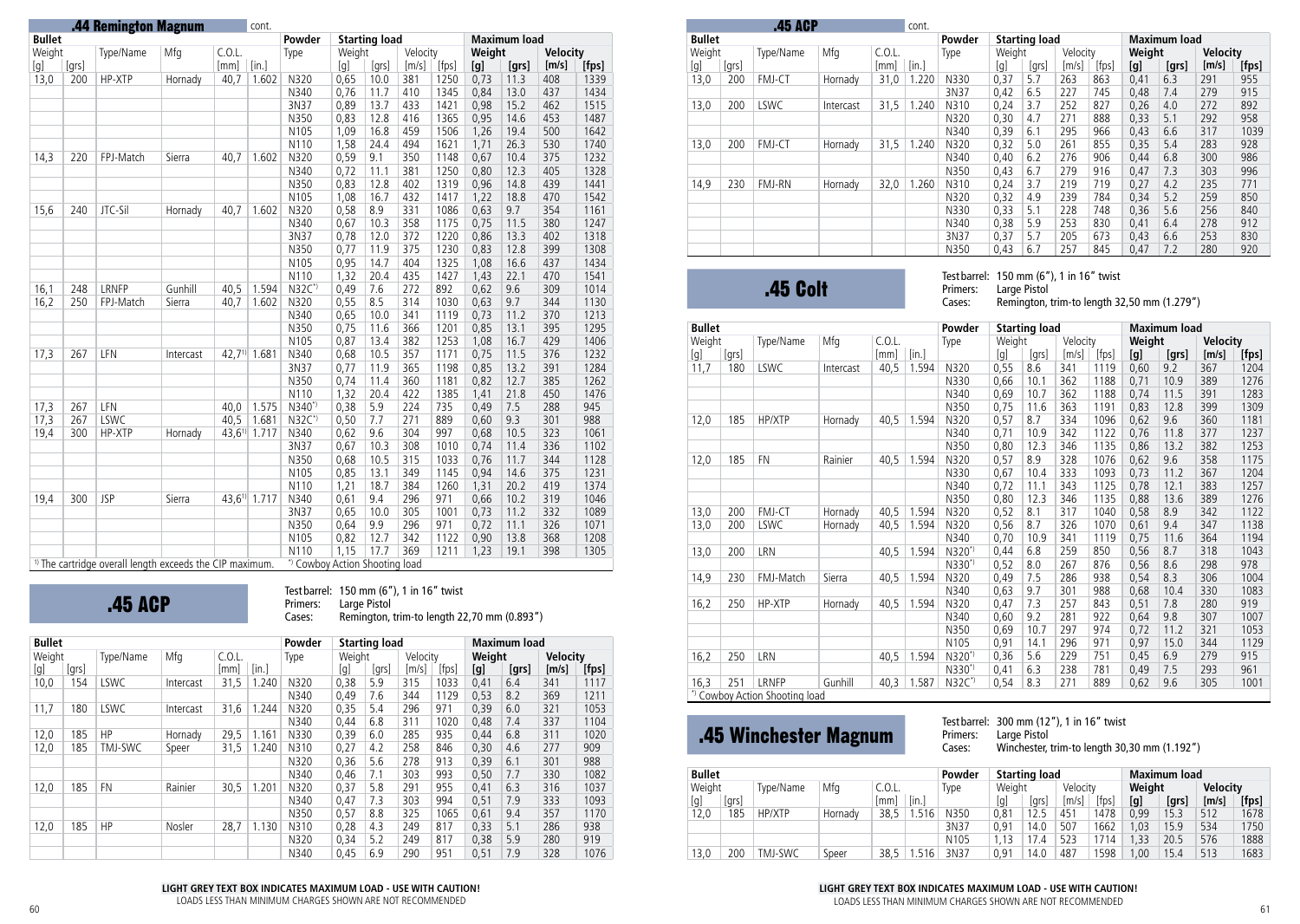## .44 Remington Magnum cont.

| Bullet | | | | | | Powder | Starting load | | | | Maximum load | | | |
|---|---|---|---|---|---|---|---|---|---|---|---|---|---|---|
| Weight | | Type/Name | Mfg | C.O.L. | | Type | Weight | | Velocity | | Weight | | Velocity | |
| [g] | [grs] | | | [mm] | [in.] | | [g] | [grs] | [m/s] | [fps] | [g] | [grs] | [m/s] | [fps] |
| 13,0 | 200 | HP-XTP | Hornady | 40,7 | 1.602 | N320 | 0,65 | 10.0 | 381 | 1250 | 0,73 | 11.3 | 408 | 1339 |
| | | | | | | N340 | 0,76 | 11.7 | 410 | 1345 | 0,84 | 13.0 | 437 | 1434 |
| | | | | | | 3N37 | 0,89 | 13.7 | 433 | 1421 | 0,98 | 15.2 | 462 | 1515 |
| | | | | | | N350 | 0,83 | 12.8 | 416 | 1365 | 0,95 | 14.6 | 453 | 1487 |
| | | | | | | N105 | 1,09 | 16.8 | 459 | 1506 | 1,26 | 19.4 | 500 | 1642 |
| | | | | | | N110 | 1,58 | 24.4 | 494 | 1621 | 1,71 | 26.3 | 530 | 1740 |
| 14,3 | 220 | FPJ-Match | Sierra | 40,7 | 1.602 | N320 | 0,59 | 9.1 | 350 | 1148 | 0,67 | 10.4 | 375 | 1232 |
| | | | | | | N340 | 0,72 | 11.1 | 381 | 1250 | 0,80 | 12.3 | 405 | 1328 |
| | | | | | | N350 | 0,83 | 12.8 | 402 | 1319 | 0,96 | 14.8 | 439 | 1441 |
| | | | | | | N105 | 1,08 | 16.7 | 432 | 1417 | 1,22 | 18.8 | 470 | 1542 |
| 15,6 | 240 | JTC-Sil | Hornady | 40,7 | 1.602 | N320 | 0,58 | 8.9 | 331 | 1086 | 0,63 | 9.7 | 354 | 1161 |
| | | | | | | N340 | 0,67 | 10.3 | 358 | 1175 | 0,75 | 11.5 | 380 | 1247 |
| | | | | | | 3N37 | 0,78 | 12.0 | 372 | 1220 | 0,86 | 13.3 | 402 | 1318 |
| | | | | | | N350 | 0,77 | 11.9 | 375 | 1230 | 0,83 | 12.8 | 399 | 1308 |
| | | | | | | N105 | 0,95 | 14.7 | 404 | 1325 | 1,08 | 16.6 | 437 | 1434 |
| | | | | | | N110 | 1,32 | 20.4 | 435 | 1427 | 1,43 | 22.1 | 470 | 1541 |
| 16,1 | 248 | LRNFP | Gunhill | 40,5 | 1.594 | N32C*) | 0,49 | 7.6 | 272 | 892 | 0,62 | 9.6 | 309 | 1014 |
| 16,2 | 250 | FPJ-Match | Sierra | 40,7 | 1.602 | N320 | 0,55 | 8.5 | 314 | 1030 | 0,63 | 9.7 | 344 | 1130 |
| | | | | | | N340 | 0,65 | 10.0 | 341 | 1119 | 0,73 | 11.2 | 370 | 1213 |
| | | | | | | N350 | 0,75 | 11.6 | 366 | 1201 | 0,85 | 13.1 | 395 | 1295 |
| | | | | | | N105 | 0,87 | 13.4 | 382 | 1253 | 1,08 | 16.7 | 429 | 1406 |
| 17,3 | 267 | LFN | Intercast | 42,7[1] | 1.681 | N340 | 0,68 | 10.5 | 357 | 1171 | 0,75 | 11.5 | 376 | 1232 |
| | | | | | | 3N37 | 0,77 | 11.9 | 365 | 1198 | 0,85 | 13.2 | 391 | 1284 |
| | | | | | | N350 | 0,74 | 11.4 | 360 | 1181 | 0,82 | 12.7 | 385 | 1262 |
| | | | | | | N110 | 1,32 | 20.4 | 422 | 1385 | 1,41 | 21.8 | 450 | 1476 |
| 17,3 | 267 | LFN | | 40,0 | 1.575 | N340*) | 0,38 | 5.9 | 224 | 735 | 0,49 | 7.5 | 288 | 945 |
| 17,3 | 267 | LSWC | | 40,5 | 1.681 | N32C*) | 0,50 | 7.7 | 271 | 889 | 0,60 | 9.3 | 301 | 988 |
| 19,4 | 300 | HP-XTP | Hornady | 43,6[1] | 1.717 | N340 | 0,62 | 9.6 | 304 | 997 | 0,68 | 10.5 | 323 | 1061 |
| | | | | | | 3N37 | 0,67 | 10.3 | 308 | 1010 | 0,74 | 11.4 | 336 | 1102 |
| | | | | | | N350 | 0,68 | 10.5 | 315 | 1033 | 0,76 | 11.7 | 344 | 1128 |
| | | | | | | N105 | 0,85 | 13.1 | 349 | 1145 | 0,94 | 14.6 | 375 | 1231 |
| | | | | | | N110 | 1,21 | 18.7 | 384 | 1260 | 1,31 | 20.2 | 419 | 1374 |
| 19,4 | 300 | JSP | Sierra | 43,6[1] | 1.717 | N340 | 0,61 | 9.4 | 296 | 971 | 0,66 | 10.2 | 319 | 1046 |
| | | | | | | 3N37 | 0,65 | 10.0 | 305 | 1001 | 0,73 | 11.2 | 332 | 1089 |
| | | | | | | N350 | 0,64 | 9.9 | 296 | 971 | 0,72 | 11.1 | 326 | 1071 |
| | | | | | | N105 | 0,82 | 12.7 | 342 | 1122 | 0,90 | 13.8 | 368 | 1208 |
| | | | | | | N110 | 1,15 | 17.7 | 369 | 1211 | 1,23 | 19.1 | 398 | 1305 |

[1] The cartridge overall length exceeds the CIP maximum. *) Cowboy Action Shooting load

## .45 ACP

Test barrel: 150 mm (6"), 1 in 16" twist
Primers: Large Pistol
Cases: Remington, trim-to length 22,70 mm (0.893")

| Bullet | | | | | | Powder | Starting load | | | | Maximum load | | | |
|---|---|---|---|---|---|---|---|---|---|---|---|---|---|---|
| Weight | | Type/Name | Mfg | C.O.L. | | Type | Weight | | Velocity | | Weight | | Velocity | |
| [g] | [grs] | | | [mm] | [in.] | | [g] | [grs] | [m/s] | [fps] | [g] | [grs] | [m/s] | [fps] |
| 10,0 | 154 | LSWC | Intercast | 31,5 | 1.240 | N320 | 0,38 | 5.9 | 315 | 1033 | 0,41 | 6.4 | 341 | 1117 |
| | | | | | | N340 | 0,49 | 7.6 | 344 | 1129 | 0,53 | 8.2 | 369 | 1211 |
| 11,7 | 180 | LSWC | Intercast | 31,6 | 1.244 | N320 | 0,35 | 5.4 | 296 | 971 | 0,39 | 6.0 | 321 | 1053 |
| | | | | | | N340 | 0,44 | 6.8 | 311 | 1020 | 0,48 | 7.4 | 337 | 1104 |
| 12,0 | 185 | HP | Hornady | 29,5 | 1.161 | N330 | 0,39 | 6.0 | 285 | 935 | 0,44 | 6.8 | 311 | 1020 |
| 12,0 | 185 | TMJ-SWC | Speer | 31,5 | 1.240 | N310 | 0,27 | 4.2 | 258 | 846 | 0,30 | 4.6 | 277 | 909 |
| | | | | | | N320 | 0,36 | 5.6 | 278 | 913 | 0,39 | 6.1 | 301 | 988 |
| | | | | | | N340 | 0,46 | 7.1 | 303 | 993 | 0,50 | 7.7 | 330 | 1082 |
| 12,0 | 185 | FN | Rainier | 30,5 | 1.201 | N320 | 0,37 | 5.8 | 291 | 955 | 0,41 | 6.3 | 316 | 1037 |
| | | | | | | N340 | 0,47 | 7.3 | 303 | 994 | 0,51 | 7.9 | 333 | 1093 |
| | | | | | | N350 | 0,57 | 8.8 | 325 | 1065 | 0,61 | 9.4 | 357 | 1170 |
| 12,0 | 185 | HP | Nosler | 28,7 | 1.130 | N310 | 0,28 | 4.3 | 249 | 817 | 0,33 | 5.1 | 286 | 938 |
| | | | | | | N320 | 0,34 | 5.2 | 249 | 817 | 0,38 | 5.9 | 280 | 919 |
| | | | | | | N340 | 0,45 | 6.9 | 290 | 951 | 0,51 | 7.9 | 328 | 1076 |

## .45 ACP cont.

| Bullet | | | | | | Powder | Starting load | | | | Maximum load | | | |
|---|---|---|---|---|---|---|---|---|---|---|---|---|---|---|
| Weight | | Type/Name | Mfg | C.O.L. | | Type | Weight | | Velocity | | Weight | | Velocity | |
| [g] | [grs] | | | [mm] | [in.] | | [g] | [grs] | [m/s] | [fps] | [g] | [grs] | [m/s] | [fps] |
| 13,0 | 200 | FMJ-CT | Hornady | 31,0 | 1.220 | N330 | 0,37 | 5.7 | 263 | 863 | 0,41 | 6.3 | 291 | 955 |
| | | | | | | 3N37 | 0,42 | 6.5 | 227 | 745 | 0,48 | 7.4 | 279 | 915 |
| 13,0 | 200 | LSWC | Intercast | 31,5 | 1.240 | N310 | 0,24 | 3.7 | 252 | 827 | 0,26 | 4.0 | 272 | 892 |
| | | | | | | N320 | 0,30 | 4.7 | 271 | 888 | 0,33 | 5.1 | 292 | 958 |
| | | | | | | N340 | 0,39 | 6.1 | 295 | 966 | 0,43 | 6.6 | 317 | 1039 |
| 13,0 | 200 | FMJ-CT | Hornady | 31,5 | 1.240 | N320 | 0,32 | 5.0 | 261 | 855 | 0,35 | 5.4 | 283 | 928 |
| | | | | | | N340 | 0,40 | 6.2 | 276 | 906 | 0,44 | 6.8 | 300 | 986 |
| | | | | | | N350 | 0,43 | 6.7 | 279 | 916 | 0,47 | 7.3 | 303 | 996 |
| 14,9 | 230 | FMJ-RN | Hornady | 32,0 | 1.260 | N310 | 0,24 | 3.7 | 219 | 719 | 0,27 | 4.2 | 235 | 771 |
| | | | | | | N320 | 0,32 | 4.9 | 239 | 784 | 0,34 | 5.2 | 259 | 850 |
| | | | | | | N330 | 0,33 | 5.1 | 228 | 748 | 0,36 | 5.6 | 256 | 840 |
| | | | | | | N340 | 0,38 | 5.9 | 253 | 830 | 0,41 | 6.4 | 278 | 912 |
| | | | | | | 3N37 | 0,37 | 5.7 | 205 | 673 | 0,43 | 6.6 | 253 | 830 |
| | | | | | | N350 | 0,43 | 6.7 | 257 | 845 | 0,47 | 7.2 | 280 | 920 |

## .45 Colt

Test barrel: 150 mm (6"), 1 in 16" twist
Primers: Large Pistol
Cases: Remington, trim-to length 32,50 mm (1.279")

| Bullet | | | | | | Powder | Starting load | | | | Maximum load | | | |
|---|---|---|---|---|---|---|---|---|---|---|---|---|---|---|
| Weight | | Type/Name | Mfg | C.O.L. | | Type | Weight | | Velocity | | Weight | | Velocity | |
| [g] | [grs] | | | [mm] | [in.] | | [g] | [grs] | [m/s] | [fps] | [g] | [grs] | [m/s] | [fps] |
| 11,7 | 180 | LSWC | Intercast | 40,5 | 1.594 | N320 | 0,55 | 8.6 | 341 | 1119 | 0,60 | 9.2 | 367 | 1204 |
| | | | | | | N330 | 0,66 | 10.1 | 362 | 1188 | 0,71 | 10.9 | 389 | 1276 |
| | | | | | | N340 | 0,69 | 10.7 | 362 | 1188 | 0,74 | 11.5 | 391 | 1283 |
| | | | | | | N350 | 0,75 | 11.6 | 363 | 1191 | 0,83 | 12.8 | 399 | 1309 |
| 12,0 | 185 | HP/XTP | Hornady | 40,5 | 1.594 | N320 | 0,57 | 8.7 | 334 | 1096 | 0,62 | 9.6 | 360 | 1181 |
| | | | | | | N340 | 0,71 | 10.9 | 342 | 1122 | 0,76 | 11.8 | 377 | 1237 |
| | | | | | | N350 | 0,80 | 12.3 | 346 | 1135 | 0,86 | 13.2 | 382 | 1253 |
| 12,0 | 185 | FN | Rainier | 40,5 | 1.594 | N320 | 0,57 | 8.9 | 328 | 1076 | 0,62 | 9.6 | 358 | 1175 |
| | | | | | | N330 | 0,67 | 10.4 | 333 | 1093 | 0,73 | 11.2 | 367 | 1204 |
| | | | | | | N340 | 0,72 | 11.1 | 343 | 1125 | 0,78 | 12.1 | 383 | 1257 |
| | | | | | | N350 | 0,80 | 12.3 | 346 | 1135 | 0,88 | 13.6 | 389 | 1276 |
| 13,0 | 200 | FMJ-CT | Hornady | 40,5 | 1.594 | N320 | 0,52 | 8.1 | 317 | 1040 | 0,58 | 8.9 | 342 | 1122 |
| 13,0 | 200 | LSWC | Hornady | 40,5 | 1.594 | N320 | 0,56 | 8.7 | 326 | 1070 | 0,61 | 9.4 | 347 | 1138 |
| | | | | | | N340 | 0,70 | 10.9 | 341 | 1119 | 0,75 | 11.6 | 364 | 1194 |
| 13,0 | 200 | LRN | | 40,5 | 1.594 | N320*) | 0,44 | 6.8 | 259 | 850 | 0,56 | 8.7 | 318 | 1043 |
| | | | | | | N330*) | 0,52 | 8.0 | 267 | 876 | 0,56 | 8.6 | 298 | 978 |
| 14,9 | 230 | FMJ-Match | Sierra | 40,5 | 1.594 | N320 | 0,49 | 7.5 | 286 | 938 | 0,54 | 8.3 | 306 | 1004 |
| | | | | | | N340 | 0,63 | 9.7 | 301 | 988 | 0,68 | 10.4 | 330 | 1083 |
| 16,2 | 250 | HP-XTP | Hornady | 40,5 | 1.594 | N320 | 0,47 | 7.3 | 257 | 843 | 0,51 | 7.8 | 280 | 919 |
| | | | | | | N340 | 0,60 | 9.2 | 281 | 922 | 0,64 | 9.8 | 307 | 1007 |
| | | | | | | N350 | 0,69 | 10.7 | 297 | 974 | 0,72 | 11.2 | 321 | 1053 |
| | | | | | | N105 | 0,91 | 14.1 | 296 | 971 | 0,97 | 15.0 | 344 | 1129 |
| 16,2 | 250 | LRN | | 40,5 | 1.594 | N320*) | 0,36 | 5.6 | 229 | 751 | 0,45 | 6.9 | 279 | 915 |
| | | | | | | N330*) | 0,41 | 6.3 | 238 | 781 | 0,49 | 7.5 | 293 | 961 |
| 16,3 | 251 | LRNFP | Gunhill | 40,3 | 1.587 | N32C*) | 0,54 | 8.3 | 271 | 889 | 0,62 | 9.6 | 305 | 1001 |

*) Cowboy Action Shooting load

## .45 Winchester Magnum

Test barrel: 300 mm (12"), 1 in 16" twist
Primers: Large Pistol
Cases: Winchester, trim-to length 30,30 mm (1.192")

| Bullet | | | | | | Powder | Starting load | | | | Maximum load | | | |
|---|---|---|---|---|---|---|---|---|---|---|---|---|---|---|
| Weight | | Type/Name | Mfg | C.O.L. | | Type | Weight | | Velocity | | Weight | | Velocity | |
| [g] | [grs] | | | [mm] | [in.] | | [g] | [grs] | [m/s] | [fps] | [g] | [grs] | [m/s] | [fps] |
| 12,0 | 185 | HP/XTP | Hornady | 38,5 | 1.516 | N350 | 0,81 | 12.5 | 451 | 1478 | 0,99 | 15.3 | 512 | 1678 |
| | | | | | | 3N37 | 0,91 | 14.0 | 507 | 1662 | 1,03 | 15.9 | 534 | 1750 |
| | | | | | | N105 | 1,13 | 17.4 | 523 | 1714 | 1,33 | 20.5 | 576 | 1888 |
| 13,0 | 200 | TMJ-SWC | Speer | 38,5 | 1.516 | 3N37 | 0,91 | 14.0 | 487 | 1598 | 1,00 | 15.4 | 513 | 1683 |

**LIGHT GREY TEXT BOX INDICATES MAXIMUM LOAD - USE WITH CAUTION!**
LOADS LESS THAN MINIMUM CHARGES SHOWN ARE NOT RECOMMENDED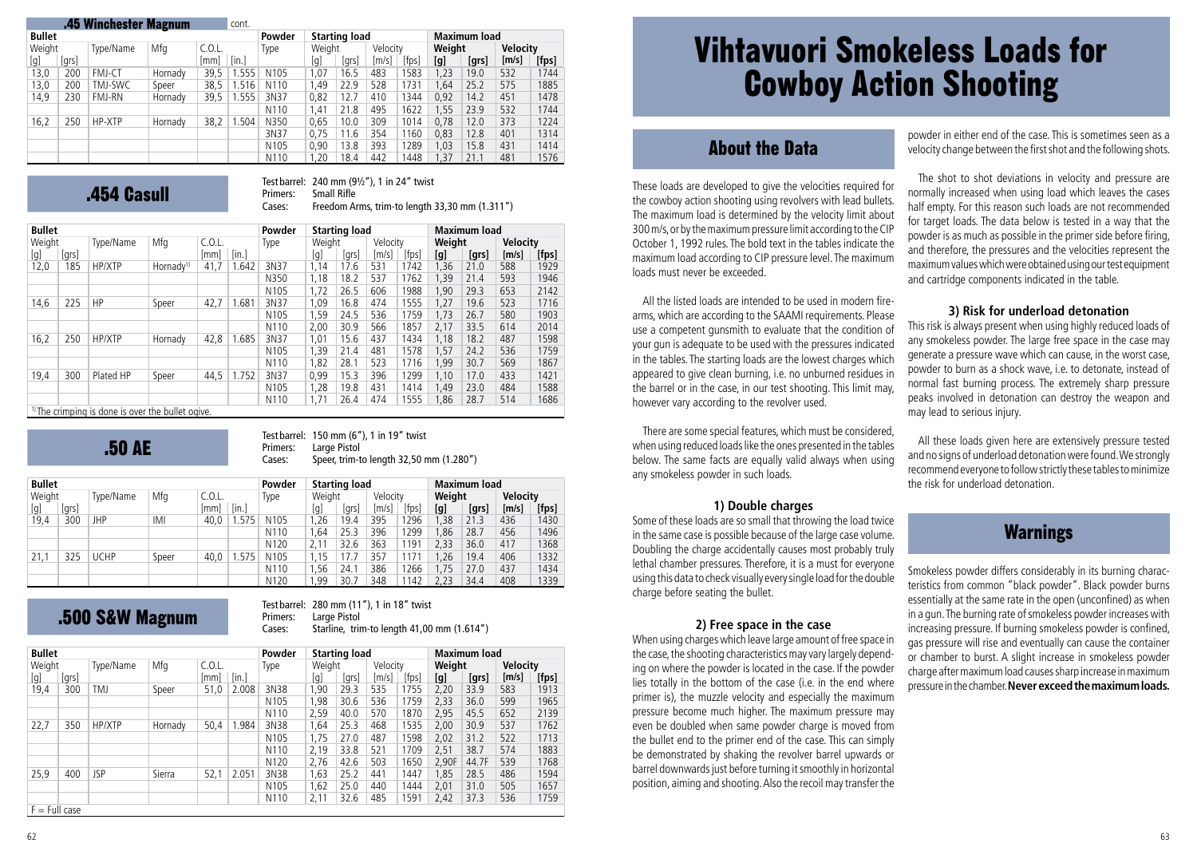## .45 Winchester Magnum cont.

| Bullet | | | | | | Powder | Starting load | | | | Maximum load | | | |
|---|---|---|---|---|---|---|---|---|---|---|---|---|---|---|
| Weight | | Type/Name | Mfg | C.O.L. | | Type | Weight | | Velocity | | **Weight** | | **Velocity** | |
| [g] | [grs] | | | [mm] | [in.] | | [g] | [grs] | [m/s] | [fps] | **[g]** | **[grs]** | **[m/s]** | **[fps]** |
| 13,0 | 200 | FMJ-CT | Hornady | 39,5 | 1.555 | N105 | 1,07 | 16.5 | 483 | 1583 | 1,23 | 19.0 | 532 | 1744 |
| 13,0 | 200 | TMJ-SWC | Speer | 38,5 | 1.516 | N110 | 1,49 | 22.9 | 528 | 1731 | 1,64 | 25.2 | 575 | 1885 |
| 14,9 | 230 | FMJ-RN | Hornady | 39,5 | 1.555 | 3N37 | 0,82 | 12.7 | 410 | 1344 | 0,92 | 14.2 | 451 | 1478 |
| | | | | | | N110 | 1,41 | 21.8 | 495 | 1622 | 1,55 | 23.9 | 532 | 1744 |
| 16,2 | 250 | HP-XTP | Hornady | 38,2 | 1.504 | N350 | 0,65 | 10.0 | 309 | 1014 | 0,78 | 12.0 | 373 | 1224 |
| | | | | | | 3N37 | 0,75 | 11.6 | 354 | 1160 | 0,83 | 12.8 | 401 | 1314 |
| | | | | | | N105 | 0,90 | 13.8 | 393 | 1289 | 1,03 | 15.8 | 431 | 1414 |
| | | | | | | N110 | 1,20 | 18.4 | 442 | 1448 | 1,37 | 21.1 | 481 | 1576 |

## .454 Casull

Test barrel: 240 mm (9½"), 1 in 24" twist
Primers: Small Rifle
Cases: Freedom Arms, trim-to length 33,30 mm (1.311")

| Bullet | | | | | | Powder | Starting load | | | | Maximum load | | | |
|---|---|---|---|---|---|---|---|---|---|---|---|---|---|---|
| Weight | | Type/Name | Mfg | C.O.L. | | Type | Weight | | Velocity | | **Weight** | | **Velocity** | |
| [g] | [grs] | | | [mm] | [in.] | | [g] | [grs] | [m/s] | [fps] | **[g]** | **[grs]** | **[m/s]** | **[fps]** |
| 12,0 | 185 | HP/XTP | Hornady[1] | 41,7 | 1.642 | 3N37 | 1,14 | 17.6 | 531 | 1742 | 1,36 | 21.0 | 588 | 1929 |
| | | | | | | N350 | 1,18 | 18.2 | 537 | 1762 | 1,39 | 21.4 | 593 | 1946 |
| | | | | | | N105 | 1,72 | 26.5 | 606 | 1988 | 1,90 | 29.3 | 653 | 2142 |
| 14,6 | 225 | HP | Speer | 42,7 | 1.681 | 3N37 | 1,09 | 16.8 | 474 | 1555 | 1,27 | 19.6 | 523 | 1716 |
| | | | | | | N105 | 1,59 | 24.5 | 536 | 1759 | 1,73 | 26.7 | 580 | 1903 |
| | | | | | | N110 | 2,00 | 30.9 | 566 | 1857 | 2,17 | 33.5 | 614 | 2014 |
| 16,2 | 250 | HP/XTP | Hornady | 42,8 | 1.685 | 3N37 | 1,01 | 15.6 | 437 | 1434 | 1,18 | 18.2 | 487 | 1598 |
| | | | | | | N105 | 1,39 | 21.4 | 481 | 1578 | 1,57 | 24.2 | 536 | 1759 |
| | | | | | | N110 | 1,82 | 28.1 | 523 | 1716 | 1,99 | 30.7 | 569 | 1867 |
| 19,4 | 300 | Plated HP | Speer | 44,5 | 1.752 | 3N37 | 0,99 | 15.3 | 396 | 1299 | 1,10 | 17.0 | 433 | 1421 |
| | | | | | | N105 | 1,28 | 19.8 | 431 | 1414 | 1,49 | 23.0 | 484 | 1588 |
| | | | | | | N110 | 1,71 | 26.4 | 474 | 1555 | 1,86 | 28.7 | 514 | 1686 |

[1] The crimping is done is over the bullet ogive.

## .50 AE

Test barrel: 150 mm (6"), 1 in 19" twist
Primers: Large Pistol
Cases: Speer, trim-to length 32,50 mm (1.280")

| Bullet | | | | | | Powder | Starting load | | | | Maximum load | | | |
|---|---|---|---|---|---|---|---|---|---|---|---|---|---|---|
| Weight | | Type/Name | Mfg | C.O.L. | | Type | Weight | | Velocity | | **Weight** | | **Velocity** | |
| [g] | [grs] | | | [mm] | [in.] | | [g] | [grs] | [m/s] | [fps] | **[g]** | **[grs]** | **[m/s]** | **[fps]** |
| 19,4 | 300 | JHP | IMI | 40,0 | 1.575 | N105 | 1,26 | 19.4 | 395 | 1296 | 1,38 | 21.3 | 436 | 1430 |
| | | | | | | N110 | 1,64 | 25.3 | 396 | 1299 | 1,86 | 28.7 | 456 | 1496 |
| | | | | | | N120 | 2,11 | 32.6 | 363 | 1191 | 2,33 | 36.0 | 417 | 1368 |
| 21,1 | 325 | UCHP | Speer | 40,0 | 1.575 | N105 | 1,15 | 17.7 | 357 | 1171 | 1,26 | 19.4 | 406 | 1332 |
| | | | | | | N110 | 1,56 | 24.1 | 386 | 1266 | 1,75 | 27.0 | 437 | 1434 |
| | | | | | | N120 | 1,99 | 30.7 | 348 | 1142 | 2,23 | 34.4 | 408 | 1339 |

## .500 S&W Magnum

Test barrel: 280 mm (11"), 1 in 18" twist
Primers: Large Pistol
Cases: Starline, trim-to length 41,00 mm (1.614")

| Bullet | | | | | | Powder | Starting load | | | | Maximum load | | | |
|---|---|---|---|---|---|---|---|---|---|---|---|---|---|---|
| Weight | | Type/Name | Mfg | C.O.L. | | Type | Weight | | Velocity | | **Weight** | | **Velocity** | |
| [g] | [grs] | | | [mm] | [in.] | | [g] | [grs] | [m/s] | [fps] | **[g]** | **[grs]** | **[m/s]** | **[fps]** |
| 19,4 | 300 | TMJ | Speer | 51,0 | 2.008 | 3N38 | 1,90 | 29.3 | 535 | 1755 | 2,20 | 33.9 | 583 | 1913 |
| | | | | | | N105 | 1,98 | 30.6 | 536 | 1759 | 2,33 | 36.0 | 599 | 1965 |
| | | | | | | N110 | 2,59 | 40.0 | 570 | 1870 | 2,95 | 45.5 | 652 | 2139 |
| 22,7 | 350 | HP/XTP | Hornady | 50,4 | 1.984 | 3N38 | 1,64 | 25.3 | 468 | 1535 | 2,00 | 30.9 | 537 | 1762 |
| | | | | | | N105 | 1,75 | 27.0 | 487 | 1598 | 2,02 | 31.2 | 522 | 1713 |
| | | | | | | N110 | 2,19 | 33.8 | 521 | 1709 | 2,51 | 38.7 | 574 | 1883 |
| | | | | | | N120 | 2,76 | 42.6 | 503 | 1650 | 2,90F | 44.7F | 539 | 1768 |
| 25,9 | 400 | JSP | Sierra | 52,1 | 2.051 | 3N38 | 1,63 | 25.2 | 441 | 1447 | 1,85 | 28.5 | 486 | 1594 |
| | | | | | | N105 | 1,62 | 25.0 | 440 | 1444 | 2,01 | 31.0 | 505 | 1657 |
| | | | | | | N110 | 2,11 | 32.6 | 485 | 1591 | 2,42 | 37.3 | 536 | 1759 |

F = Full case

# Vihtavuori Smokeless Loads for Cowboy Action Shooting

## About the Data

These loads are developed to give the velocities required for the cowboy action shooting using revolvers with lead bullets. The maximum load is determined by the velocity limit about 300 m/s, or by the maximum pressure limit according to the CIP October 1, 1992 rules. The bold text in the tables indicate the maximum load according to CIP pressure level. The maximum loads must never be exceeded.

All the listed loads are intended to be used in modern firearms, which are according to the SAAMI requirements. Please use a competent gunsmith to evaluate that the condition of your gun is adequate to be used with the pressures indicated in the tables. The starting loads are the lowest charges which appeared to give clean burning, i.e. no unburned residues in the barrel or in the case, in our test shooting. This limit may, however vary according to the revolver used.

There are some special features, which must be considered, when using reduced loads like the ones presented in the tables below. The same facts are equally valid always when using any smokeless powder in such loads.

### 1) Double charges

Some of these loads are so small that throwing the load twice in the same case is possible because of the large case volume. Doubling the charge accidentally causes most probably truly lethal chamber pressures. Therefore, it is a must for everyone using this data to check visually every single load for the double charge before seating the bullet.

### 2) Free space in the case

When using charges which leave large amount of free space in the case, the shooting characteristics may vary largely depending on where the powder is located in the case. If the powder lies totally in the bottom of the case (i.e. in the end where primer is), the muzzle velocity and especially the maximum pressure become much higher. The maximum pressure may even be doubled when same powder charge is moved from the bullet end to the primer end of the case. This can simply be demonstrated by shaking the revolver barrel upwards or barrel downwards just before turning it smoothly in horizontal position, aiming and shooting. Also the recoil may transfer the powder in either end of the case. This is sometimes seen as a velocity change between the first shot and the following shots.

The shot to shot deviations in velocity and pressure are normally increased when using load which leaves the cases half empty. For this reason such loads are not recommended for target loads. The data below is tested in a way that the powder is as much as possible in the primer side before firing, and therefore, the pressures and the velocities represent the maximum values which were obtained using our test equipment and cartridge components indicated in the table.

### 3) Risk for underload detonation

This risk is always present when using highly reduced loads of any smokeless powder. The large free space in the case may generate a pressure wave which can cause, in the worst case, powder to burn as a shock wave, i.e. to detonate, instead of normal fast burning process. The extremely sharp pressure peaks involved in detonation can destroy the weapon and may lead to serious injury.

All these loads given here are extensively pressure tested and no signs of underload detonation were found. We strongly recommend everyone to follow strictly these tables to minimize the risk for underload detonation.

## Warnings

Smokeless powder differs considerably in its burning characteristics from common "black powder". Black powder burns essentially at the same rate in the open (unconfined) as when in a gun. The burning rate of smokeless powder increases with increasing pressure. If burning smokeless powder is confined, gas pressure will rise and eventually can cause the container or chamber to burst. A slight increase in smokeless powder charge after maximum load causes sharp increase in maximum pressure in the chamber. **Never exceed the maximum loads.**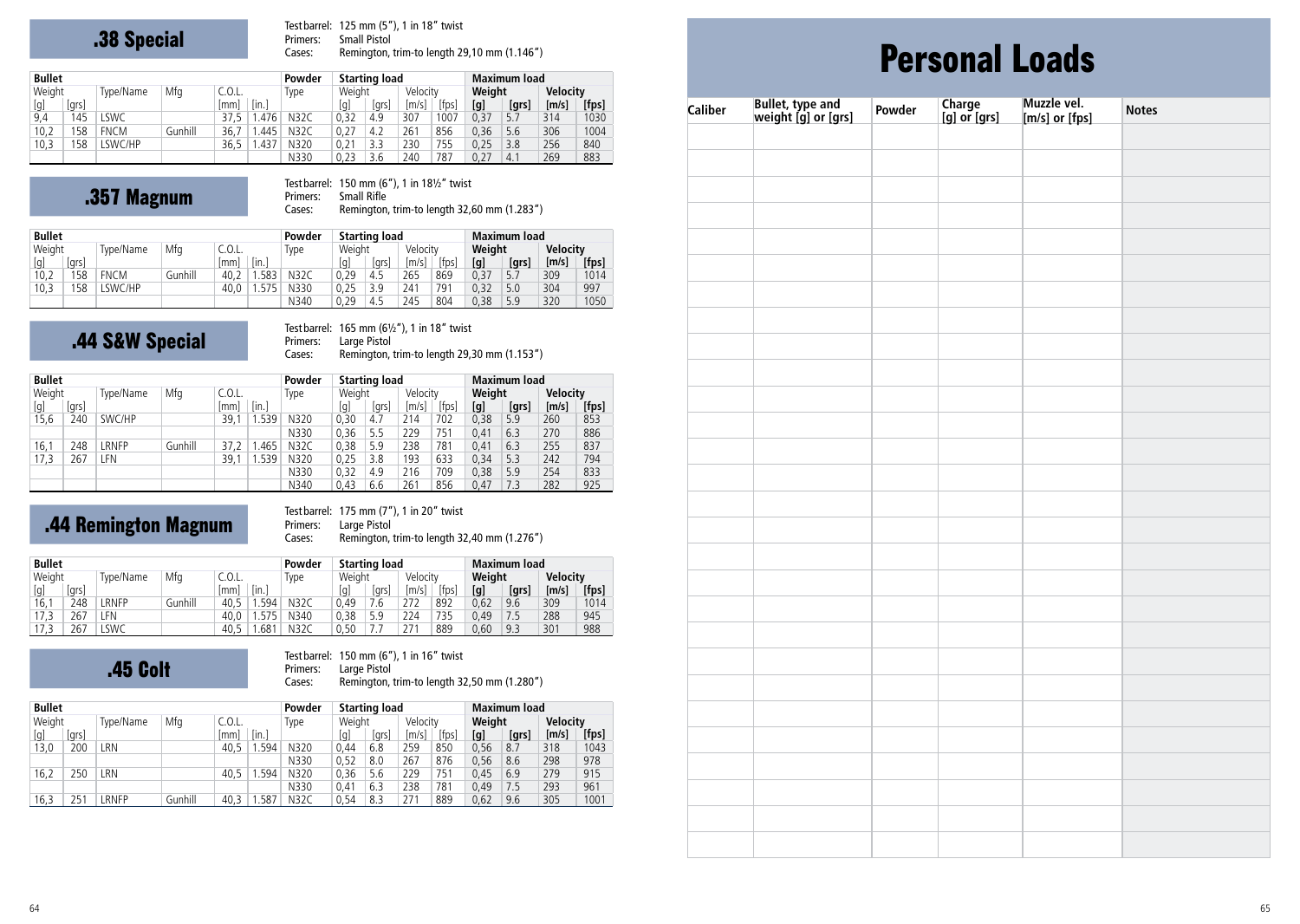## .38 Special

Test barrel: 125 mm (5"), 1 in 18" twist
Primers: Small Pistol
Cases: Remington, trim-to length 29,10 mm (1.146")

| Bullet | | | | | | Powder | Starting load | | | | Maximum load | | | |
|---|---|---|---|---|---|---|---|---|---|---|---|---|---|---|
| Weight | | Type/Name | Mfg | C.O.L. | | Type | Weight | | Velocity | | Weight | | Velocity | |
| [g] | [grs] | | | [mm] | [in.] | | [g] | [grs] | [m/s] | [fps] | [g] | [grs] | [m/s] | [fps] |
| 9,4 | 145 | LSWC | | 37,5 | 1.476 | N32C | 0,32 | 4.9 | 307 | 1007 | 0,37 | 5.7 | 314 | 1030 |
| 10,2 | 158 | FNCM | Gunhill | 36,7 | 1.445 | N32C | 0,27 | 4.2 | 261 | 856 | 0,36 | 5.6 | 306 | 1004 |
| 10,3 | 158 | LSWC/HP | | 36,5 | 1.437 | N320 | 0,21 | 3.3 | 230 | 755 | 0,25 | 3.8 | 256 | 840 |
| | | | | | | N330 | 0,23 | 3.6 | 240 | 787 | 0,27 | 4.1 | 269 | 883 |

## .357 Magnum

Test barrel: 150 mm (6"), 1 in 18½" twist
Primers: Small Rifle
Cases: Remington, trim-to length 32,60 mm (1.283")

| Bullet | | | | | | Powder | Starting load | | | | Maximum load | | | |
|---|---|---|---|---|---|---|---|---|---|---|---|---|---|---|
| Weight | | Type/Name | Mfg | C.O.L. | | Type | Weight | | Velocity | | Weight | | Velocity | |
| [g] | [grs] | | | [mm] | [in.] | | [g] | [grs] | [m/s] | [fps] | [g] | [grs] | [m/s] | [fps] |
| 10,2 | 158 | FNCM | Gunhill | 40,2 | 1.583 | N32C | 0,29 | 4.5 | 265 | 869 | 0,37 | 5.7 | 309 | 1014 |
| 10,3 | 158 | LSWC/HP | | 40,0 | 1.575 | N330 | 0,25 | 3.9 | 241 | 791 | 0,32 | 5.0 | 304 | 997 |
| | | | | | | N340 | 0,29 | 4.5 | 245 | 804 | 0,38 | 5.9 | 320 | 1050 |

## .44 S&W Special

Test barrel: 165 mm (6½"), 1 in 18" twist
Primers: Large Pistol
Cases: Remington, trim-to length 29,30 mm (1.153")

| Bullet | | | | | | Powder | Starting load | | | | Maximum load | | | |
|---|---|---|---|---|---|---|---|---|---|---|---|---|---|---|
| Weight | | Type/Name | Mfg | C.O.L. | | Type | Weight | | Velocity | | Weight | | Velocity | |
| [g] | [grs] | | | [mm] | [in.] | | [g] | [grs] | [m/s] | [fps] | [g] | [grs] | [m/s] | [fps] |
| 15,6 | 240 | SWC/HP | | 39,1 | 1.539 | N320 | 0,30 | 4.7 | 214 | 702 | 0,38 | 5.9 | 260 | 853 |
| | | | | | | N330 | 0,36 | 5.5 | 229 | 751 | 0,41 | 6.3 | 270 | 886 |
| 16,1 | 248 | LRNFP | Gunhill | 37,2 | 1.465 | N32C | 0,38 | 5.9 | 238 | 781 | 0,41 | 6.3 | 255 | 837 |
| 17,3 | 267 | LFN | | 39,1 | 1.539 | N320 | 0,25 | 3.8 | 193 | 633 | 0,34 | 5.3 | 242 | 794 |
| | | | | | | N330 | 0,32 | 4.9 | 216 | 709 | 0,38 | 5.9 | 254 | 833 |
| | | | | | | N340 | 0,43 | 6.6 | 261 | 856 | 0,47 | 7.3 | 282 | 925 |

## .44 Remington Magnum

Test barrel: 175 mm (7"), 1 in 20" twist
Primers: Large Pistol
Cases: Remington, trim-to length 32,40 mm (1.276")

| Bullet | | | | | | Powder | Starting load | | | | Maximum load | | | |
|---|---|---|---|---|---|---|---|---|---|---|---|---|---|---|
| Weight | | Type/Name | Mfg | C.O.L. | | Type | Weight | | Velocity | | Weight | | Velocity | |
| [g] | [grs] | | | [mm] | [in.] | | [g] | [grs] | [m/s] | [fps] | [g] | [grs] | [m/s] | [fps] |
| 16,1 | 248 | LRNFP | Gunhill | 40,5 | 1.594 | N32C | 0,49 | 7.6 | 272 | 892 | 0,62 | 9.6 | 309 | 1014 |
| 17,3 | 267 | LFN | | 40,0 | 1.575 | N340 | 0,38 | 5.9 | 224 | 735 | 0,49 | 7.5 | 288 | 945 |
| 17,3 | 267 | LSWC | | 40,5 | 1.681 | N32C | 0,50 | 7.7 | 271 | 889 | 0,60 | 9.3 | 301 | 988 |

## .45 Colt

Test barrel: 150 mm (6"), 1 in 16" twist
Primers: Large Pistol
Cases: Remington, trim-to length 32,50 mm (1.280")

| Bullet | | | | | | Powder | Starting load | | | | Maximum load | | | |
|---|---|---|---|---|---|---|---|---|---|---|---|---|---|---|
| Weight | | Type/Name | Mfg | C.O.L. | | Type | Weight | | Velocity | | Weight | | Velocity | |
| [g] | [grs] | | | [mm] | [in.] | | [g] | [grs] | [m/s] | [fps] | [g] | [grs] | [m/s] | [fps] |
| 13,0 | 200 | LRN | | 40,5 | 1.594 | N320 | 0,44 | 6.8 | 259 | 850 | 0,56 | 8.7 | 318 | 1043 |
| | | | | | | N330 | 0,52 | 8.0 | 267 | 876 | 0,56 | 8.6 | 298 | 978 |
| 16,2 | 250 | LRN | | 40,5 | 1.594 | N320 | 0,36 | 5.6 | 229 | 751 | 0,45 | 6.9 | 279 | 915 |
| | | | | | | N330 | 0,41 | 6.3 | 238 | 781 | 0,49 | 7.5 | 293 | 961 |
| 16,3 | 251 | LRNFP | Gunhill | 40,3 | 1.587 | N32C | 0,54 | 8.3 | 271 | 889 | 0,62 | 9.6 | 305 | 1001 |

# Personal Loads

| Caliber | Bullet, type and weight [g] or [grs] | Powder | Charge [g] or [grs] | Muzzle vel. [m/s] or [fps] | Notes |
|---|---|---|---|---|---|
| | | | | | |
| | | | | | |
| | | | | | |
| | | | | | |
| | | | | | |
| | | | | | |
| | | | | | |
| | | | | | |
| | | | | | |
| | | | | | |
| | | | | | |
| | | | | | |
| | | | | | |
| | | | | | |
| | | | | | |
| | | | | | |
| | | | | | |
| | | | | | |
| | | | | | |
| | | | | | |
| | | | | | |
| | | | | | |
| | | | | | |
| | | | | | |
| | | | | | |
| | | | | | |
| | | | | | |
| | | | | | |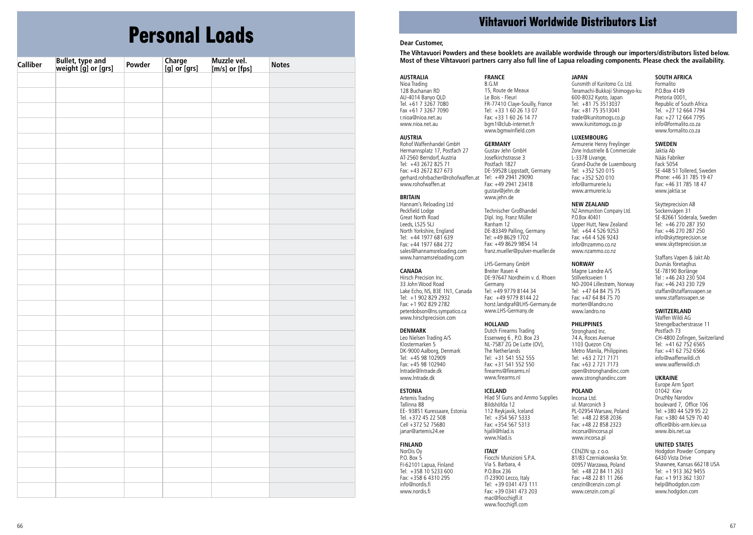# Personal Loads

| Calliber | Bullet, type and weight [g] or [grs] | Powder | Charge [g] or [grs] | Muzzle vel. [m/s] or [fps] | Notes |
|---|---|---|---|---|---|
| | | | | | |
| | | | | | |
| | | | | | |
| | | | | | |
| | | | | | |
| | | | | | |
| | | | | | |
| | | | | | |
| | | | | | |
| | | | | | |
| | | | | | |
| | | | | | |
| | | | | | |
| | | | | | |
| | | | | | |
| | | | | | |
| | | | | | |
| | | | | | |
| | | | | | |
| | | | | | |
| | | | | | |
| | | | | | |
| | | | | | |
| | | | | | |
| | | | | | |
| | | | | | |
| | | | | | |
| | | | | | |

# Vihtavuori Worldwide Distributors List

**Dear Customer,**

**The Vihtavuori Powders and these booklets are available wordwide through our importers/distributors listed below. Most of these Vihtavuori partners carry also full line of Lapua reloading components. Please check the availability.**

**AUSTRALIA**
Nioa Trading
128 Buchanan RD
AU-4014 Banyo QLD
Tel. +61 7 3267 7080
Fax +61 7 3267 7090
r.nioa@nioa.net.au
www.nioa.net.au

**AUSTRIA**
Rohof Waffenhandel GmbH
Hermannsplatz 17, Postfach 27
AT-2560 Berndorf, Austria
Tel: +43 2672 825 71
Fax: +43 2672 827 673
gerhard.rohrbacher@rohofwaffen.at
www.rohofwaffen.at

**BRITAIN**
Hannam's Reloading Ltd
Peckfield Lodge
Great North Road
Leeds, LS25 5LJ
North Yorkshire, England
Tel: +44 1977 681 639
Fax: +44 1977 684 272
sales@hannamsreloading.com
www.hannamsreloading.com

**CANADA**
Hirsch Precision Inc.
33 John Wood Road
Lake Echo, NS, B3E 1N1, Canada
Tel: +1 902 829 2932
Fax: +1 902 829 2782
peterdobson@ns.sympatico.ca
www.hirschprecision.com

**DENMARK**
Leo Nielsen Trading A/S
Klostermarken 5
DK-9000 Aalborg, Denmark
Tel: +45 98 102909
Fax: +45 98 102940
Intrade@Intrade.dk
www.Intrade.dk

**ESTONIA**
Artemis Trading
Tallinna 88
EE- 93851 Kuressaare, Estonia
Tel. +372 45 22 508
Cell +372 52 75680
janar@artemis24.ee

**FINLAND**
NorDis Oy
P.O. Box 5
FI-62101 Lapua, Finland
Tel: +358 10 5233 600
Fax: +358 6 4310 295
info@nordis.fi
www.nordis.fi

**FRANCE**
B.G.M
15, Route de Meaux
Le Bois - Fleuri
FR-77410 Claye-Souilly, France
Tel: +33 1 60 26 13 07
Fax: +33 1 60 26 14 77
bgm1@club-internet.fr
www.bgmwinfield.com

**GERMANY**
Gustav Jehn GmbH
Josefkirchstrasse 3
Postfach 1827
DE-59528 Lippstadt, Germany
Tel: +49 2941 29090
Fax: +49 2941 23418
gustav@jehn.de
www.jehn.de

Technischer Großhandel
Dipl. Ing. Franz Müller
Ranham 12
DE-83349 Palling, Germany
Tel: +49 8629 1702
Fax: +49 8629 9854 14
franz.mueller@pulver-mueller.de

LHS-Germany GmbH
Breiter Rasen 4
DE-97647 Nordheim v. d. Rhoen
Germany
Tel: +49 9779 8144 34
Fax: +49 9779 8144 22
horst.landgraf@LHS-Germany.de
www.LHS-Germany.de

**HOLLAND**
Dutch Firearms Trading
Essenweg 6 , P.O. Box 23
NL-7587 ZG De Lutte (OV),
The Netherlands
Tel: +31 541 552 555
Fax: +31 541 552 550
firearms@firearms.nl
www.firearms.nl

**ICELAND**
Hlad Sf Guns and Ammo Supplies
Bildshöfda 12
112 Reykjavik, Iceland
Tel: +354 567 5333
Fax: +354 567 5313
hjalli@hlad.is
www.hlad.is

**ITALY**
Fiocchi Munizioni S.P.A.
Via S. Barbara, 4
P.O.Box 236
IT-23900 Lecco, Italy
Tel: +39 0341 473 111
Fax: +39 0341 473 203
mac@fiocchigfl.it
www.fiocchigfl.com

**JAPAN**
Gunsmith of Kunitomo Co. Ltd.
Teramachi-Bukkoji Shimogyo-ku
600-8032 Kyoto, Japan
Tel: +81 75 3513037
Fax: +81 75 3513041
trade@kunitomogs.co.jp
www.kunitomogs.co.jp

**LUXEMBOURG**
Armurerie Henry Freylinger
Zone Industrielle & Commerciale
L-3378 Livange,
Grand-Duche de Luxembourg
Tel: +352 520 015
Fax: +352 520 010
info@armurerie.lu
www.armurerie.lu

**NEW ZEALAND**
NZ Ammunition Company Ltd.
P.O.Box 40401
Upper Hutt, New Zealand
Tel: +64 4 526 9253
Fax: +64 4 526 9243
info@nzammo.co.nz
www.nzammo.co.nz

**NORWAY**
Magne Landrø A/S
Stillverksveien 1
NO-2004 Lillestrøm, Norway
Tel: +47 64 84 75 75
Fax: +47 64 84 75 70
morten@landro.no
www.landro.no

**PHILIPPINES**
Stronghand Inc.
74 A, Roces Avenue
1103 Quezon City
Metro Manila, Philippines
Tel: +63 2 721 7171
Fax: +63 2 721 7173
open@stronghandinc.com
www.stronghandinc.com

**POLAND**
Incorsa Ltd.
ul. Marconich 3
PL-02954 Warsaw, Poland
Tel: +48 22 858 2036
Fax: +48 22 858 2323
incorsa@incorsa.pl
www.incorsa.pl

CENZIN sp. z o.o.
81/83 Czerniakowska Str.
00957 Warzawa, Poland
Tel: +48 22 84 11 263
Fax: +48 22 81 11 266
cenzin@cenzin.com.pl
www.cenzin.com.pl

**SOUTH AFRICA**
Formalito
P.O.Box 4149
Pretoria 0001,
Republic of South Africa
Tel. +27 12 664 7794
Fax: +27 12 664 7795
info@formalito.co.za
www.formalito.co.za

**SWEDEN**
Jaktia Ab
Nääs Fabriker
Fack 5054
SE-448 51 Tollered, Sweden
Phone: +46 31 785 19 47
Fax: +46 31 785 18 47
www.jaktia.se

Skytteprecision AB
Sockenvägen 31
SE-82661 Söderala, Sweden
Tel: +46 270 287 350
Fax: +46 270 287 250
info@skytteprecision.se
www.skytteprecision.se

Staffans Vapen & Jakt Ab
Duvnäs företaghus
SE-78190 Borlänge
Tel : +46 243 230 504
Fax: +46 243 230 729
staffan@staffansvapen.se
www.staffansvapen.se

**SWITZERLAND**
Waffen Wildi AG
Strengelbacherstrasse 11
Postfach 73
CH-4800 Zofingen, Switzerland
Tel: +41 62 752 6565
Fax: +41 62 752 6566
info@waffenwildi.ch
www.waffenwildi.ch

**UKRAINE**
Europe Arm Sport
01042 Kiev
Druzhby Narodov
boulevard 7, Office 106
Tel: +380 44 529 95 22
Fax: +380 44 529 70 40
office@ibis-arm.kiev.ua
www.ibis.net.ua

**UNITED STATES**
Hodgdon Powder Company
6430 Vista Drive
Shawnee, Kansas 66218 USA
Tel: +1 913 362 9455
Fax: +1 913 362 1307
help@hodgdon.com
www.hodgdon.com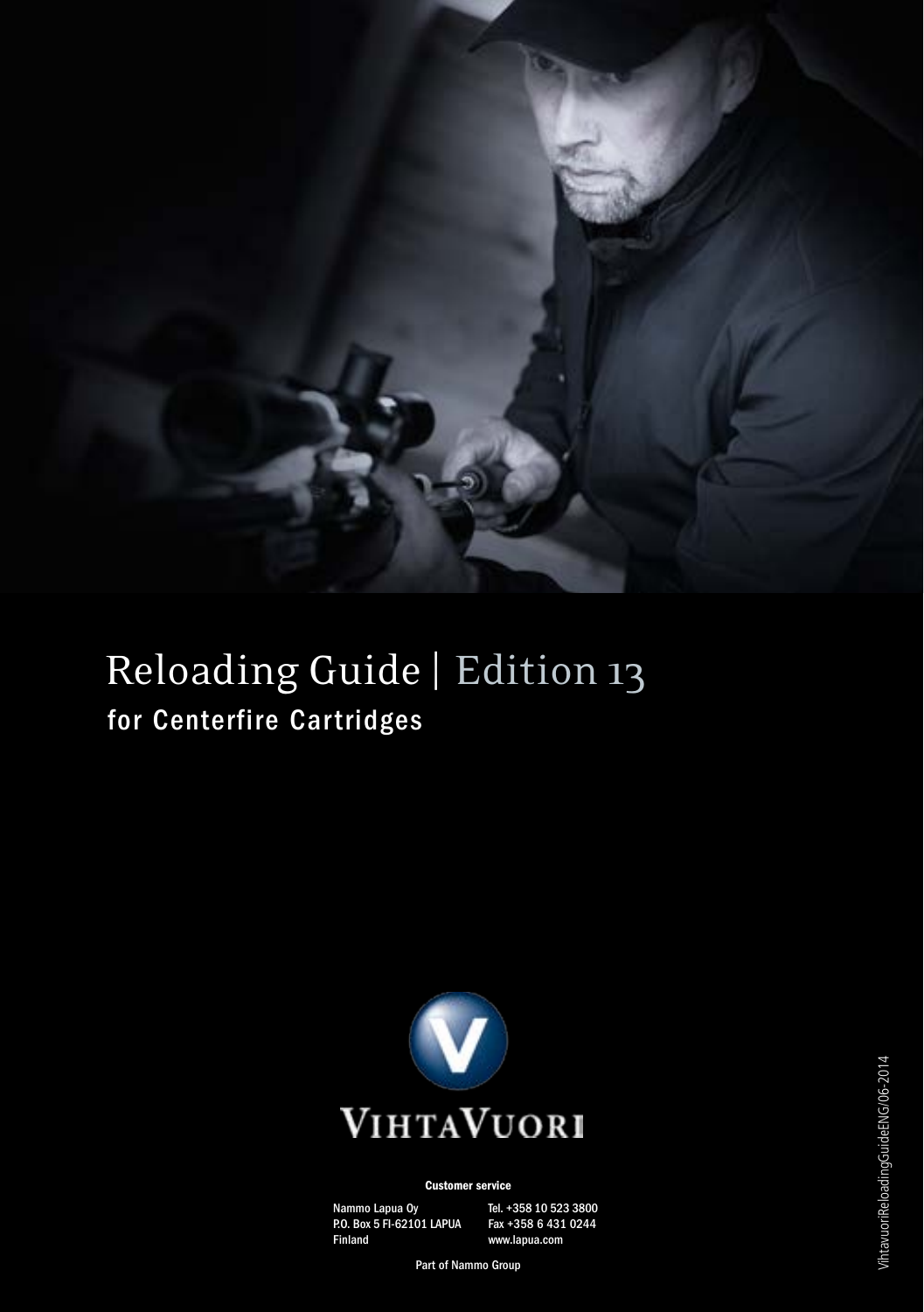# Reloading Guide | Edition 13

## for Centerfire Cartridges

VIHTAVUORI

**Customer service**

| | |
|---|---|
| Nammo Lapua Oy | Tel. +358 10 523 3800 |
| P.O. Box 5 FI-62101 LAPUA | Fax +358 6 431 0244 |
| Finland | www.lapua.com |

Part of Nammo Group

VihtavuoriReloadingGuideENG/06-2014